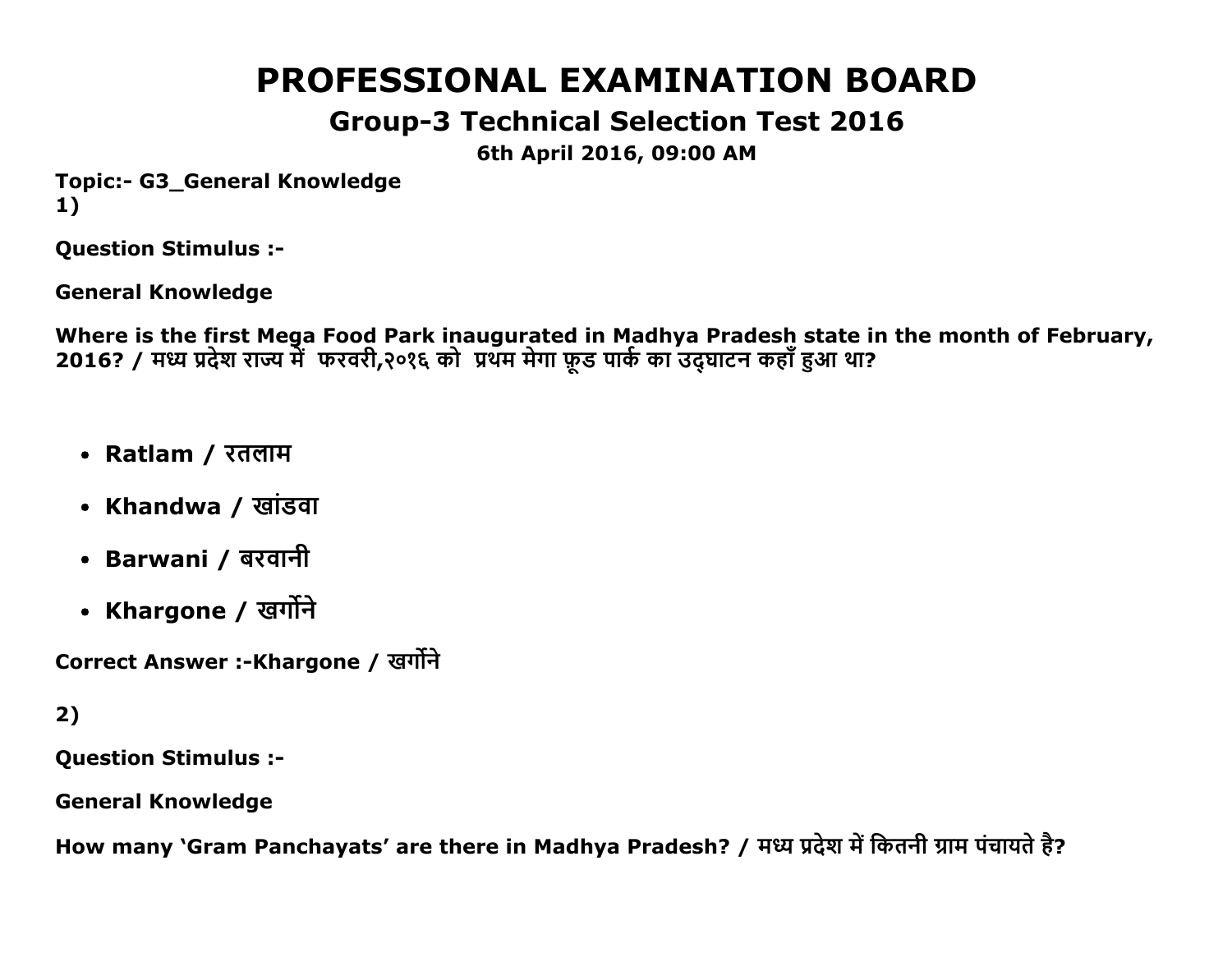# PROFESSIONAL EXAMINATION BOARD

## Group-3 Technical Selection Test 2016

**6th April 2016, 09:00 AM**

**Topic:- G3_General Knowledge**

**1)**

**Question Stimulus :-**

**General Knowledge**

**Where is the first Mega Food Park inaugurated in Madhya Pradesh state in the month of February, 2016? / मध्य प्रदेश राज्य में  फरवरी,२०१६ को  प्रथम मेगा फ़ूड पार्क का उद्घाटन कहाँ हुआ था?**

- **Ratlam / रतलाम**
- **Khandwa / खांडवा**
- **Barwani / बरवानी**
- **Khargone / खर्गोने**

**Correct Answer :-Khargone / खर्गोने**

**2)**

**Question Stimulus :-**

**General Knowledge**

**How many 'Gram Panchayats' are there in Madhya Pradesh? / मध्य प्रदेश में कितनी ग्राम पंचायते है?**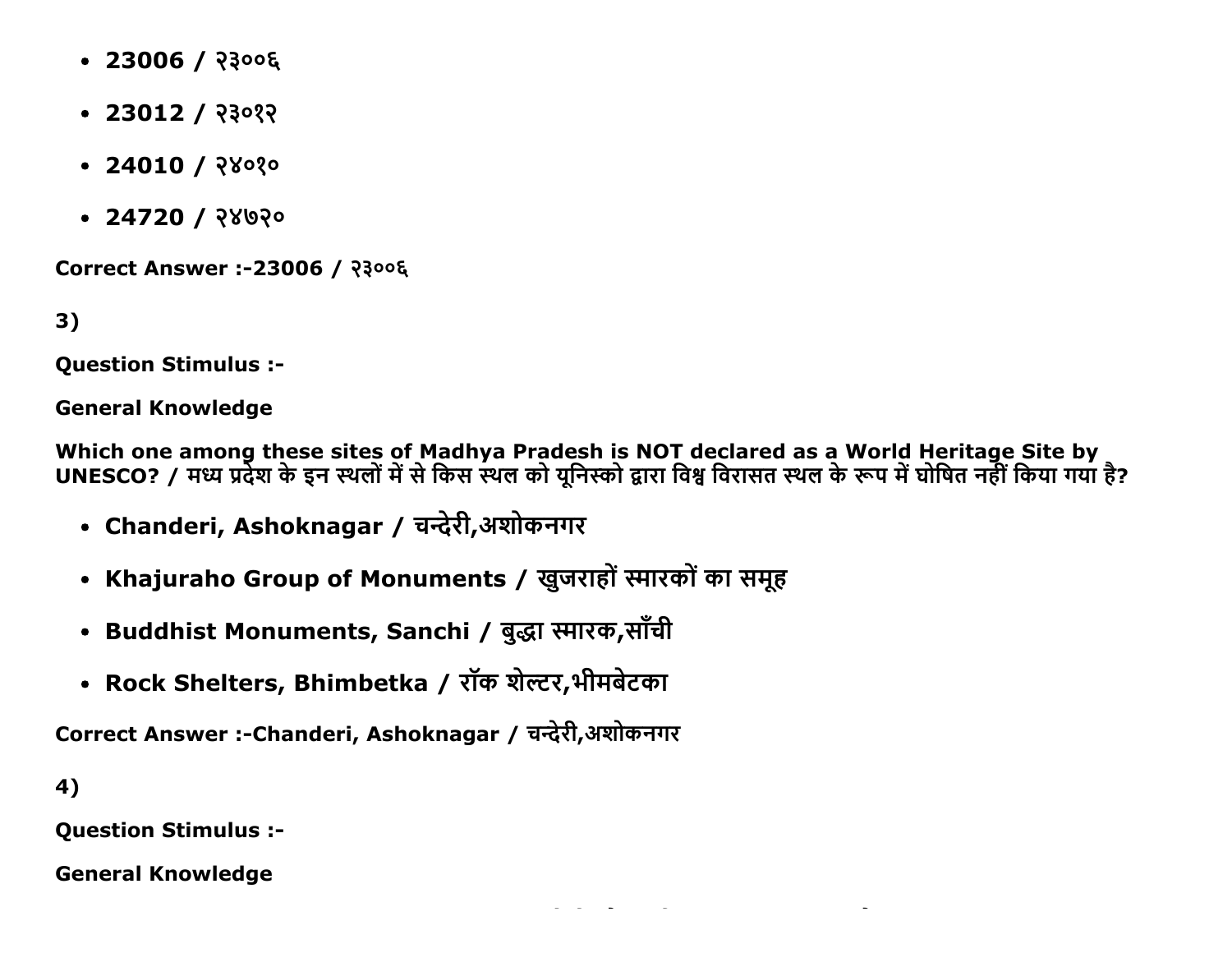- **23006 / २३००६**
- **23012 / २३०१२**
- **24010 / २४०१०**
- **24720 / २४७२०**

**Correct Answer :-23006 / २३००६**

**3)**

**Question Stimulus :-**

**General Knowledge**

**Which one among these sites of Madhya Pradesh is NOT declared as a World Heritage Site by UNESCO? / मध्य प्रदेश के इन स्थलों में से किस स्थल को यूनिस्को द्वारा विश्व विरासत स्थल के रूप में घोषित नहीं किया गया है?**

- **Chanderi, Ashoknagar / चन्देरी,अशोकनगर**
- **Khajuraho Group of Monuments / खुजराहों स्मारकों का समूह**
- **Buddhist Monuments, Sanchi / बुद्धा स्मारक,साँची**
- **Rock Shelters, Bhimbetka / रॉक शेल्टर,भीमबेटका**

**Correct Answer :-Chanderi, Ashoknagar / चन्देरी,अशोकनगर**

**4)**

**Question Stimulus :-**

**General Knowledge**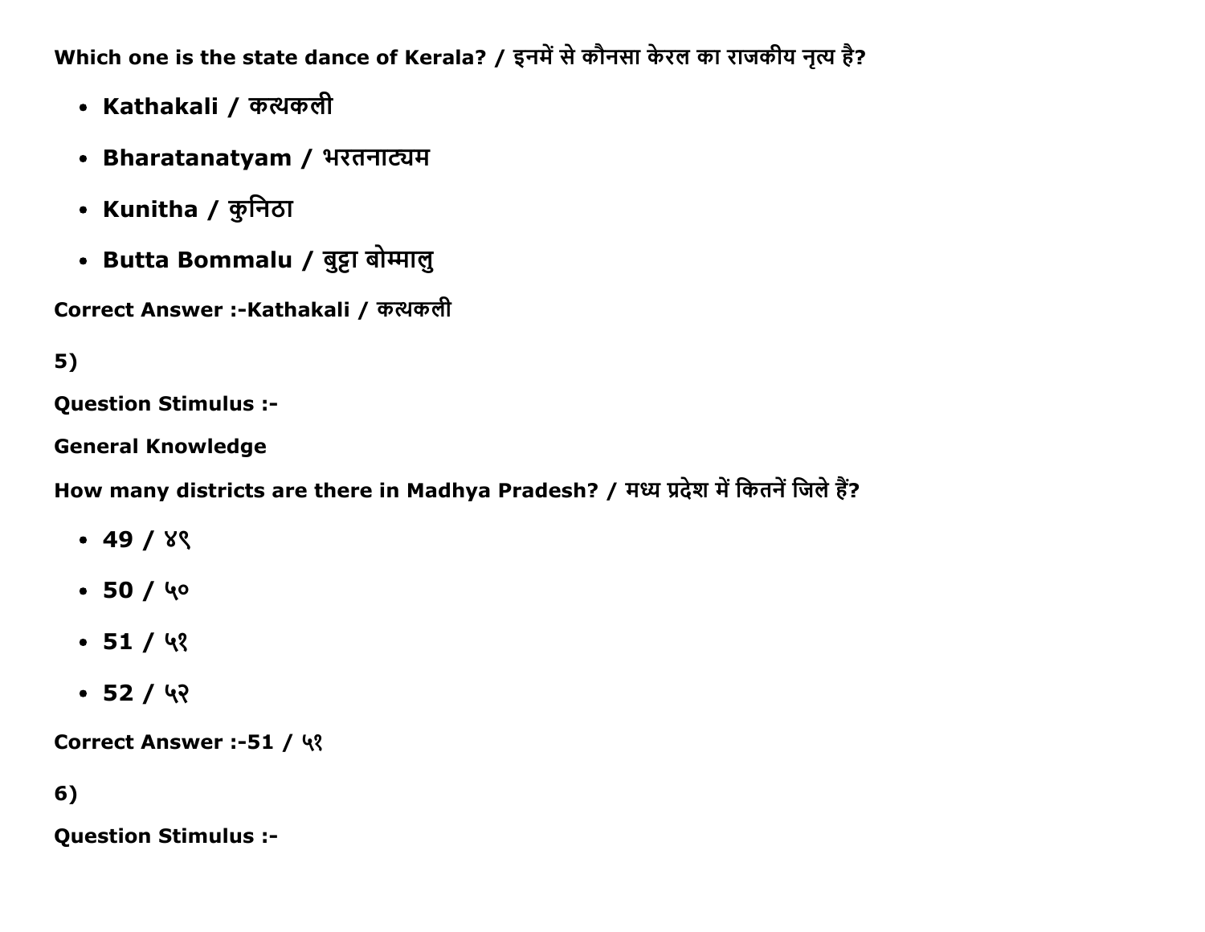Which one is the state dance of Kerala? / इनमें से कौनसा केरल का राजकीय नृत्य है?

- Kathakali / कत्थकली
- Bharatanatyam / भरतनाट्यम
- Kunitha / कुनिठा
- Butta Bommalu / बुट्टा बोम्मालु

Correct Answer :-Kathakali / कत्थकली

5)

Question Stimulus :-

General Knowledge

How many districts are there in Madhya Pradesh? / मध्य प्रदेश में कितनें जिले हैं?

- 49 / ४९
- 50 / ५०
- 51 / ५१
- 52 / ५२

Correct Answer :-51 / ५१

6)

Question Stimulus :-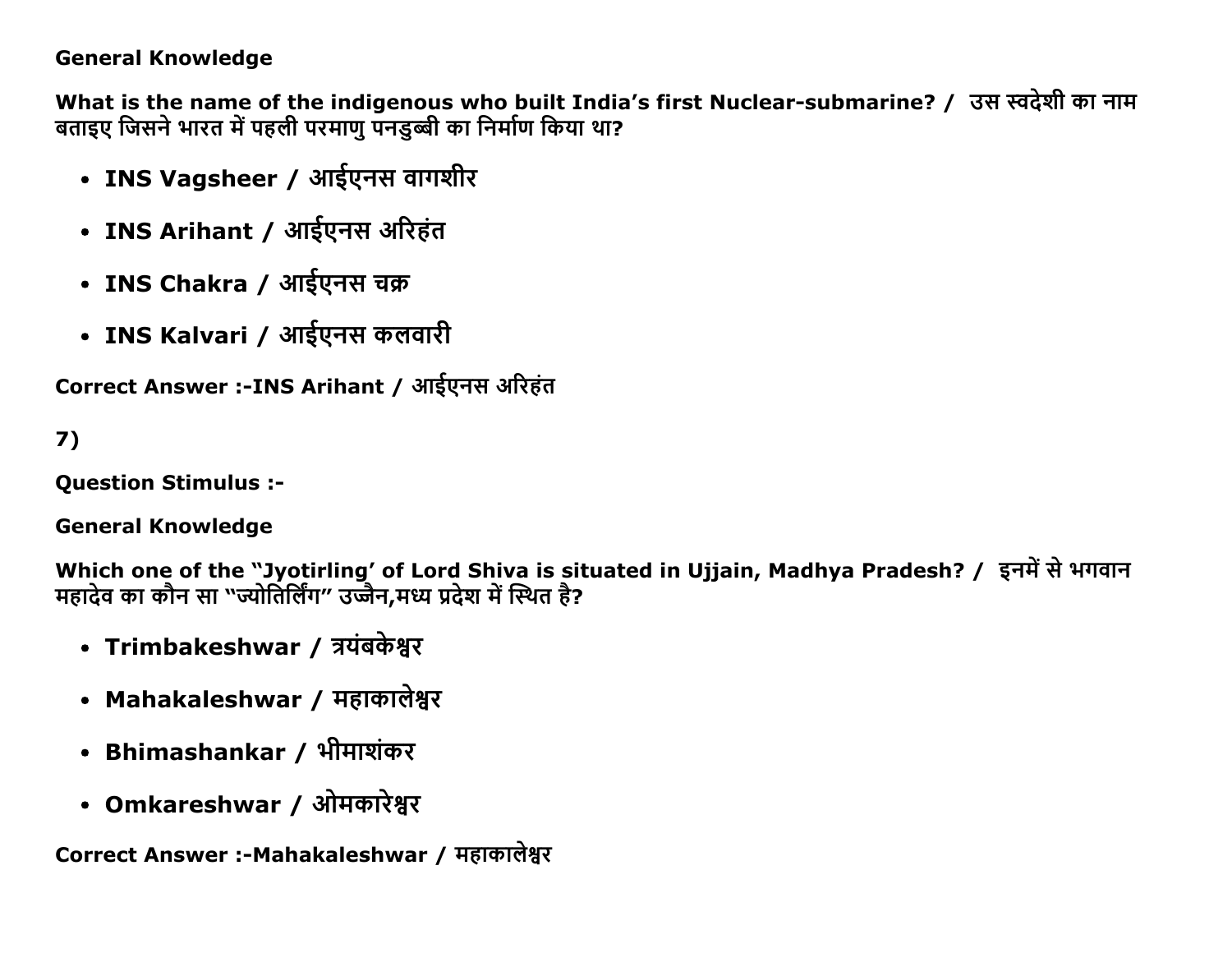**General Knowledge**

**What is the name of the indigenous who built India's first Nuclear-submarine? / उस स्वदेशी का नाम बताइए जिसने भारत में पहली परमाणु पनडुब्बी का निर्माण किया था?**

- **INS Vagsheer / आईएनस वागशीर**
- **INS Arihant / आईएनस अरिहंत**
- **INS Chakra / आईएनस चक्र**
- **INS Kalvari / आईएनस कलवारी**

**Correct Answer :-INS Arihant / आईएनस अरिहंत**

**7)**

**Question Stimulus :-**

**General Knowledge**

**Which one of the "Jyotirling' of Lord Shiva is situated in Ujjain, Madhya Pradesh? / इनमें से भगवान महादेव का कौन सा "ज्योतिर्लिंग" उज्जैन,मध्य प्रदेश में स्थित है?**

- **Trimbakeshwar / त्रयंबकेश्वर**
- **Mahakaleshwar / महाकालेश्वर**
- **Bhimashankar / भीमाशंकर**
- **Omkareshwar / ओमकारेश्वर**

**Correct Answer :-Mahakaleshwar / महाकालेश्वर**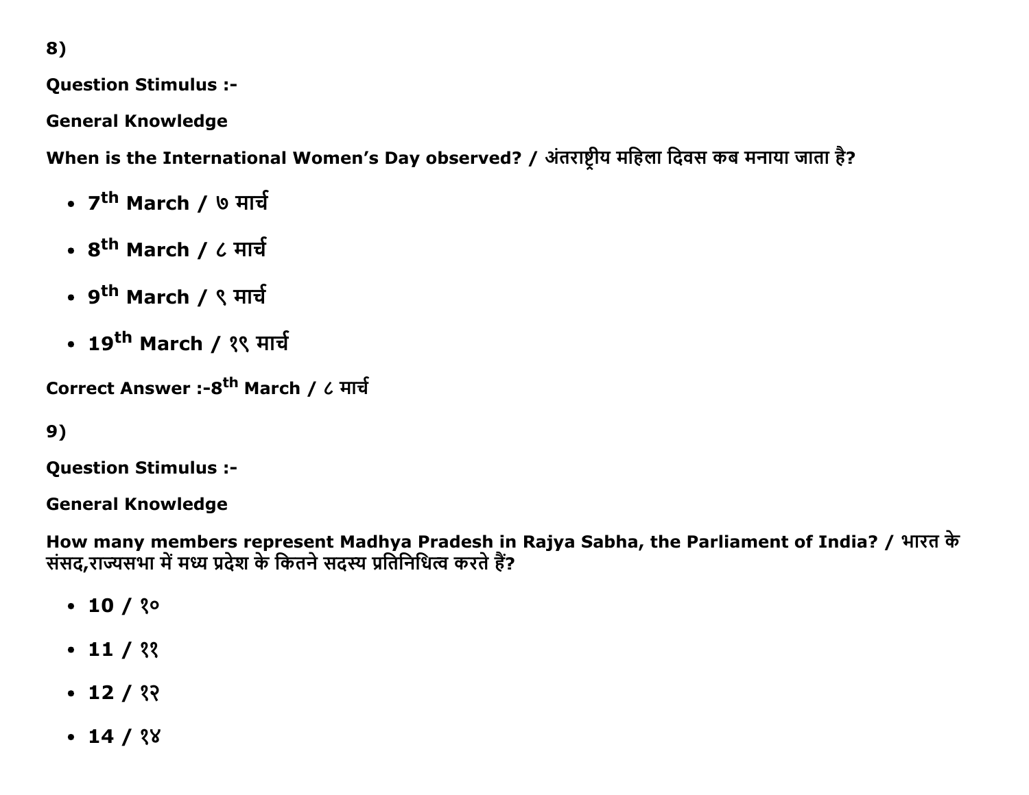8)

**Question Stimulus :-**

**General Knowledge**

**When is the International Women's Day observed? / अंतराष्ट्रीय महिला दिवस कब मनाया जाता है?**

- **7th March / ७ मार्च**
- **8th March / ८ मार्च**
- **9th March / ९ मार्च**
- **19th March / १९ मार्च**

**Correct Answer :-8th March / ८ मार्च**

9)

**Question Stimulus :-**

**General Knowledge**

**How many members represent Madhya Pradesh in Rajya Sabha, the Parliament of India? / भारत के संसद,राज्यसभा में मध्य प्रदेश के कितने सदस्य प्रतिनिधित्व करते हैं?**

- **10 / १०**
- **11 / ११**
- **12 / १२**
- **14 / १४**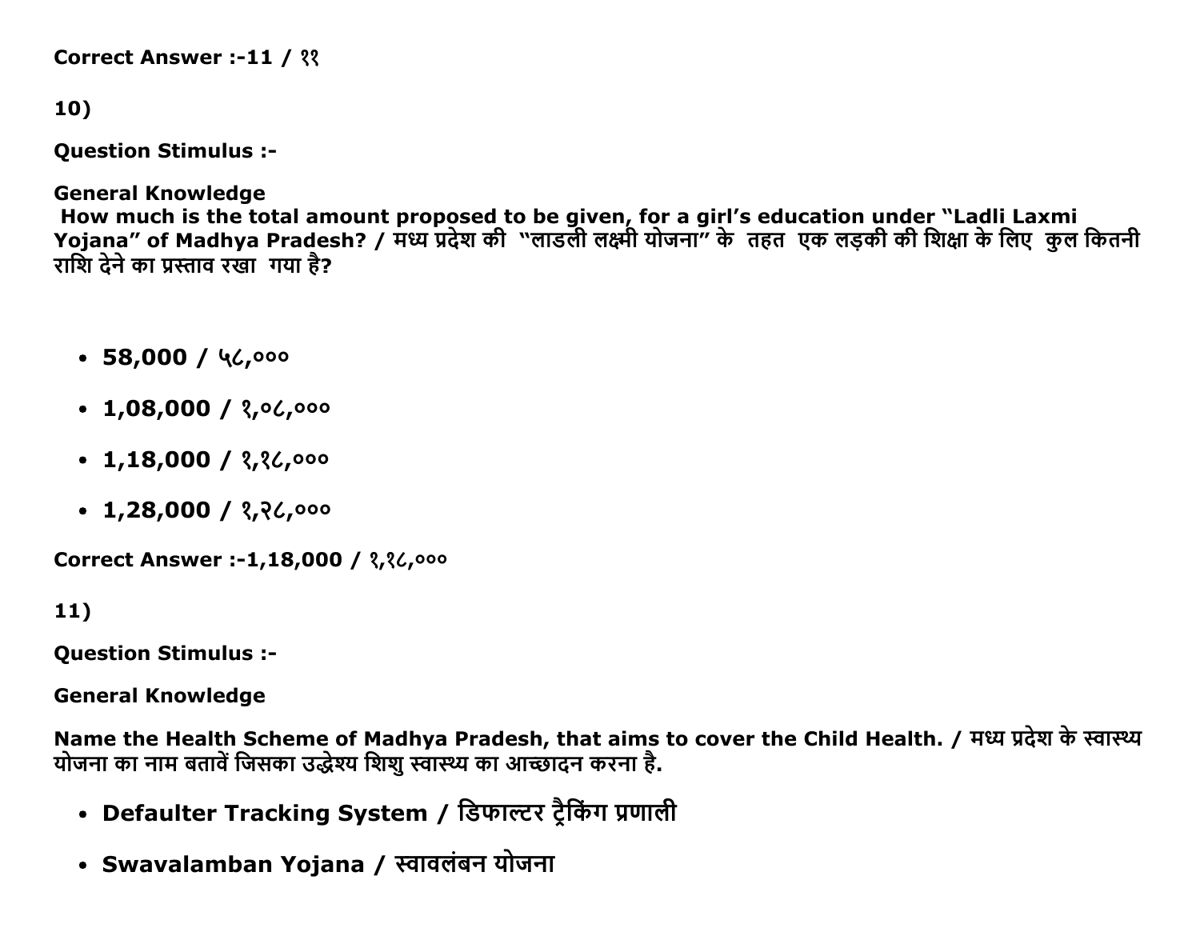**Correct Answer :-11 / ११**

**10)**

**Question Stimulus :-**

**General Knowledge**
**How much is the total amount proposed to be given, for a girl's education under "Ladli Laxmi Yojana" of Madhya Pradesh? / मध्य प्रदेश की "लाडली लक्ष्मी योजना" के तहत एक लड़की की शिक्षा के लिए कुल कितनी राशि देने का प्रस्ताव रखा गया है?**

- **58,000 / ५८,०००**
- **1,08,000 / १,०८,०००**
- **1,18,000 / १,१८,०००**
- **1,28,000 / १,२८,०००**

**Correct Answer :-1,18,000 / १,१८,०००**

**11)**

**Question Stimulus :-**

**General Knowledge**

**Name the Health Scheme of Madhya Pradesh, that aims to cover the Child Health. / मध्य प्रदेश के स्वास्थ्य योजना का नाम बतावें जिसका उद्धेश्य शिशु स्वास्थ्य का आच्छादन करना है.**

- **Defaulter Tracking System / डिफाल्टर ट्रैकिंग प्रणाली**
- **Swavalamban Yojana / स्वावलंबन योजना**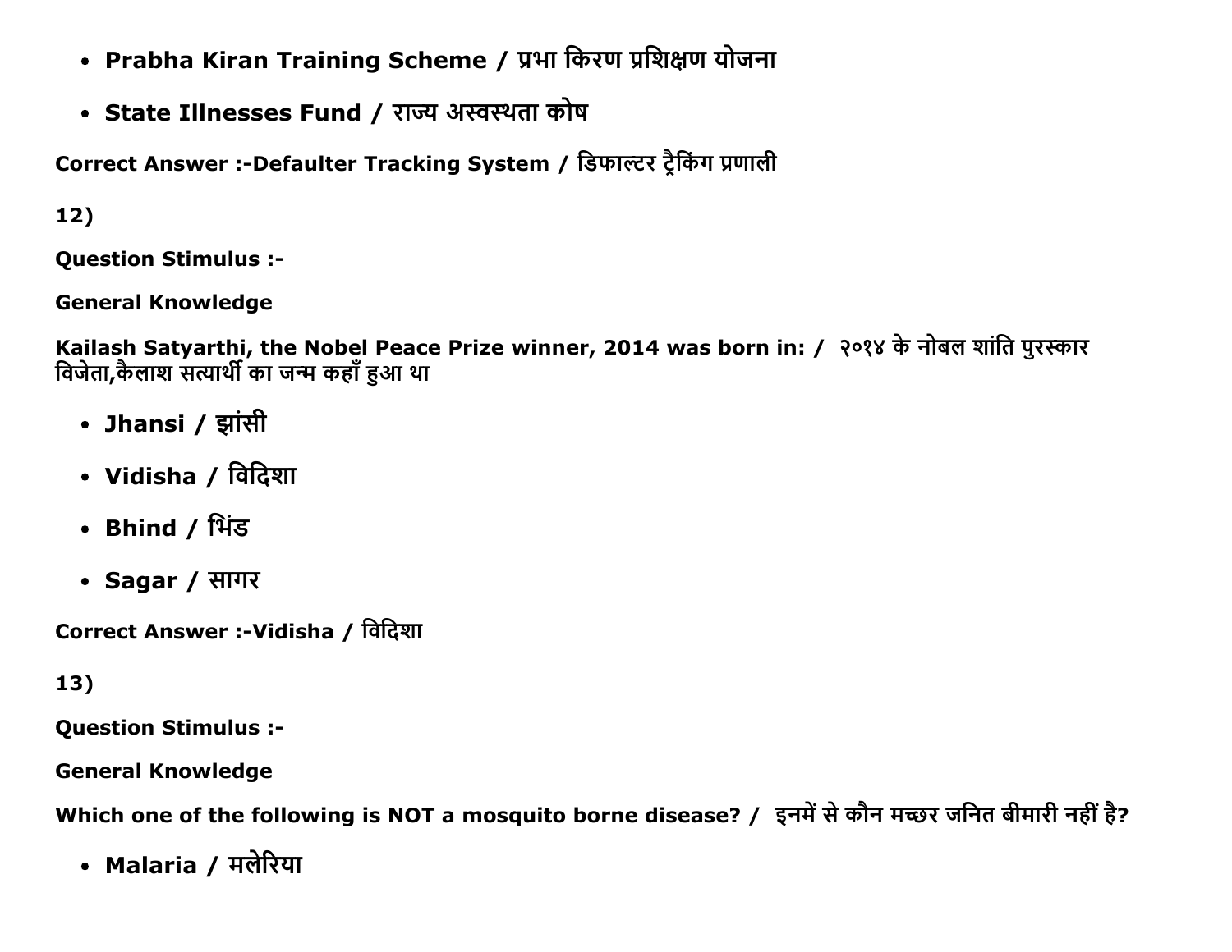- **Prabha Kiran Training Scheme / प्रभा किरण प्रशिक्षण योजना**
- **State Illnesses Fund / राज्य अस्वस्थता कोष**

**Correct Answer :-Defaulter Tracking System / डिफाल्टर ट्रैकिंग प्रणाली**

**12)**

**Question Stimulus :-**

**General Knowledge**

**Kailash Satyarthi, the Nobel Peace Prize winner, 2014 was born in: / २०१४ के नोबल शांति पुरस्कार विजेता,कैलाश सत्यार्थी का जन्म कहाँ हुआ था**

- **Jhansi / झांसी**
- **Vidisha / विदिशा**
- **Bhind / भिंड**
- **Sagar / सागर**

**Correct Answer :-Vidisha / विदिशा**

**13)**

**Question Stimulus :-**

**General Knowledge**

**Which one of the following is NOT a mosquito borne disease? / इनमें से कौन मच्छर जनित बीमारी नहीं है?**

- **Malaria / मलेरिया**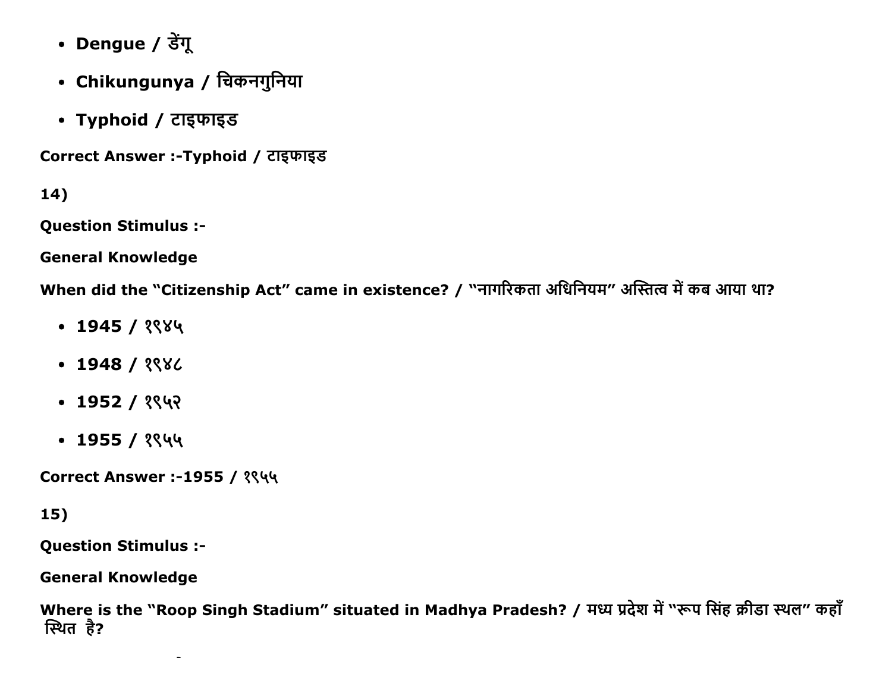- **Dengue / डेंगू**
- **Chikungunya / चिकनगुनिया**
- **Typhoid / टाइफाइड**

**Correct Answer :-Typhoid / टाइफाइड**

**14)**

**Question Stimulus :-**

**General Knowledge**

**When did the "Citizenship Act" came in existence? / "नागरिकता अधिनियम" अस्तित्व में कब आया था?**

- **1945 / १९४५**
- **1948 / १९४८**
- **1952 / १९५२**
- **1955 / १९५५**

**Correct Answer :-1955 / १९५५**

**15)**

**Question Stimulus :-**

**General Knowledge**

**Where is the "Roop Singh Stadium" situated in Madhya Pradesh? / मध्य प्रदेश में "रूप सिंह क्रीडा स्थल" कहाँ स्थित है?**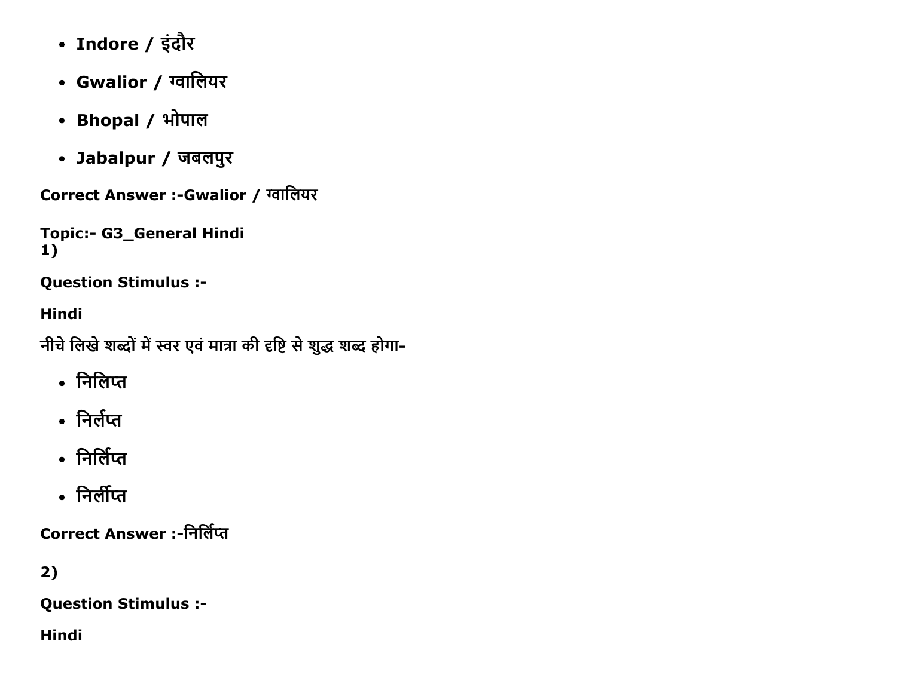- **Indore / इंदौर**
- **Gwalior / ग्वालियर**
- **Bhopal / भोपाल**
- **Jabalpur / जबलपुर**

**Correct Answer :-Gwalior / ग्वालियर**

**Topic:- G3_General Hindi**
**1)**

**Question Stimulus :-**

**Hindi**

नीचे लिखे शब्दों में स्वर एवं मात्रा की दृष्टि से शुद्ध शब्द होगा-

- निलिप्त
- निर्लप्त
- निर्लिप्त
- निर्लीप्त

**Correct Answer :-निर्लिप्त**

**2)**

**Question Stimulus :-**

**Hindi**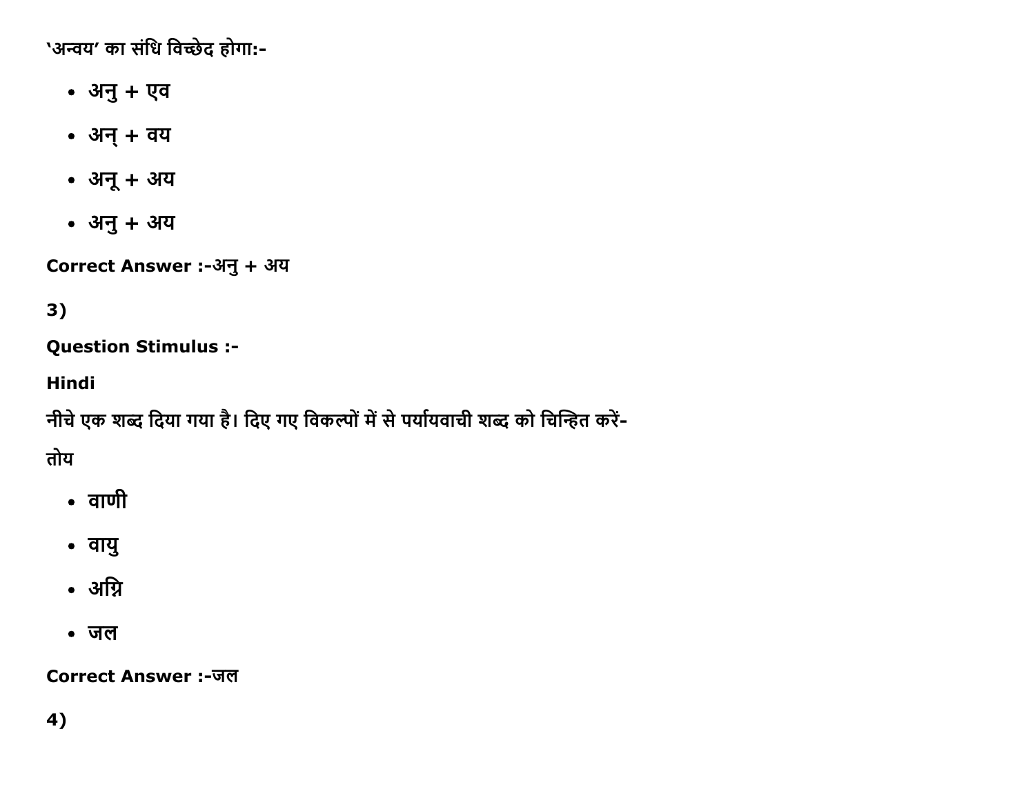'अन्वय' का संधि विच्छेद होगा:-

- अनु + एव
- अन् + वय
- अनू + अय
- अनु + अय

**Correct Answer :-**अनु + अय

**3)**

**Question Stimulus :-**

**Hindi**

नीचे एक शब्द दिया गया है। दिए गए विकल्पों में से पर्यायवाची शब्द को चिन्हित करें-

तोय

- वाणी
- वायु
- अग्नि
- जल

**Correct Answer :-**जल

**4)**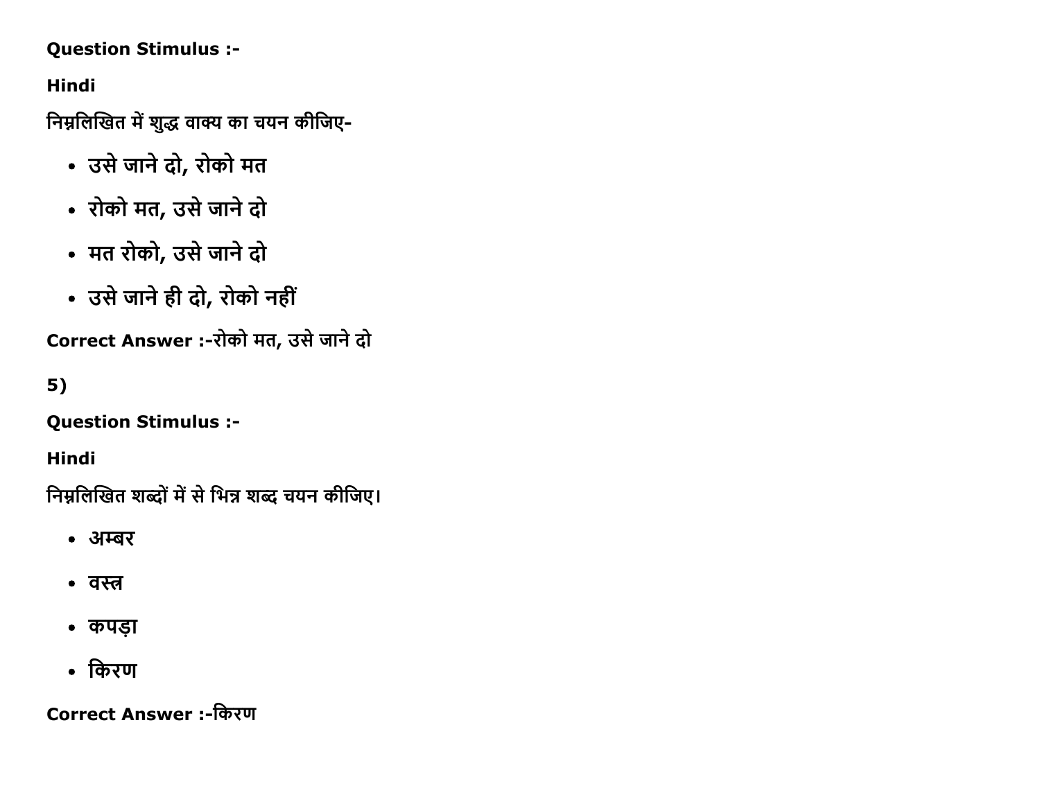Question Stimulus :-

Hindi

निम्नलिखित में शुद्ध वाक्य का चयन कीजिए-

- उसे जाने दो, रोको मत
- रोको मत, उसे जाने दो
- मत रोको, उसे जाने दो
- उसे जाने ही दो, रोको नहीं

Correct Answer :-रोको मत, उसे जाने दो

5)

Question Stimulus :-

Hindi

निम्नलिखित शब्दों में से भिन्न शब्द चयन कीजिए।

- अम्बर
- वस्त्र
- कपड़ा
- किरण

Correct Answer :-किरण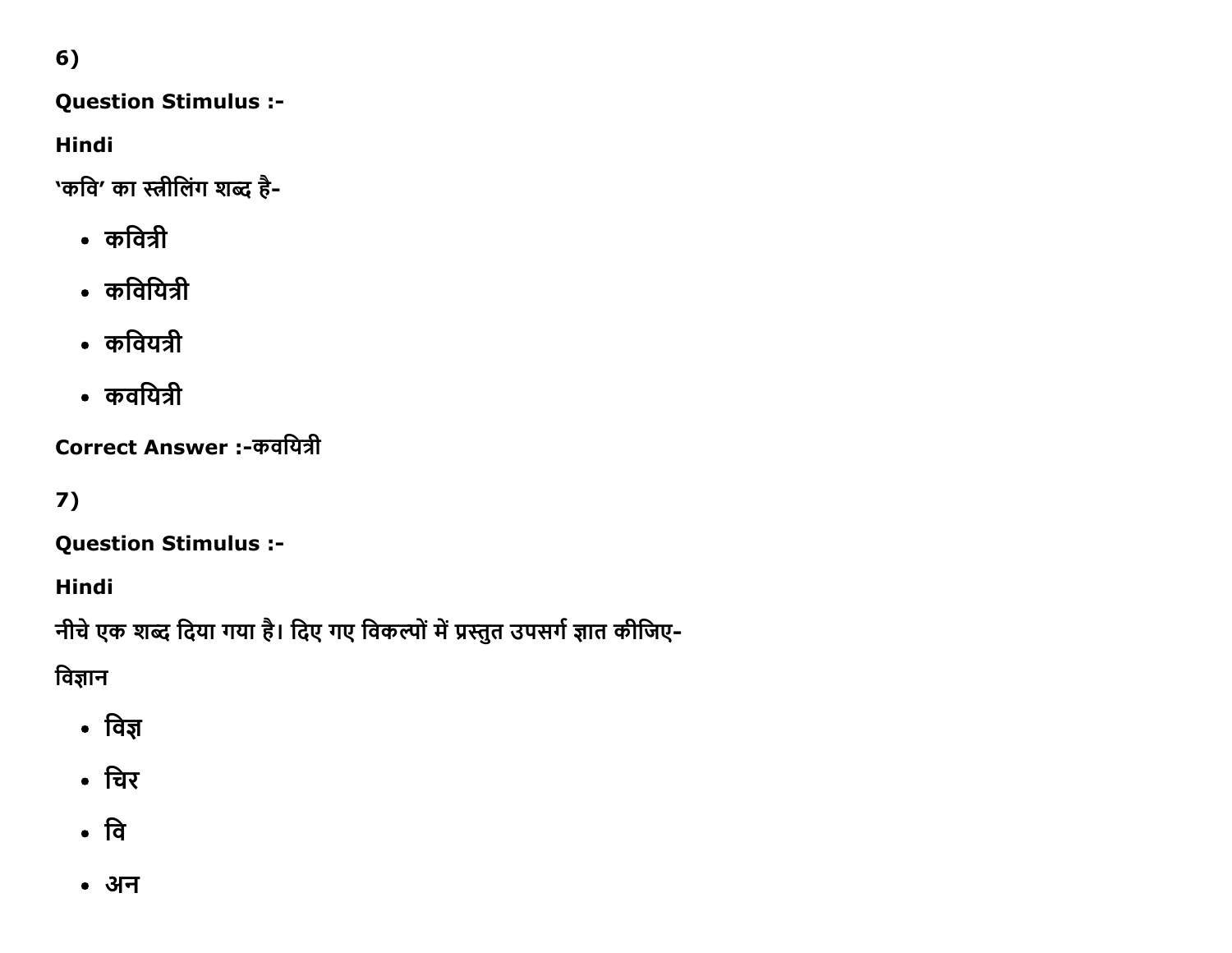6)

**Question Stimulus :-**

**Hindi**

**'कवि' का स्त्रीलिंग शब्द है-**

- **कवित्री**
- **कवियित्री**
- **कवियत्री**
- **कवयित्री**

**Correct Answer :-कवयित्री**

7)

**Question Stimulus :-**

**Hindi**

**नीचे एक शब्द दिया गया है। दिए गए विकल्पों में प्रस्तुत उपसर्ग ज्ञात कीजिए-**

**विज्ञान**

- **विज्ञ**
- **चिर**
- **वि**
- **अन**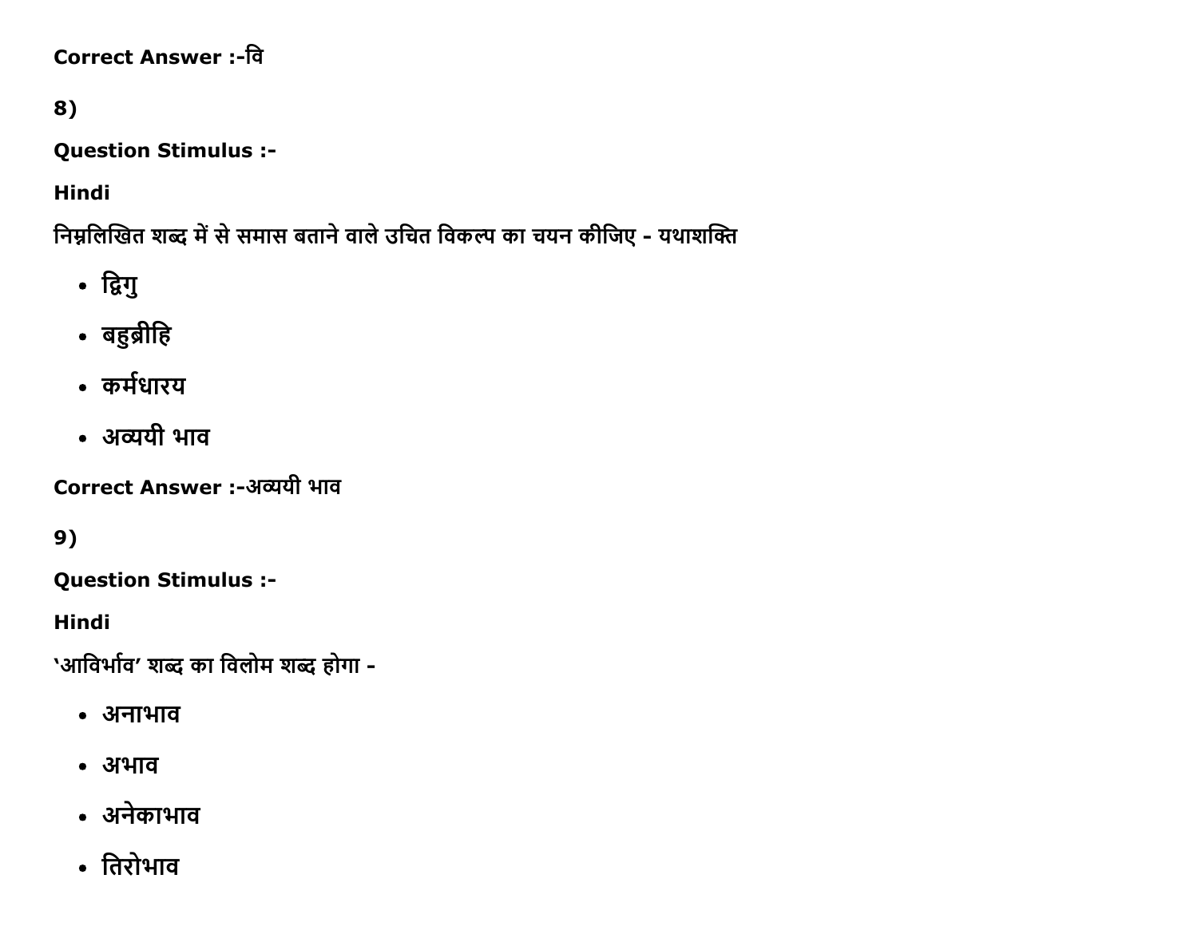**Correct Answer :-**वि

8)

**Question Stimulus :-**

**Hindi**

निम्नलिखित शब्द में से समास बताने वाले उचित विकल्प का चयन कीजिए - यथाशक्ति

- द्विगु
- बहुव्रीहि
- कर्मधारय
- अव्ययी भाव

**Correct Answer :-**अव्ययी भाव

9)

**Question Stimulus :-**

**Hindi**

'आविर्भाव' शब्द का विलोम शब्द होगा -

- अनाभाव
- अभाव
- अनेकाभाव
- तिरोभाव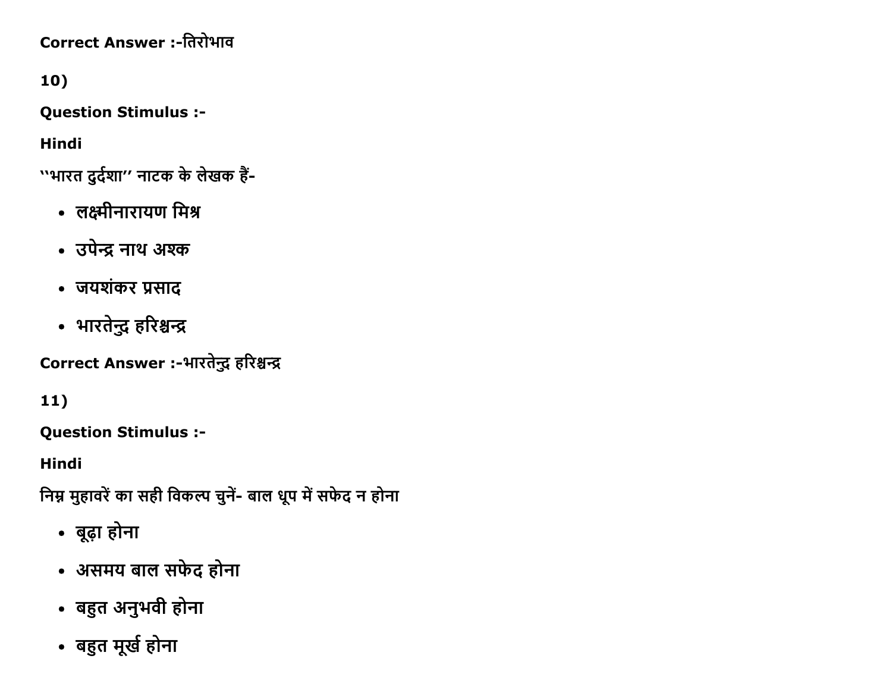**Correct Answer :-**तिरोभाव

**10)**

**Question Stimulus :-**

**Hindi**

''भारत दुर्दशा'' नाटक के लेखक हैं-

- लक्ष्मीनारायण मिश्र
- उपेन्द्र नाथ अश्क
- जयशंकर प्रसाद
- भारतेन्दु हरिश्चन्द्र

**Correct Answer :-**भारतेन्दु हरिश्चन्द्र

**11)**

**Question Stimulus :-**

**Hindi**

निम्न मुहावरें का सही विकल्प चुनें- बाल धूप में सफेद न होना

- बूढ़ा होना
- असमय बाल सफेद होना
- बहुत अनुभवी होना
- बहुत मूर्ख होना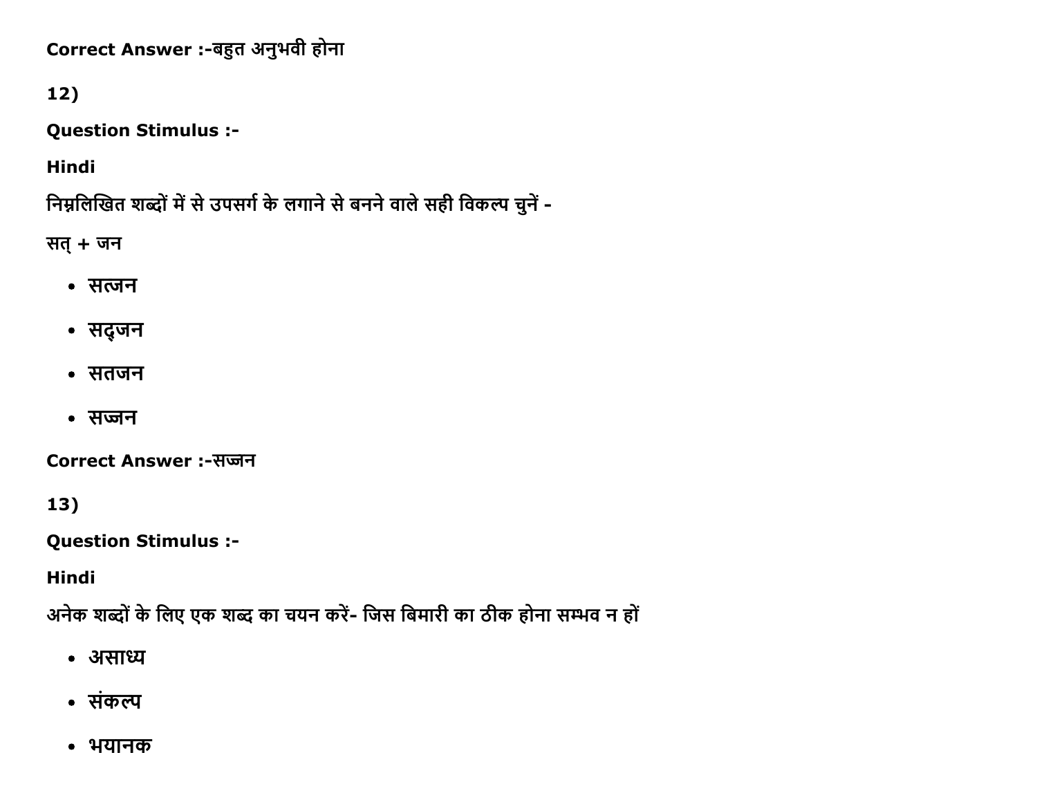Correct Answer :-बहुत अनुभवी होना

12)

**Question Stimulus :-**

**Hindi**

निम्नलिखित शब्दों में से उपसर्ग के लगाने से बनने वाले सही विकल्प चुनें -

सत् + जन

- सत्जन
- सद्जन
- सतजन
- सज्जन

Correct Answer :-सज्जन

13)

**Question Stimulus :-**

**Hindi**

अनेक शब्दों के लिए एक शब्द का चयन करें- जिस बिमारी का ठीक होना सम्भव न हों

- असाध्य
- संकल्प
- भयानक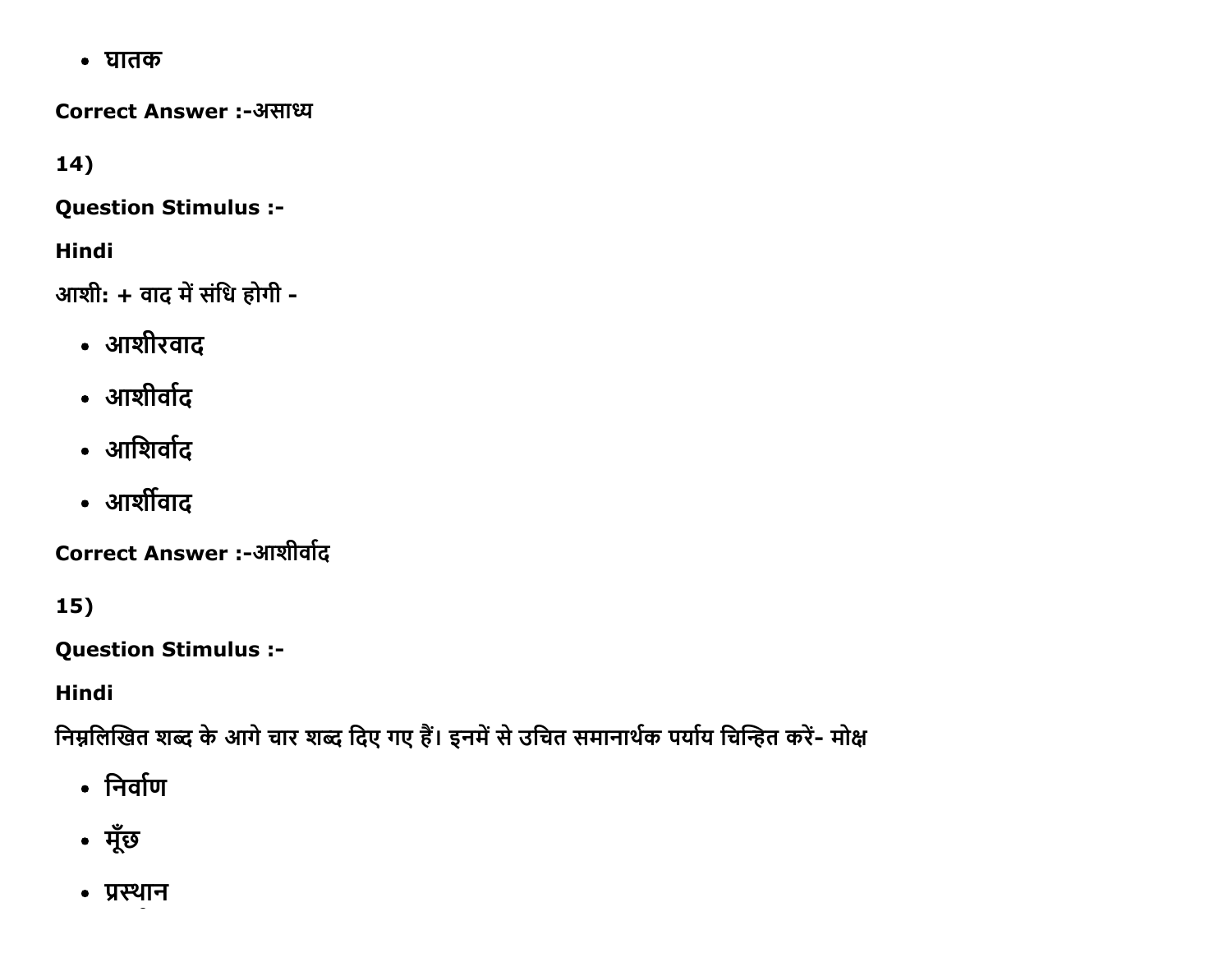- घातक

**Correct Answer :-**असाध्य

**14)**

**Question Stimulus :-**

**Hindi**

आशी: + वाद में संधि होगी -

- आशीरवाद
- आशीर्वाद
- आशिर्वाद
- आर्शीवाद

**Correct Answer :-**आशीर्वाद

**15)**

**Question Stimulus :-**

**Hindi**

निम्नलिखित शब्द के आगे चार शब्द दिए गए हैं। इनमें से उचित समानार्थक पर्याय चिन्हित करें- मोक्ष

- निर्वाण
- मूँछ
- प्रस्थान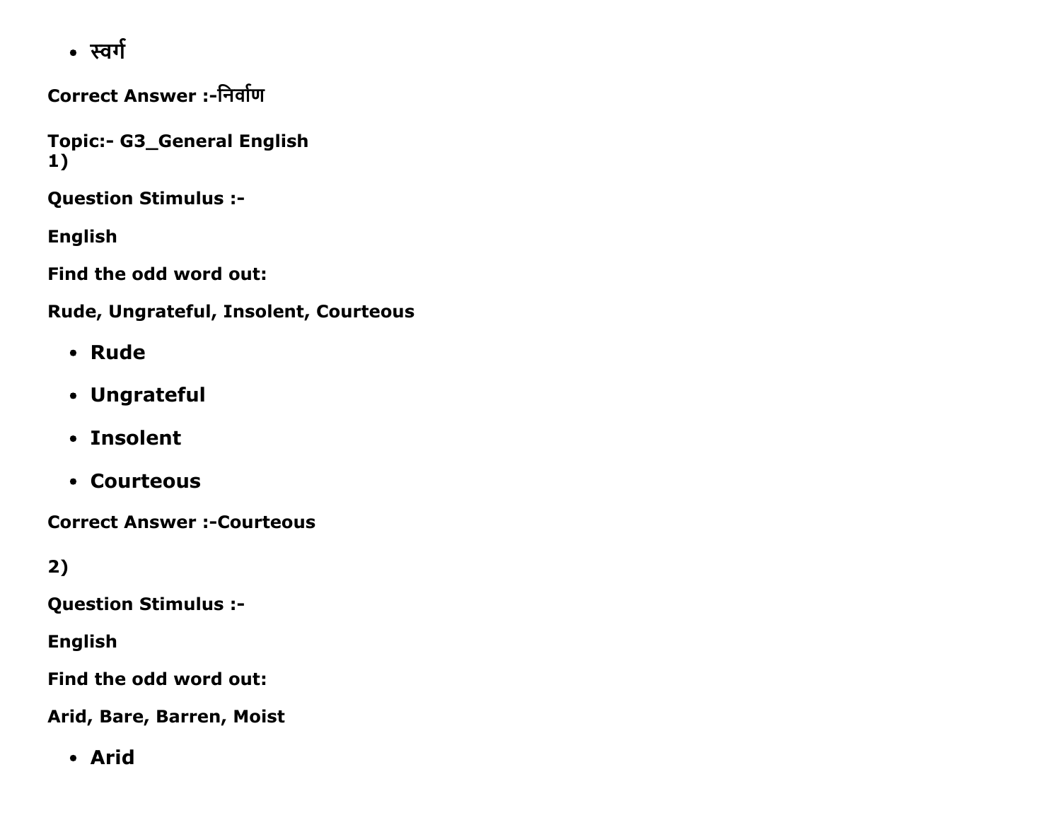- स्वर्ग

**Correct Answer :-निर्वाण**

**Topic:- G3_General English**
**1)**

**Question Stimulus :-**

**English**

**Find the odd word out:**

**Rude, Ungrateful, Insolent, Courteous**

- **Rude**
- **Ungrateful**
- **Insolent**
- **Courteous**

**Correct Answer :-Courteous**

**2)**

**Question Stimulus :-**

**English**

**Find the odd word out:**

**Arid, Bare, Barren, Moist**

- **Arid**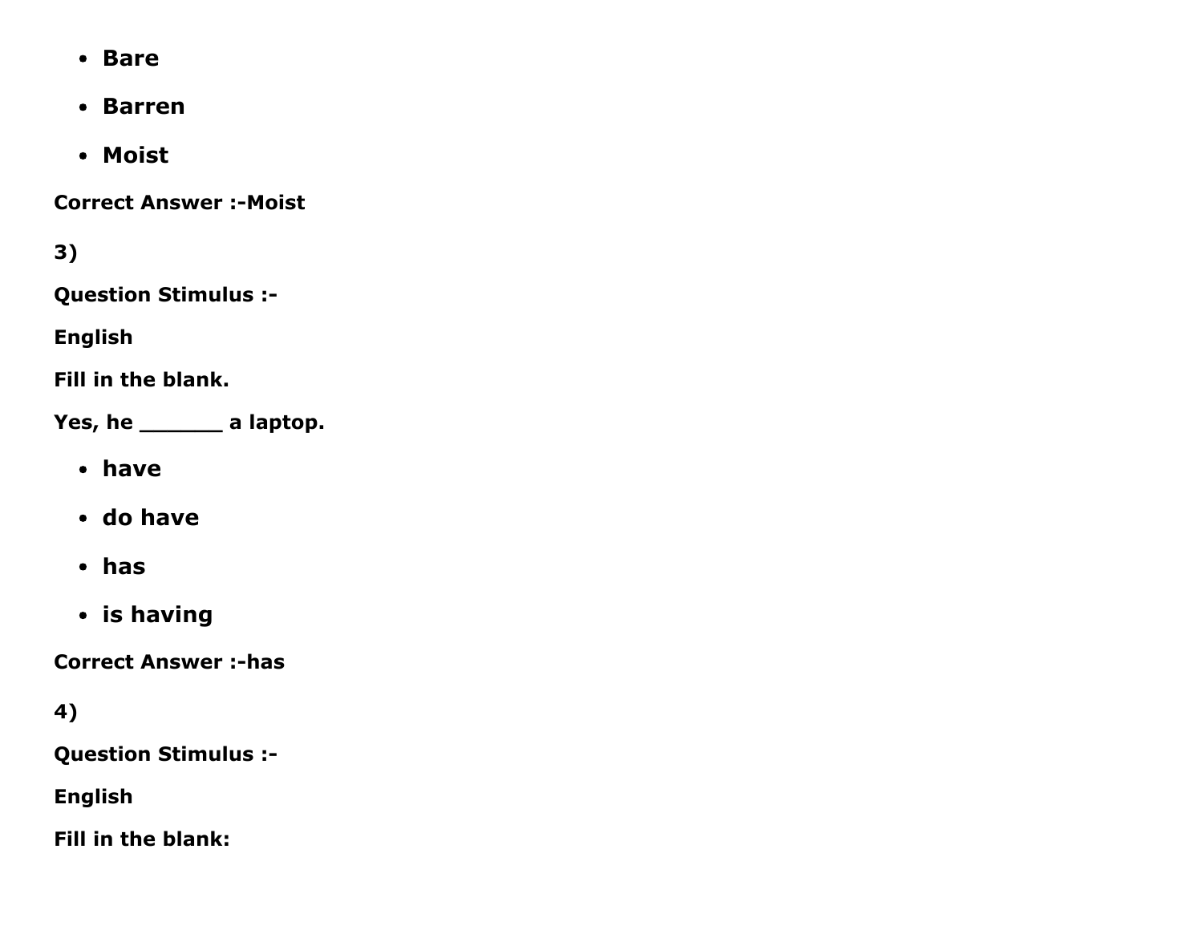- **Bare**
- **Barren**
- **Moist**

**Correct Answer :-Moist**

**3)**

**Question Stimulus :-**

**English**

**Fill in the blank.**

**Yes, he _______ a laptop.**

- **have**
- **do have**
- **has**
- **is having**

**Correct Answer :-has**

**4)**

**Question Stimulus :-**

**English**

**Fill in the blank:**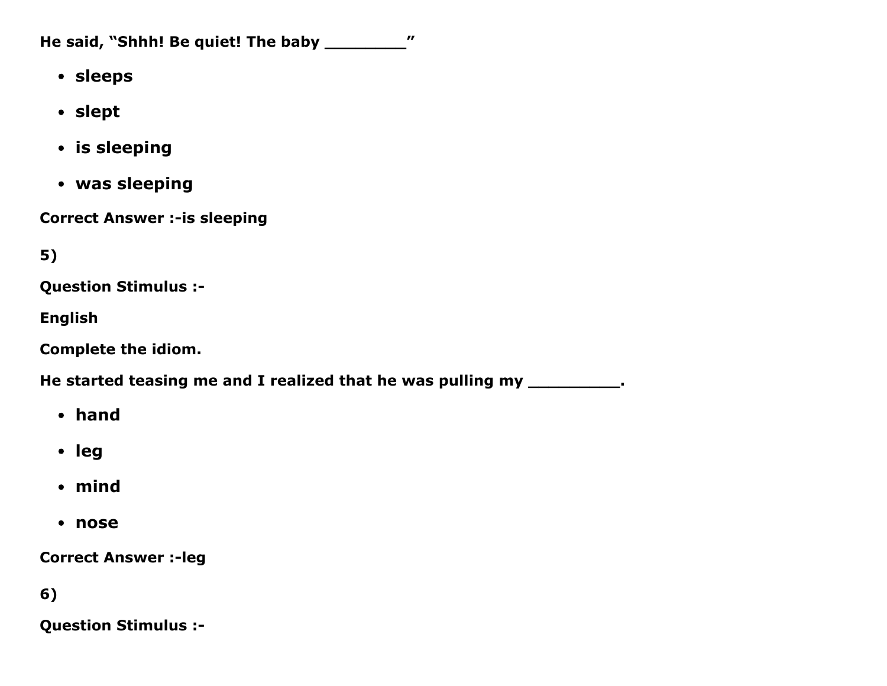**He said, "Shhh! Be quiet! The baby ________"**

- **sleeps**
- **slept**
- **is sleeping**
- **was sleeping**

**Correct Answer :-is sleeping**

**5)**

**Question Stimulus :-**

**English**

**Complete the idiom.**

**He started teasing me and I realized that he was pulling my _________.**

- **hand**
- **leg**
- **mind**
- **nose**

**Correct Answer :-leg**

**6)**

**Question Stimulus :-**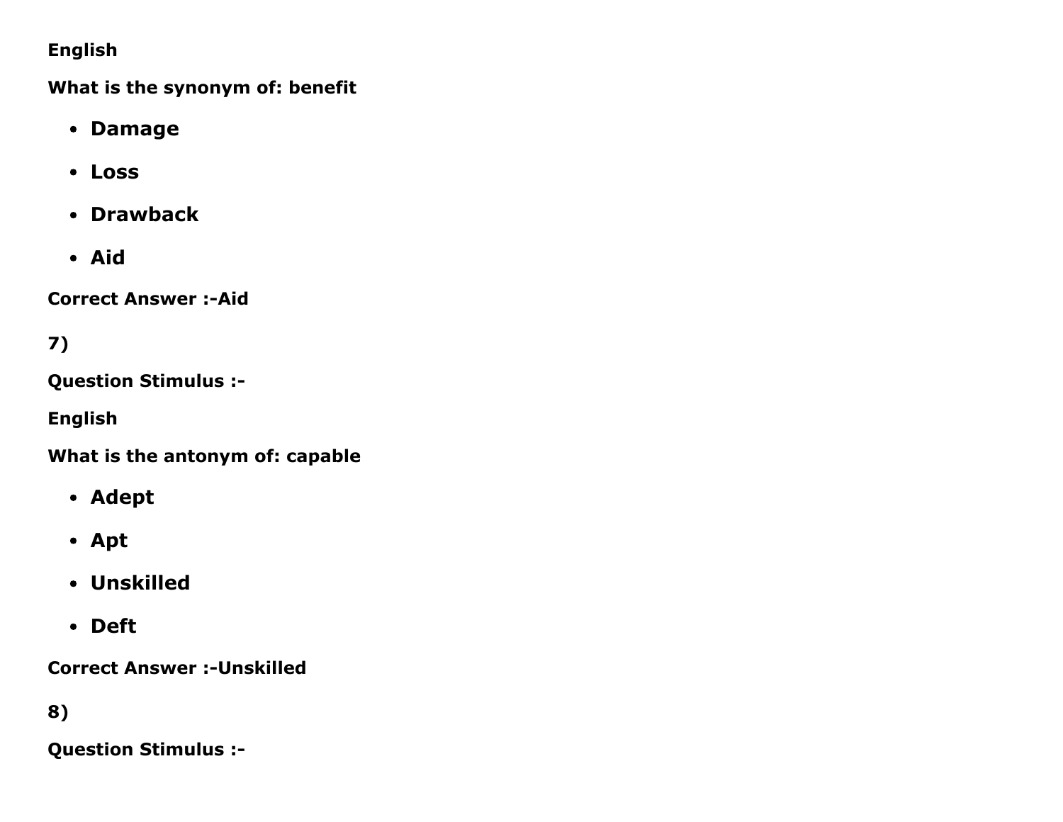**English**

**What is the synonym of: benefit**

- **Damage**
- **Loss**
- **Drawback**
- **Aid**

**Correct Answer :-Aid**

**7)**

**Question Stimulus :-**

**English**

**What is the antonym of: capable**

- **Adept**
- **Apt**
- **Unskilled**
- **Deft**

**Correct Answer :-Unskilled**

**8)**

**Question Stimulus :-**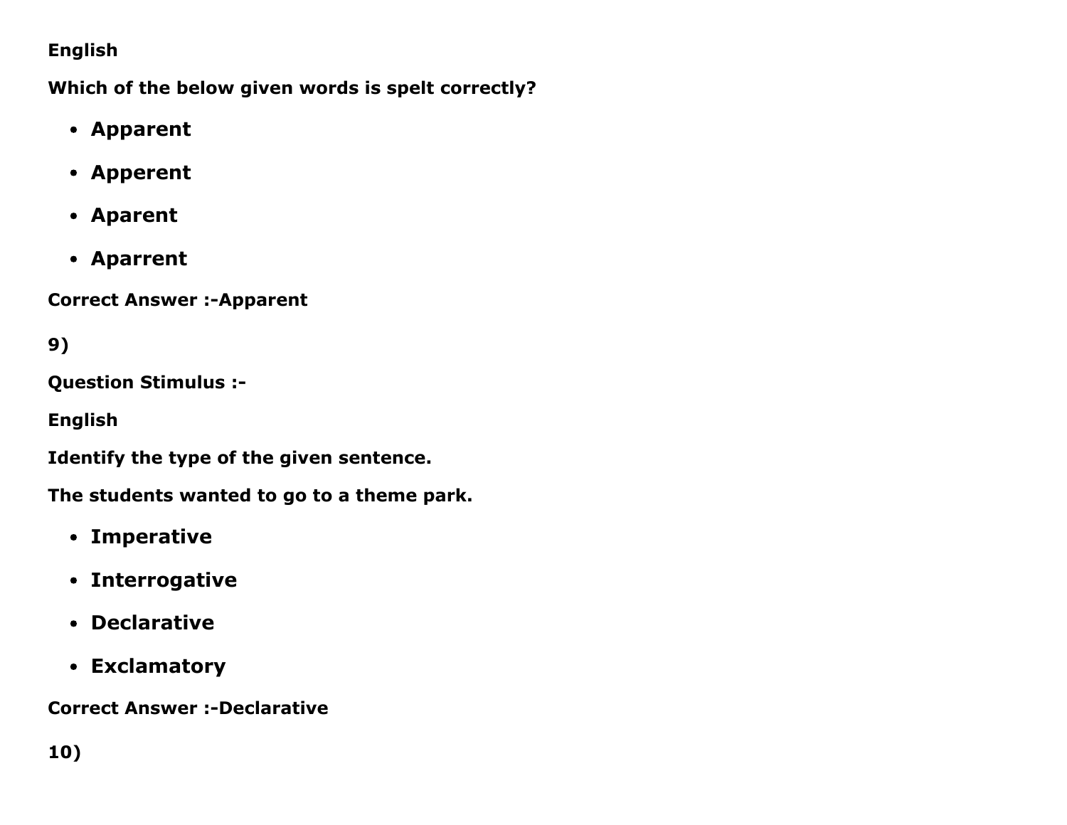**English**

**Which of the below given words is spelt correctly?**

- **Apparent**
- **Apperent**
- **Aparent**
- **Aparrent**

**Correct Answer :-Apparent**

**9)**

**Question Stimulus :-**

**English**

**Identify the type of the given sentence.**

**The students wanted to go to a theme park.**

- **Imperative**
- **Interrogative**
- **Declarative**
- **Exclamatory**

**Correct Answer :-Declarative**

**10)**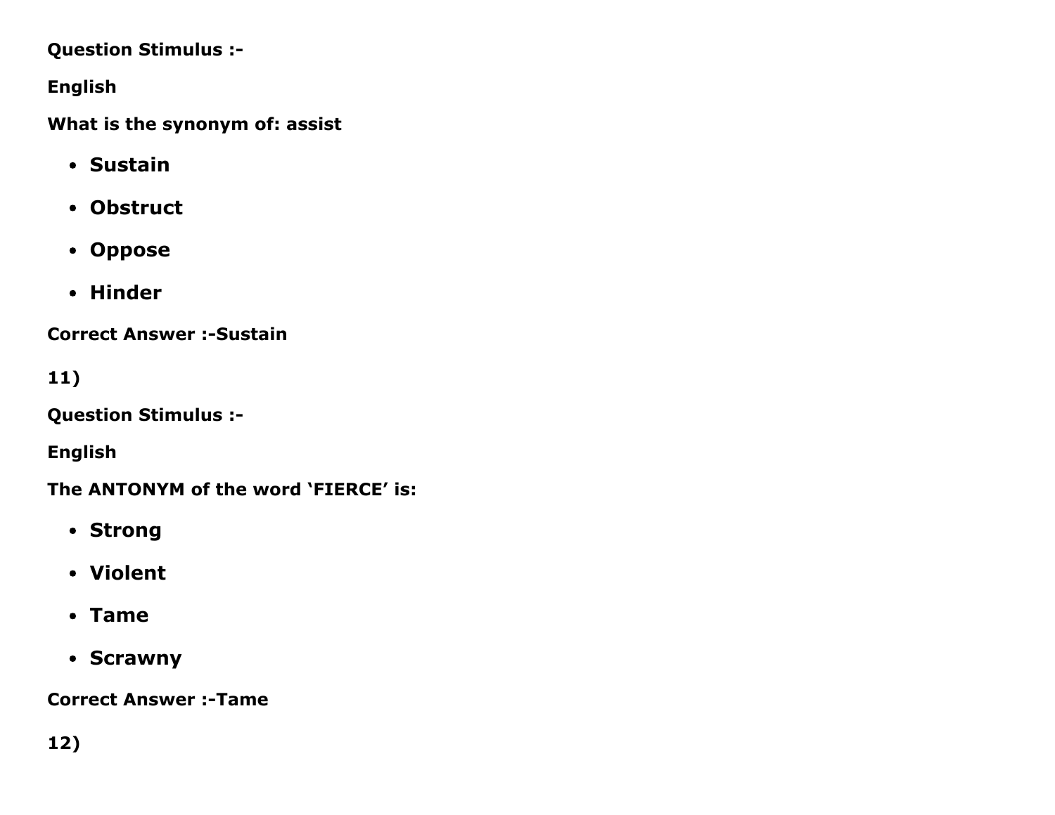**Question Stimulus :-**

**English**

**What is the synonym of: assist**

- **Sustain**
- **Obstruct**
- **Oppose**
- **Hinder**

**Correct Answer :-Sustain**

**11)**

**Question Stimulus :-**

**English**

**The ANTONYM of the word 'FIERCE' is:**

- **Strong**
- **Violent**
- **Tame**
- **Scrawny**

**Correct Answer :-Tame**

**12)**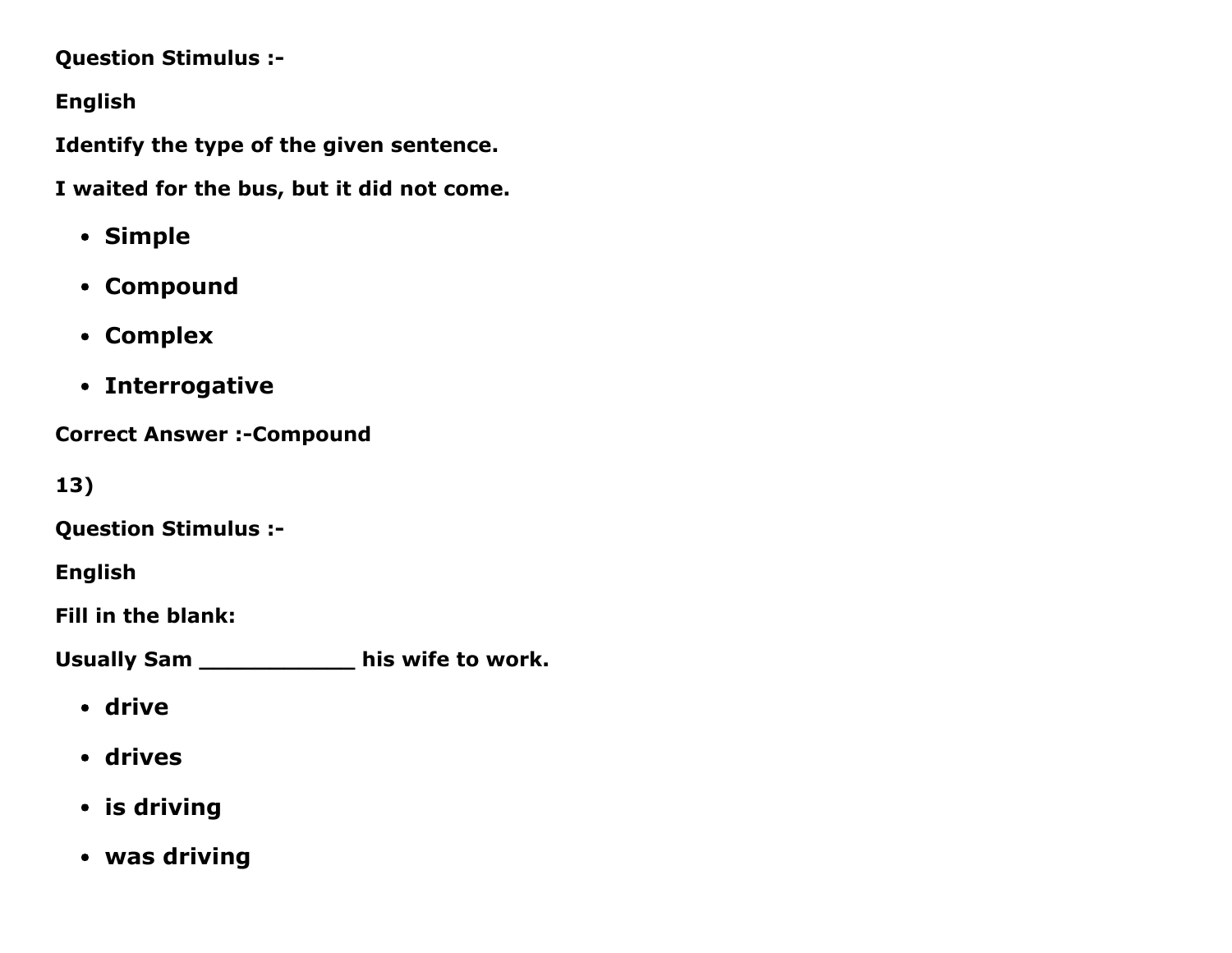**Question Stimulus :-**

**English**

**Identify the type of the given sentence.**

**I waited for the bus, but it did not come.**

- **Simple**
- **Compound**
- **Complex**
- **Interrogative**

**Correct Answer :-Compound**

**13)**

**Question Stimulus :-**

**English**

**Fill in the blank:**

**Usually Sam ____________ his wife to work.**

- **drive**
- **drives**
- **is driving**
- **was driving**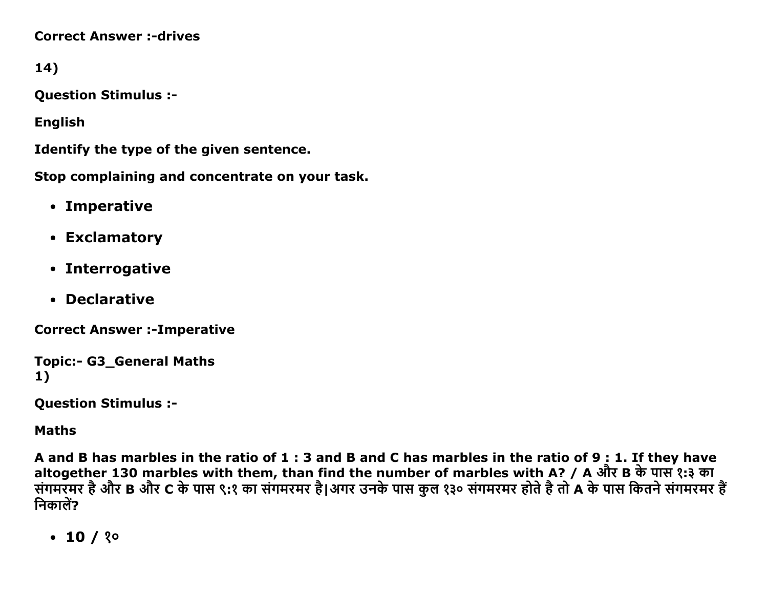**Correct Answer :-drives**

**14)**

**Question Stimulus :-**

**English**

**Identify the type of the given sentence.**

**Stop complaining and concentrate on your task.**

- **Imperative**
- **Exclamatory**
- **Interrogative**
- **Declarative**

**Correct Answer :-Imperative**

**Topic:- G3_General Maths**
**1)**

**Question Stimulus :-**

**Maths**

**A and B has marbles in the ratio of 1 : 3 and B and C has marbles in the ratio of 9 : 1. If they have altogether 130 marbles with them, than find the number of marbles with A? / A और B के पास १:३ का संगमरमर है और B और C के पास ९:१ का संगमरमर है|अगर उनके पास कुल १३० संगमरमर होते है तो A के पास कितने संगमरमर हैं निकालें?**

- **10 / १०**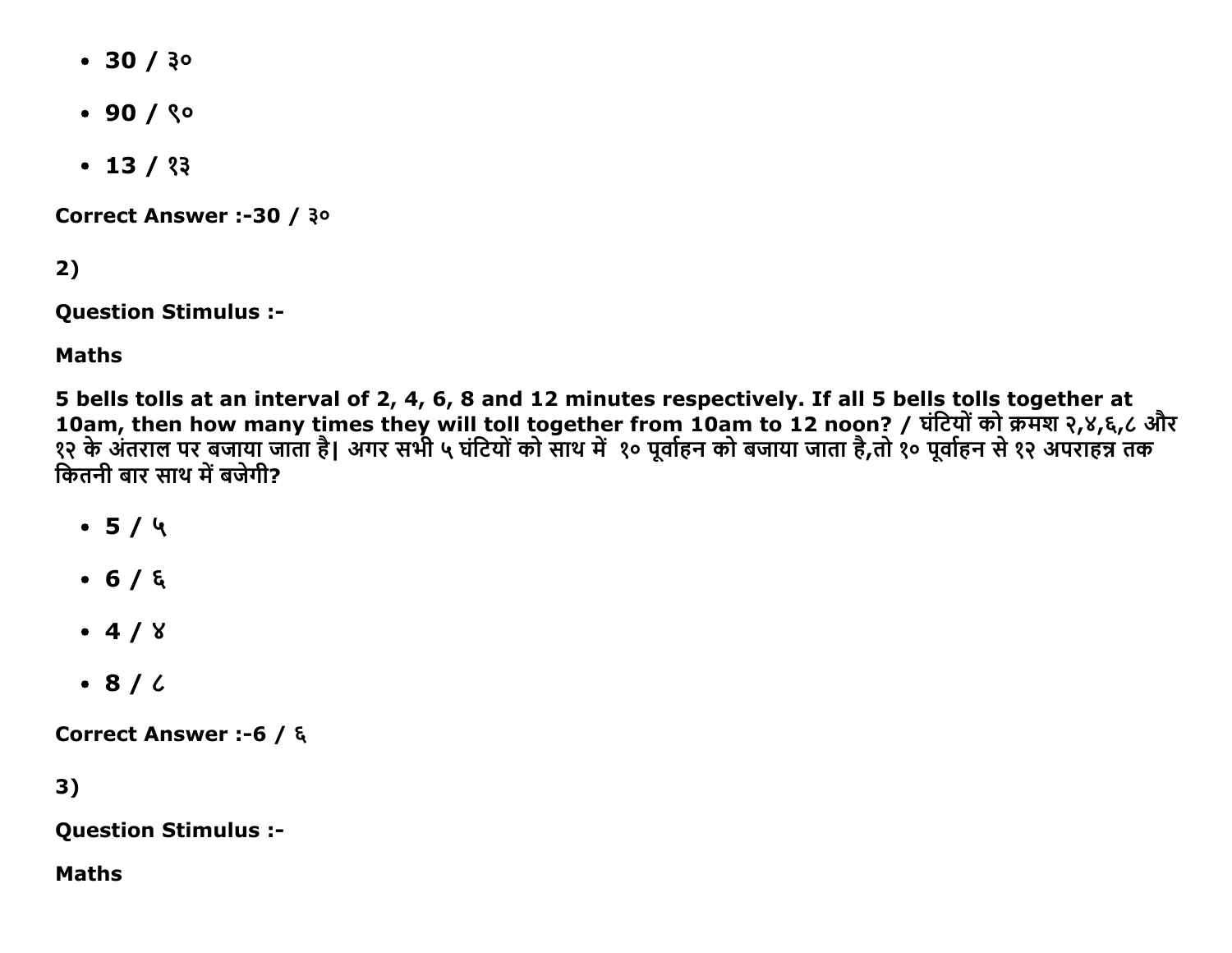- **30 / ३०**
- **90 / ९०**
- **13 / १३**

**Correct Answer :-30 / ३०**

**2)**

**Question Stimulus :-**

**Maths**

**5 bells tolls at an interval of 2, 4, 6, 8 and 12 minutes respectively. If all 5 bells tolls together at 10am, then how many times they will toll together from 10am to 12 noon? / घंटियों को क्रमश २,४,६,८ और १२ के अंतराल पर बजाया जाता है| अगर सभी ५ घंटियों को साथ में १० पूर्वाहन को बजाया जाता है,तो १० पूर्वाहन से १२ अपराहन्न तक कितनी बार साथ में बजेगी?**

- **5 / ५**
- **6 / ६**
- **4 / ४**
- **8 / ८**

**Correct Answer :-6 / ६**

**3)**

**Question Stimulus :-**

**Maths**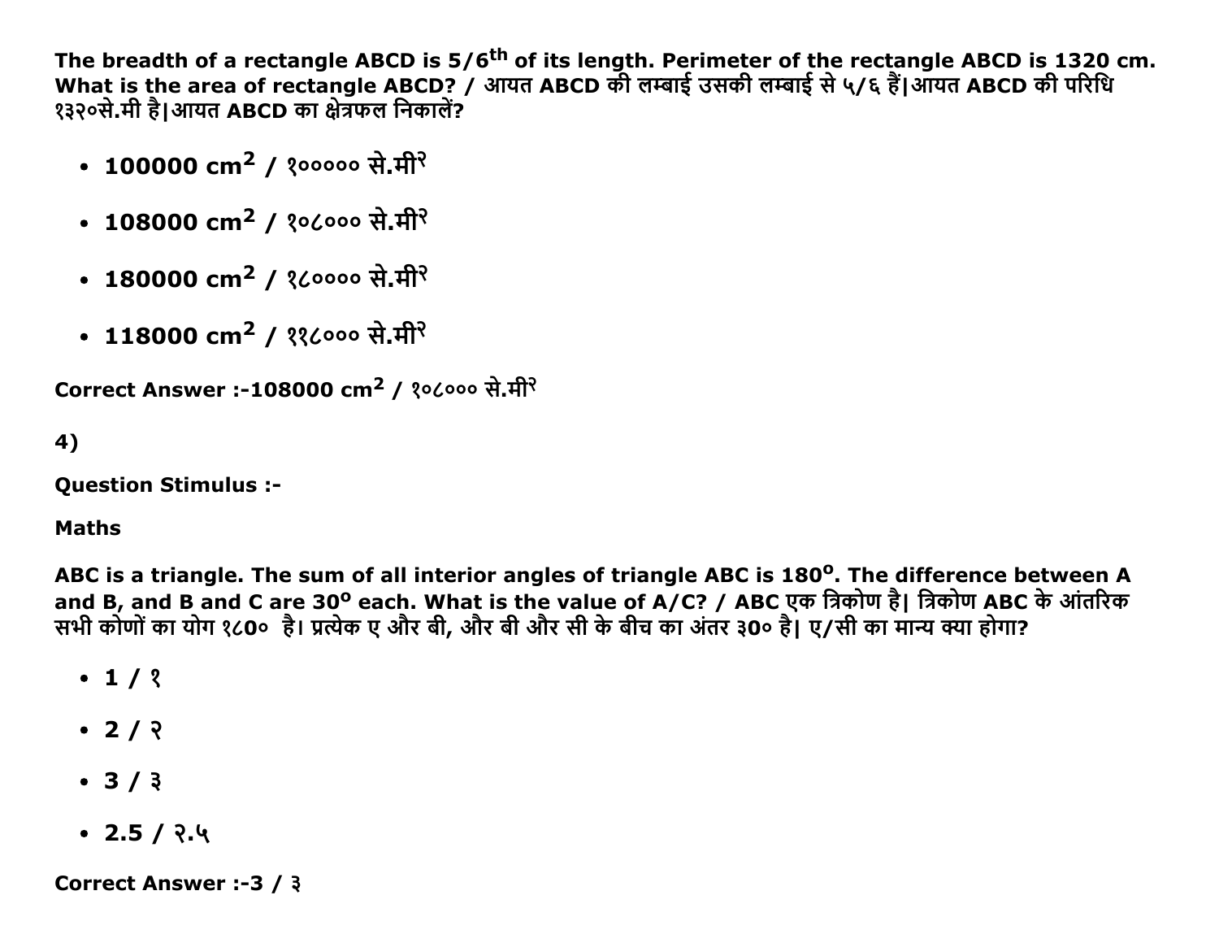**The breadth of a rectangle ABCD is $5/6^{th}$ of its length. Perimeter of the rectangle ABCD is 1320 cm. What is the area of rectangle ABCD? / आयत ABCD की लम्बाई उसकी लम्बाई से ५/६ हैं|आयत ABCD की परिधि १३२०से.मी है|आयत ABCD का क्षेत्रफल निकालें?**

- **100000 $cm^2$ / १००००० से.मी²**
- **108000 $cm^2$ / १०८००० से.मी²**
- **180000 $cm^2$ / १८०००० से.मी²**
- **118000 $cm^2$ / ११८००० से.मी²**

**Correct Answer :-108000 $cm^2$ / १०८००० से.मी²**

**4)**

**Question Stimulus :-**

**Maths**

**ABC is a triangle. The sum of all interior angles of triangle ABC is $180^o$. The difference between A and B, and B and C are $30^o$ each. What is the value of A/C? / ABC एक त्रिकोण है| त्रिकोण ABC के आंतरिक सभी कोणों का योग १८0० है। प्रत्येक ए और बी, और बी और सी के बीच का अंतर ३0० है| ए/सी का मान्य क्या होगा?**

- **1 / १**
- **2 / २**
- **3 / ३**
- **2.5 / २.५**

**Correct Answer :-3 / ३**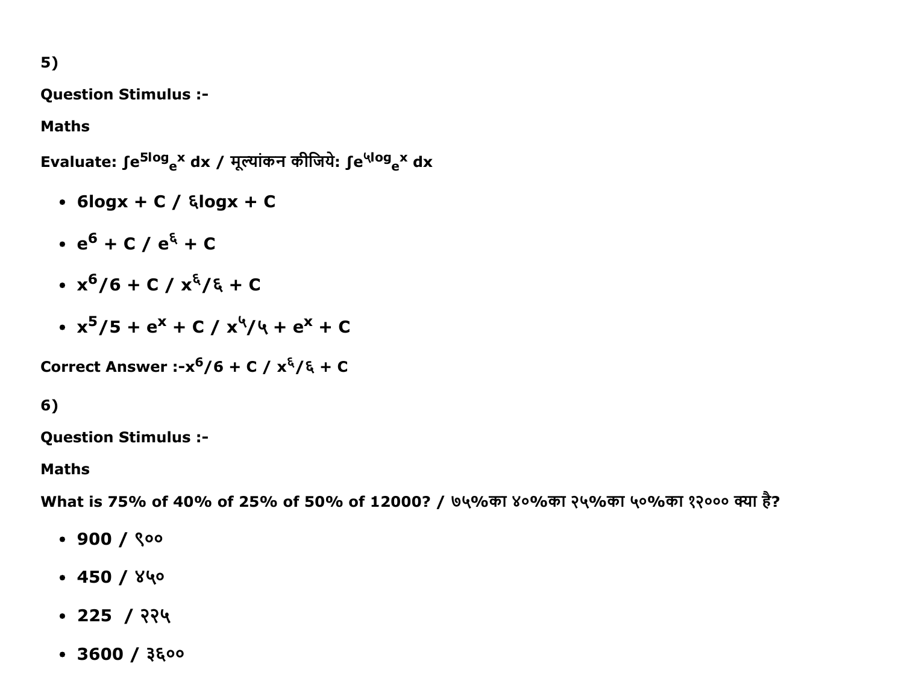5)

**Question Stimulus :-**

**Maths**

**Evaluate: $\int e^{5\log_e x}\,dx$ / मूल्यांकन कीजिये: $\int e^{५\log_e x}\,dx$**

- **6logx + C / ६logx + C**
- **$e^6$ + C / $e^{६}$ + C**
- **$x^6/6$ + C / $x^{६}/६$ + C**
- **$x^5/5 + e^x$ + C / $x^{५}/५ + e^x$ + C**

**Correct Answer :-$x^6/6$ + C / $x^{६}/६$ + C**

6)

**Question Stimulus :-**

**Maths**

**What is 75% of 40% of 25% of 50% of 12000? / ७५%का ४०%का २५%का ५०%का १२००० क्या है?**

- **900 / ९००**
- **450 / ४५०**
- **225 / २२५**
- **3600 / ३६००**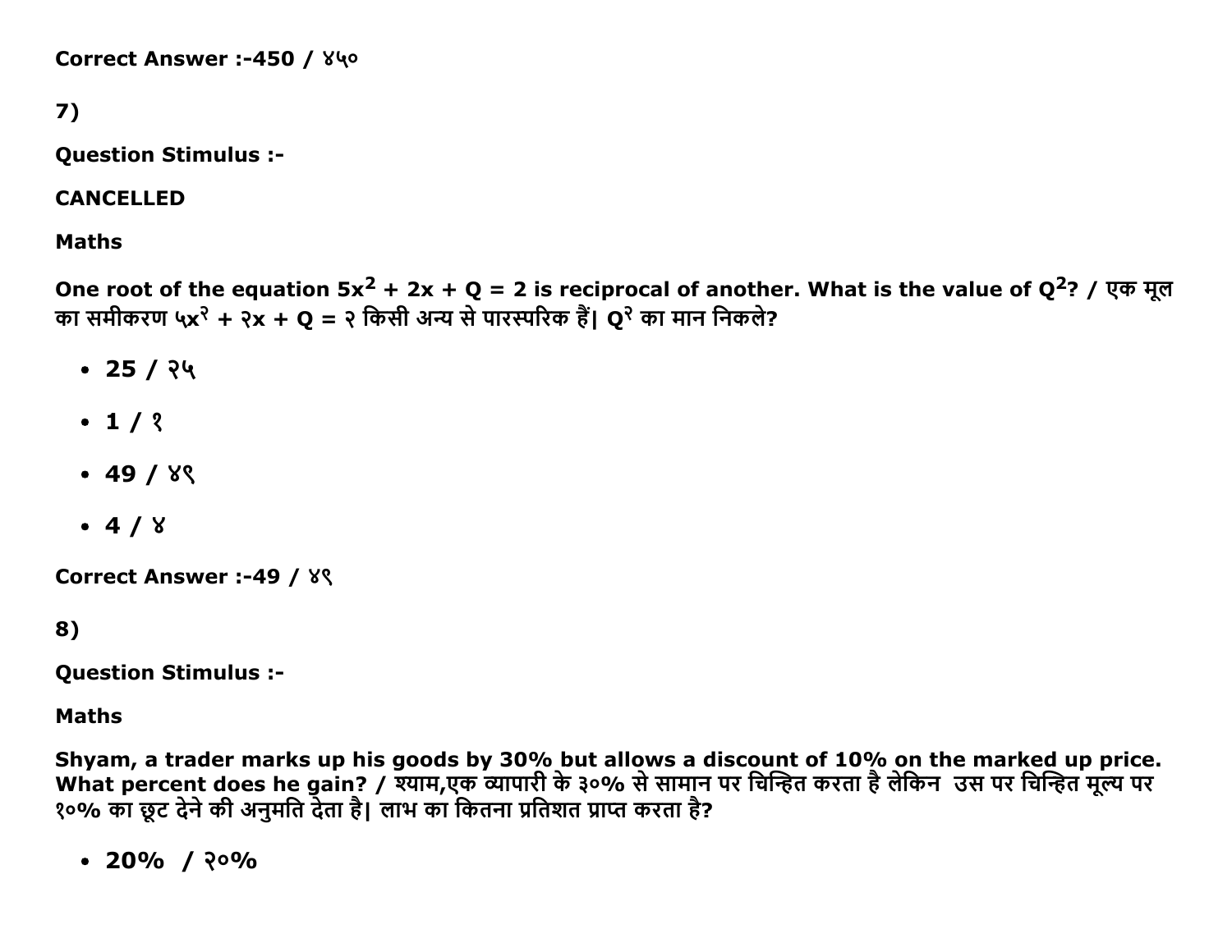Correct Answer :-450 / ४५०

7)

**Question Stimulus :-**

**CANCELLED**

**Maths**

**One root of the equation $5x^2 + 2x + Q = 2$ is reciprocal of another. What is the value of $Q^2$? / एक मूल का समीकरण ५x२ + २x + Q = २ किसी अन्य से पारस्परिक हैं| Q२ का मान निकले?**

- **25 / २५**
- **1 / १**
- **49 / ४९**
- **4 / ४**

**Correct Answer :-49 / ४९**

8)

**Question Stimulus :-**

**Maths**

**Shyam, a trader marks up his goods by 30% but allows a discount of 10% on the marked up price. What percent does he gain? / श्याम,एक व्यापारी के ३०% से सामान पर चिन्हित करता है लेकिन उस पर चिन्हित मूल्य पर १०% का छूट देने की अनुमति देता है| लाभ का कितना प्रतिशत प्राप्त करता है?**

- **20% / २०%**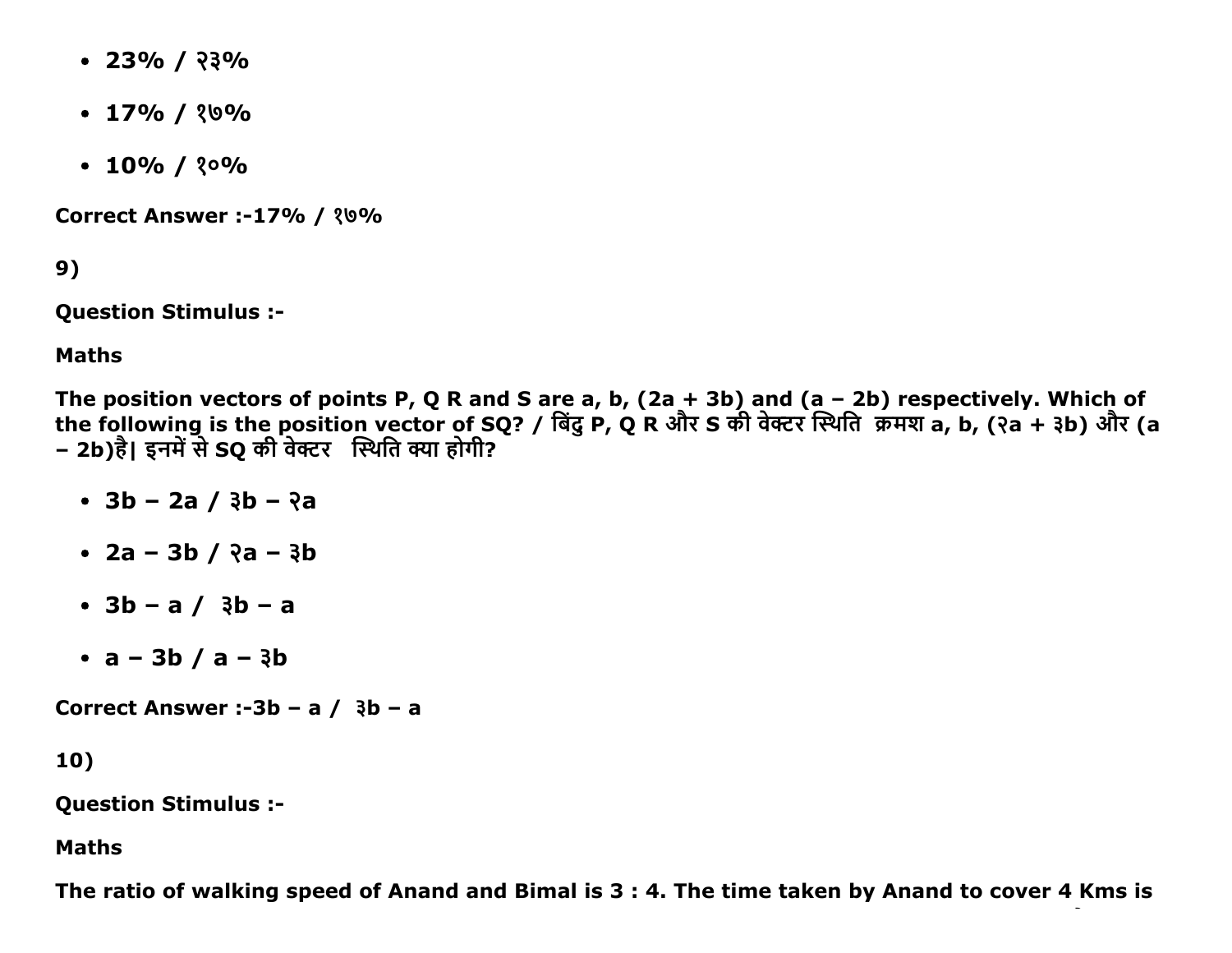- 23% / २३%
- 17% / १७%
- 10% / १०%

**Correct Answer :-17% / १७%**

**9)**

**Question Stimulus :-**

**Maths**

**The position vectors of points P, Q R and S are a, b, (2a + 3b) and (a – 2b) respectively. Which of the following is the position vector of SQ? / बिंदु P, Q R और S की वेक्टर स्थिति क्रमश a, b, (२a + ३b) और (a – 2b)है| इनमें से SQ की वेक्टर स्थिति क्या होगी?**

- 3b – 2a / ३b – २a
- 2a – 3b / २a – ३b
- 3b – a / ३b – a
- a – 3b / a – ३b

**Correct Answer :-3b – a / ३b – a**

**10)**

**Question Stimulus :-**

**Maths**

**The ratio of walking speed of Anand and Bimal is 3 : 4. The time taken by Anand to cover 4 Kms is**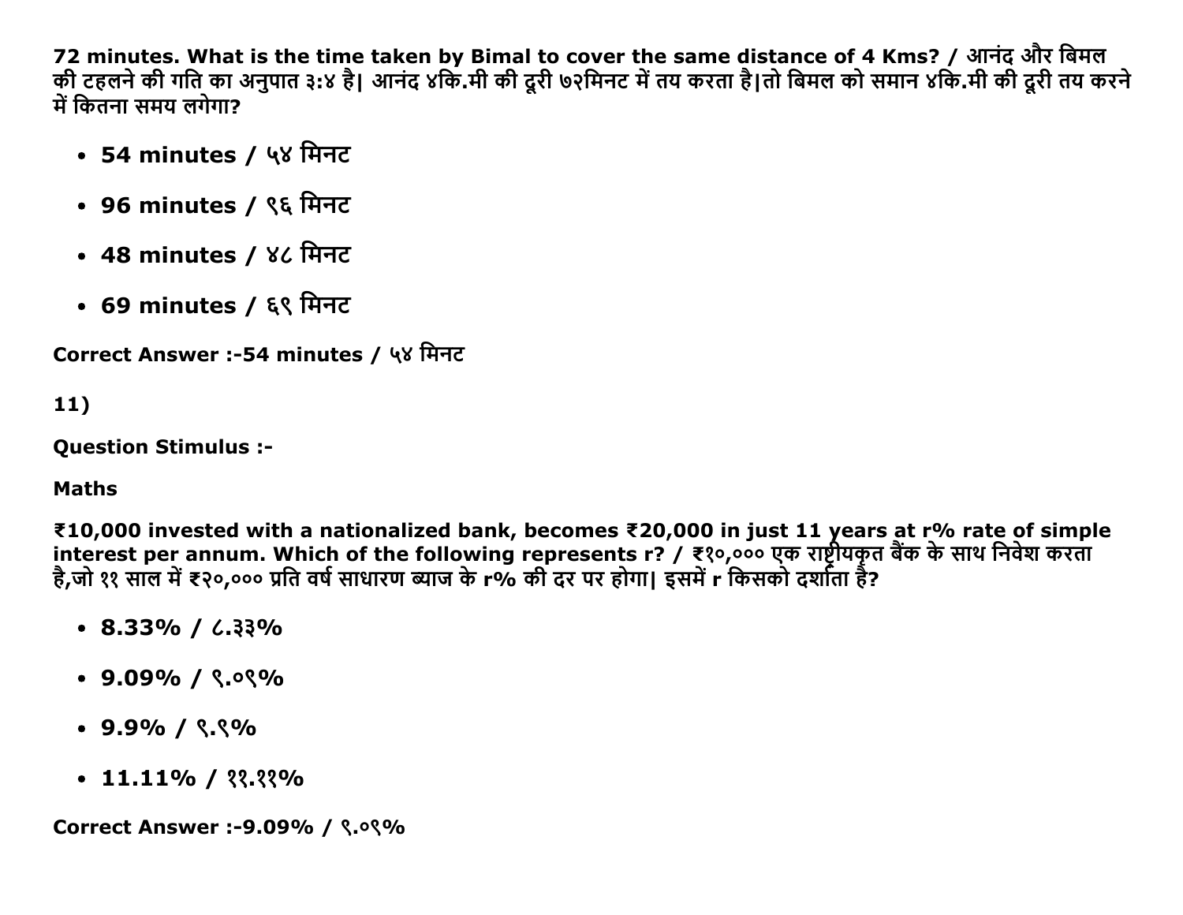72 minutes. What is the time taken by Bimal to cover the same distance of 4 Kms? / आनंद और बिमल की टहलने की गति का अनुपात ३:४ है| आनंद ४कि.मी की दूरी ७२मिनट में तय करता है|तो बिमल को समान ४कि.मी की दूरी तय करने में कितना समय लगेगा?

- 54 minutes / ५४ मिनट
- 96 minutes / ९६ मिनट
- 48 minutes / ४८ मिनट
- 69 minutes / ६९ मिनट

**Correct Answer :-54 minutes / ५४ मिनट**

**11)**

**Question Stimulus :-**

**Maths**

**₹10,000 invested with a nationalized bank, becomes ₹20,000 in just 11 years at r% rate of simple interest per annum. Which of the following represents r? / ₹१०,००० एक राष्ट्रीयकृत बैंक के साथ निवेश करता है,जो ११ साल में ₹२०,००० प्रति वर्ष साधारण ब्याज के r% की दर पर होगा| इसमें r किसको दर्शाता है?**

- 8.33% / ८.३३%
- 9.09% / ९.०९%
- 9.9% / ९.९%
- 11.11% / ११.११%

**Correct Answer :-9.09% / ९.०९%**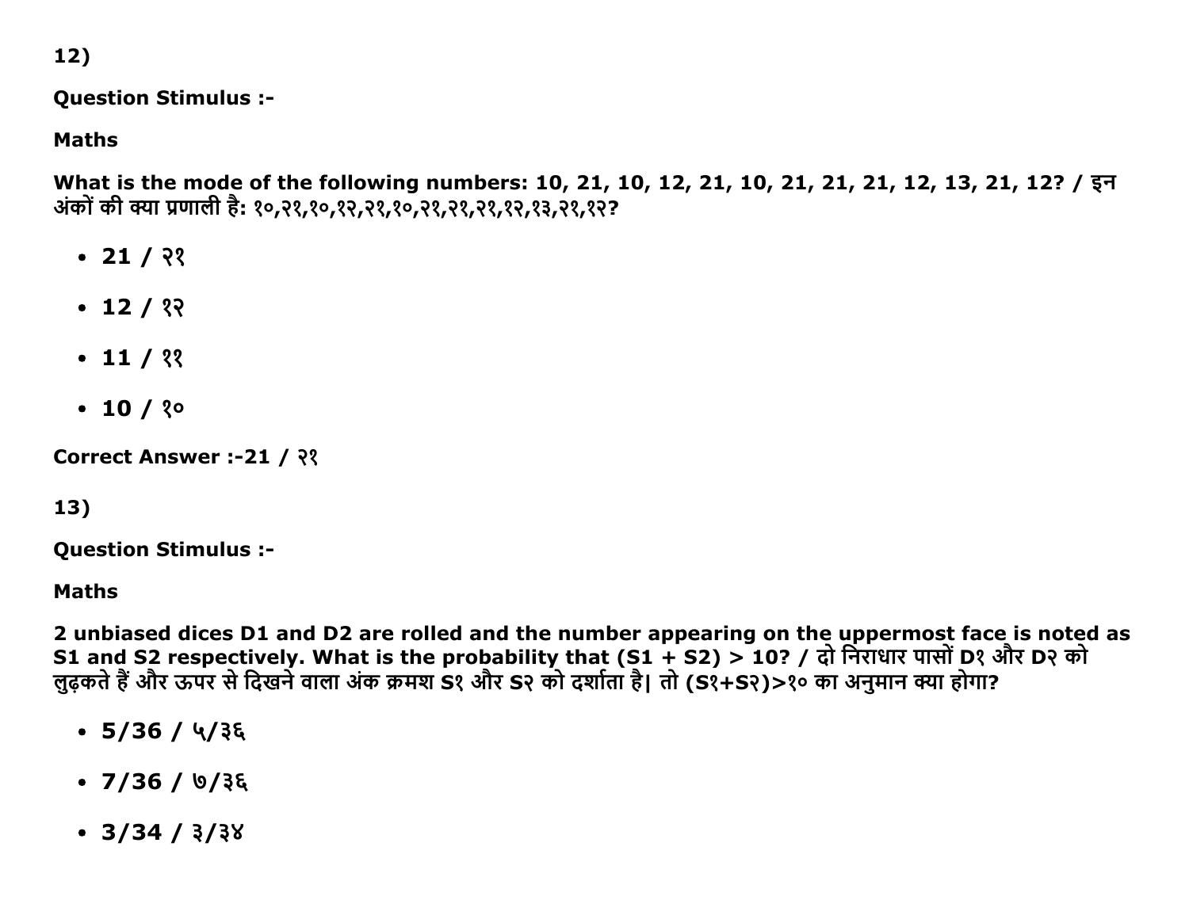12)

**Question Stimulus :-**

**Maths**

**What is the mode of the following numbers: 10, 21, 10, 12, 21, 10, 21, 21, 21, 12, 13, 21, 12? / इन अंकों की क्या प्रणाली है: १०,२१,१०,१२,२१,१०,२१,२१,२१,१२,१३,२१,१२?**

- **21 / २१**
- **12 / १२**
- **11 / ११**
- **10 / १०**

**Correct Answer :-21 / २१**

13)

**Question Stimulus :-**

**Maths**

**2 unbiased dices D1 and D2 are rolled and the number appearing on the uppermost face is noted as S1 and S2 respectively. What is the probability that (S1 + S2) > 10? / दो निराधार पासों D१ और D२ को लुढ़कते हैं और ऊपर से दिखने वाला अंक क्रमश S१ और S२ को दर्शाता है| तो (S१+S२)>१० का अनुमान क्या होगा?**

- **5/36 / ५/३६**
- **7/36 / ७/३६**
- **3/34 / ३/३४**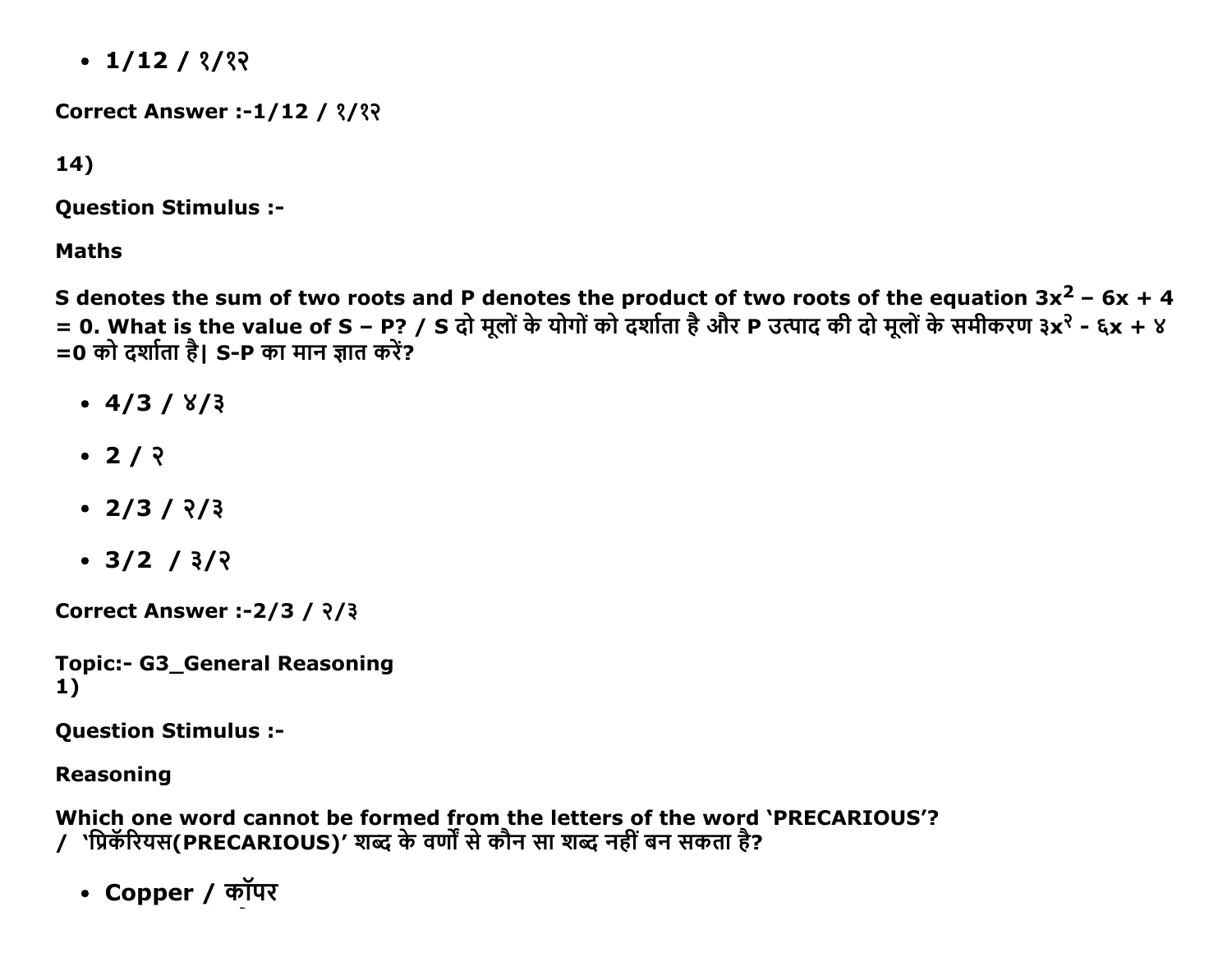- **1/12 / १/१२**

**Correct Answer :-1/12 / १/१२**

**14)**

**Question Stimulus :-**

**Maths**

**S denotes the sum of two roots and P denotes the product of two roots of the equation $3x^2 - 6x + 4 = 0$. What is the value of S – P? / S दो मूलों के योगों को दर्शाता है और P उत्पाद की दो मूलों के समीकरण ३x² - ६x + ४ =0 को दर्शाता है| S-P का मान ज्ञात करें?**

- **4/3 / ४/३**
- **2 / २**
- **2/3 / २/३**
- **3/2 / ३/२**

**Correct Answer :-2/3 / २/३**

**Topic:- G3_General Reasoning**
**1)**

**Question Stimulus :-**

**Reasoning**

**Which one word cannot be formed from the letters of the word 'PRECARIOUS'?**
**/ 'प्रिकॅरियस(PRECARIOUS)' शब्द के वर्णों से कौन सा शब्द नहीं बन सकता है?**

- **Copper / कॉपर**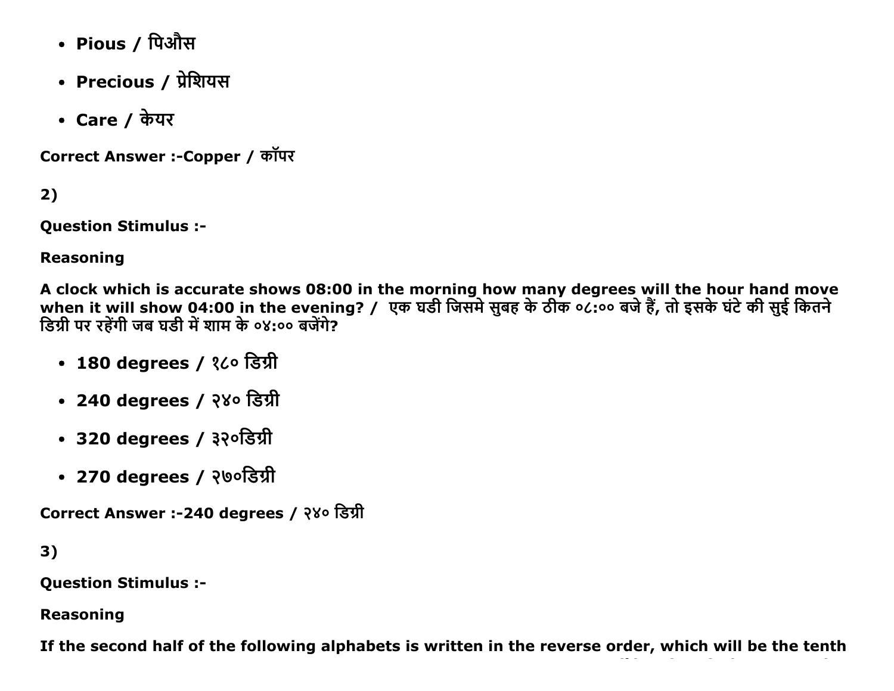- **Pious / पिऔस**
- **Precious / प्रेशियस**
- **Care / केयर**

**Correct Answer :-Copper / कॉपर**

**2)**

**Question Stimulus :-**

**Reasoning**

**A clock which is accurate shows 08:00 in the morning how many degrees will the hour hand move when it will show 04:00 in the evening? / एक घडी जिसमे सुबह के ठीक ०८:०० बजे हैं, तो इसके घंटे की सुई कितने डिग्री पर रहेंगी जब घडी में शाम के ०४:०० बजेंगे?**

- **180 degrees / १८० डिग्री**
- **240 degrees / २४० डिग्री**
- **320 degrees / ३२०डिग्री**
- **270 degrees / २७०डिग्री**

**Correct Answer :-240 degrees / २४० डिग्री**

**3)**

**Question Stimulus :-**

**Reasoning**

**If the second half of the following alphabets is written in the reverse order, which will be the tenth**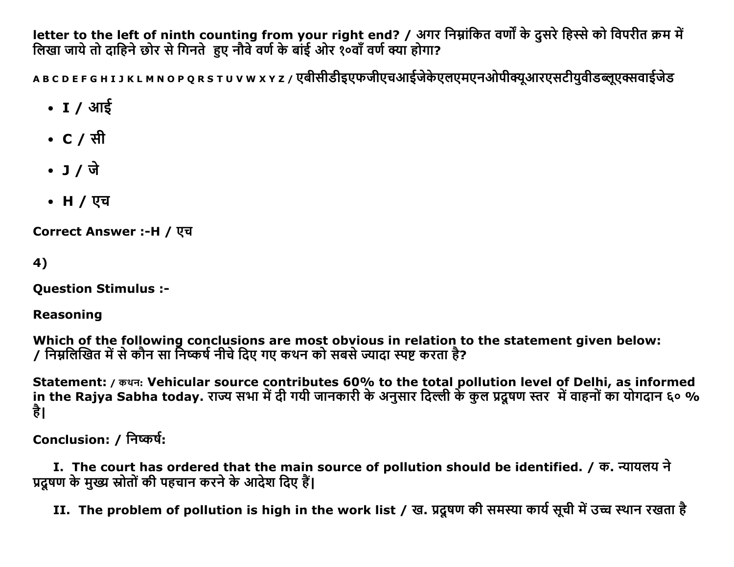letter to the left of ninth counting from your right end? / अगर निम्नांकित वर्णों के दुसरे हिस्से को विपरीत क्रम में लिखा जाये तो दाहिने छोर से गिनते हुए नौवे वर्ण के बांई ओर १०वाँ वर्ण क्या होगा?

A B C D E F G H I J K L M N O P Q R S T U V W X Y Z / एबीसीडीइएफजीएचआईजेकेएलएमएनओपीक्यूआरएसटीयुवीडब्लूएक्सवाईजेड

- **I / आई**
- **C / सी**
- **J / जे**
- **H / एच**

**Correct Answer :-H / एच**

**4)**

**Question Stimulus :-**

**Reasoning**

**Which of the following conclusions are most obvious in relation to the statement given below: / निम्नलिखित में से कौन सा निष्कर्ष नीचे दिए गए कथन को सबसे ज्यादा स्पष्ट करता है?**

**Statement:** / कथन: **Vehicular source contributes 60% to the total pollution level of Delhi, as informed in the Rajya Sabha today. राज्य सभा में दी गयी जानकारी के अनुसार दिल्ली के कुल प्रदूषण स्तर में वाहनों का योगदान ६० % है|**

**Conclusion: / निष्कर्ष:**

**I. The court has ordered that the main source of pollution should be identified. / क. न्यायलय ने प्रदूषण के मुख्य स्रोतों की पहचान करने के आदेश दिए हैं|**

**II. The problem of pollution is high in the work list / ख. प्रदूषण की समस्या कार्य सूची में उच्च स्थान रखता है**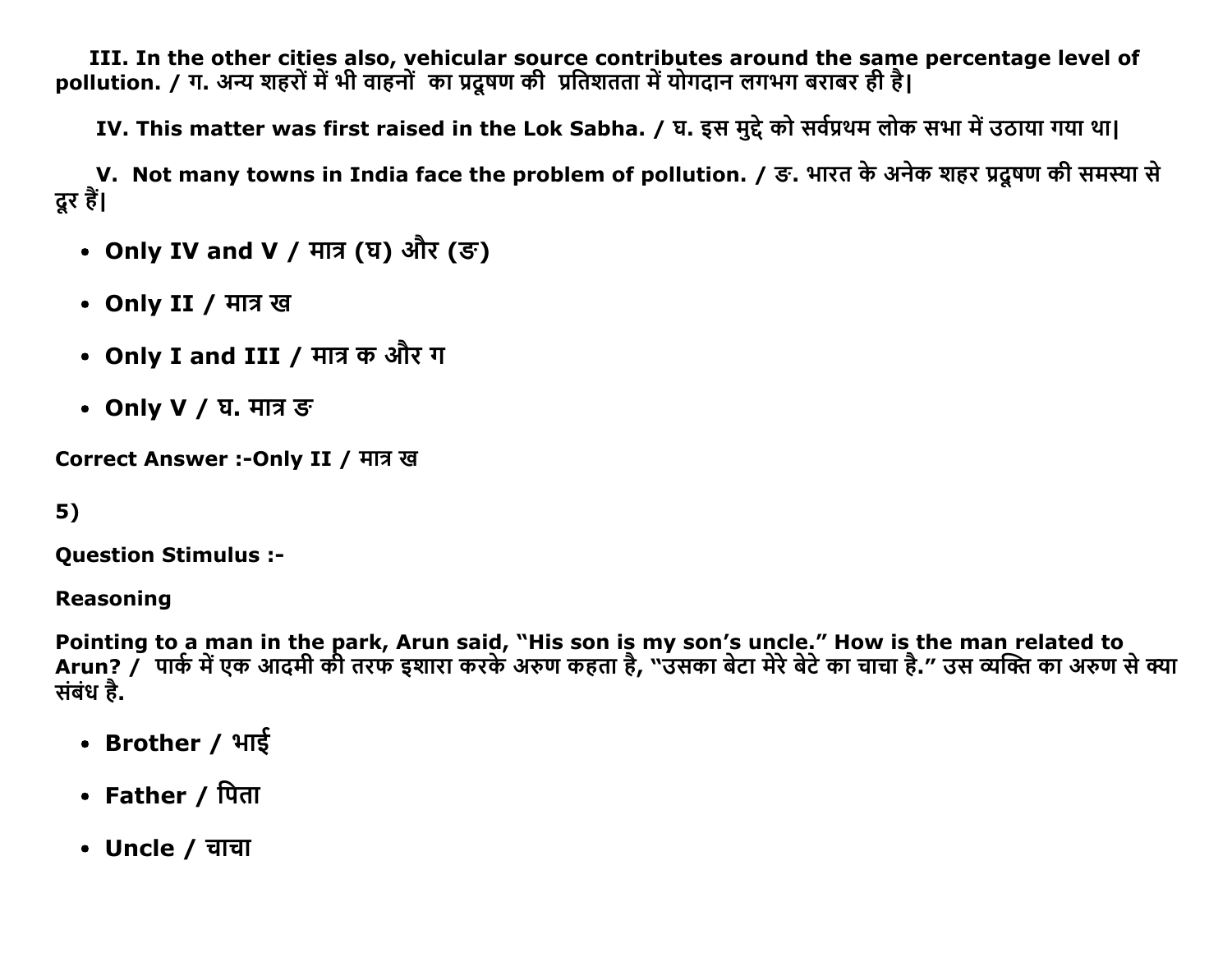**III. In the other cities also, vehicular source contributes around the same percentage level of pollution. / ग. अन्य शहरों में भी वाहनों का प्रदूषण की प्रतिशतता में योगदान लगभग बराबर ही है|**

**IV. This matter was first raised in the Lok Sabha. / घ. इस मुद्दे को सर्वप्रथम लोक सभा में उठाया गया था|**

**V. Not many towns in India face the problem of pollution. / ङ. भारत के अनेक शहर प्रदूषण की समस्या से दूर हैं|**

- **Only IV and V / मात्र (घ) और (ङ)**
- **Only II / मात्र ख**
- **Only I and III / मात्र क और ग**
- **Only V / घ. मात्र ङ**

**Correct Answer :-Only II / मात्र ख**

**5)**

**Question Stimulus :-**

**Reasoning**

**Pointing to a man in the park, Arun said, "His son is my son's uncle." How is the man related to Arun? / पार्क में एक आदमी की तरफ इशारा करके अरुण कहता है, "उसका बेटा मेरे बेटे का चाचा है." उस व्यक्ति का अरुण से क्या संबंध है.**

- **Brother / भाई**
- **Father / पिता**
- **Uncle / चाचा**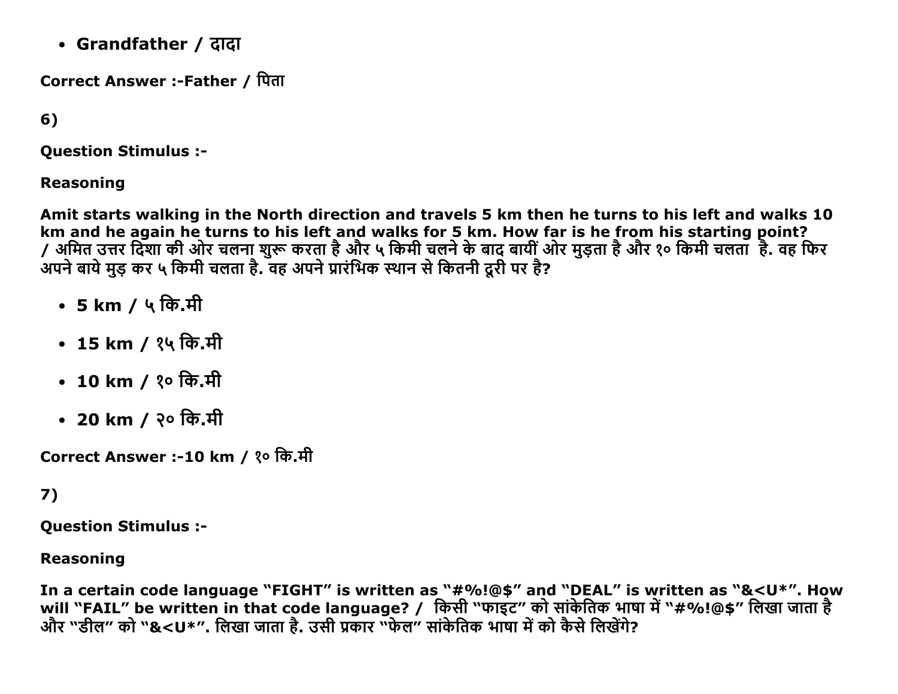- **Grandfather / दादा**

**Correct Answer :-Father / पिता**

**6)**

**Question Stimulus :-**

**Reasoning**

**Amit starts walking in the North direction and travels 5 km then he turns to his left and walks 10 km and he again he turns to his left and walks for 5 km. How far is he from his starting point? / अमित उत्तर दिशा की ओर चलना शुरू करता है और ५ किमी चलने के बाद बायीं ओर मुड़ता है और १० किमी चलता है. वह फिर अपने बाये मुड़ कर ५ किमी चलता है. वह अपने प्रारंभिक स्थान से कितनी दूरी पर है?**

- **5 km / ५ कि.मी**
- **15 km / १५ कि.मी**
- **10 km / १० कि.मी**
- **20 km / २० कि.मी**

**Correct Answer :-10 km / १० कि.मी**

**7)**

**Question Stimulus :-**

**Reasoning**

**In a certain code language "FIGHT" is written as "#%!@$" and "DEAL" is written as "&<U*". How will "FAIL" be written in that code language? / किसी "फाइट" को सांकेतिक भाषा में "#%!@$" लिखा जाता है और "डील" को "&<U*". लिखा जाता है. उसी प्रकार "फेल" सांकेतिक भाषा में को कैसे लिखेंगे?**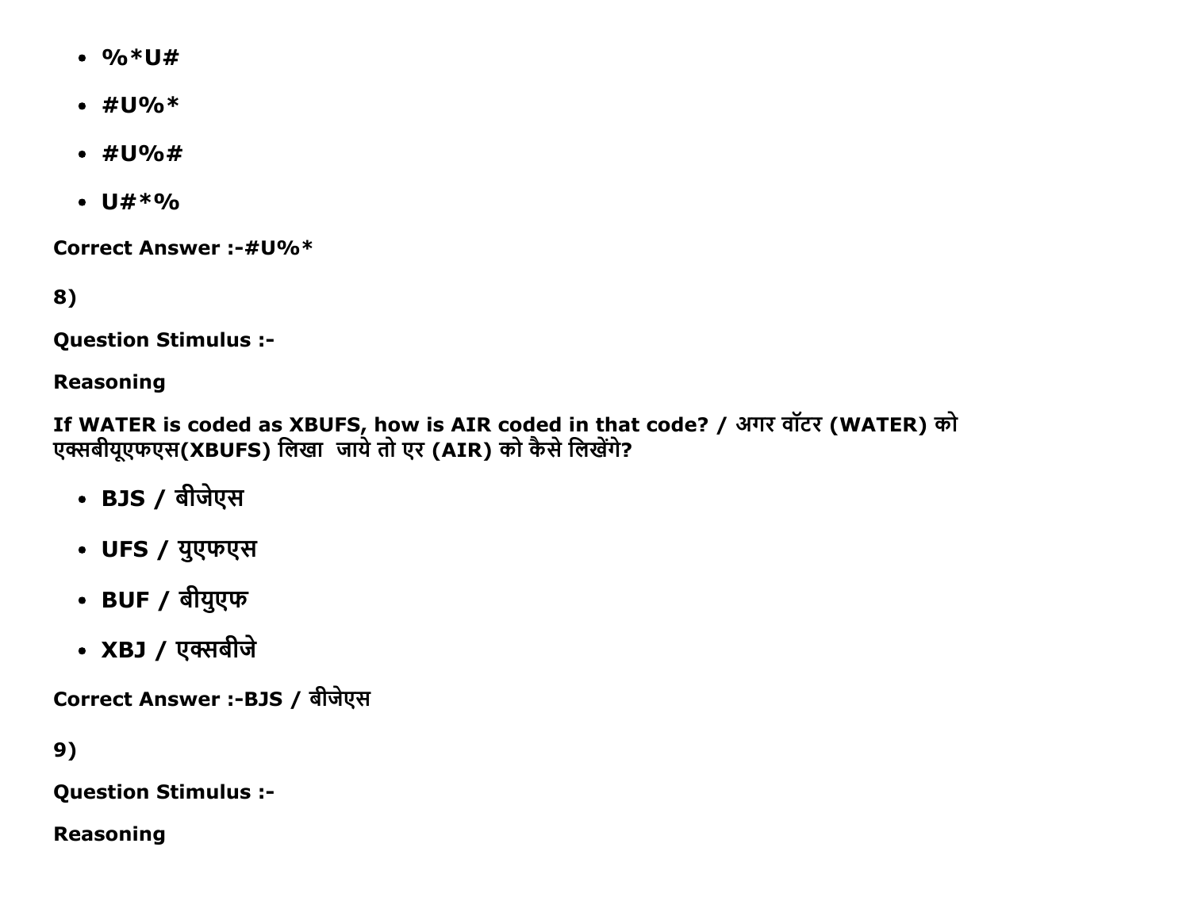- %*U#
- #U%*
- #U%#
- U#*%

**Correct Answer :-#U%***

**8)**

**Question Stimulus :-**

**Reasoning**

**If WATER is coded as XBUFS, how is AIR coded in that code? / अगर वॉटर (WATER) को एक्सबीयूएफएस(XBUFS) लिखा जाये तो एर (AIR) को कैसे लिखेंगे?**

- **BJS / बीजेएस**
- **UFS / युएफएस**
- **BUF / बीयुएफ**
- **XBJ / एक्सबीजे**

**Correct Answer :-BJS / बीजेएस**

**9)**

**Question Stimulus :-**

**Reasoning**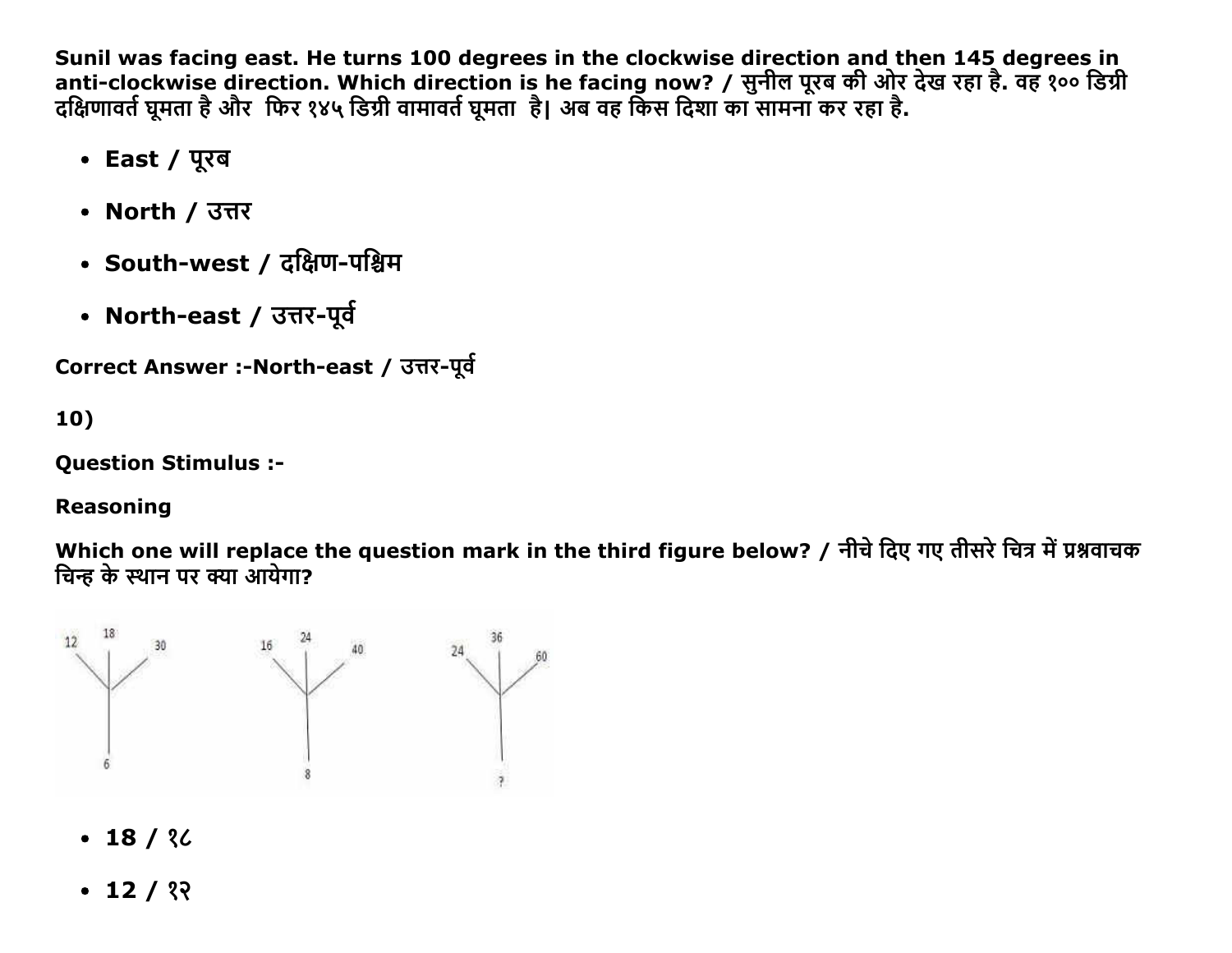Sunil was facing east. He turns 100 degrees in the clockwise direction and then 145 degrees in anti-clockwise direction. Which direction is he facing now? / सुनील पूरब की ओर देख रहा है. वह १०० डिग्री दक्षिणावर्त घूमता है और फिर १४५ डिग्री वामावर्त घूमता है| अब वह किस दिशा का सामना कर रहा है.

- **East / पूरब**
- **North / उत्तर**
- **South-west / दक्षिण-पश्चिम**
- **North-east / उत्तर-पूर्व**

**Correct Answer :-North-east / उत्तर-पूर्व**

**10)**

**Question Stimulus :-**

**Reasoning**

**Which one will replace the question mark in the third figure below? / नीचे दिए गए तीसरे चित्र में प्रश्नवाचक चिन्ह के स्थान पर क्या आयेगा?**

12 18 30 / 6 16 24 40 / 8 24 36 60 / ?

- **18 / १८**
- **12 / १२**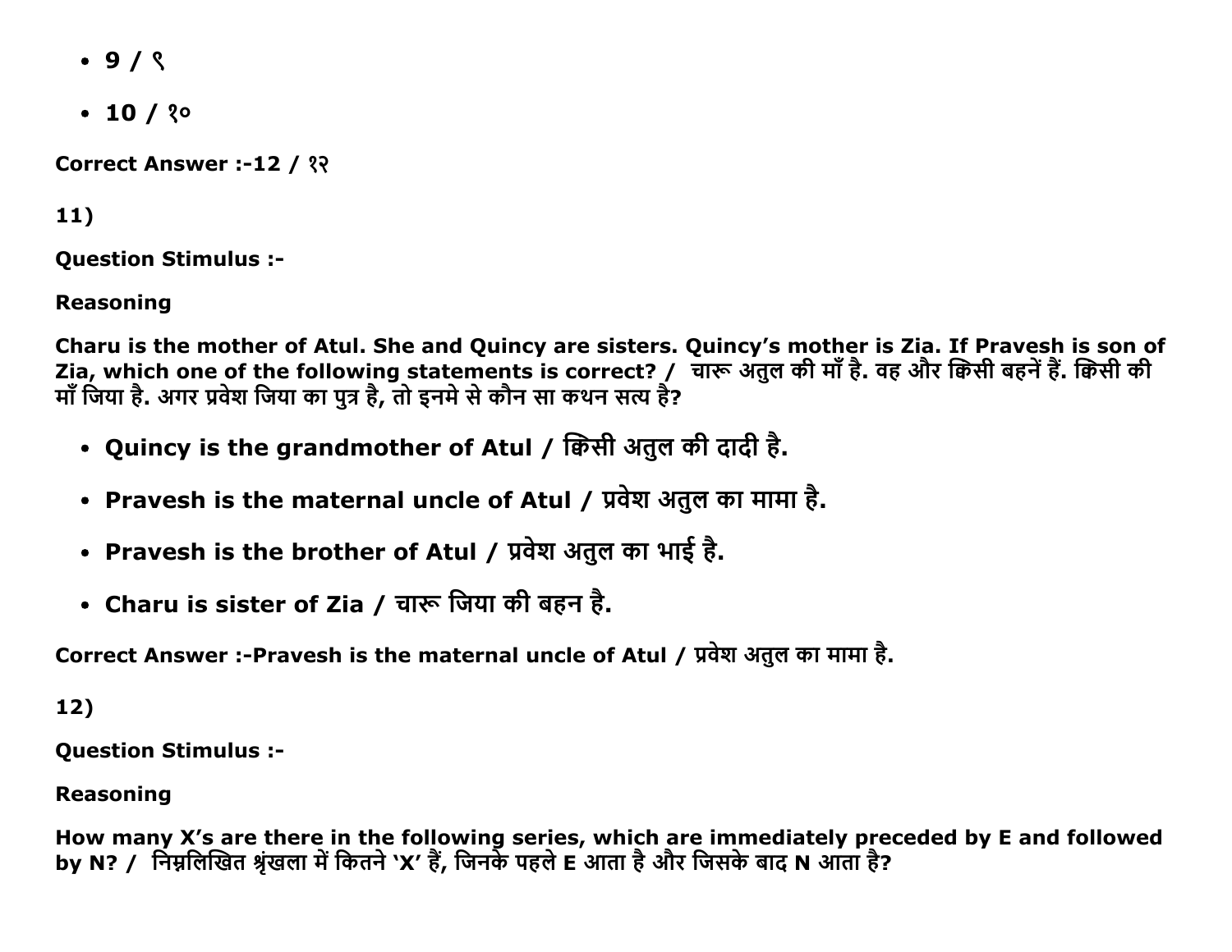- 9 / ९
- 10 / १०

**Correct Answer :-12 / १२**

**11)**

**Question Stimulus :-**

**Reasoning**

**Charu is the mother of Atul. She and Quincy are sisters. Quincy's mother is Zia. If Pravesh is son of Zia, which one of the following statements is correct? / चारू अतुल की माँ है. वह और क्विसी बहनें हैं. क्विसी की माँ जिया है. अगर प्रवेश जिया का पुत्र है, तो इनमे से कौन सा कथन सत्य है?**

- **Quincy is the grandmother of Atul / क्विसी अतुल की दादी है.**
- **Pravesh is the maternal uncle of Atul / प्रवेश अतुल का मामा है.**
- **Pravesh is the brother of Atul / प्रवेश अतुल का भाई है.**
- **Charu is sister of Zia / चारू जिया की बहन है.**

**Correct Answer :-Pravesh is the maternal uncle of Atul / प्रवेश अतुल का मामा है.**

**12)**

**Question Stimulus :-**

**Reasoning**

**How many X's are there in the following series, which are immediately preceded by E and followed by N? / निम्नलिखित श्रृंखला में कितने 'X' हैं, जिनके पहले E आता है और जिसके बाद N आता है?**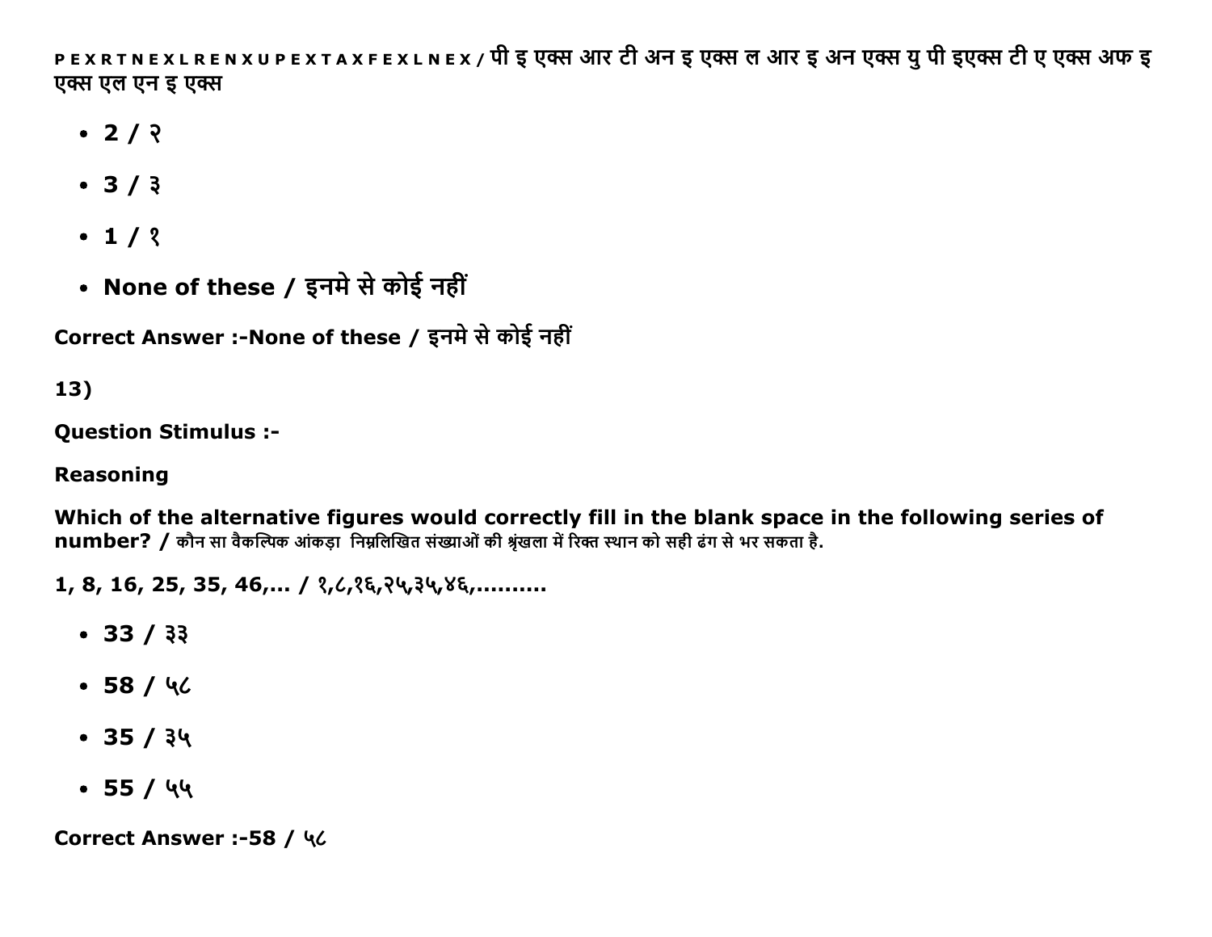P E X R T N E X L R E N X U P E X T A X F E X L N E X / पी इ एक्स आर टी अन इ एक्स ल आर इ अन एक्स यु पी इएक्स टी ए एक्स अफ इ एक्स एल एन इ एक्स

- 2 / २
- 3 / ३
- 1 / १
- None of these / इनमे से कोई नहीं

Correct Answer :-None of these / इनमे से कोई नहीं

13)

Question Stimulus :-

Reasoning

Which of the alternative figures would correctly fill in the blank space in the following series of number? / कौन सा वैकल्पिक आंकड़ा निम्नलिखित संख्याओं की श्रृंखला में रिक्त स्थान को सही ढंग से भर सकता है.

1, 8, 16, 25, 35, 46,... / १,८,१६,२५,३५,४६,..........

- 33 / ३३
- 58 / ५८
- 35 / ३५
- 55 / ५५

Correct Answer :-58 / ५८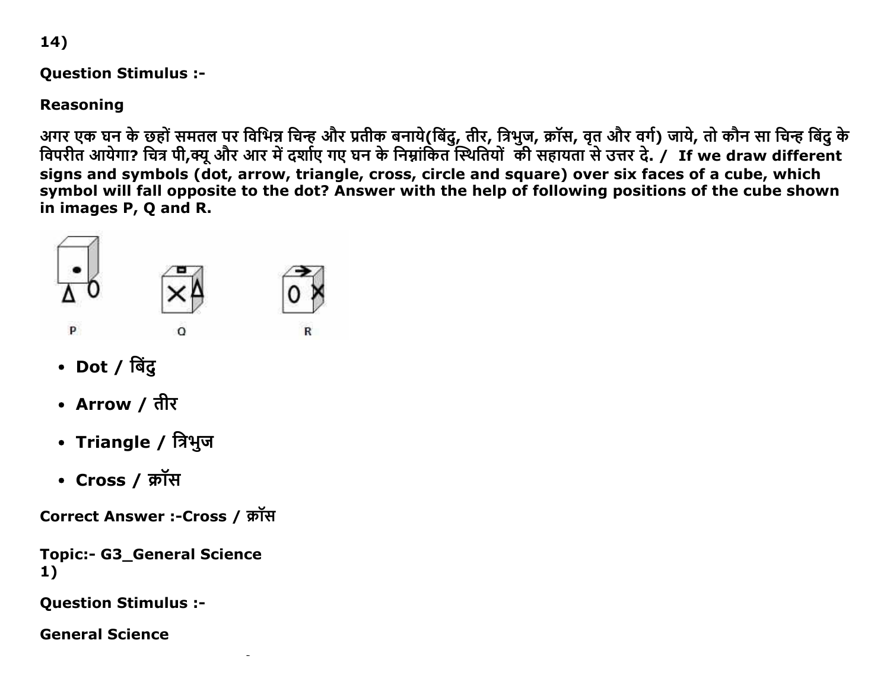14)

**Question Stimulus :-**

**Reasoning**

**अगर एक घन के छहों समतल पर विभिन्न चिन्ह और प्रतीक बनाये(बिंदु, तीर, त्रिभुज, क्रॉस, वृत और वर्ग) जाये, तो कौन सा चिन्ह बिंदु के विपरीत आयेगा? चित्र पी,क्यू और आर में दर्शाए गए घन के निम्नांकित स्थितियों की सहायता से उत्तर दे. / If we draw different signs and symbols (dot, arrow, triangle, cross, circle and square) over six faces of a cube, which symbol will fall opposite to the dot? Answer with the help of following positions of the cube shown in images P, Q and R.**

- **Dot / बिंदु**
- **Arrow / तीर**
- **Triangle / त्रिभुज**
- **Cross / क्रॉस**

**Correct Answer :-Cross / क्रॉस**

**Topic:- G3_General Science**

1)

**Question Stimulus :-**

**General Science**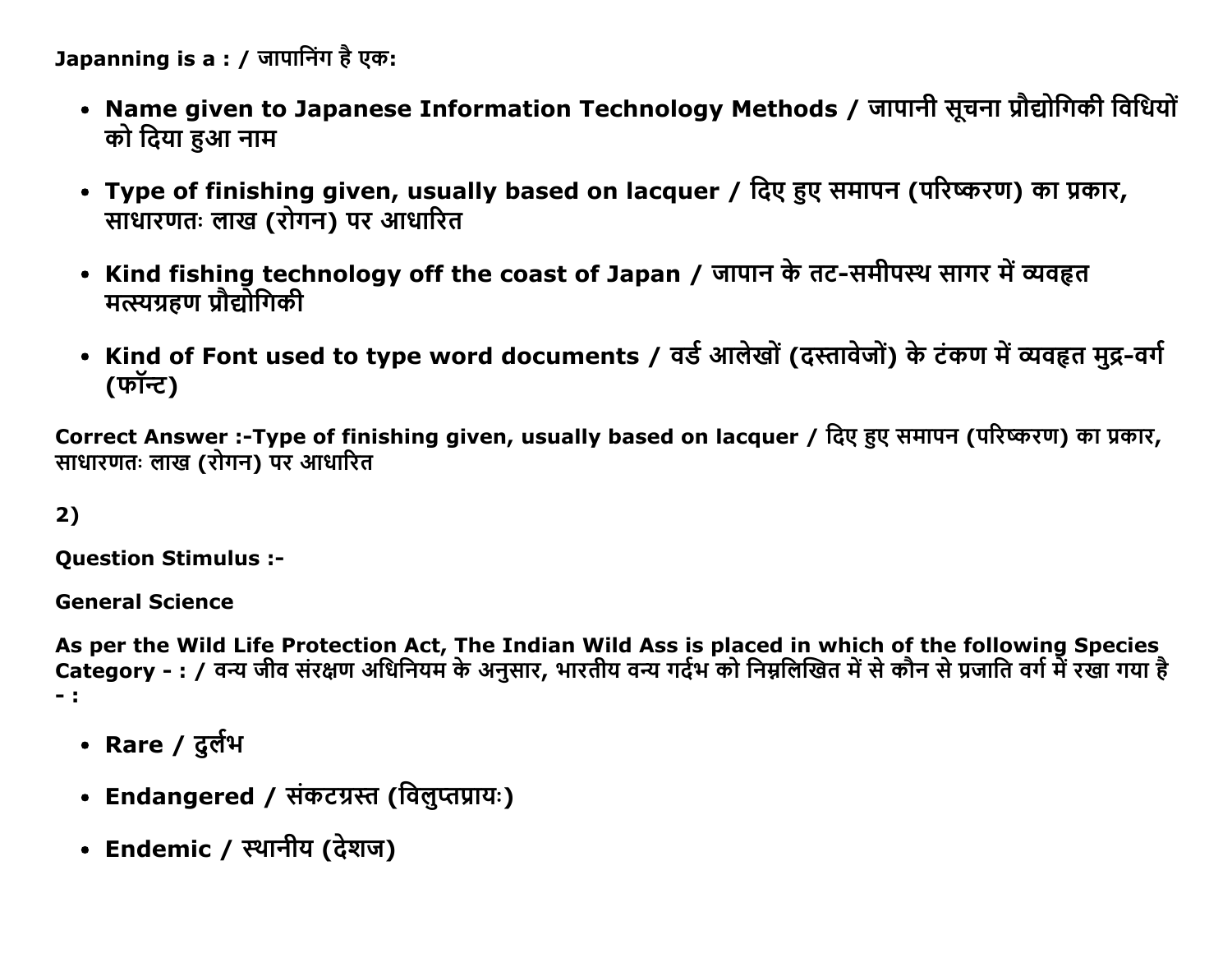**Japanning is a : / जापानिंग है एक:**

- **Name given to Japanese Information Technology Methods / जापानी सूचना प्रौद्योगिकी विधियों को दिया हुआ नाम**
- **Type of finishing given, usually based on lacquer / दिए हुए समापन (परिष्करण) का प्रकार, साधारणतः लाख (रोगन) पर आधारित**
- **Kind fishing technology off the coast of Japan / जापान के तट-समीपस्थ सागर में व्यवहृत मत्स्यग्रहण प्रौद्योगिकी**
- **Kind of Font used to type word documents / वर्ड आलेखों (दस्तावेजों) के टंकण में व्यवहृत मुद्र-वर्ग (फॉन्ट)**

**Correct Answer :-Type of finishing given, usually based on lacquer / दिए हुए समापन (परिष्करण) का प्रकार, साधारणतः लाख (रोगन) पर आधारित**

**2)**

**Question Stimulus :-**

**General Science**

**As per the Wild Life Protection Act, The Indian Wild Ass is placed in which of the following Species Category - : / वन्य जीव संरक्षण अधिनियम के अनुसार, भारतीय वन्य गर्दभ को निम्नलिखित में से कौन से प्रजाति वर्ग में रखा गया है - :**

- **Rare / दुर्लभ**
- **Endangered / संकटग्रस्त (विलुप्तप्रायः)**
- **Endemic / स्थानीय (देशज)**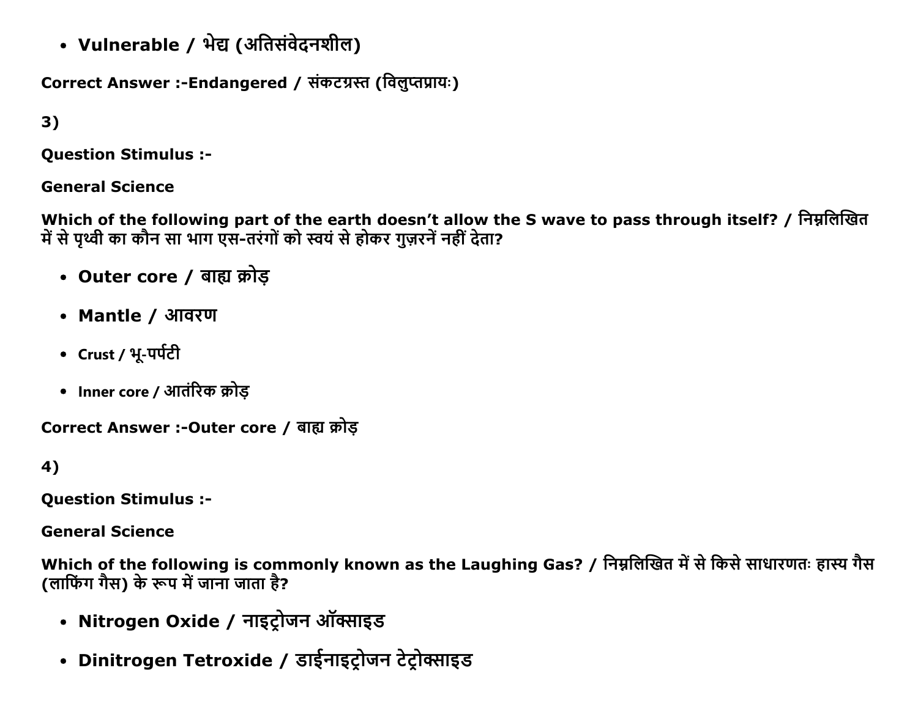- **Vulnerable / भेद्य (अतिसंवेदनशील)**

**Correct Answer :-Endangered / संकटग्रस्त (विलुप्तप्रायः)**

**3)**

**Question Stimulus :-**

**General Science**

**Which of the following part of the earth doesn't allow the S wave to pass through itself? / निम्नलिखित में से पृथ्वी का कौन सा भाग एस-तरंगों को स्वयं से होकर गुज़रनें नहीं देता?**

- **Outer core / बाह्य क्रोड़**
- **Mantle / आवरण**
- **Crust / भू-पर्पटी**
- **Inner core / आतंरिक क्रोड़**

**Correct Answer :-Outer core / बाह्य क्रोड़**

**4)**

**Question Stimulus :-**

**General Science**

**Which of the following is commonly known as the Laughing Gas? / निम्नलिखित में से किसे साधारणतः हास्य गैस (लाफिंग गैस) के रूप में जाना जाता है?**

- **Nitrogen Oxide / नाइट्रोजन ऑक्साइड**
- **Dinitrogen Tetroxide / डाईनाइट्रोजन टेट्रोक्साइड**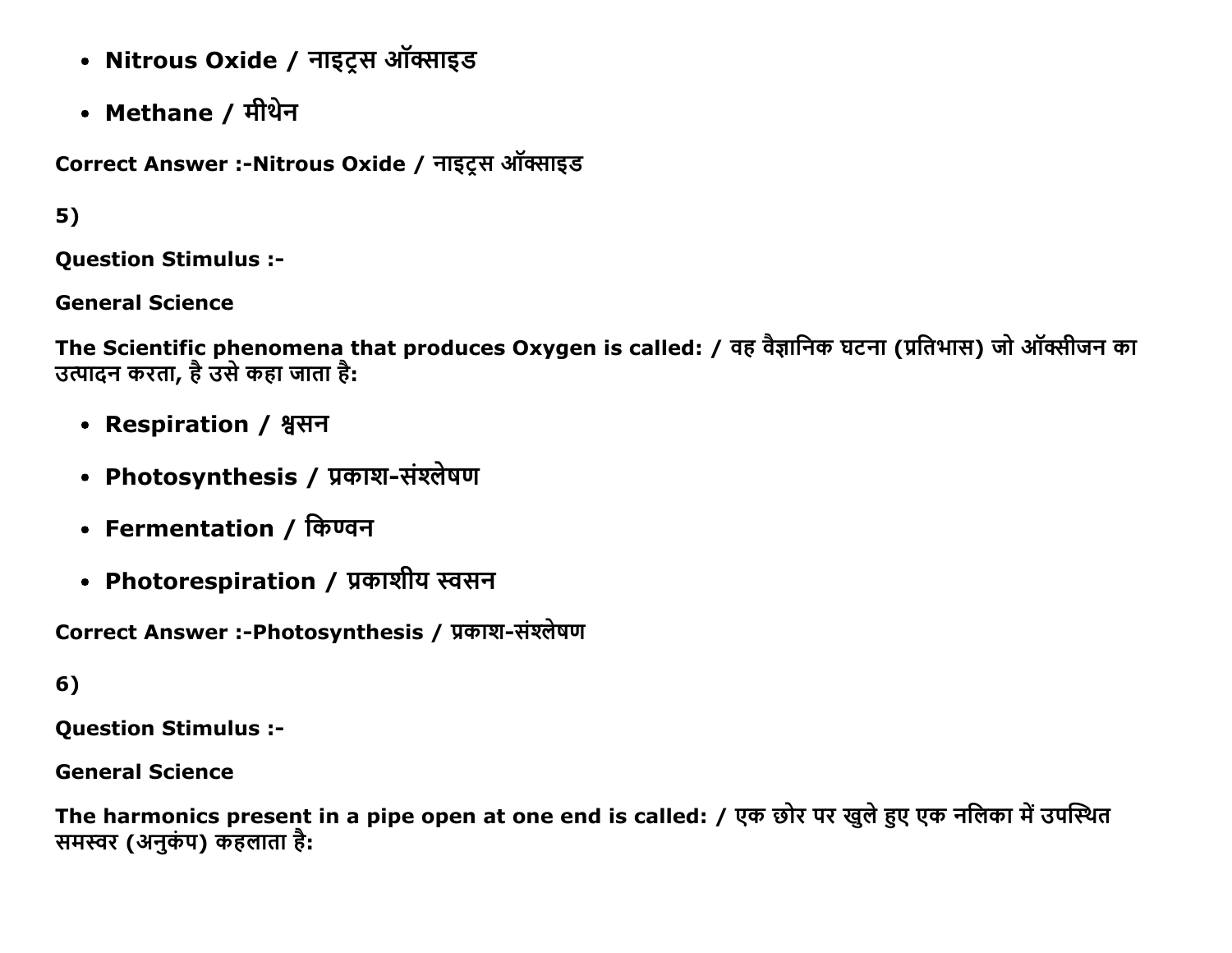- **Nitrous Oxide / नाइट्रस ऑक्साइड**
- **Methane / मीथेन**

**Correct Answer :-Nitrous Oxide / नाइट्रस ऑक्साइड**

**5)**

**Question Stimulus :-**

**General Science**

**The Scientific phenomena that produces Oxygen is called: / वह वैज्ञानिक घटना (प्रतिभास) जो ऑक्सीजन का उत्पादन करता, है उसे कहा जाता है:**

- **Respiration / श्वसन**
- **Photosynthesis / प्रकाश-संश्लेषण**
- **Fermentation / किण्वन**
- **Photorespiration / प्रकाशीय स्वसन**

**Correct Answer :-Photosynthesis / प्रकाश-संश्लेषण**

**6)**

**Question Stimulus :-**

**General Science**

**The harmonics present in a pipe open at one end is called: / एक छोर पर खुले हुए एक नलिका में उपस्थित समस्वर (अनुकंप) कहलाता है:**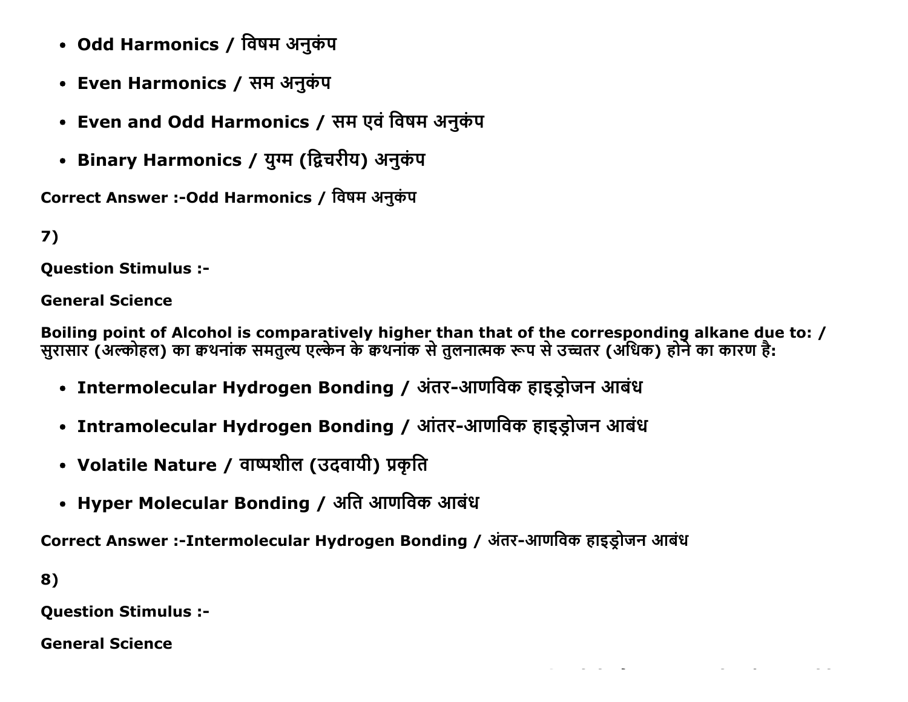- **Odd Harmonics / विषम अनुकंप**
- **Even Harmonics / सम अनुकंप**
- **Even and Odd Harmonics / सम एवं विषम अनुकंप**
- **Binary Harmonics / युग्म (द्विचरीय) अनुकंप**

**Correct Answer :-Odd Harmonics / विषम अनुकंप**

**7)**

**Question Stimulus :-**

**General Science**

**Boiling point of Alcohol is comparatively higher than that of the corresponding alkane due to: / सुरासार (अल्कोहल) का क्वथनांक समतुल्य एल्केन के क्वथनांक से तुलनात्मक रूप से उच्चतर (अधिक) होने का कारण है:**

- **Intermolecular Hydrogen Bonding / अंतर-आणविक हाइड्रोजन आबंध**
- **Intramolecular Hydrogen Bonding / आंतर-आणविक हाइड्रोजन आबंध**
- **Volatile Nature / वाष्पशील (उदवायी) प्रकृति**
- **Hyper Molecular Bonding / अति आणविक आबंध**

**Correct Answer :-Intermolecular Hydrogen Bonding / अंतर-आणविक हाइड्रोजन आबंध**

**8)**

**Question Stimulus :-**

**General Science**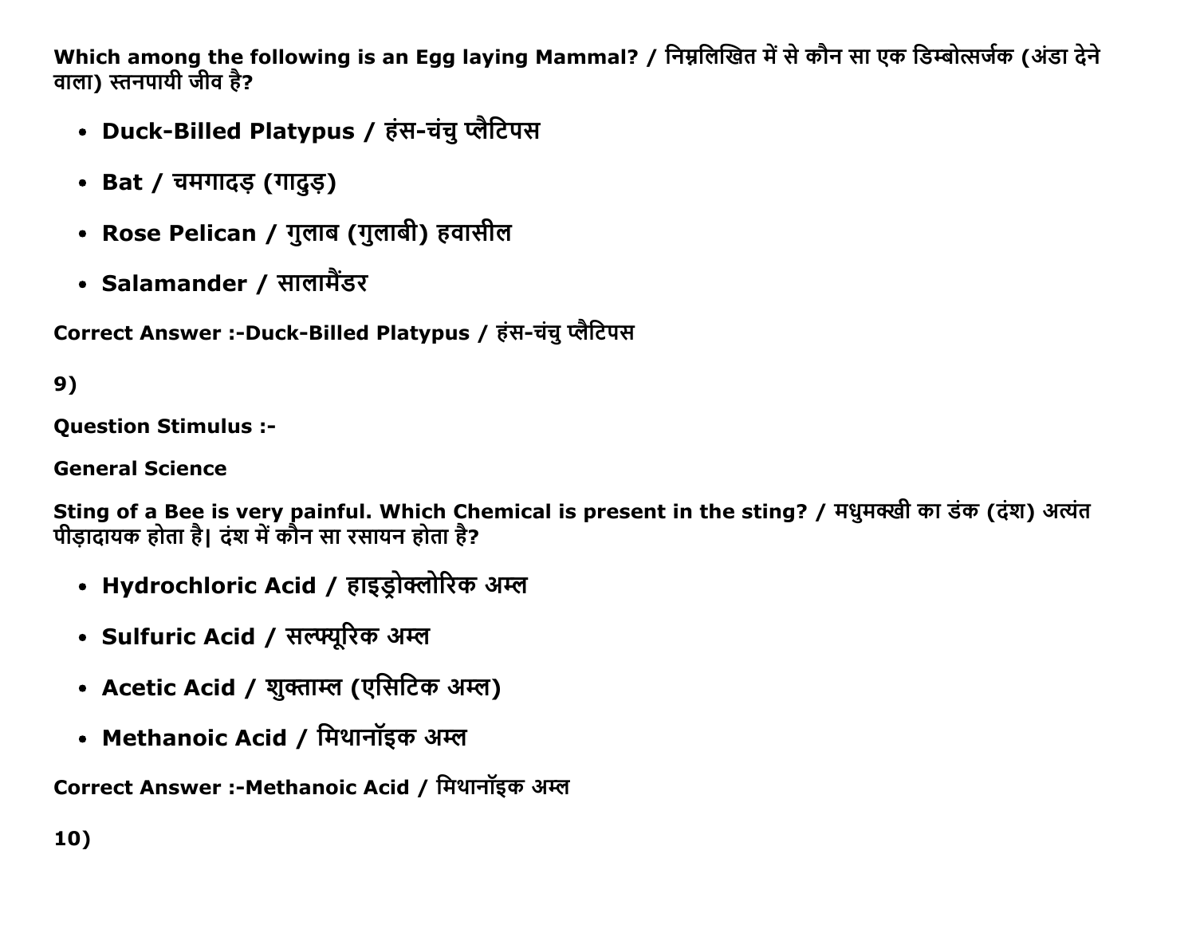**Which among the following is an Egg laying Mammal? / निम्नलिखित में से कौन सा एक डिम्बोत्सर्जक (अंडा देने वाला) स्तनपायी जीव है?**

- **Duck-Billed Platypus / हंस-चंचु प्लैटिपस**
- **Bat / चमगादड़ (गादुड़)**
- **Rose Pelican / गुलाब (गुलाबी) हवासील**
- **Salamander / सालामैंडर**

**Correct Answer :-Duck-Billed Platypus / हंस-चंचु प्लैटिपस**

**9)**

**Question Stimulus :-**

**General Science**

**Sting of a Bee is very painful. Which Chemical is present in the sting? / मधुमक्खी का डंक (दंश) अत्यंत पीड़ादायक होता है| दंश में कौन सा रसायन होता है?**

- **Hydrochloric Acid / हाइड्रोक्लोरिक अम्ल**
- **Sulfuric Acid / सल्फ्यूरिक अम्ल**
- **Acetic Acid / शुक्ताम्ल (एसिटिक अम्ल)**
- **Methanoic Acid / मिथानॉइक अम्ल**

**Correct Answer :-Methanoic Acid / मिथानॉइक अम्ल**

**10)**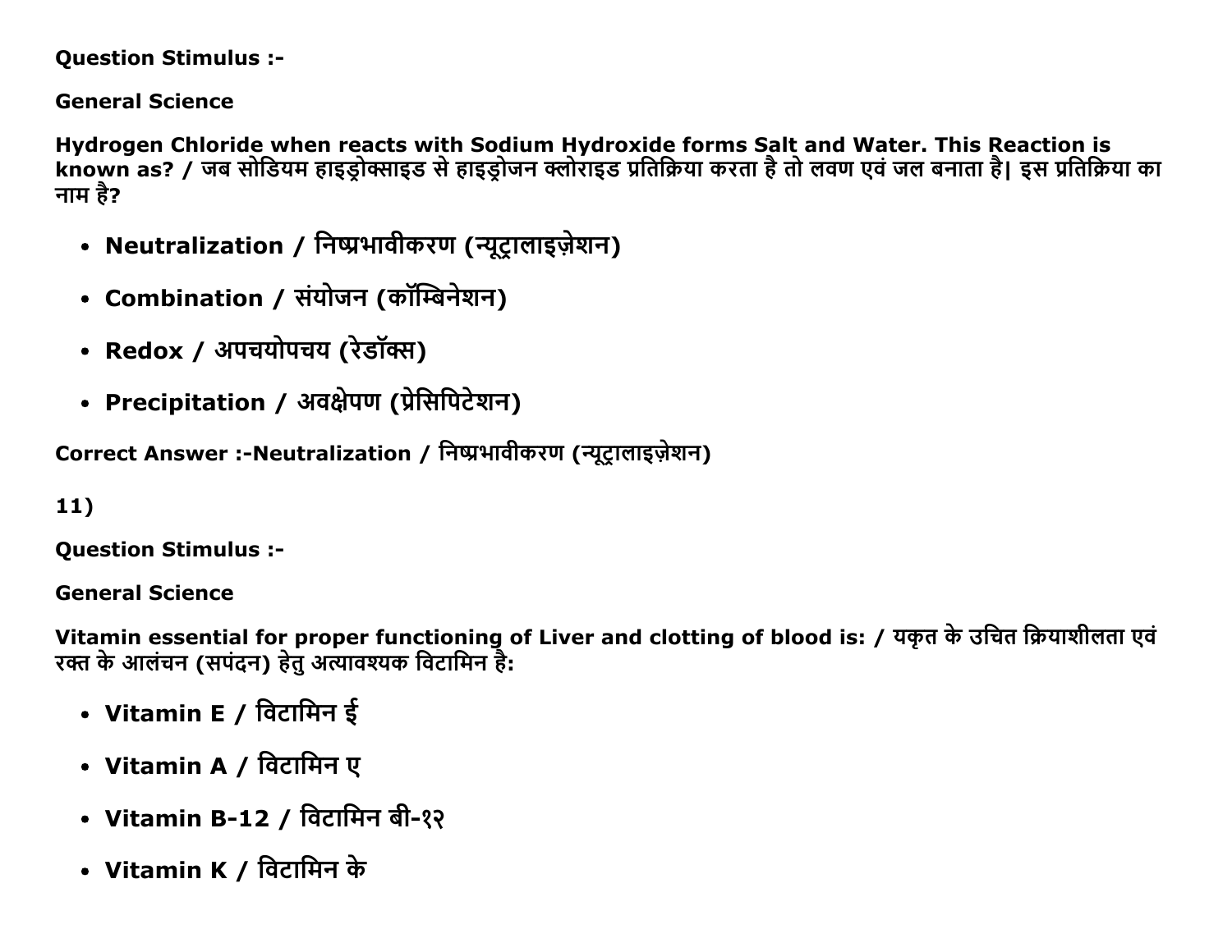**Question Stimulus :-**

**General Science**

**Hydrogen Chloride when reacts with Sodium Hydroxide forms Salt and Water. This Reaction is known as? / जब सोडियम हाइड्रोक्साइड से हाइड्रोजन क्लोराइड प्रतिक्रिया करता है तो लवण एवं जल बनाता है| इस प्रतिक्रिया का नाम है?**

- **Neutralization / निष्प्रभावीकरण (न्यूट्रालाइज़ेशन)**
- **Combination / संयोजन (कॉम्बिनेशन)**
- **Redox / अपचयोपचय (रेडॉक्स)**
- **Precipitation / अवक्षेपण (प्रेसिपिटेशन)**

**Correct Answer :-Neutralization / निष्प्रभावीकरण (न्यूट्रालाइज़ेशन)**

**11)**

**Question Stimulus :-**

**General Science**

**Vitamin essential for proper functioning of Liver and clotting of blood is: / यकृत के उचित क्रियाशीलता एवं रक्त के आलंचन (सपंदन) हेतु अत्यावश्यक विटामिन है:**

- **Vitamin E / विटामिन ई**
- **Vitamin A / विटामिन ए**
- **Vitamin B-12 / विटामिन बी-१२**
- **Vitamin K / विटामिन के**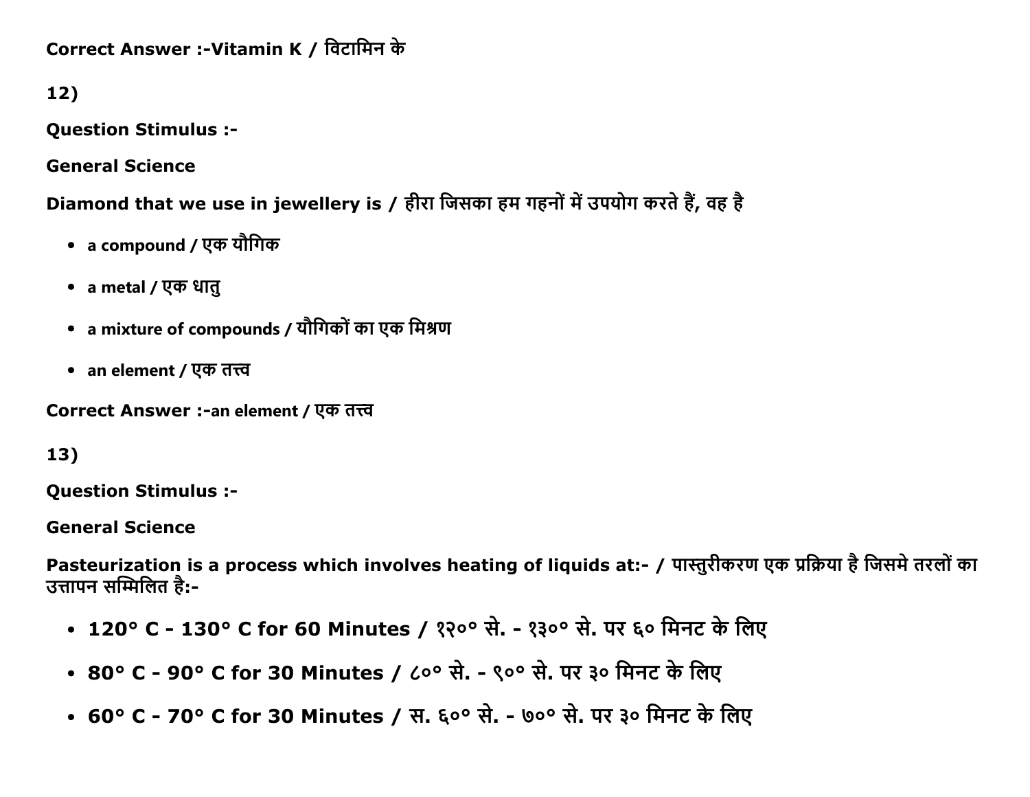Correct Answer :-Vitamin K / विटामिन के

12)

Question Stimulus :-

General Science

Diamond that we use in jewellery is / हीरा जिसका हम गहनों में उपयोग करते हैं, वह है

- a compound / एक यौगिक
- a metal / एक धातु
- a mixture of compounds / यौगिकों का एक मिश्रण
- an element / एक तत्त्व

Correct Answer :-an element / एक तत्त्व

13)

Question Stimulus :-

General Science

Pasteurization is a process which involves heating of liquids at:- / पास्तुरीकरण एक प्रक्रिया है जिसमे तरलों का उत्तापन सम्मिलित है:-

- 120° C - 130° C for 60 Minutes / १२०° से. - १३०° से. पर ६० मिनट के लिए
- 80° C - 90° C for 30 Minutes / ८०° से. - ९०° से. पर ३० मिनट के लिए
- 60° C - 70° C for 30 Minutes / स. ६०° से. - ७०° से. पर ३० मिनट के लिए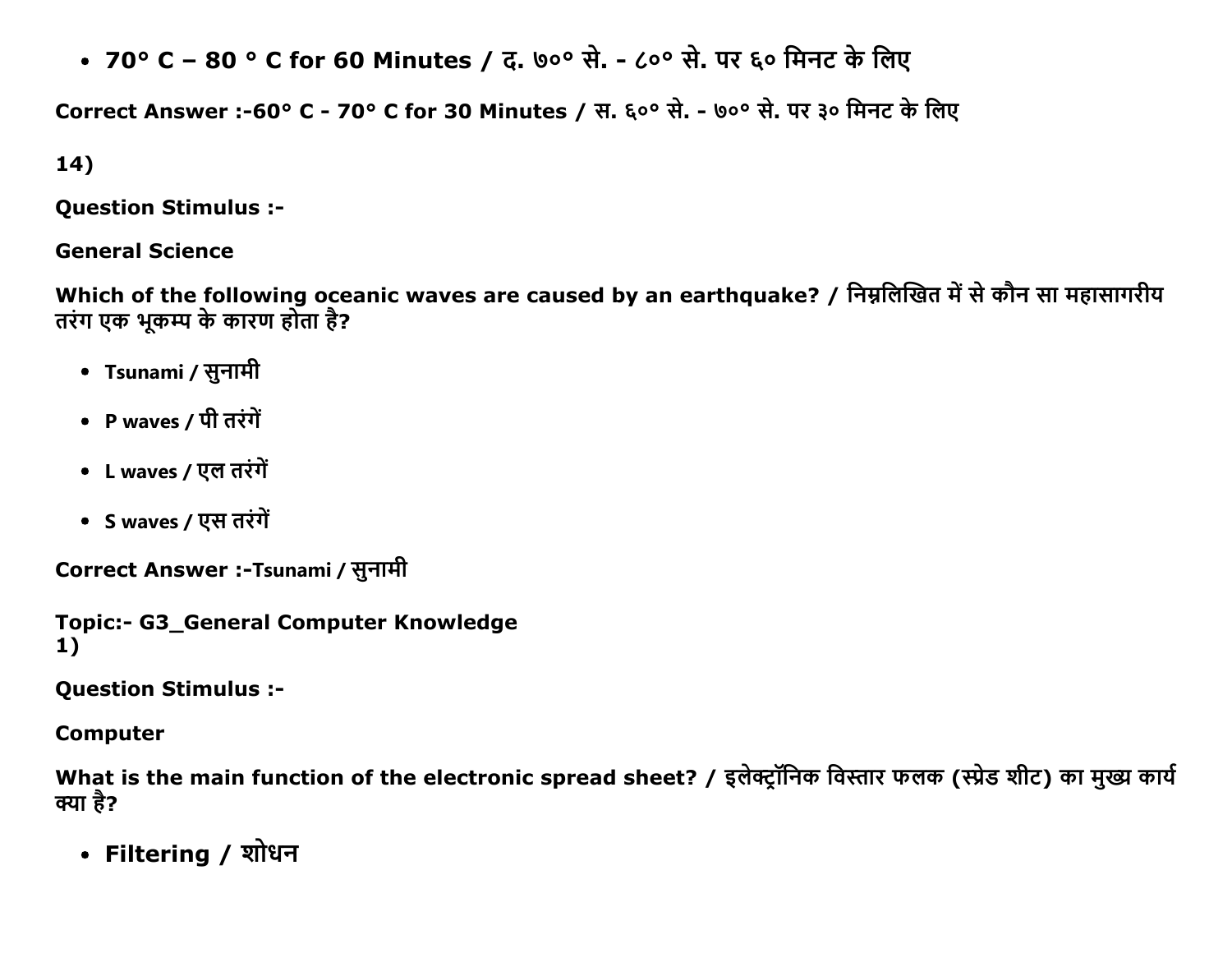- **70° C – 80 ° C for 60 Minutes / द. ७०° से. - ८०° से. पर ६० मिनट के लिए**

**Correct Answer :-60° C - 70° C for 30 Minutes / स. ६०° से. - ७०° से. पर ३० मिनट के लिए**

**14)**

**Question Stimulus :-**

**General Science**

**Which of the following oceanic waves are caused by an earthquake? / निम्नलिखित में से कौन सा महासागरीय तरंग एक भूकम्प के कारण होता है?**

- **Tsunami / सुनामी**
- **P waves / पी तरंगें**
- **L waves / एल तरंगें**
- **S waves / एस तरंगें**

**Correct Answer :-Tsunami / सुनामी**

**Topic:- G3_General Computer Knowledge**
**1)**

**Question Stimulus :-**

**Computer**

**What is the main function of the electronic spread sheet? / इलेक्ट्रॉनिक विस्तार फलक (स्प्रेड शीट) का मुख्य कार्य क्या है?**

- **Filtering / शोधन**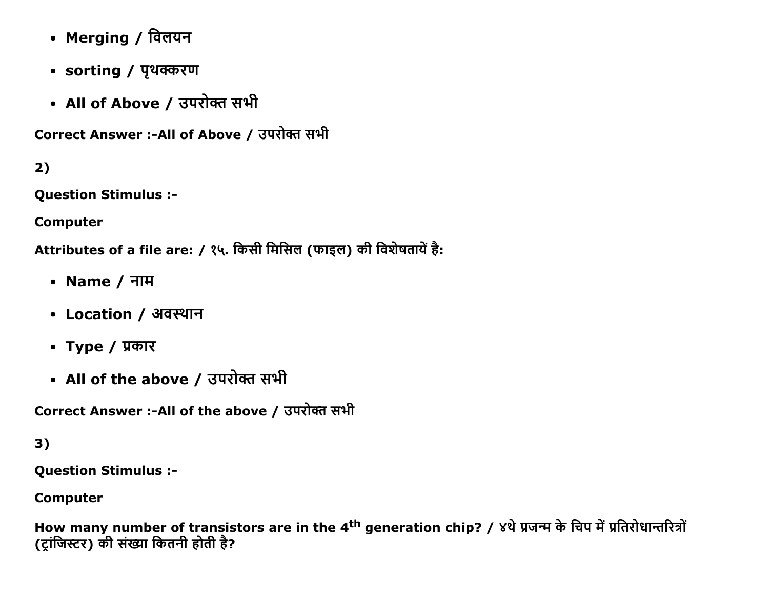- Merging / विलयन
- sorting / पृथक्करण
- All of Above / उपरोक्त सभी

**Correct Answer :-All of Above / उपरोक्त सभी**

**2)**

**Question Stimulus :-**

**Computer**

**Attributes of a file are: / १५. किसी मिसिल (फाइल) की विशेषतायें है:**

- Name / नाम
- Location / अवस्थान
- Type / प्रकार
- All of the above / उपरोक्त सभी

**Correct Answer :-All of the above / उपरोक्त सभी**

**3)**

**Question Stimulus :-**

**Computer**

**How many number of transistors are in the 4th generation chip? / ४थे प्रजन्म के चिप में प्रतिरोधान्तरित्रों (ट्रांजिस्टर) की संख्या कितनी होती है?**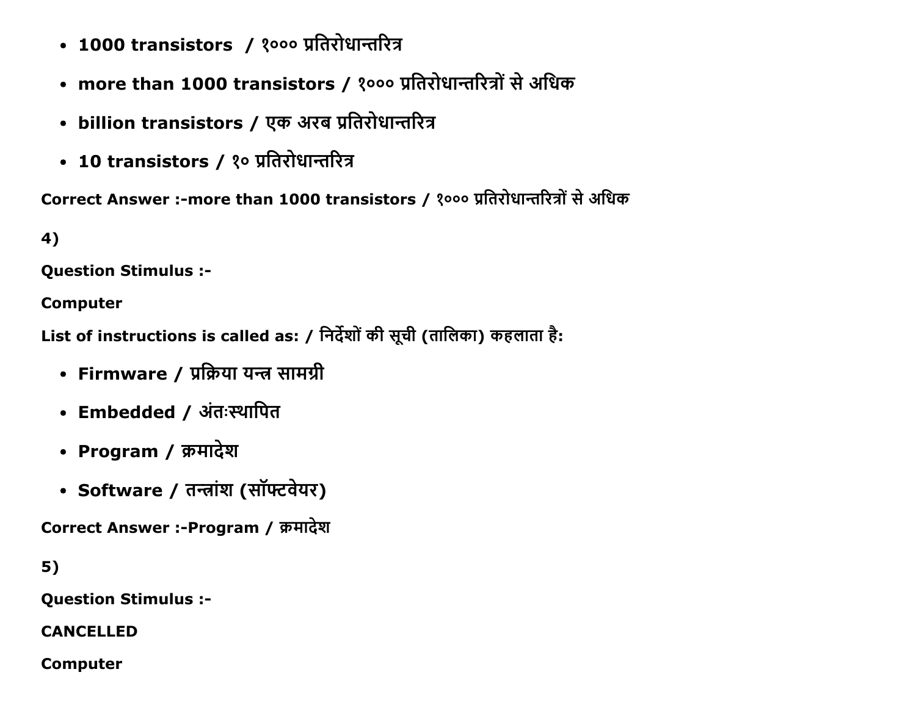- **1000 transistors  / १००० प्रतिरोधान्तरित्र**
- **more than 1000 transistors / १००० प्रतिरोधान्तरित्रों से अधिक**
- **billion transistors / एक अरब प्रतिरोधान्तरित्र**
- **10 transistors / १० प्रतिरोधान्तरित्र**

**Correct Answer :-more than 1000 transistors / १००० प्रतिरोधान्तरित्रों से अधिक**

**4)**

**Question Stimulus :-**

**Computer**

**List of instructions is called as: / निर्देशों की सूची (तालिका) कहलाता है:**

- **Firmware / प्रक्रिया यन्त्र सामग्री**
- **Embedded / अंतःस्थापित**
- **Program / क्रमादेश**
- **Software / तन्त्रांश (सॉफ्टवेयर)**

**Correct Answer :-Program / क्रमादेश**

**5)**

**Question Stimulus :-**

**CANCELLED**

**Computer**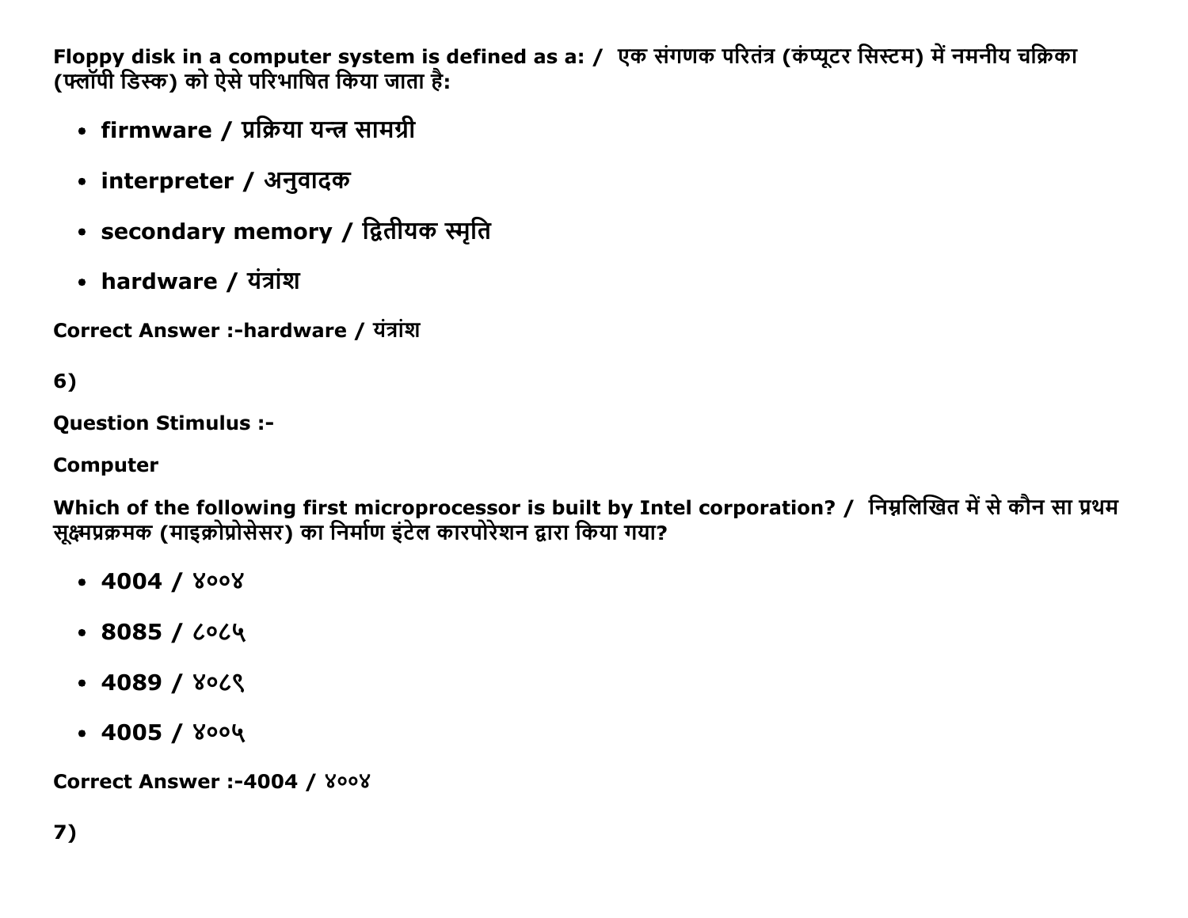**Floppy disk in a computer system is defined as a: / एक संगणक परितंत्र (कंप्यूटर सिस्टम) में नमनीय चक्रिका (फ्लॉपी डिस्क) को ऐसे परिभाषित किया जाता है:**

- **firmware / प्रक्रिया यन्त्र सामग्री**
- **interpreter / अनुवादक**
- **secondary memory / द्वितीयक स्मृति**
- **hardware / यंत्रांश**

**Correct Answer :-hardware / यंत्रांश**

**6)**

**Question Stimulus :-**

**Computer**

**Which of the following first microprocessor is built by Intel corporation? / निम्नलिखित में से कौन सा प्रथम सूक्ष्मप्रक्रमक (माइक्रोप्रोसेसर) का निर्माण इंटेल कारपोरेशन द्वारा किया गया?**

- **4004 / ४००४**
- **8085 / ८०८५**
- **4089 / ४०८९**
- **4005 / ४००५**

**Correct Answer :-4004 / ४००४**

**7)**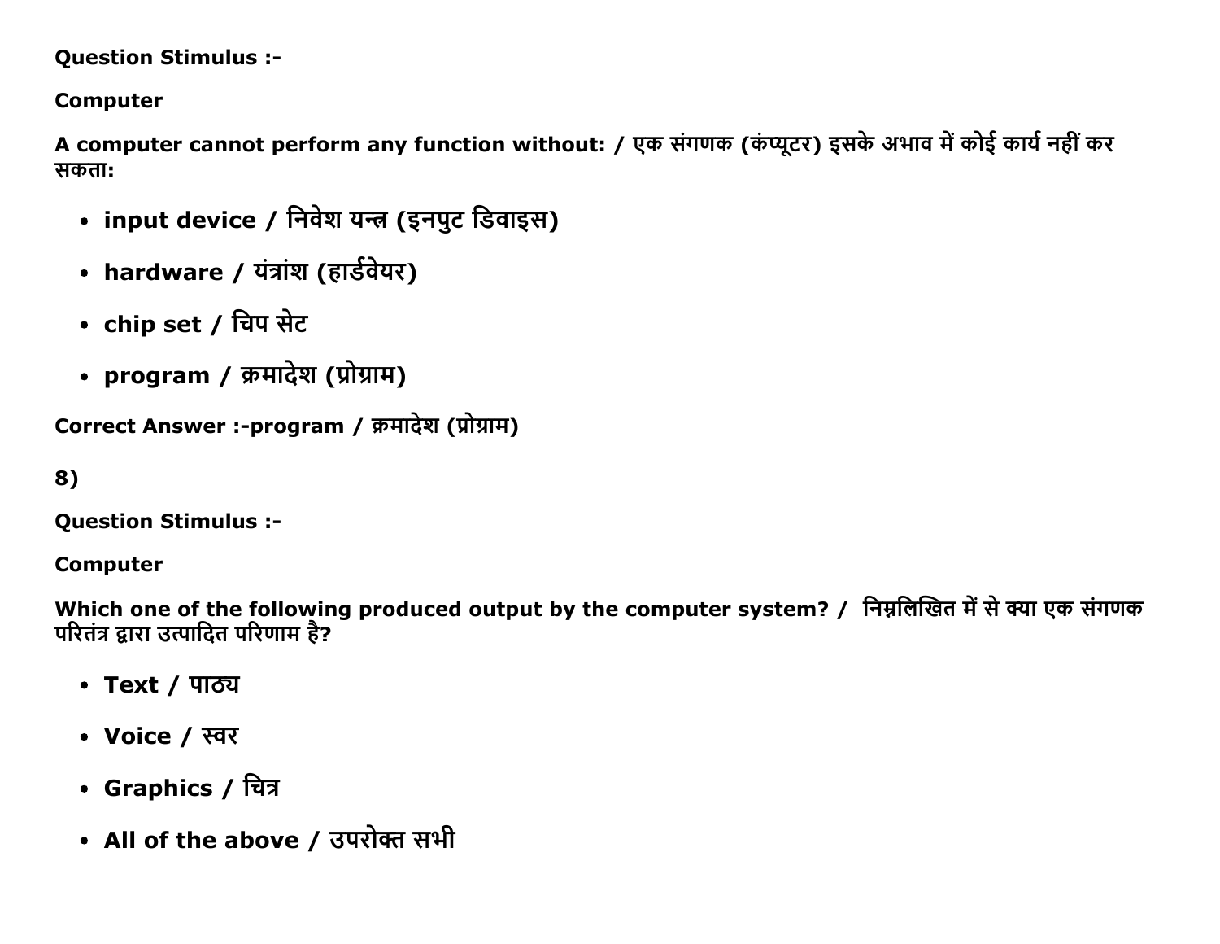**Question Stimulus :-**

**Computer**

**A computer cannot perform any function without: / एक संगणक (कंप्यूटर) इसके अभाव में कोई कार्य नहीं कर सकता:**

- **input device / निवेश यन्त्र (इनपुट डिवाइस)**
- **hardware / यंत्रांश (हार्डवेयर)**
- **chip set / चिप सेट**
- **program / क्रमादेश (प्रोग्राम)**

**Correct Answer :-program / क्रमादेश (प्रोग्राम)**

**8)**

**Question Stimulus :-**

**Computer**

**Which one of the following produced output by the computer system? / निम्नलिखित में से क्या एक संगणक परितंत्र द्वारा उत्पादित परिणाम है?**

- **Text / पाठ्य**
- **Voice / स्वर**
- **Graphics / चित्र**
- **All of the above / उपरोक्त सभी**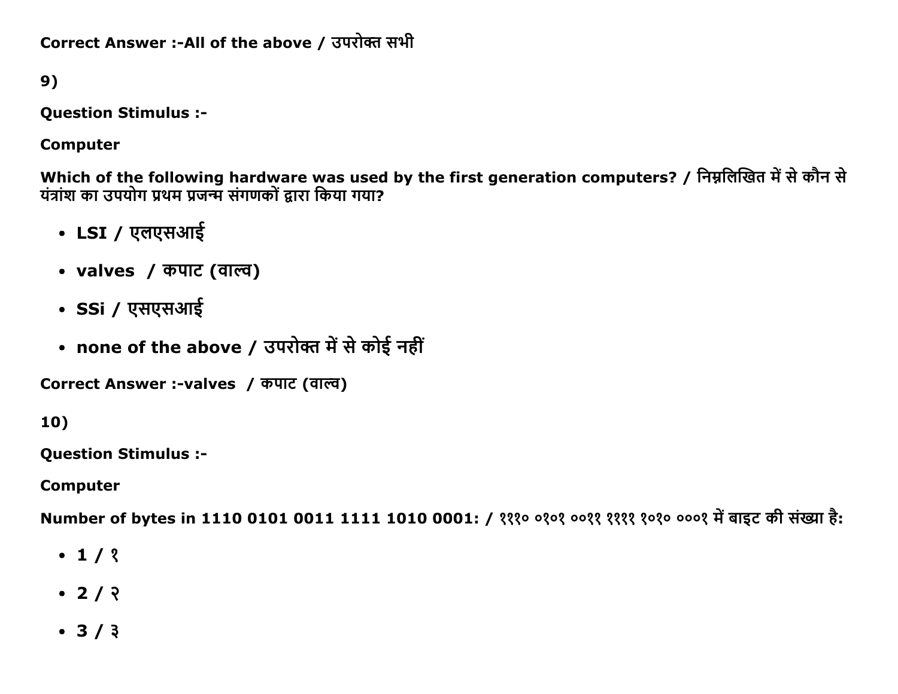**Correct Answer :-All of the above / उपरोक्त सभी**

**9)**

**Question Stimulus :-**

**Computer**

**Which of the following hardware was used by the first generation computers? / निम्नलिखित में से कौन से यंत्रांश का उपयोग प्रथम प्रजन्म संगणकों द्वारा किया गया?**

- **LSI / एलएसआई**
- **valves / कपाट (वाल्व)**
- **SSi / एसएसआई**
- **none of the above / उपरोक्त में से कोई नहीं**

**Correct Answer :-valves / कपाट (वाल्व)**

**10)**

**Question Stimulus :-**

**Computer**

**Number of bytes in 1110 0101 0011 1111 1010 0001: / १११० ०१०१ ००११ ११११ १०१० ०००१ में बाइट की संख्या है:**

- **1 / १**
- **2 / २**
- **3 / ३**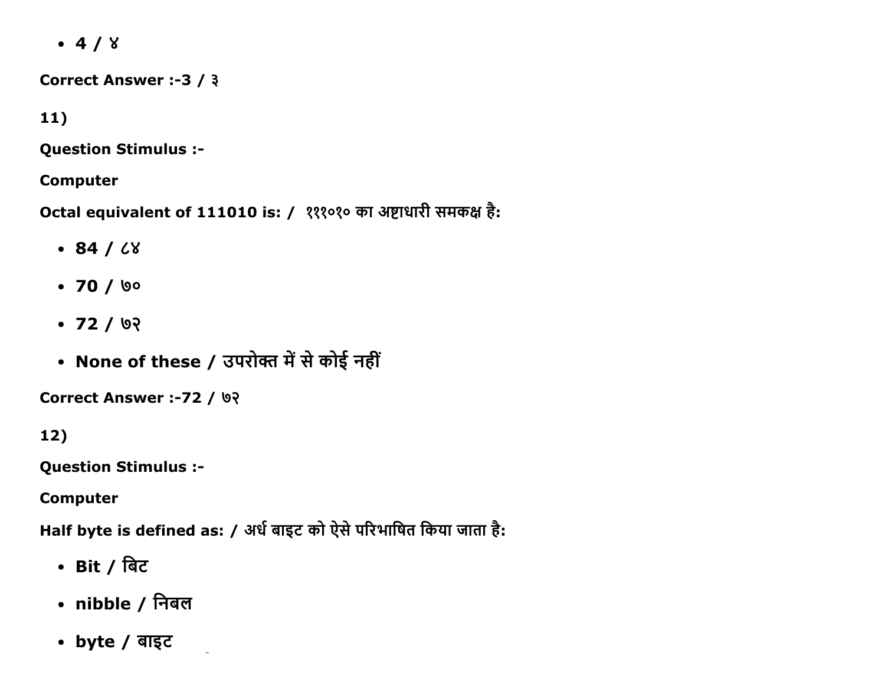- 4 / ४

**Correct Answer :-3 / ३**

**11)**

**Question Stimulus :-**

**Computer**

**Octal equivalent of 111010 is: / १११०१० का अष्टाधारी समकक्ष है:**

- 84 / ८४
- 70 / ७०
- 72 / ७२
- None of these / उपरोक्त में से कोई नहीं

**Correct Answer :-72 / ७२**

**12)**

**Question Stimulus :-**

**Computer**

**Half byte is defined as: / अर्ध बाइट को ऐसे परिभाषित किया जाता है:**

- Bit / बिट
- nibble / निबल
- byte / बाइट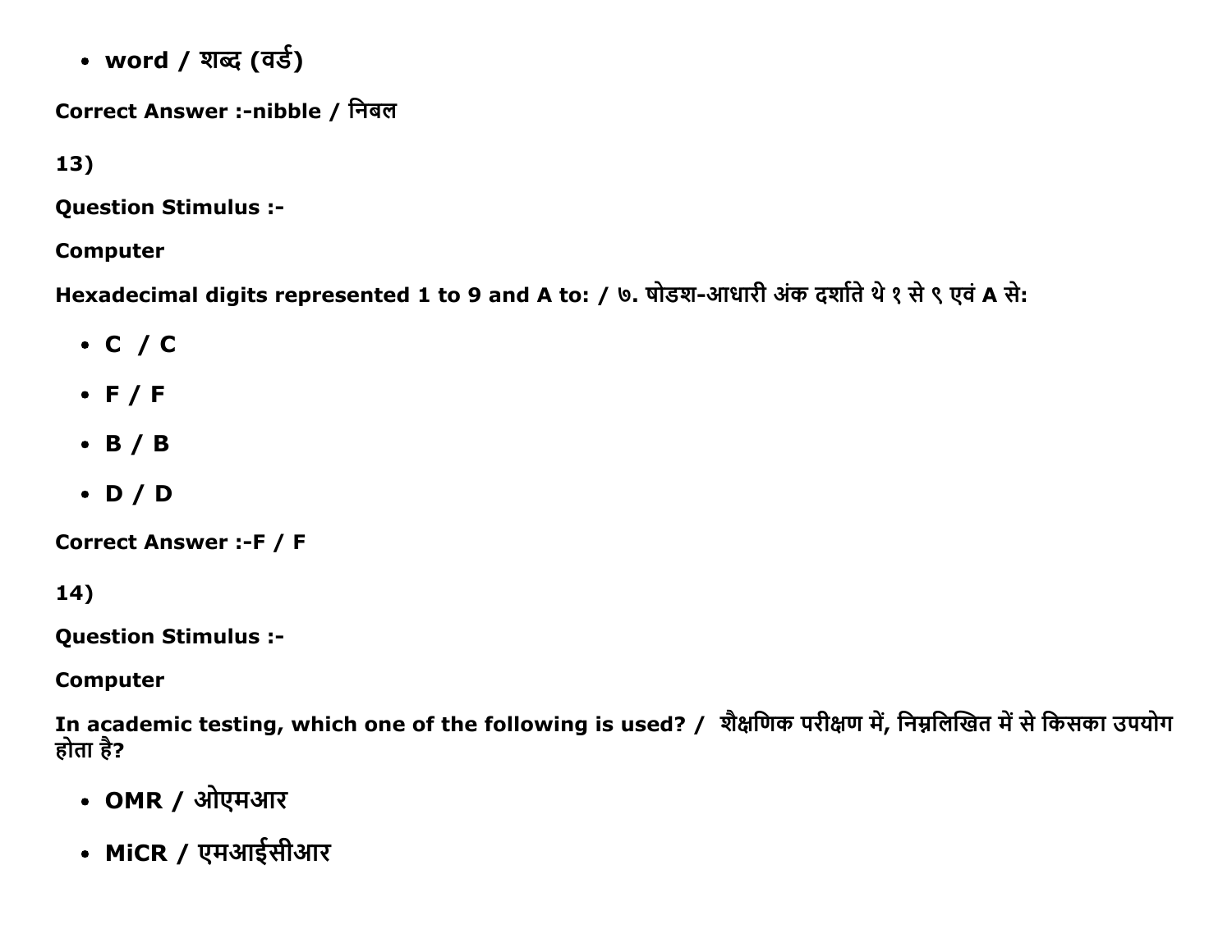- word / शब्द (वर्ड)

**Correct Answer :-nibble / निबल**

**13)**

**Question Stimulus :-**

**Computer**

**Hexadecimal digits represented 1 to 9 and A to: / ७. षोडश-आधारी अंक दर्शाते थे १ से ९ एवं A से:**

- **C / C**
- **F / F**
- **B / B**
- **D / D**

**Correct Answer :-F / F**

**14)**

**Question Stimulus :-**

**Computer**

**In academic testing, which one of the following is used? / शैक्षणिक परीक्षण में, निम्नलिखित में से किसका उपयोग होता है?**

- **OMR / ओएमआर**
- **MiCR / एमआईसीआर**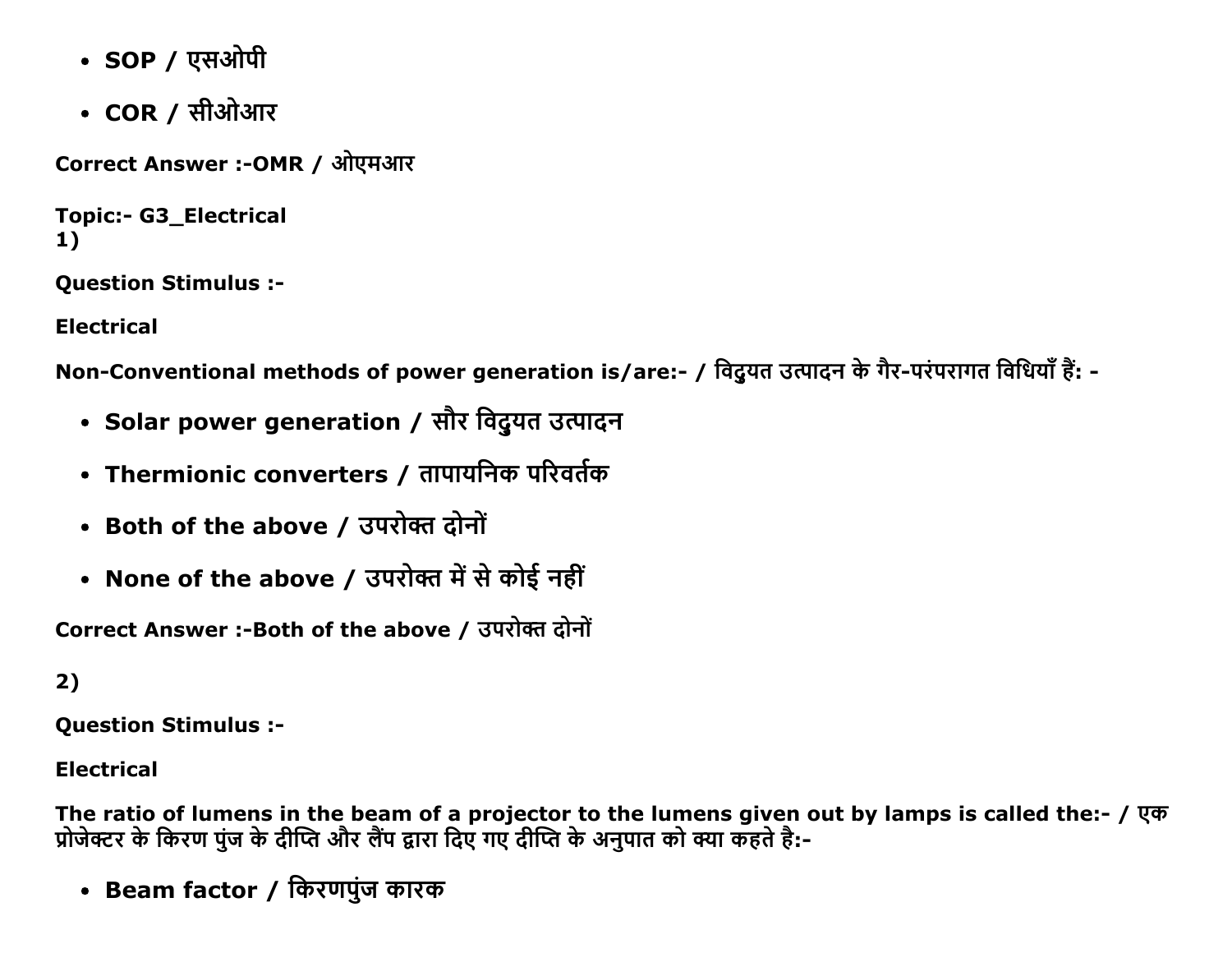- SOP / एसओपी
- COR / सीओआर

Correct Answer :-OMR / ओएमआर

**Topic:- G3_Electrical**

1)

**Question Stimulus :-**

**Electrical**

**Non-Conventional methods of power generation is/are:- / विदुयत उत्पादन के गैर-परंपरागत विधियाँ हैं: -**

- **Solar power generation / सौर विदुयत उत्पादन**
- **Thermionic converters / तापायनिक परिवर्तक**
- **Both of the above / उपरोक्त दोनों**
- **None of the above / उपरोक्त में से कोई नहीं**

**Correct Answer :-Both of the above / उपरोक्त दोनों**

2)

**Question Stimulus :-**

**Electrical**

**The ratio of lumens in the beam of a projector to the lumens given out by lamps is called the:- / एक प्रोजेक्टर के किरण पुंज के दीप्ति और लैंप द्वारा दिए गए दीप्ति के अनुपात को क्या कहते है:-**

- **Beam factor / किरणपुंज कारक**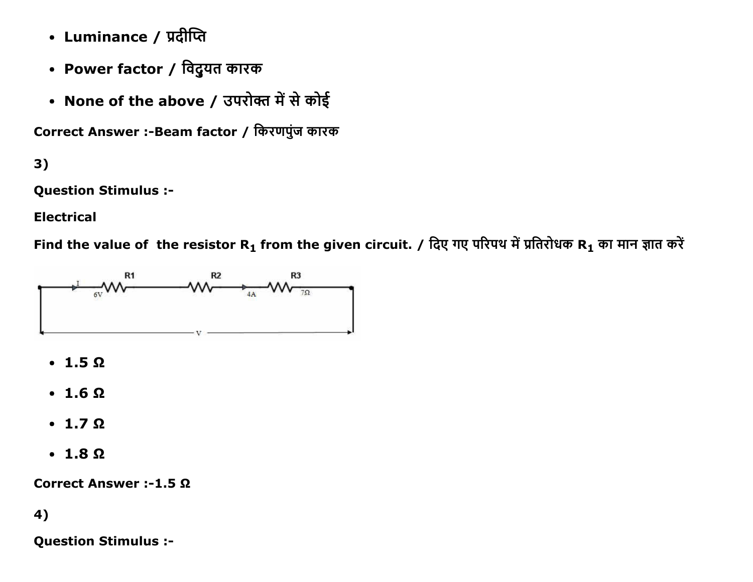- **Luminance / प्रदीप्ति**
- **Power factor / विद्युयत कारक**
- **None of the above / उपरोक्त में से कोई**

**Correct Answer :-Beam factor / किरणपुंज कारक**

**3)**

**Question Stimulus :-**

**Electrical**

**Find the value of the resistor $R_1$ from the given circuit. / दिए गए परिपथ में प्रतिरोधक $R_1$ का मान ज्ञात करें**

- **1.5 Ω**
- **1.6 Ω**
- **1.7 Ω**
- **1.8 Ω**

**Correct Answer :-1.5 Ω**

**4)**

**Question Stimulus :-**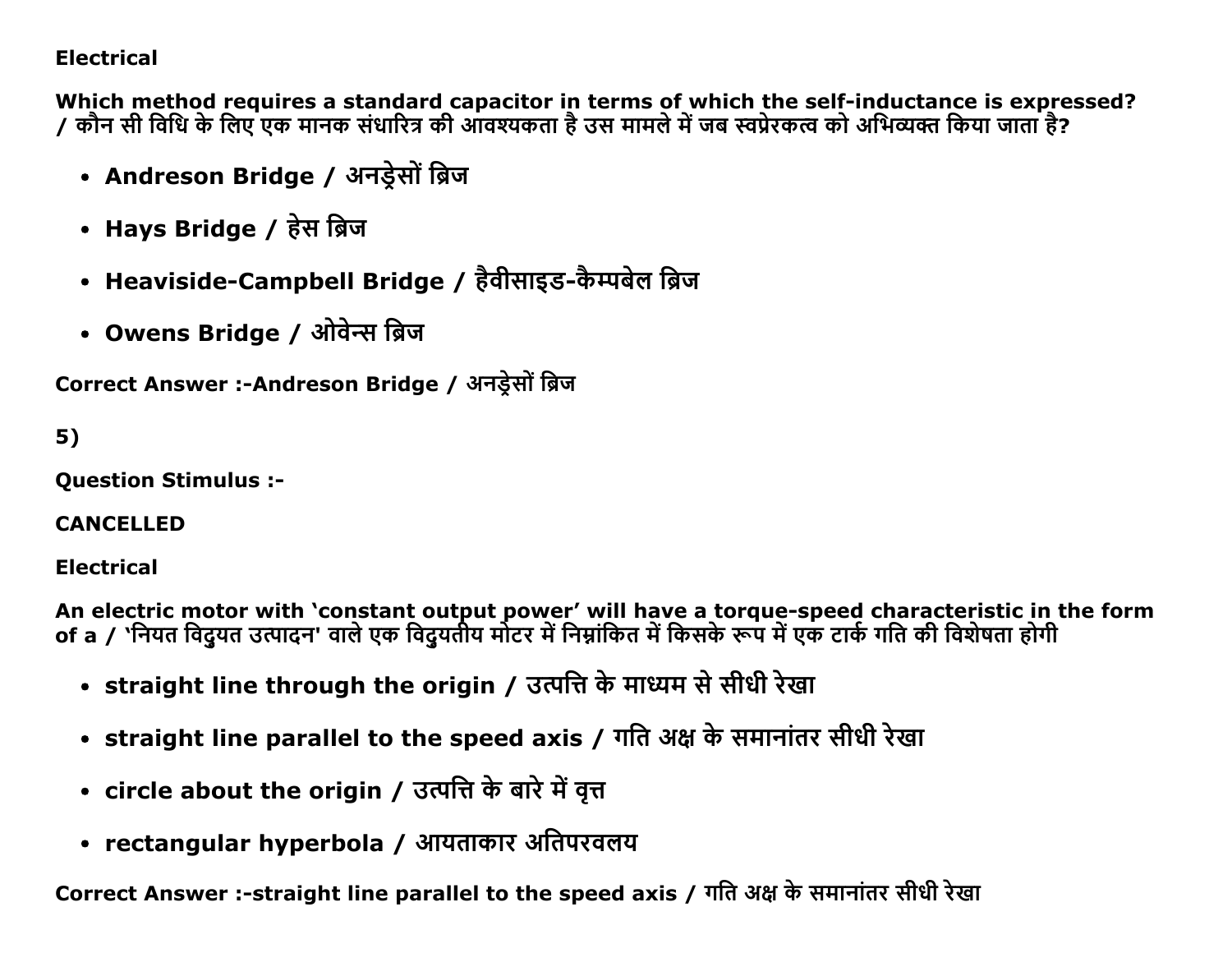**Electrical**

**Which method requires a standard capacitor in terms of which the self-inductance is expressed? / कौन सी विधि के लिए एक मानक संधारित्र की आवश्यकता है उस मामले में जब स्वप्रेरकत्व को अभिव्यक्त किया जाता है?**

- **Andreson Bridge / अनड्रेसों ब्रिज**
- **Hays Bridge / हेस ब्रिज**
- **Heaviside-Campbell Bridge / हैवीसाइड-कैम्पबेल ब्रिज**
- **Owens Bridge / ओवेन्स ब्रिज**

**Correct Answer :-Andreson Bridge / अनड्रेसों ब्रिज**

**5)**

**Question Stimulus :-**

**CANCELLED**

**Electrical**

**An electric motor with 'constant output power' will have a torque-speed characteristic in the form of a / 'नियत विदुयत उत्पादन' वाले एक विदुयतीय मोटर में निम्नांकित में किसके रूप में एक टार्क गति की विशेषता होगी**

- **straight line through the origin / उत्पत्ति के माध्यम से सीधी रेखा**
- **straight line parallel to the speed axis / गति अक्ष के समानांतर सीधी रेखा**
- **circle about the origin / उत्पत्ति के बारे में वृत्त**
- **rectangular hyperbola / आयताकार अतिपरवलय**

**Correct Answer :-straight line parallel to the speed axis / गति अक्ष के समानांतर सीधी रेखा**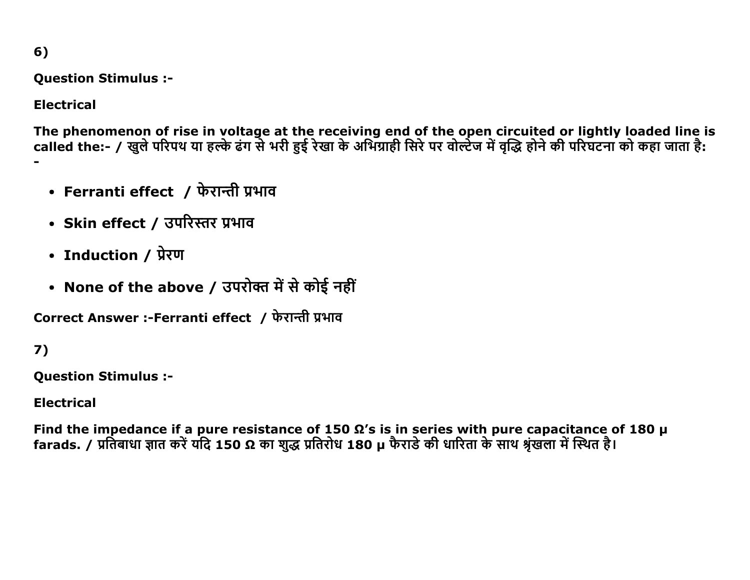6)

**Question Stimulus :-**

**Electrical**

**The phenomenon of rise in voltage at the receiving end of the open circuited or lightly loaded line is called the:- / खुले परिपथ या हल्के ढंग से भरी हुई रेखा के अभिग्राही सिरे पर वोल्टेज में वृद्धि होने की परिघटना को कहा जाता है: -**

- **Ferranti effect / फेरान्ती प्रभाव**
- **Skin effect / उपरिस्तर प्रभाव**
- **Induction / प्रेरण**
- **None of the above / उपरोक्त में से कोई नहीं**

**Correct Answer :-Ferranti effect / फेरान्ती प्रभाव**

7)

**Question Stimulus :-**

**Electrical**

**Find the impedance if a pure resistance of 150 Ω's is in series with pure capacitance of 180 μ farads. / प्रतिबाधा ज्ञात करें यदि 150 Ω का शुद्ध प्रतिरोध 180 μ फैराडे की धारिता के साथ श्रृंखला में स्थित है।**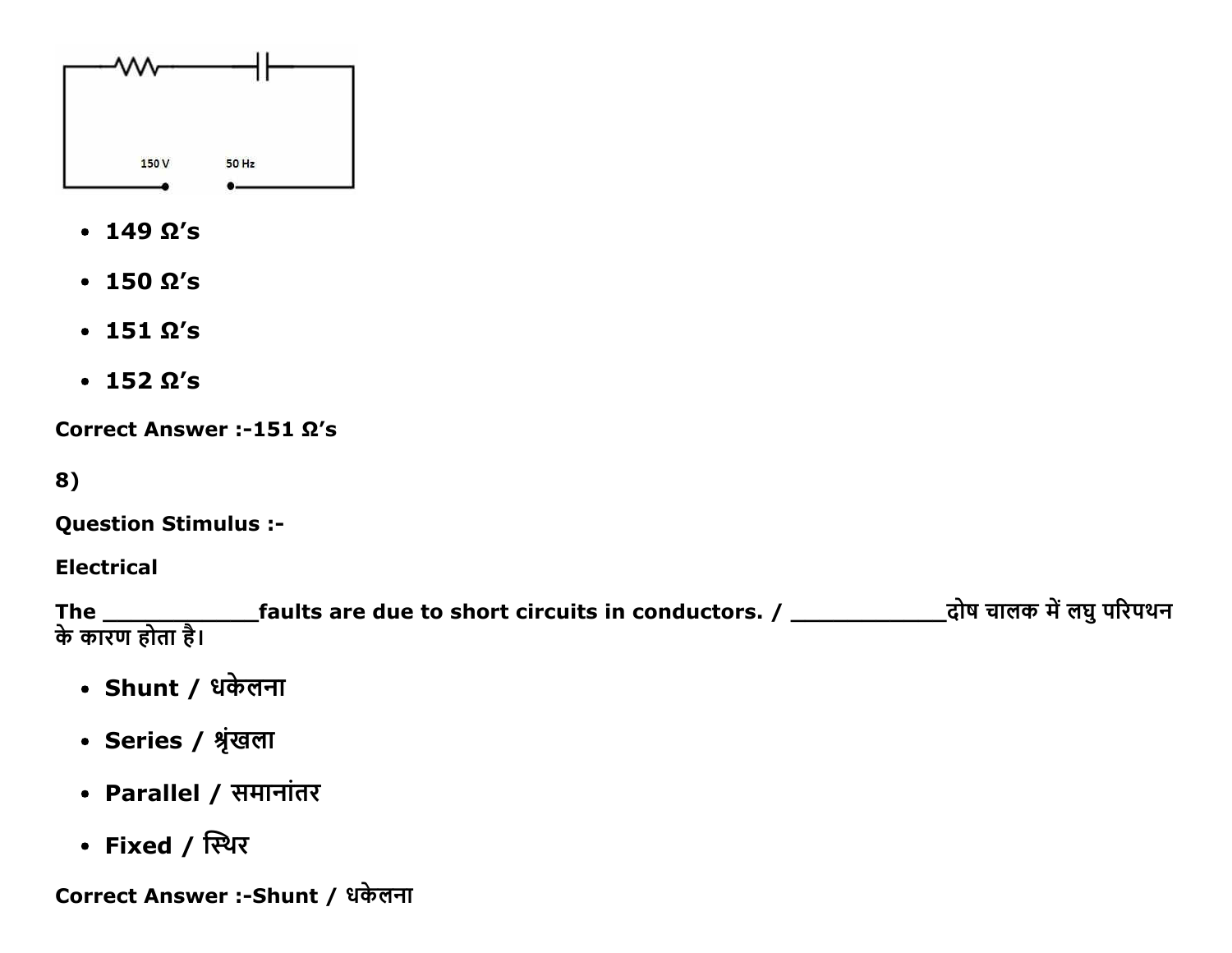150 V 50 Hz

- **149 Ω's**
- **150 Ω's**
- **151 Ω's**
- **152 Ω's**

**Correct Answer :-151 Ω's**

**8)**

**Question Stimulus :-**

**Electrical**

**The ____________faults are due to short circuits in conductors. / ____________दोष चालक में लघु परिपथन के कारण होता है।**

- **Shunt / धकेलना**
- **Series / श्रृंखला**
- **Parallel / समानांतर**
- **Fixed / स्थिर**

**Correct Answer :-Shunt / धकेलना**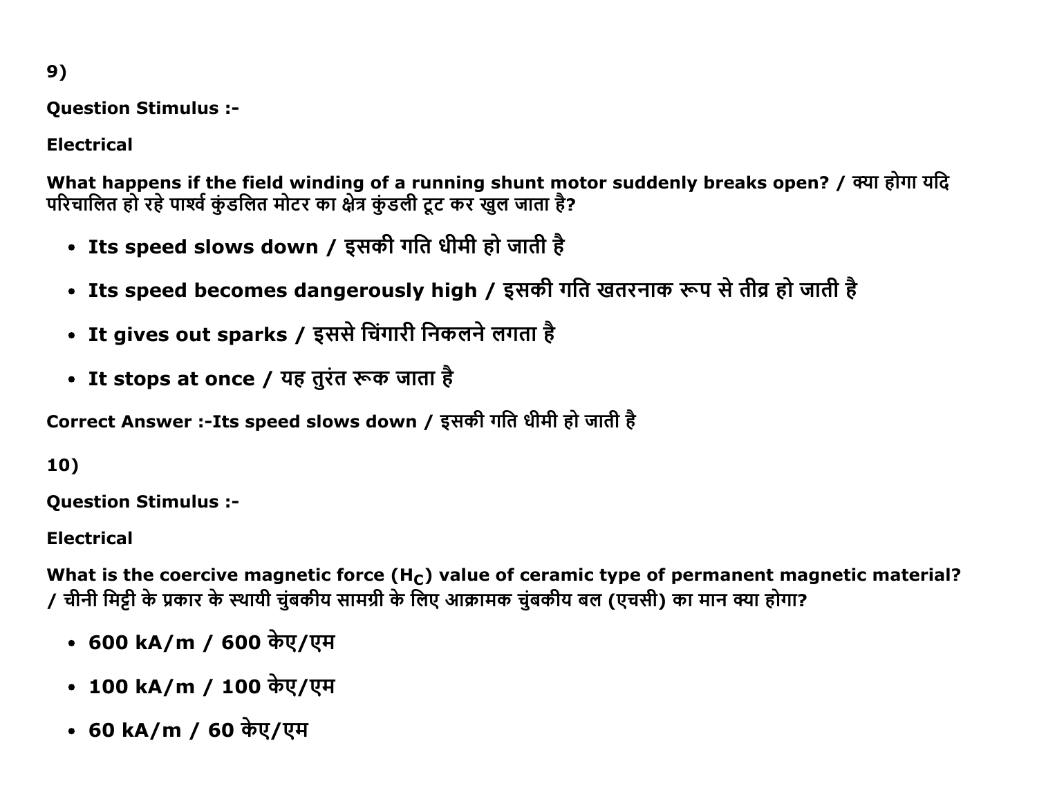9)

**Question Stimulus :-**

**Electrical**

**What happens if the field winding of a running shunt motor suddenly breaks open? / क्या होगा यदि परिचालित हो रहे पार्श्व कुंडलित मोटर का क्षेत्र कुंडली टूट कर खुल जाता है?**

- **Its speed slows down / इसकी गति धीमी हो जाती है**
- **Its speed becomes dangerously high / इसकी गति खतरनाक रूप से तीव्र हो जाती है**
- **It gives out sparks / इससे चिंगारी निकलने लगता है**
- **It stops at once / यह तुरंत रूक जाता है**

**Correct Answer :-Its speed slows down / इसकी गति धीमी हो जाती है**

10)

**Question Stimulus :-**

**Electrical**

**What is the coercive magnetic force ($H_C$) value of ceramic type of permanent magnetic material? / चीनी मिट्टी के प्रकार के स्थायी चुंबकीय सामग्री के लिए आक्रामक चुंबकीय बल (एचसी) का मान क्या होगा?**

- **600 kA/m / 600 केए/एम**
- **100 kA/m / 100 केए/एम**
- **60 kA/m / 60 केए/एम**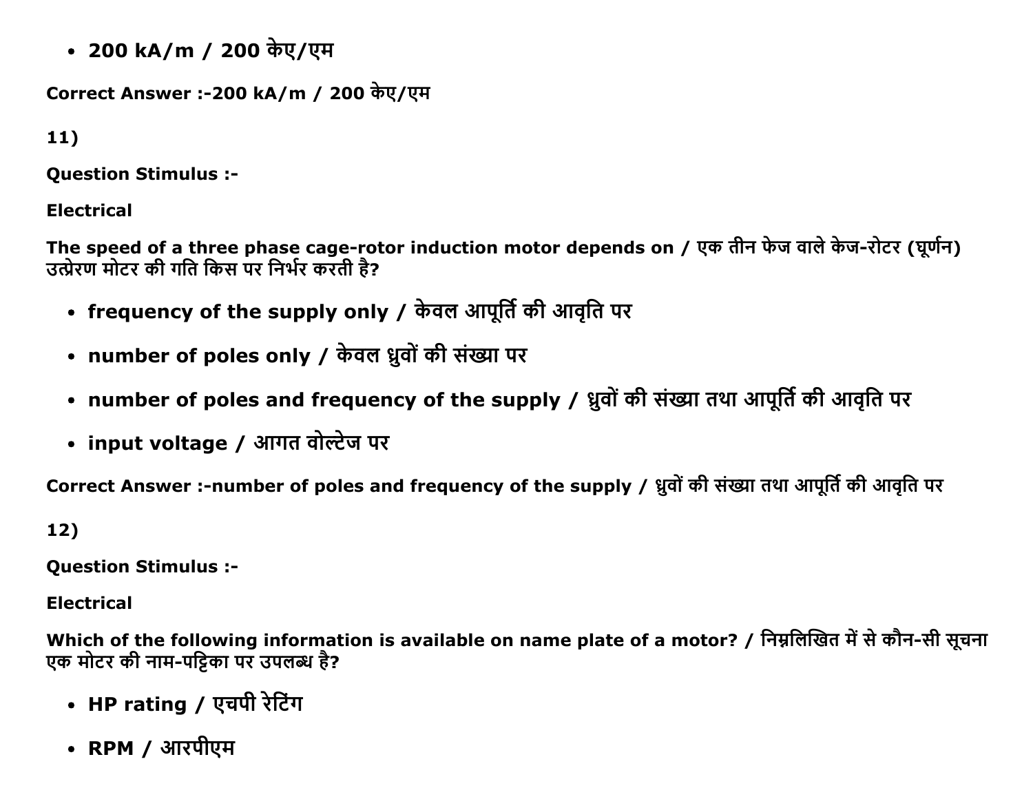- **200 kA/m / 200 केए/एम**

**Correct Answer :-200 kA/m / 200 केए/एम**

**11)**

**Question Stimulus :-**

**Electrical**

**The speed of a three phase cage-rotor induction motor depends on / एक तीन फेज वाले केज-रोटर (घूर्णन) उत्प्रेरण मोटर की गति किस पर निर्भर करती है?**

- **frequency of the supply only / केवल आपूर्ति की आवृति पर**
- **number of poles only / केवल ध्रुवों की संख्या पर**
- **number of poles and frequency of the supply / ध्रुवों की संख्या तथा आपूर्ति की आवृति पर**
- **input voltage / आगत वोल्टेज पर**

**Correct Answer :-number of poles and frequency of the supply / ध्रुवों की संख्या तथा आपूर्ति की आवृति पर**

**12)**

**Question Stimulus :-**

**Electrical**

**Which of the following information is available on name plate of a motor? / निम्नलिखित में से कौन-सी सूचना एक मोटर की नाम-पट्टिका पर उपलब्ध है?**

- **HP rating / एचपी रेटिंग**
- **RPM / आरपीएम**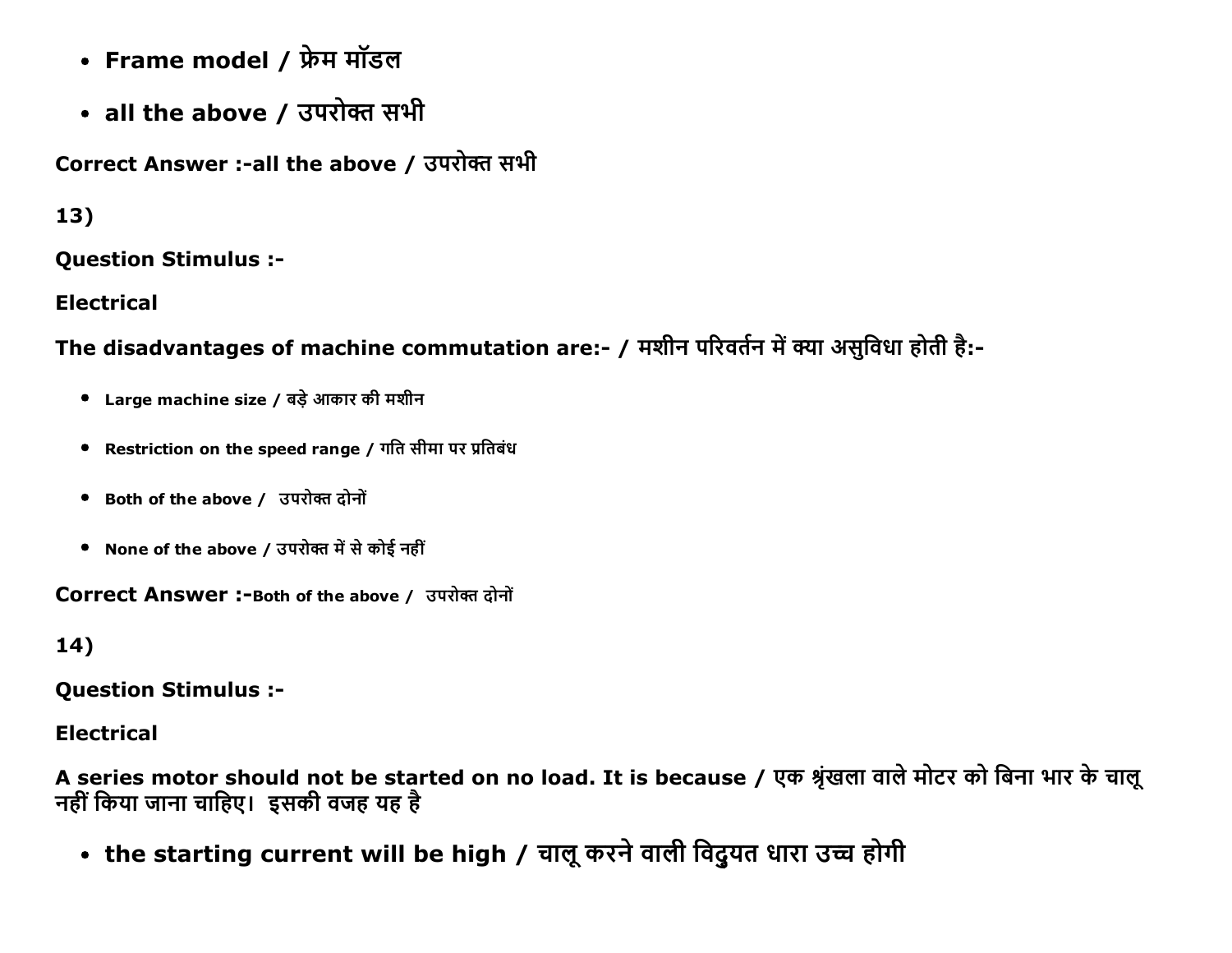- **Frame model / फ्रेम मॉडल**
- **all the above / उपरोक्त सभी**

**Correct Answer :-all the above / उपरोक्त सभी**

**13)**

**Question Stimulus :-**

**Electrical**

**The disadvantages of machine commutation are:- / मशीन परिवर्तन में क्या असुविधा होती है:-**

- **Large machine size / बड़े आकार की मशीन**
- **Restriction on the speed range / गति सीमा पर प्रतिबंध**
- **Both of the above / उपरोक्त दोनों**
- **None of the above / उपरोक्त में से कोई नहीं**

**Correct Answer :-Both of the above / उपरोक्त दोनों**

**14)**

**Question Stimulus :-**

**Electrical**

**A series motor should not be started on no load. It is because / एक श्रृंखला वाले मोटर को बिना भार के चालू नहीं किया जाना चाहिए। इसकी वजह यह है**

- **the starting current will be high / चालू करने वाली विद्युत धारा उच्च होगी**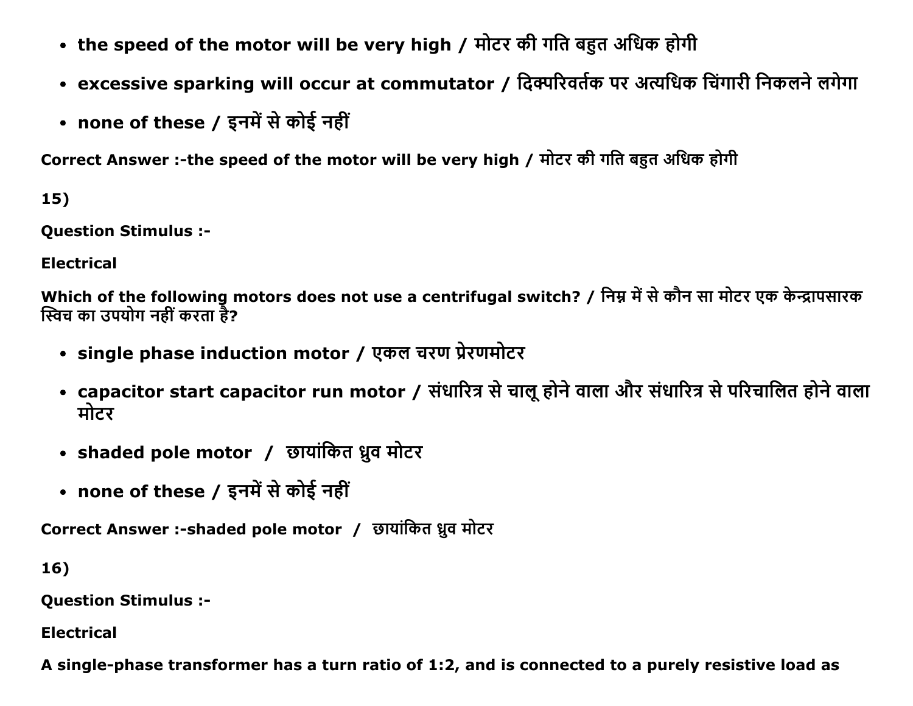- **the speed of the motor will be very high / मोटर की गति बहुत अधिक होगी**
- **excessive sparking will occur at commutator / दिक्परिवर्तक पर अत्यधिक चिंगारी निकलने लगेगा**
- **none of these / इनमें से कोई नहीं**

**Correct Answer :-the speed of the motor will be very high / मोटर की गति बहुत अधिक होगी**

**15)**

**Question Stimulus :-**

**Electrical**

**Which of the following motors does not use a centrifugal switch? / निम्न में से कौन सा मोटर एक केन्द्रापसारक स्विच का उपयोग नहीं करता है?**

- **single phase induction motor / एकल चरण प्रेरणमोटर**
- **capacitor start capacitor run motor / संधारित्र से चालू होने वाला और संधारित्र से परिचालित होने वाला मोटर**
- **shaded pole motor / छायांकित ध्रुव मोटर**
- **none of these / इनमें से कोई नहीं**

**Correct Answer :-shaded pole motor / छायांकित ध्रुव मोटर**

**16)**

**Question Stimulus :-**

**Electrical**

**A single-phase transformer has a turn ratio of 1:2, and is connected to a purely resistive load as**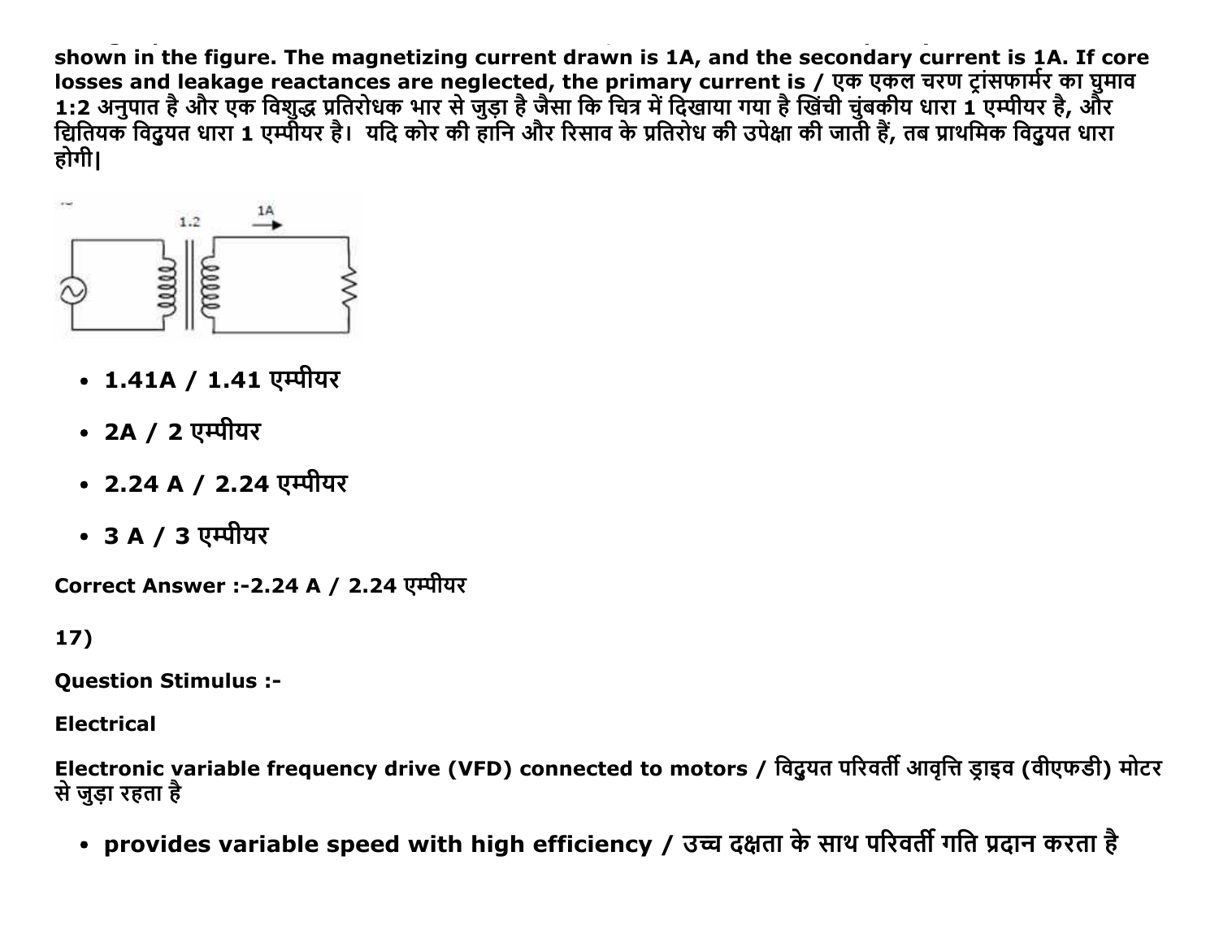shown in the figure. The magnetizing current drawn is 1A, and the secondary current is 1A. If core losses and leakage reactances are neglected, the primary current is / एक एकल चरण ट्रांसफार्मर का घुमाव 1:2 अनुपात है और एक विशुद्ध प्रतिरोधक भार से जुड़ा है जैसा कि चित्र में दिखाया गया है खिंची चुंबकीय धारा 1 एम्पीयर है, और द्वितियक विद्युत धारा 1 एम्पीयर है। यदि कोर की हानि और रिसाव के प्रतिरोध की उपेक्षा की जाती हैं, तब प्राथमिक विद्युत धारा होगी।

- **1.41A / 1.41 एम्पीयर**
- **2A / 2 एम्पीयर**
- **2.24 A / 2.24 एम्पीयर**
- **3 A / 3 एम्पीयर**

**Correct Answer :-2.24 A / 2.24 एम्पीयर**

**17)**

**Question Stimulus :-**

**Electrical**

**Electronic variable frequency drive (VFD) connected to motors / विद्युत परिवर्ती आवृत्ति ड्राइव (वीएफडी) मोटर से जुड़ा रहता है**

- **provides variable speed with high efficiency / उच्च दक्षता के साथ परिवर्ती गति प्रदान करता है**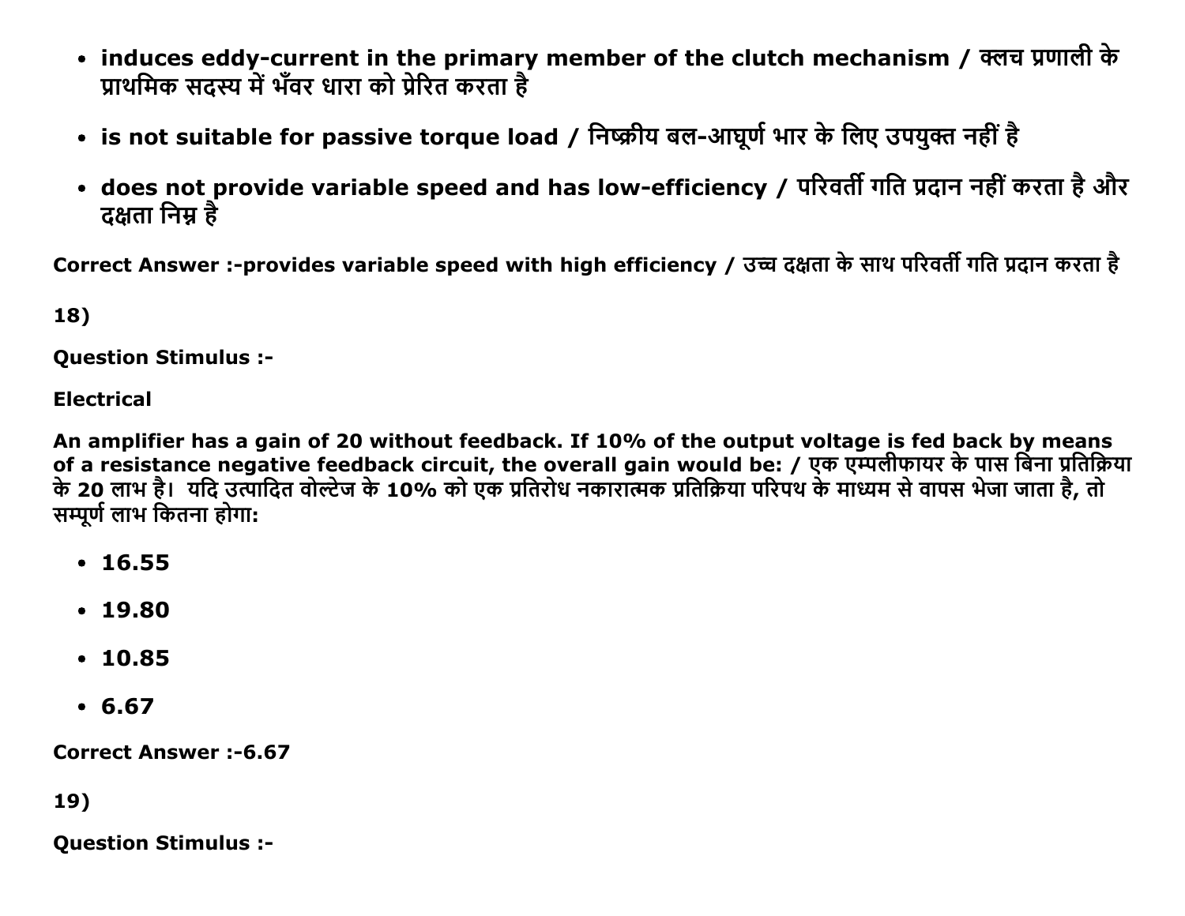- **induces eddy-current in the primary member of the clutch mechanism / क्लच प्रणाली के प्राथमिक सदस्य में भँवर धारा को प्रेरित करता है**
- **is not suitable for passive torque load / निष्क्रीय बल-आघूर्ण भार के लिए उपयुक्त नहीं है**
- **does not provide variable speed and has low-efficiency / परिवर्ती गति प्रदान नहीं करता है और दक्षता निम्न है**

**Correct Answer :-provides variable speed with high efficiency / उच्च दक्षता के साथ परिवर्ती गति प्रदान करता है**

**18)**

**Question Stimulus :-**

**Electrical**

**An amplifier has a gain of 20 without feedback. If 10% of the output voltage is fed back by means of a resistance negative feedback circuit, the overall gain would be: / एक एम्पलीफायर के पास बिना प्रतिक्रिया के 20 लाभ है। यदि उत्पादित वोल्टेज के 10% को एक प्रतिरोध नकारात्मक प्रतिक्रिया परिपथ के माध्यम से वापस भेजा जाता है, तो सम्पूर्ण लाभ कितना होगा:**

- **16.55**
- **19.80**
- **10.85**
- **6.67**

**Correct Answer :-6.67**

**19)**

**Question Stimulus :-**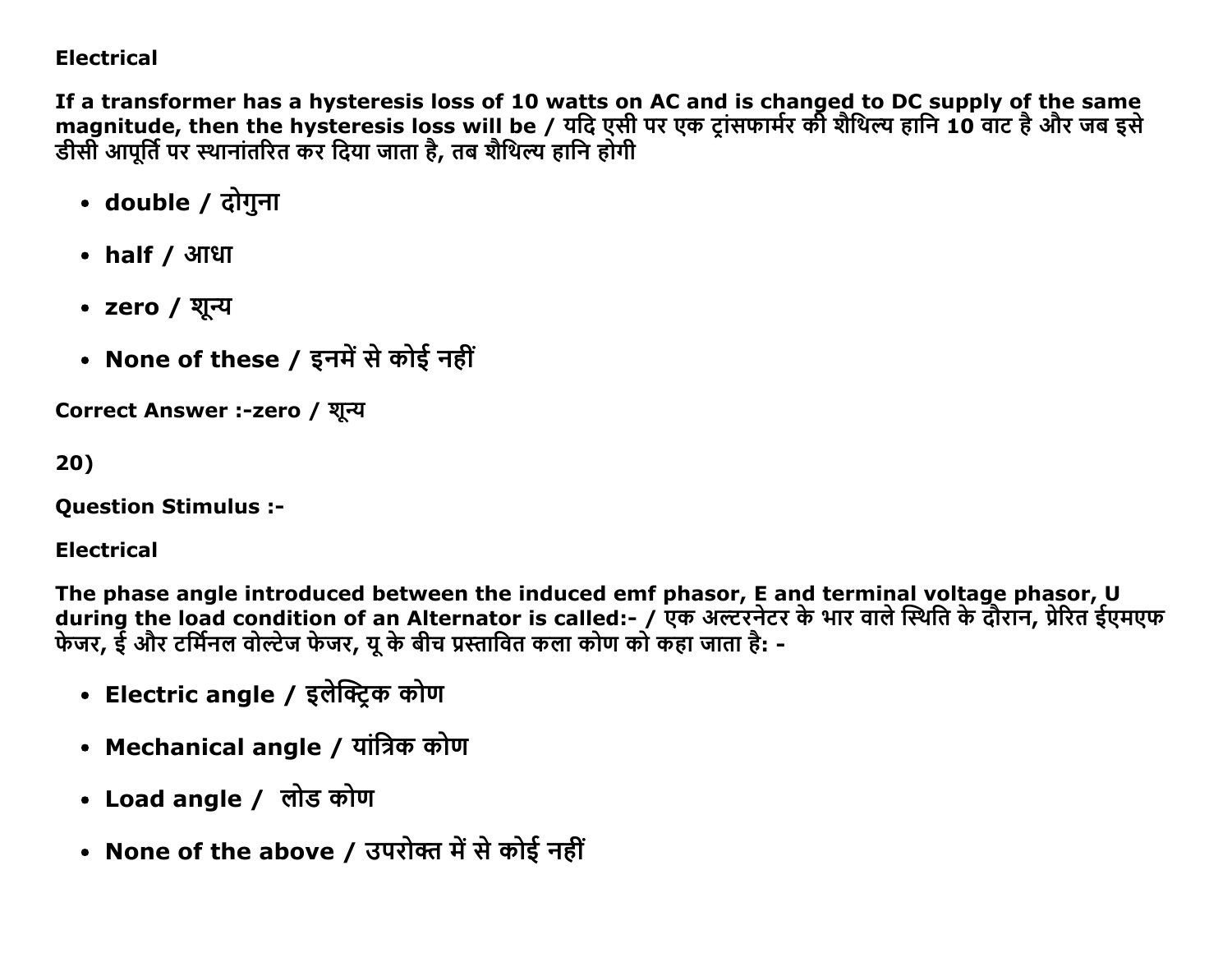**Electrical**

**If a transformer has a hysteresis loss of 10 watts on AC and is changed to DC supply of the same magnitude, then the hysteresis loss will be / यदि एसी पर एक ट्रांसफार्मर की शैथिल्य हानि 10 वाट है और जब इसे डीसी आपूर्ति पर स्थानांतरित कर दिया जाता है, तब शैथिल्य हानि होगी**

- **double / दोगुना**
- **half / आधा**
- **zero / शून्य**
- **None of these / इनमें से कोई नहीं**

**Correct Answer :-zero / शून्य**

**20)**

**Question Stimulus :-**

**Electrical**

**The phase angle introduced between the induced emf phasor, E and terminal voltage phasor, U during the load condition of an Alternator is called:- / एक अल्टरनेटर के भार वाले स्थिति के दौरान, प्रेरित ईएमएफ फेजर, ई और टर्मिनल वोल्टेज फेजर, यू के बीच प्रस्तावित कला कोण को कहा जाता है: -**

- **Electric angle / इलेक्ट्रिक कोण**
- **Mechanical angle / यांत्रिक कोण**
- **Load angle / लोड कोण**
- **None of the above / उपरोक्त में से कोई नहीं**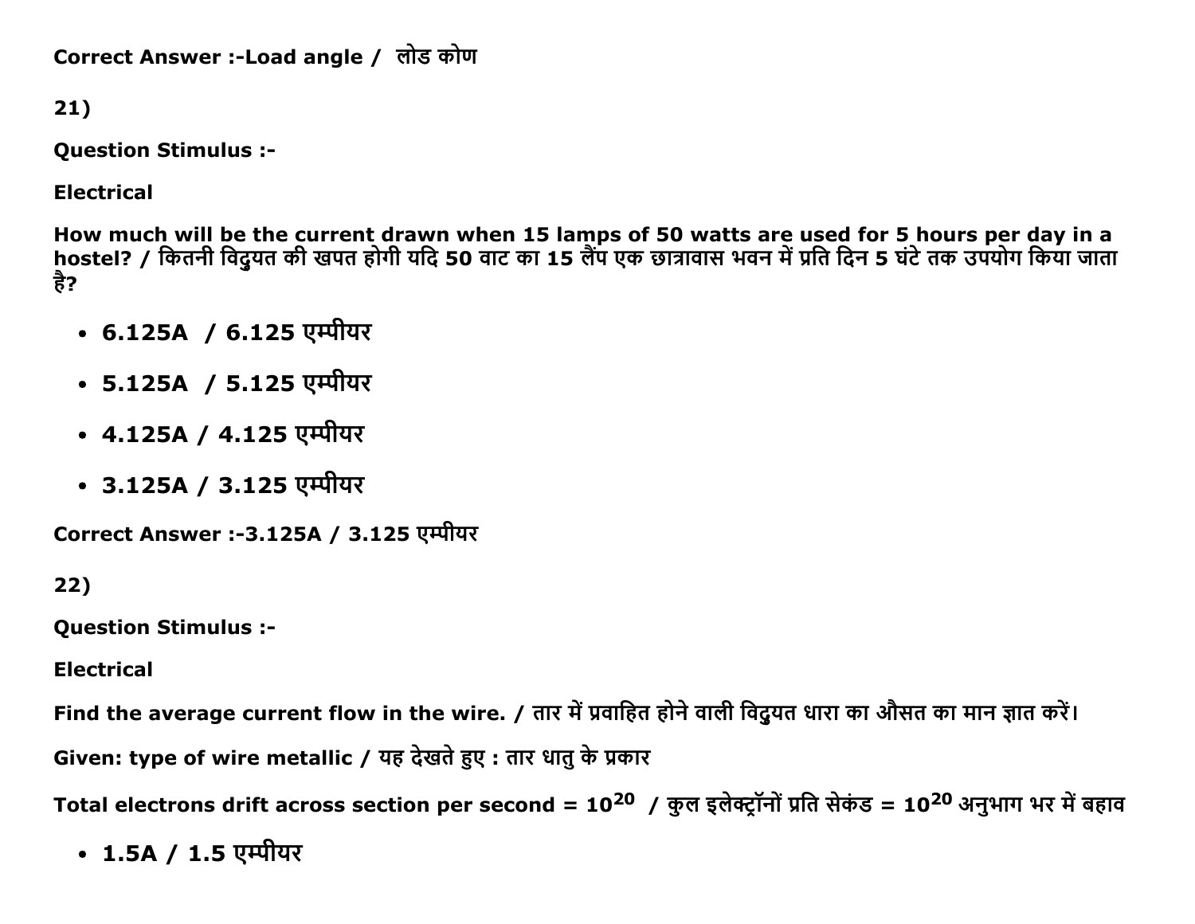Correct Answer :-Load angle /  लोड कोण

21)

Question Stimulus :-

Electrical

How much will be the current drawn when 15 lamps of 50 watts are used for 5 hours per day in a hostel? / कितनी विद्युत की खपत होगी यदि 50 वाट का 15 लैंप एक छात्रावास भवन में प्रति दिन 5 घंटे तक उपयोग किया जाता है?

- 6.125A  / 6.125 एम्पीयर
- 5.125A  / 5.125 एम्पीयर
- 4.125A / 4.125 एम्पीयर
- 3.125A / 3.125 एम्पीयर

Correct Answer :-3.125A / 3.125 एम्पीयर

22)

Question Stimulus :-

Electrical

Find the average current flow in the wire. / तार में प्रवाहित होने वाली विद्युत धारा का औसत का मान ज्ञात करें।

Given: type of wire metallic / यह देखते हुए : तार धातु के प्रकार

Total electrons drift across section per second = $10^{20}$ / कुल इलेक्ट्रॉनों प्रति सेकंड = $10^{20}$ अनुभाग भर में बहाव

- 1.5A / 1.5 एम्पीयर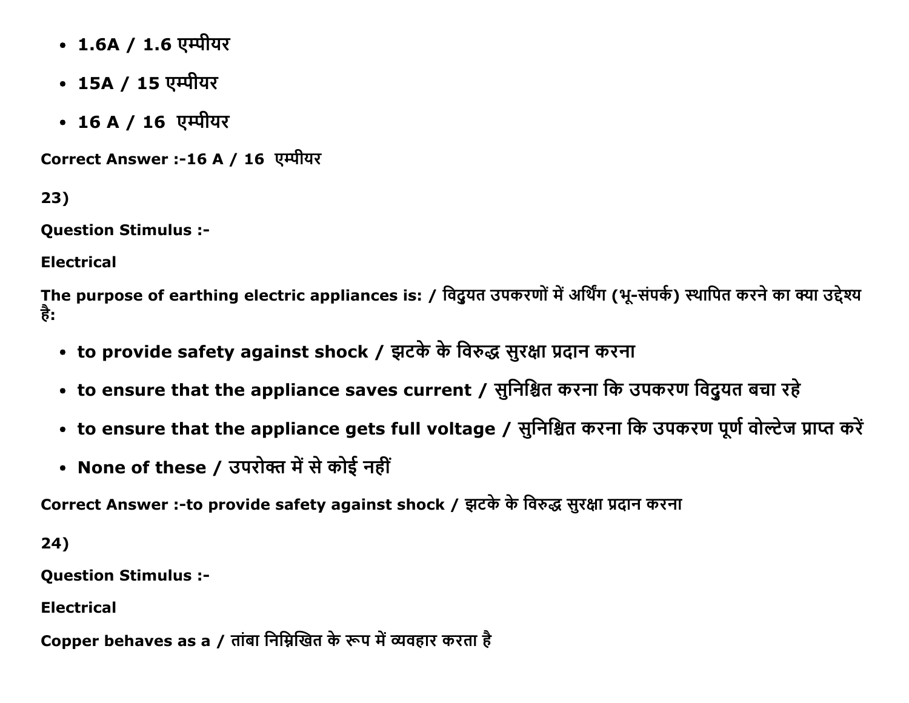- **1.6A / 1.6 एम्पीयर**
- **15A / 15 एम्पीयर**
- **16 A / 16  एम्पीयर**

**Correct Answer :-16 A / 16  एम्पीयर**

**23)**

**Question Stimulus :-**

**Electrical**

**The purpose of earthing electric appliances is: / विदुयत उपकरणों में अर्थिंग (भू-संपर्क) स्थापित करने का क्या उद्देश्य है:**

- **to provide safety against shock / झटके के विरुद्ध सुरक्षा प्रदान करना**
- **to ensure that the appliance saves current / सुनिश्चित करना कि उपकरण विदुयत बचा रहे**
- **to ensure that the appliance gets full voltage / सुनिश्चित करना कि उपकरण पूर्ण वोल्टेज प्राप्त करें**
- **None of these / उपरोक्त में से कोई नहीं**

**Correct Answer :-to provide safety against shock / झटके के विरुद्ध सुरक्षा प्रदान करना**

**24)**

**Question Stimulus :-**

**Electrical**

**Copper behaves as a / तांबा निम्निखित के रूप में व्यवहार करता है**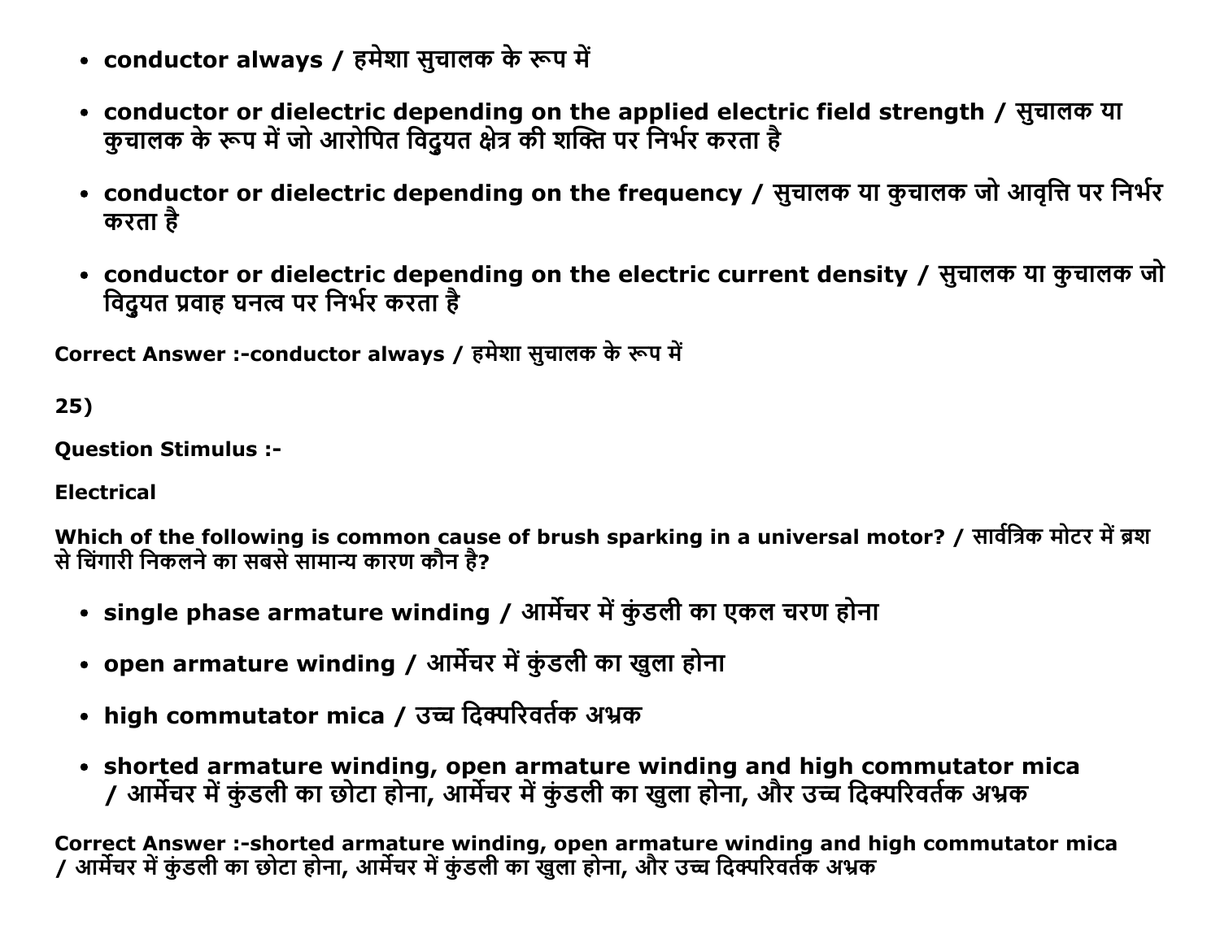- **conductor always / हमेशा सुचालक के रूप में**

- **conductor or dielectric depending on the applied electric field strength / सुचालक या कुचालक के रूप में जो आरोपित विदुयत क्षेत्र की शक्ति पर निर्भर करता है**

- **conductor or dielectric depending on the frequency / सुचालक या कुचालक जो आवृत्ति पर निर्भर करता है**

- **conductor or dielectric depending on the electric current density / सुचालक या कुचालक जो विदुयत प्रवाह घनत्व पर निर्भर करता है**

**Correct Answer :-conductor always / हमेशा सुचालक के रूप में**

**25)**

**Question Stimulus :-**

**Electrical**

**Which of the following is common cause of brush sparking in a universal motor? / सार्वत्रिक मोटर में ब्रश से चिंगारी निकलने का सबसे सामान्य कारण कौन है?**

- **single phase armature winding / आर्मेचर में कुंडली का एकल चरण होना**

- **open armature winding / आर्मेचर में कुंडली का खुला होना**

- **high commutator mica / उच्च दिक्परिवर्तक अभ्रक**

- **shorted armature winding, open armature winding and high commutator mica / आर्मेचर में कुंडली का छोटा होना, आर्मेचर में कुंडली का खुला होना, और उच्च दिक्परिवर्तक अभ्रक**

**Correct Answer :-shorted armature winding, open armature winding and high commutator mica / आर्मेचर में कुंडली का छोटा होना, आर्मेचर में कुंडली का खुला होना, और उच्च दिक्परिवर्तक अभ्रक**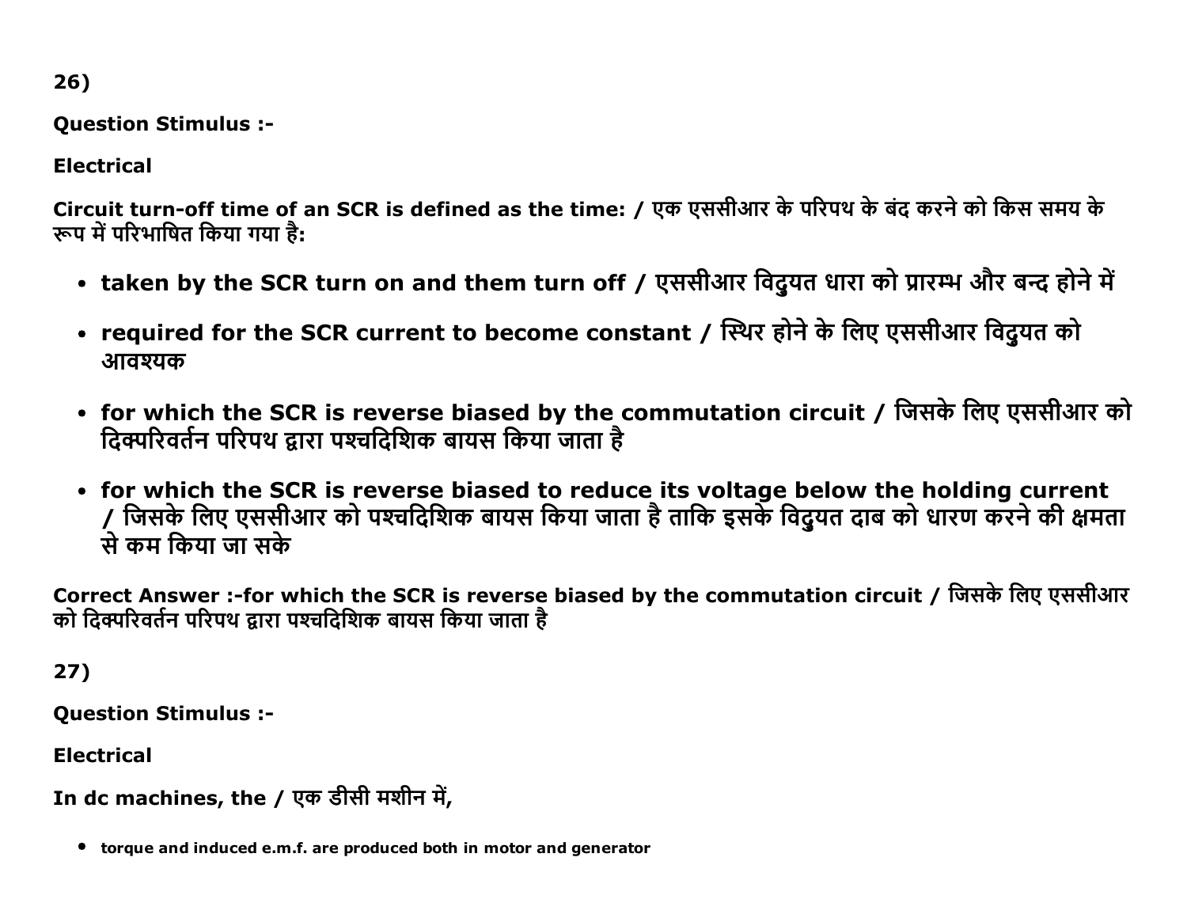26)

**Question Stimulus :-**

**Electrical**

**Circuit turn-off time of an SCR is defined as the time: / एक एससीआर के परिपथ के बंद करने को किस समय के रूप में परिभाषित किया गया है:**

- **taken by the SCR turn on and them turn off / एससीआर विदुयत धारा को प्रारम्भ और बन्द होने में**
- **required for the SCR current to become constant / स्थिर होने के लिए एससीआर विदुयत को आवश्यक**
- **for which the SCR is reverse biased by the commutation circuit / जिसके लिए एससीआर को दिक्परिवर्तन परिपथ द्वारा पश्चदिशिक बायस किया जाता है**
- **for which the SCR is reverse biased to reduce its voltage below the holding current / जिसके लिए एससीआर को पश्चदिशिक बायस किया जाता है ताकि इसके विदुयत दाब को धारण करने की क्षमता से कम किया जा सके**

**Correct Answer :-for which the SCR is reverse biased by the commutation circuit / जिसके लिए एससीआर को दिक्परिवर्तन परिपथ द्वारा पश्चदिशिक बायस किया जाता है**

27)

**Question Stimulus :-**

**Electrical**

**In dc machines, the / एक डीसी मशीन में,**

- **torque and induced e.m.f. are produced both in motor and generator**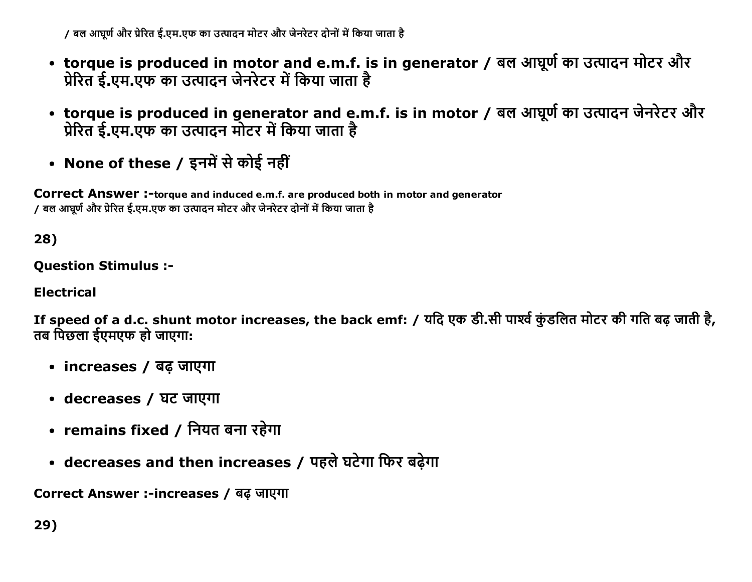/ बल आघूर्ण और प्रेरित ई.एम.एफ का उत्पादन मोटर और जेनरेटर दोनों में किया जाता है

- **torque is produced in motor and e.m.f. is in generator / बल आघूर्ण का उत्पादन मोटर और प्रेरित ई.एम.एफ का उत्पादन जेनरेटर में किया जाता है**
- **torque is produced in generator and e.m.f. is in motor / बल आघूर्ण का उत्पादन जेनरेटर और प्रेरित ई.एम.एफ का उत्पादन मोटर में किया जाता है**
- **None of these / इनमें से कोई नहीं**

**Correct Answer :-torque and induced e.m.f. are produced both in motor and generator**
/ बल आघूर्ण और प्रेरित ई.एम.एफ का उत्पादन मोटर और जेनरेटर दोनों में किया जाता है

**28)**

**Question Stimulus :-**

**Electrical**

**If speed of a d.c. shunt motor increases, the back emf: / यदि एक डी.सी पार्श्व कुंडलित मोटर की गति बढ़ जाती है, तब पिछला ईएमएफ हो जाएगा:**

- **increases / बढ़ जाएगा**
- **decreases / घट जाएगा**
- **remains fixed / नियत बना रहेगा**
- **decreases and then increases / पहले घटेगा फिर बढ़ेगा**

**Correct Answer :-increases / बढ़ जाएगा**

**29)**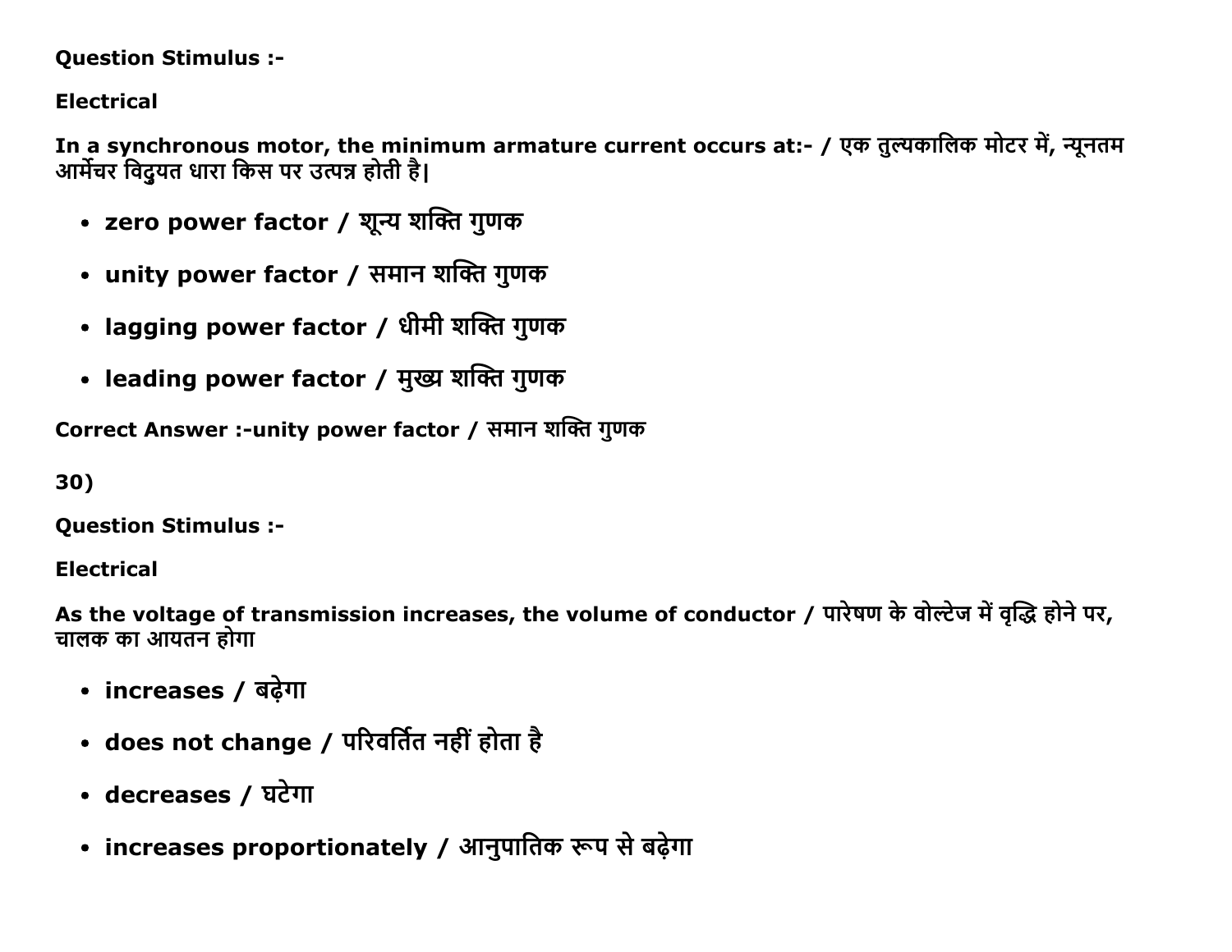**Question Stimulus :-**

**Electrical**

**In a synchronous motor, the minimum armature current occurs at:- / एक तुल्यकालिक मोटर में, न्यूनतम आर्मेचर विद्युयत धारा किस पर उत्पन्न होती है|**

- **zero power factor / शून्य शक्ति गुणक**
- **unity power factor / समान शक्ति गुणक**
- **lagging power factor / धीमी शक्ति गुणक**
- **leading power factor / मुख्य शक्ति गुणक**

**Correct Answer :-unity power factor / समान शक्ति गुणक**

**30)**

**Question Stimulus :-**

**Electrical**

**As the voltage of transmission increases, the volume of conductor / पारेषण के वोल्टेज में वृद्धि होने पर, चालक का आयतन होगा**

- **increases / बढ़ेगा**
- **does not change / परिवर्तित नहीं होता है**
- **decreases / घटेगा**
- **increases proportionately / आनुपातिक रूप से बढ़ेगा**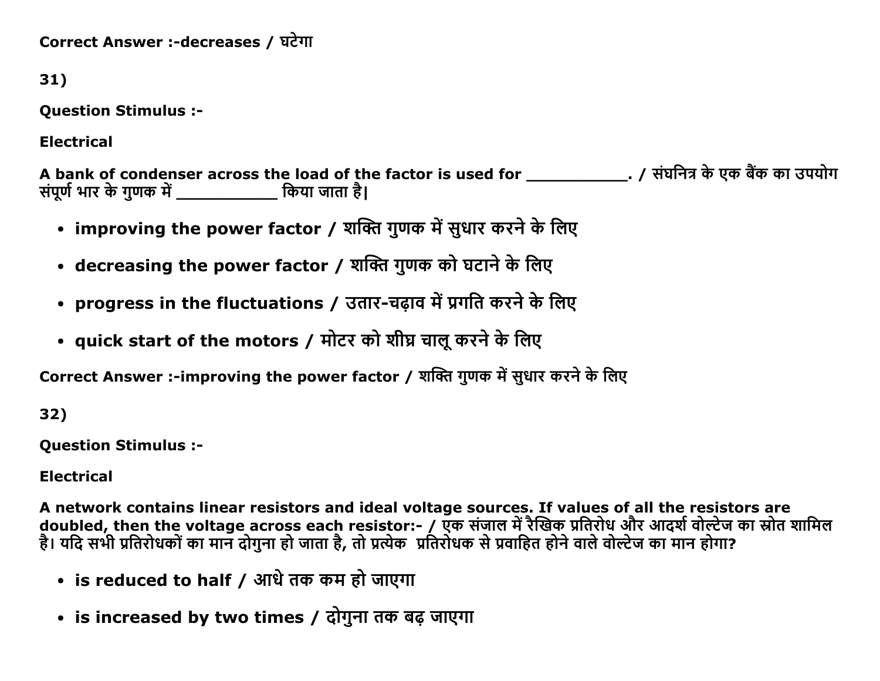Correct Answer :-decreases / घटेगा

31)

**Question Stimulus :-**

**Electrical**

**A bank of condenser across the load of the factor is used for \_\_\_\_\_\_\_\_\_\_\_. / संघनित्र के एक बैंक का उपयोग संपूर्ण भार के गुणक में \_\_\_\_\_\_\_\_\_\_\_ किया जाता है।**

- **improving the power factor / शक्ति गुणक में सुधार करने के लिए**
- **decreasing the power factor / शक्ति गुणक को घटाने के लिए**
- **progress in the fluctuations / उतार-चढ़ाव में प्रगति करने के लिए**
- **quick start of the motors / मोटर को शीघ्र चालू करने के लिए**

**Correct Answer :-improving the power factor / शक्ति गुणक में सुधार करने के लिए**

32)

**Question Stimulus :-**

**Electrical**

**A network contains linear resistors and ideal voltage sources. If values of all the resistors are doubled, then the voltage across each resistor:- / एक संजाल में रैखिक प्रतिरोध और आदर्श वोल्टेज का स्रोत शामिल है। यदि सभी प्रतिरोधकों का मान दोगुना हो जाता है, तो प्रत्येक प्रतिरोधक से प्रवाहित होने वाले वोल्टेज का मान होगा?**

- **is reduced to half / आधे तक कम हो जाएगा**
- **is increased by two times / दोगुना तक बढ़ जाएगा**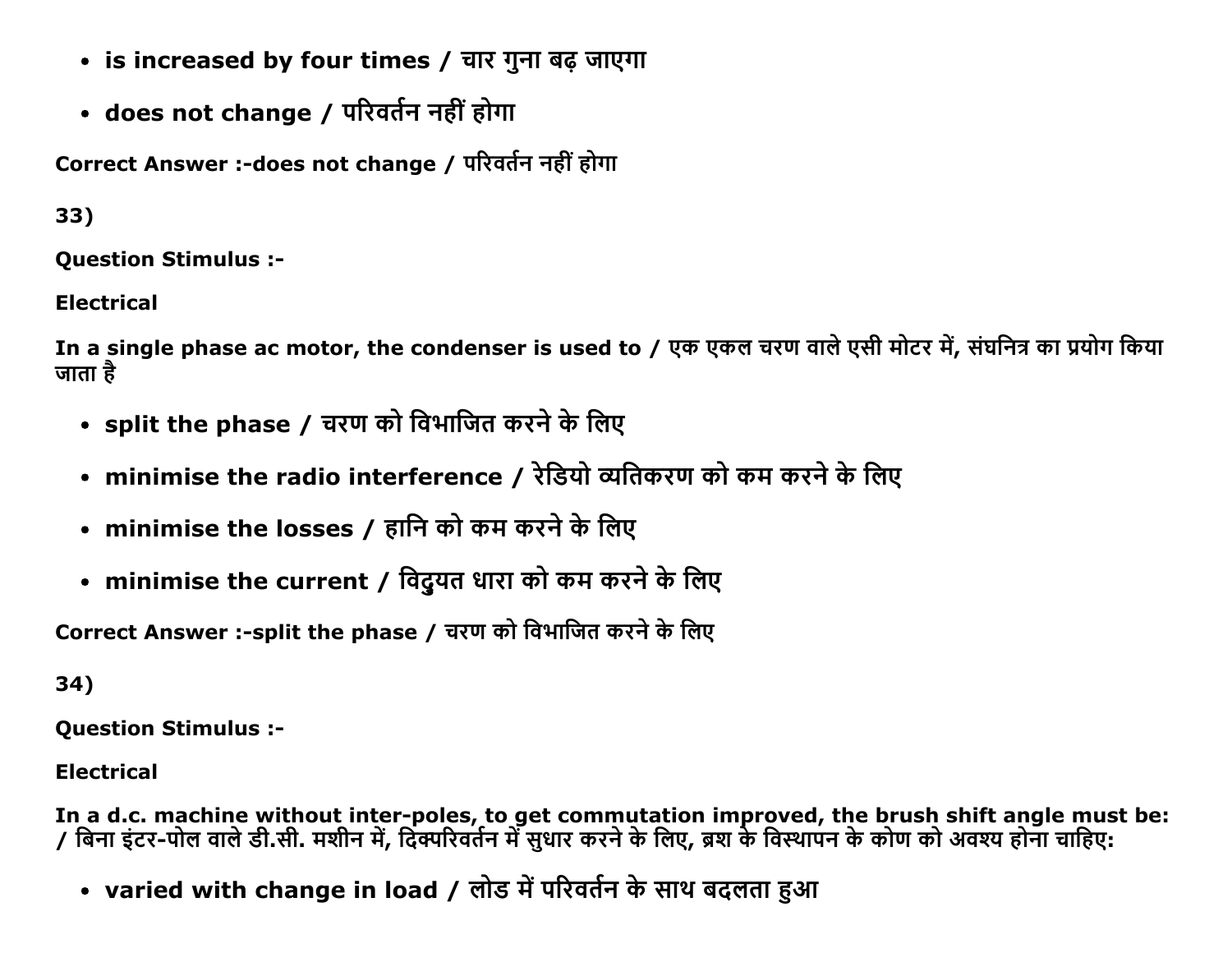- is increased by four times / चार गुना बढ़ जाएगा
- does not change / परिवर्तन नहीं होगा

Correct Answer :-does not change / परिवर्तन नहीं होगा

33)

Question Stimulus :-

Electrical

In a single phase ac motor, the condenser is used to / एक एकल चरण वाले एसी मोटर में, संघनित्र का प्रयोग किया जाता है

- split the phase / चरण को विभाजित करने के लिए
- minimise the radio interference / रेडियो व्यतिकरण को कम करने के लिए
- minimise the losses / हानि को कम करने के लिए
- minimise the current / विदुयत धारा को कम करने के लिए

Correct Answer :-split the phase / चरण को विभाजित करने के लिए

34)

Question Stimulus :-

Electrical

In a d.c. machine without inter-poles, to get commutation improved, the brush shift angle must be: / बिना इंटर-पोल वाले डी.सी. मशीन में, दिक्परिवर्तन में सुधार करने के लिए, ब्रश के विस्थापन के कोण को अवश्य होना चाहिए:

- varied with change in load / लोड में परिवर्तन के साथ बदलता हुआ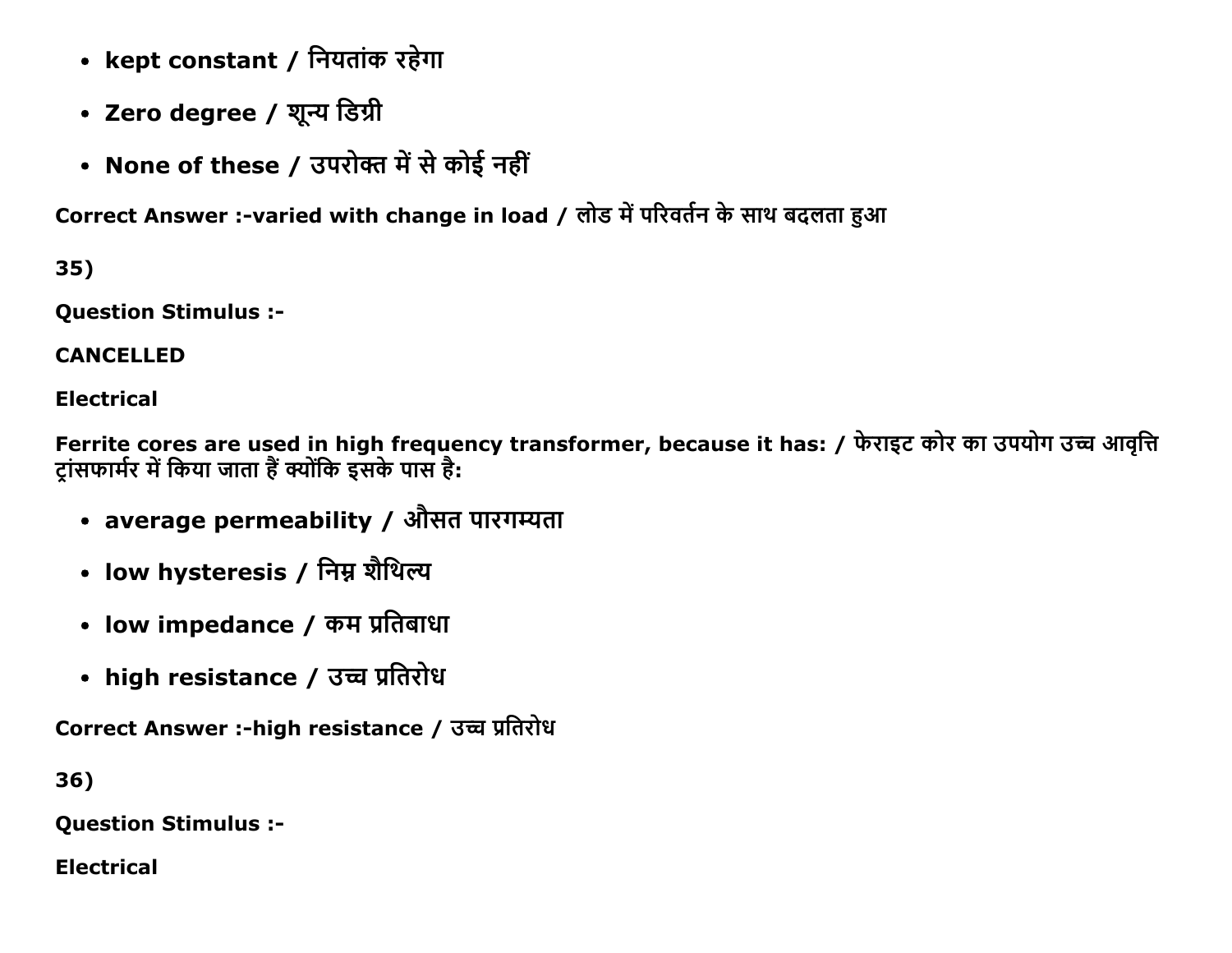- **kept constant / नियतांक रहेगा**
- **Zero degree / शून्य डिग्री**
- **None of these / उपरोक्त में से कोई नहीं**

**Correct Answer :-varied with change in load / लोड में परिवर्तन के साथ बदलता हुआ**

**35)**

**Question Stimulus :-**

**CANCELLED**

**Electrical**

**Ferrite cores are used in high frequency transformer, because it has: / फेराइट कोर का उपयोग उच्च आवृत्ति ट्रांसफार्मर में किया जाता हैं क्योंकि इसके पास है:**

- **average permeability / औसत पारगम्यता**
- **low hysteresis / निम्न शैथिल्य**
- **low impedance / कम प्रतिबाधा**
- **high resistance / उच्च प्रतिरोध**

**Correct Answer :-high resistance / उच्च प्रतिरोध**

**36)**

**Question Stimulus :-**

**Electrical**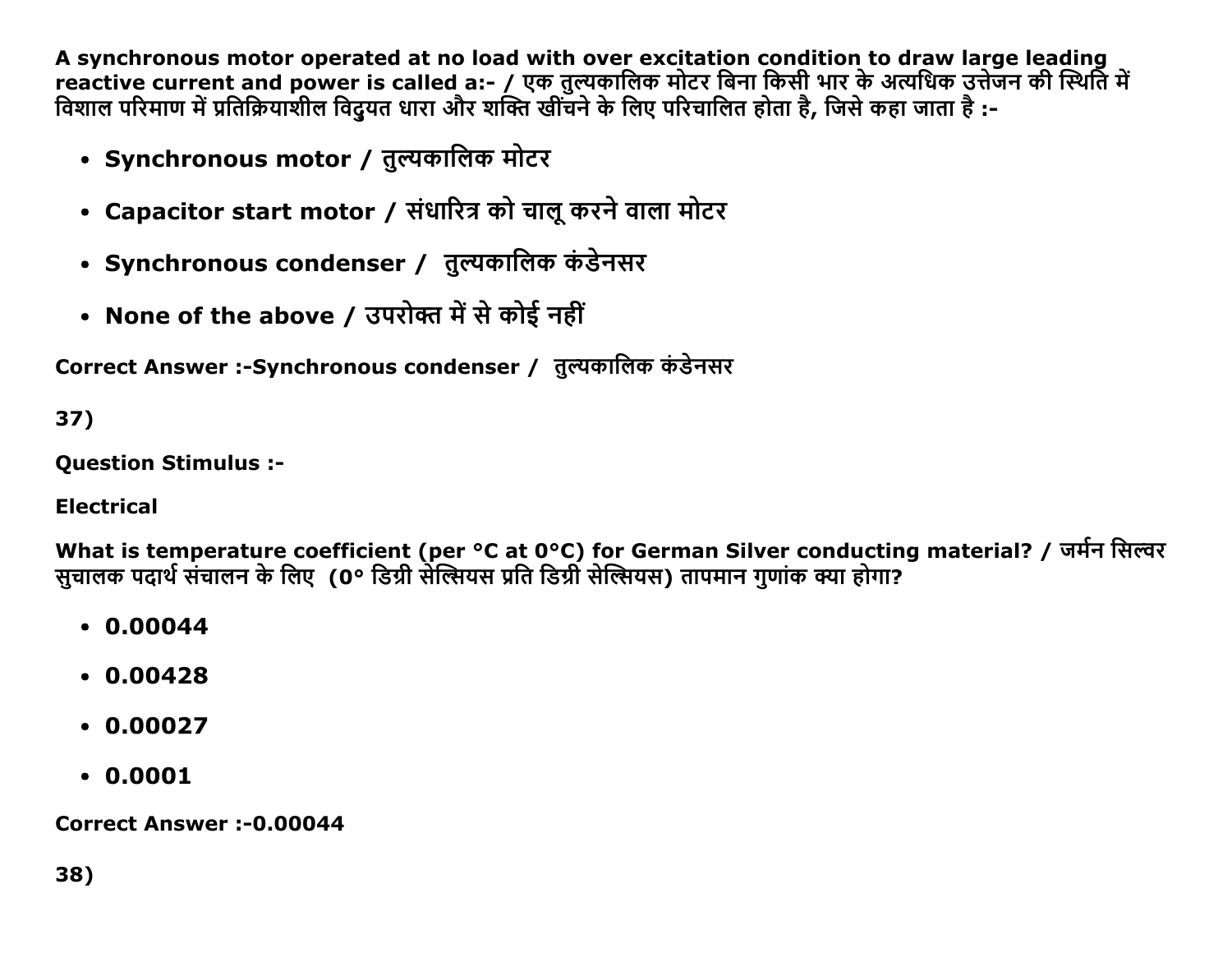**A synchronous motor operated at no load with over excitation condition to draw large leading reactive current and power is called a:- / एक तुल्यकालिक मोटर बिना किसी भार के अत्यधिक उत्तेजन की स्थिति में विशाल परिमाण में प्रतिक्रियाशील विद्युत धारा और शक्ति खींचने के लिए परिचालित होता है, जिसे कहा जाता है :-**

- **Synchronous motor / तुल्यकालिक मोटर**
- **Capacitor start motor / संधारित्र को चालू करने वाला मोटर**
- **Synchronous condenser / तुल्यकालिक कंडेनसर**
- **None of the above / उपरोक्त में से कोई नहीं**

**Correct Answer :-Synchronous condenser / तुल्यकालिक कंडेनसर**

**37)**

**Question Stimulus :-**

**Electrical**

**What is temperature coefficient (per °C at 0°C) for German Silver conducting material? / जर्मन सिल्वर सुचालक पदार्थ संचालन के लिए (0° डिग्री सेल्सियस प्रति डिग्री सेल्सियस) तापमान गुणांक क्या होगा?**

- **0.00044**
- **0.00428**
- **0.00027**
- **0.0001**

**Correct Answer :-0.00044**

**38)**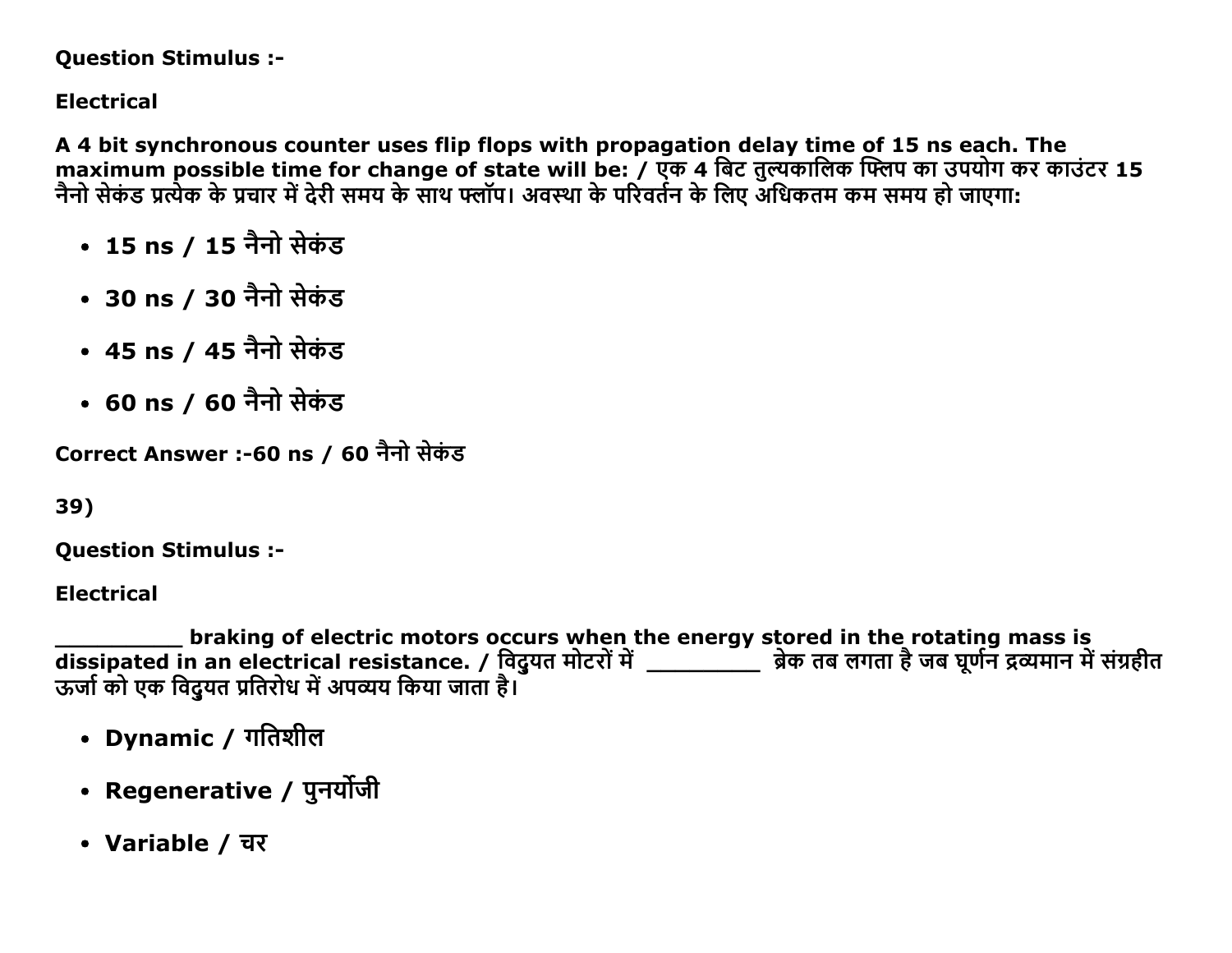**Question Stimulus :-**

**Electrical**

**A 4 bit synchronous counter uses flip flops with propagation delay time of 15 ns each. The maximum possible time for change of state will be: / एक 4 बिट तुल्यकालिक फ्लिप का उपयोग कर काउंटर 15 नैनो सेकंड प्रत्येक के प्रचार में देरी समय के साथ फ्लॉप। अवस्था के परिवर्तन के लिए अधिकतम कम समय हो जाएगा:**

- **15 ns / 15 नैनो सेकंड**
- **30 ns / 30 नैनो सेकंड**
- **45 ns / 45 नैनो सेकंड**
- **60 ns / 60 नैनो सेकंड**

**Correct Answer :-60 ns / 60 नैनो सेकंड**

**39)**

**Question Stimulus :-**

**Electrical**

**__________ braking of electric motors occurs when the energy stored in the rotating mass is dissipated in an electrical resistance. / विदुयत मोटरों में _________ ब्रेक तब लगता है जब घूर्णन द्रव्यमान में संग्रहीत ऊर्जा को एक विदुयत प्रतिरोध में अपव्यय किया जाता है।**

- **Dynamic / गतिशील**
- **Regenerative / पुनर्योजी**
- **Variable / चर**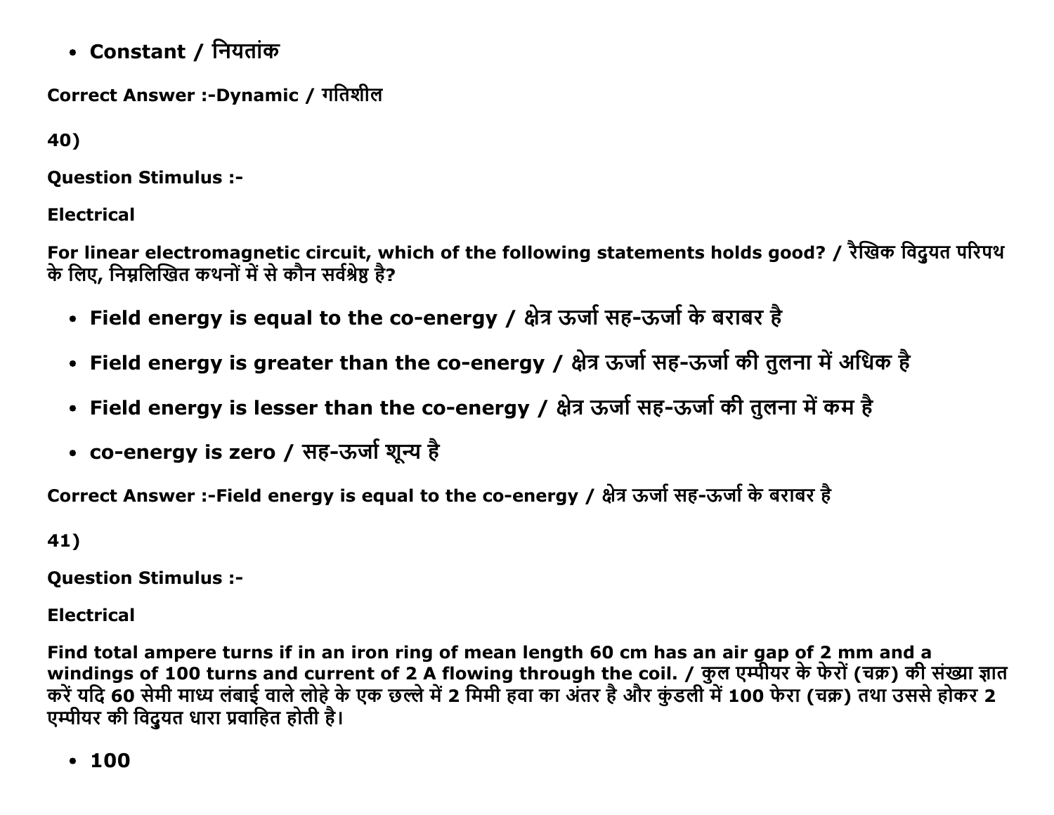- **Constant / नियतांक**

**Correct Answer :-Dynamic / गतिशील**

**40)**

**Question Stimulus :-**

**Electrical**

**For linear electromagnetic circuit, which of the following statements holds good? / रैखिक विदुयत परिपथ के लिए, निम्नलिखित कथनों में से कौन सर्वश्रेष्ठ है?**

- **Field energy is equal to the co-energy / क्षेत्र ऊर्जा सह-ऊर्जा के बराबर है**
- **Field energy is greater than the co-energy / क्षेत्र ऊर्जा सह-ऊर्जा की तुलना में अधिक है**
- **Field energy is lesser than the co-energy / क्षेत्र ऊर्जा सह-ऊर्जा की तुलना में कम है**
- **co-energy is zero / सह-ऊर्जा शून्य है**

**Correct Answer :-Field energy is equal to the co-energy / क्षेत्र ऊर्जा सह-ऊर्जा के बराबर है**

**41)**

**Question Stimulus :-**

**Electrical**

**Find total ampere turns if in an iron ring of mean length 60 cm has an air gap of 2 mm and a windings of 100 turns and current of 2 A flowing through the coil. / कुल एम्पीयर के फेरों (चक्र) की संख्या ज्ञात करें यदि 60 सेमी माध्य लंबाई वाले लोहे के एक छल्ले में 2 मिमी हवा का अंतर है और कुंडली में 100 फेरा (चक्र) तथा उससे होकर 2 एम्पीयर की विदुयत धारा प्रवाहित होती है।**

- **100**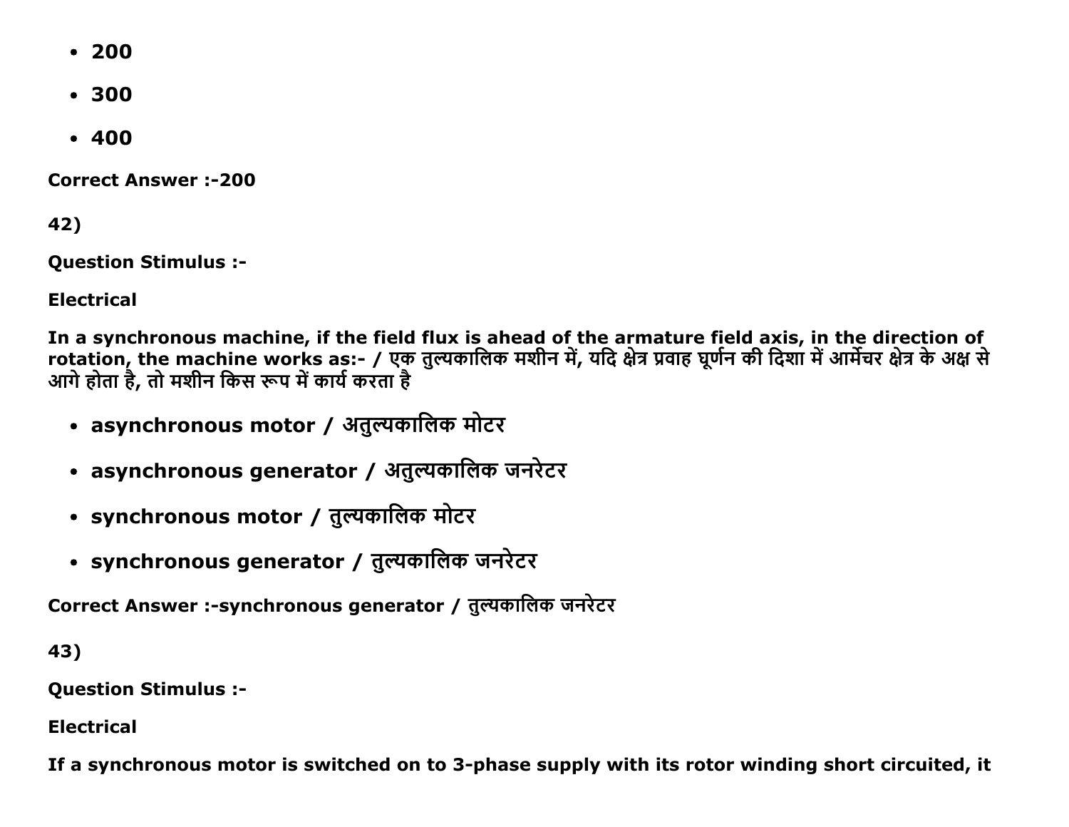- 200
- 300
- 400

**Correct Answer :-200**

**42)**

**Question Stimulus :-**

**Electrical**

**In a synchronous machine, if the field flux is ahead of the armature field axis, in the direction of rotation, the machine works as:- / एक तुल्यकालिक मशीन में, यदि क्षेत्र प्रवाह घूर्णन की दिशा में आर्मेचर क्षेत्र के अक्ष से आगे होता है, तो मशीन किस रूप में कार्य करता है**

- **asynchronous motor / अतुल्यकालिक मोटर**
- **asynchronous generator / अतुल्यकालिक जनरेटर**
- **synchronous motor / तुल्यकालिक मोटर**
- **synchronous generator / तुल्यकालिक जनरेटर**

**Correct Answer :-synchronous generator / तुल्यकालिक जनरेटर**

**43)**

**Question Stimulus :-**

**Electrical**

**If a synchronous motor is switched on to 3-phase supply with its rotor winding short circuited, it**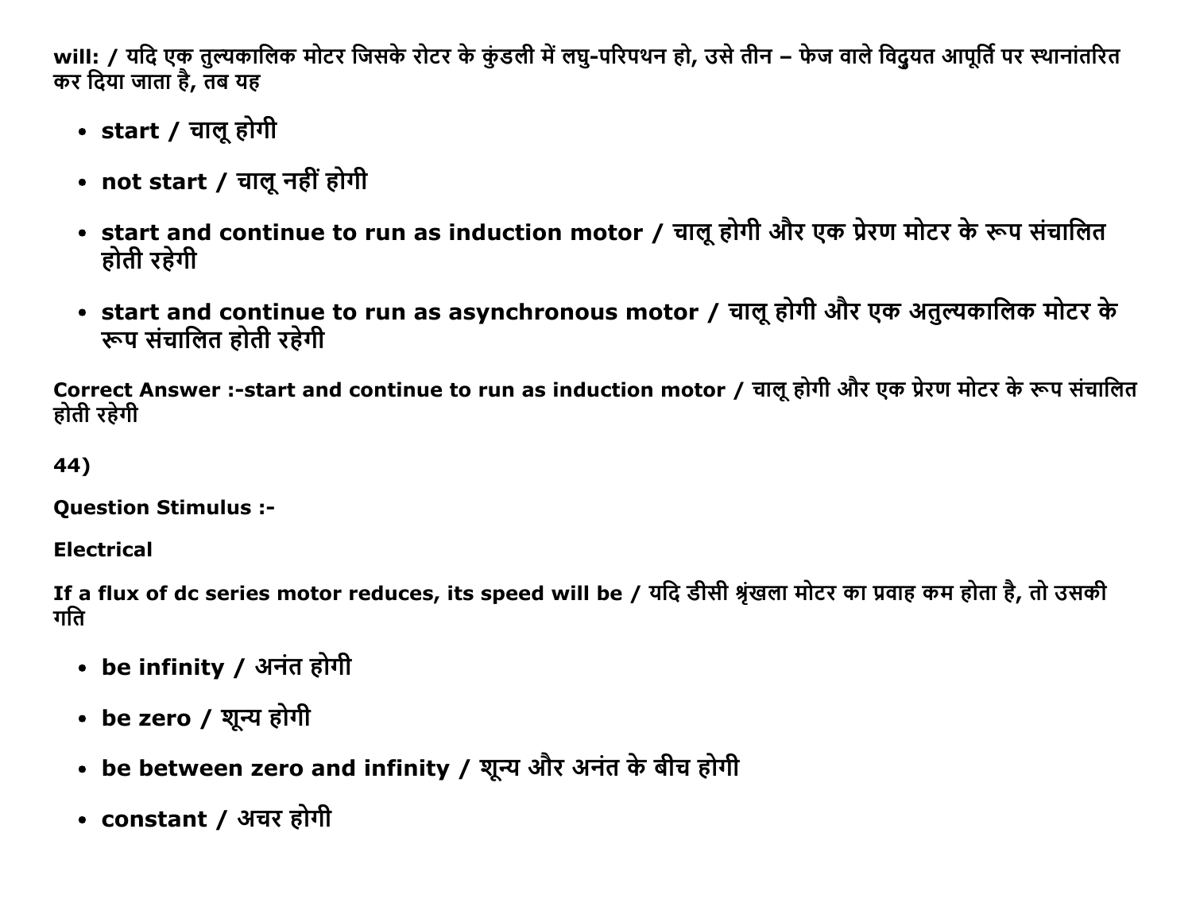will: / यदि एक तुल्यकालिक मोटर जिसके रोटर के कुंडली में लघु-परिपथन हो, उसे तीन – फेज वाले विद्युत आपूर्ति पर स्थानांतरित कर दिया जाता है, तब यह

- **start / चालू होगी**
- **not start / चालू नहीं होगी**
- **start and continue to run as induction motor / चालू होगी और एक प्रेरण मोटर के रूप संचालित होती रहेगी**
- **start and continue to run as asynchronous motor / चालू होगी और एक अतुल्यकालिक मोटर के रूप संचालित होती रहेगी**

**Correct Answer :-start and continue to run as induction motor / चालू होगी और एक प्रेरण मोटर के रूप संचालित होती रहेगी**

**44)**

**Question Stimulus :-**

**Electrical**

**If a flux of dc series motor reduces, its speed will be / यदि डीसी श्रृंखला मोटर का प्रवाह कम होता है, तो उसकी गति**

- **be infinity / अनंत होगी**
- **be zero / शून्य होगी**
- **be between zero and infinity / शून्य और अनंत के बीच होगी**
- **constant / अचर होगी**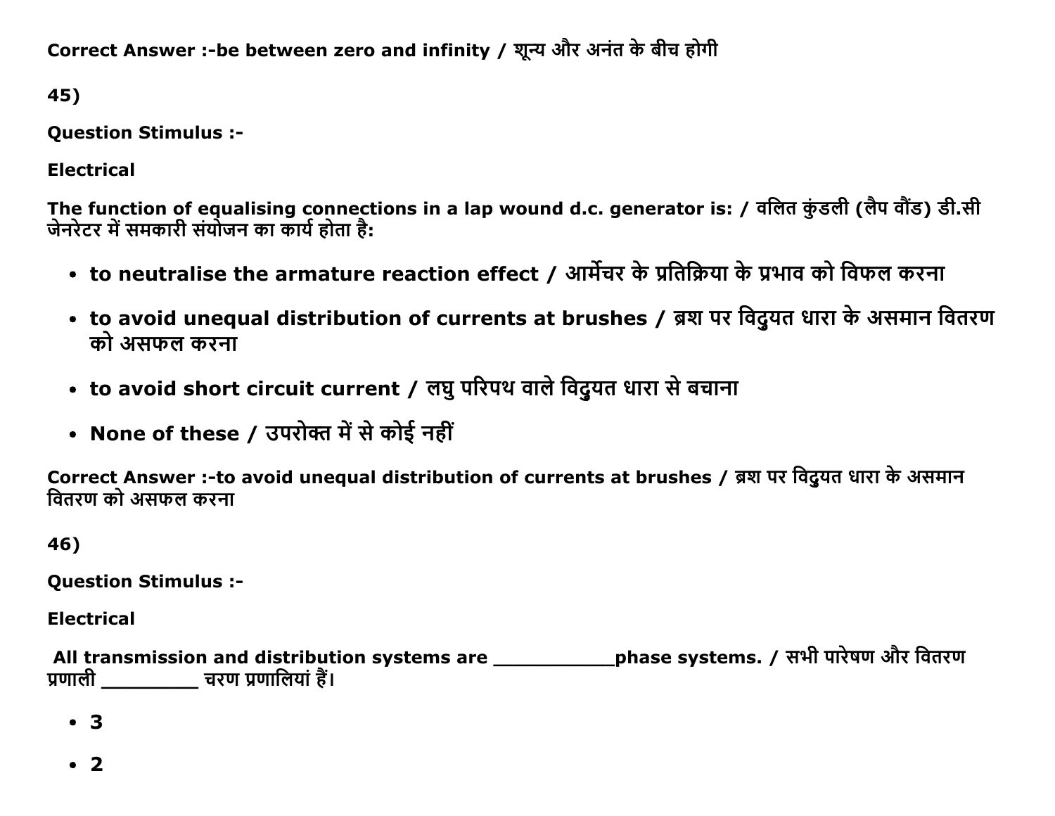**Correct Answer :-be between zero and infinity / शून्य और अनंत के बीच होगी**

**45)**

**Question Stimulus :-**

**Electrical**

**The function of equalising connections in a lap wound d.c. generator is: / वलित कुंडली (लैप वौंड) डी.सी जेनरेटर में समकारी संयोजन का कार्य होता है:**

- **to neutralise the armature reaction effect / आर्मेचर के प्रतिक्रिया के प्रभाव को विफल करना**
- **to avoid unequal distribution of currents at brushes / ब्रश पर विदुयत धारा के असमान वितरण को असफल करना**
- **to avoid short circuit current / लघु परिपथ वाले विदुयत धारा से बचाना**
- **None of these / उपरोक्त में से कोई नहीं**

**Correct Answer :-to avoid unequal distribution of currents at brushes / ब्रश पर विदुयत धारा के असमान वितरण को असफल करना**

**46)**

**Question Stimulus :-**

**Electrical**

**All transmission and distribution systems are ___________phase systems. / सभी पारेषण और वितरण प्रणाली _________ चरण प्रणालियां हैं।**

- **3**
- **2**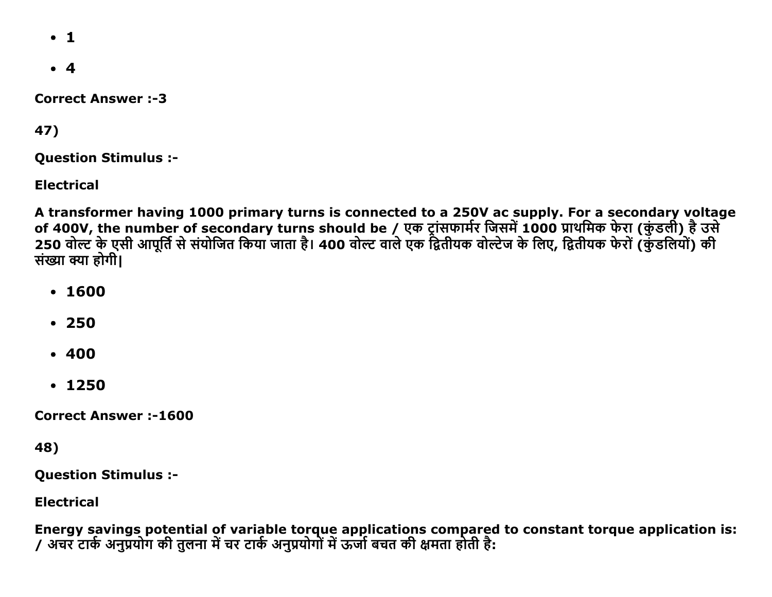- 1
- 4

**Correct Answer :-3**

**47)**

**Question Stimulus :-**

**Electrical**

**A transformer having 1000 primary turns is connected to a 250V ac supply. For a secondary voltage of 400V, the number of secondary turns should be / एक ट्रांसफार्मर जिसमें 1000 प्राथमिक फेरा (कुंडली) है उसे 250 वोल्ट के एसी आपूर्ति से संयोजित किया जाता है। 400 वोल्ट वाले एक द्वितीयक वोल्टेज के लिए, द्वितीयक फेरों (कुंडलियों) की संख्या क्या होगी|**

- 1600
- 250
- 400
- 1250

**Correct Answer :-1600**

**48)**

**Question Stimulus :-**

**Electrical**

**Energy savings potential of variable torque applications compared to constant torque application is: / अचर टार्क अनुप्रयोग की तुलना में चर टार्क अनुप्रयोगों में ऊर्जा बचत की क्षमता होती है:**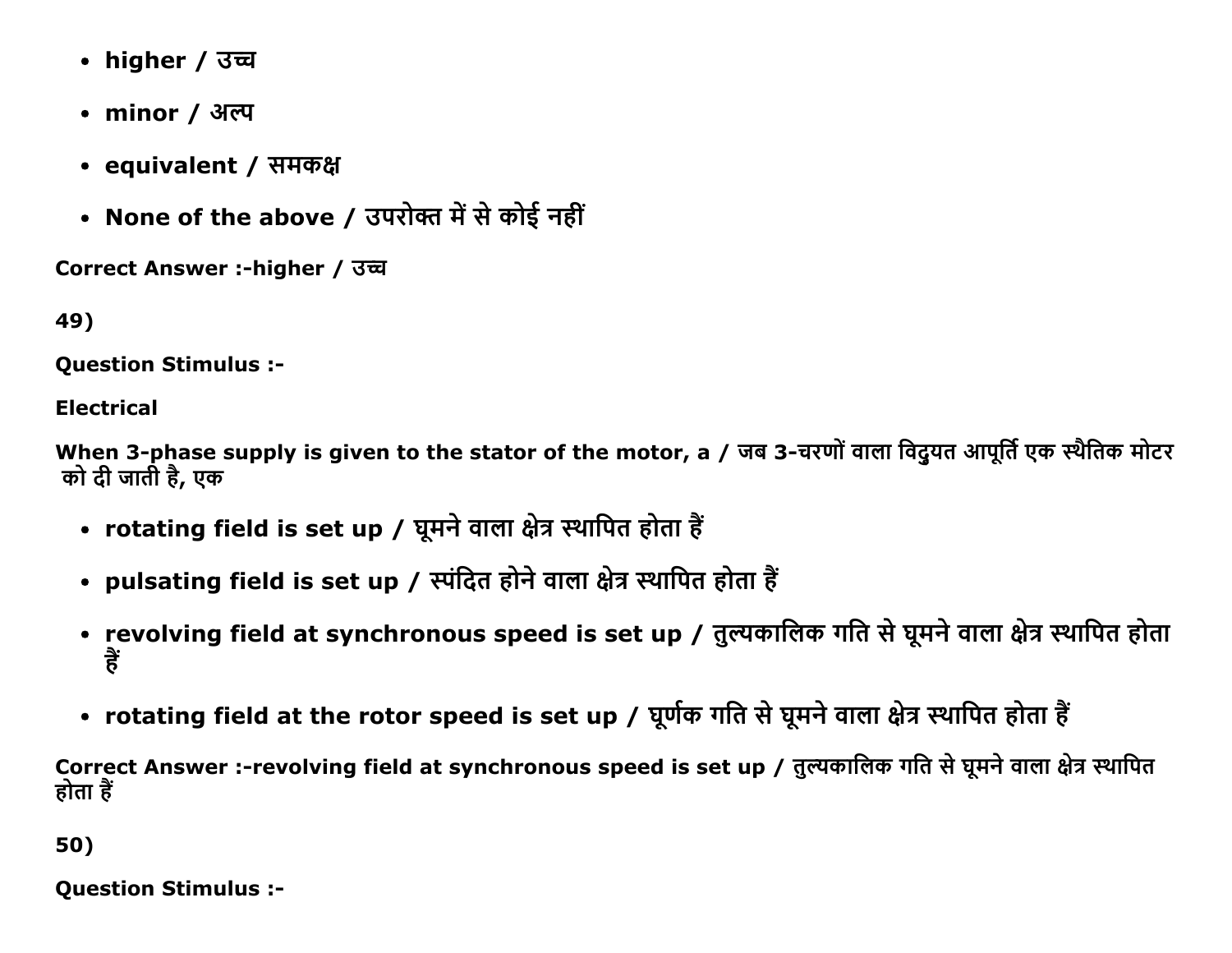- higher / उच्च
- minor / अल्प
- equivalent / समकक्ष
- None of the above / उपरोक्त में से कोई नहीं

Correct Answer :-higher / उच्च

49)

Question Stimulus :-

Electrical

When 3-phase supply is given to the stator of the motor, a / जब 3-चरणों वाला विदुयत आपूर्ति एक स्थैतिक मोटर को दी जाती है, एक

- rotating field is set up / घूमने वाला क्षेत्र स्थापित होता हैं
- pulsating field is set up / स्पंदित होने वाला क्षेत्र स्थापित होता हैं
- revolving field at synchronous speed is set up / तुल्यकालिक गति से घूमने वाला क्षेत्र स्थापित होता हैं
- rotating field at the rotor speed is set up / घूर्णक गति से घूमने वाला क्षेत्र स्थापित होता हैं

Correct Answer :-revolving field at synchronous speed is set up / तुल्यकालिक गति से घूमने वाला क्षेत्र स्थापित होता हैं

50)

Question Stimulus :-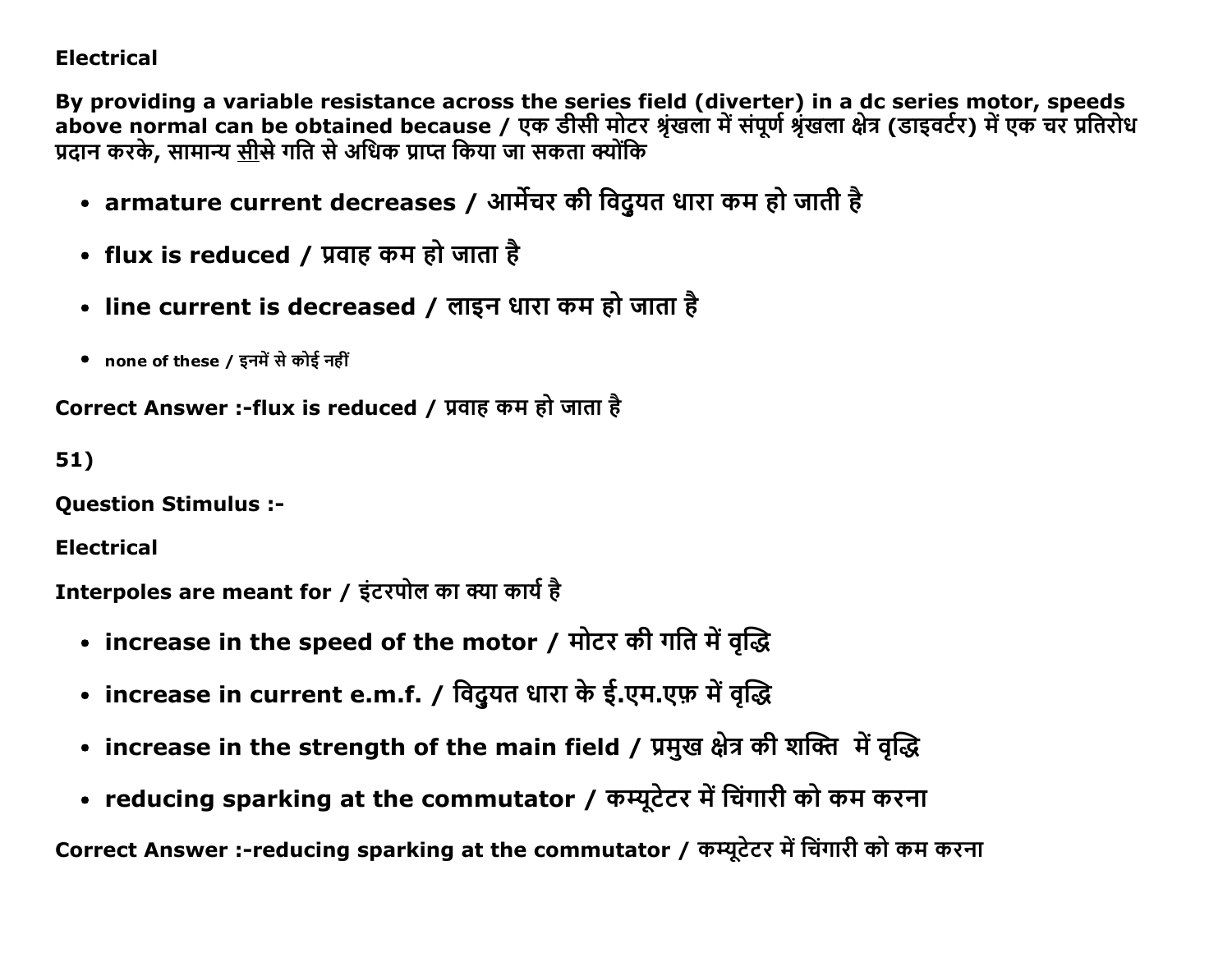**Electrical**

**By providing a variable resistance across the series field (diverter) in a dc series motor, speeds above normal can be obtained because / एक डीसी मोटर श्रृंखला में संपूर्ण श्रृंखला क्षेत्र (डाइवर्टर) में एक चर प्रतिरोध प्रदान करके, सामान्य सीसे गति से अधिक प्राप्त किया जा सकता क्योंकि**

- **armature current decreases / आर्मेचर की विदुयत धारा कम हो जाती है**
- **flux is reduced / प्रवाह कम हो जाता है**
- **line current is decreased / लाइन धारा कम हो जाता है**
- **none of these / इनमें से कोई नहीं**

**Correct Answer :-flux is reduced / प्रवाह कम हो जाता है**

**51)**

**Question Stimulus :-**

**Electrical**

**Interpoles are meant for / इंटरपोल का क्या कार्य है**

- **increase in the speed of the motor / मोटर की गति में वृद्धि**
- **increase in current e.m.f. / विदुयत धारा के ई.एम.एफ़ में वृद्धि**
- **increase in the strength of the main field / प्रमुख क्षेत्र की शक्ति में वृद्धि**
- **reducing sparking at the commutator / कम्यूटेटर में चिंगारी को कम करना**

**Correct Answer :-reducing sparking at the commutator / कम्यूटेटर में चिंगारी को कम करना**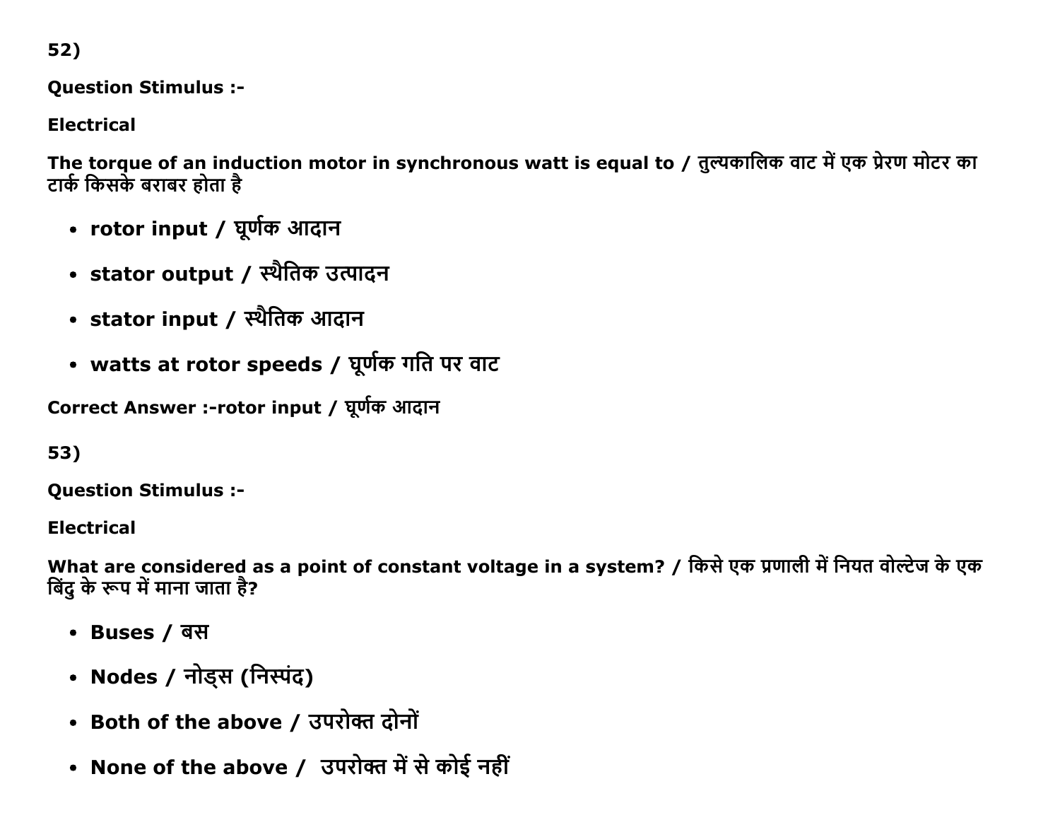52)

**Question Stimulus :-**

**Electrical**

**The torque of an induction motor in synchronous watt is equal to / तुल्यकालिक वाट में एक प्रेरण मोटर का टार्क किसके बराबर होता है**

- **rotor input / घूर्णक आदान**
- **stator output / स्थैतिक उत्पादन**
- **stator input / स्थैतिक आदान**
- **watts at rotor speeds / घूर्णक गति पर वाट**

**Correct Answer :-rotor input / घूर्णक आदान**

53)

**Question Stimulus :-**

**Electrical**

**What are considered as a point of constant voltage in a system? / किसे एक प्रणाली में नियत वोल्टेज के एक बिंदु के रूप में माना जाता है?**

- **Buses / बस**
- **Nodes / नोड्स (निस्पंद)**
- **Both of the above / उपरोक्त दोनों**
- **None of the above / उपरोक्त में से कोई नहीं**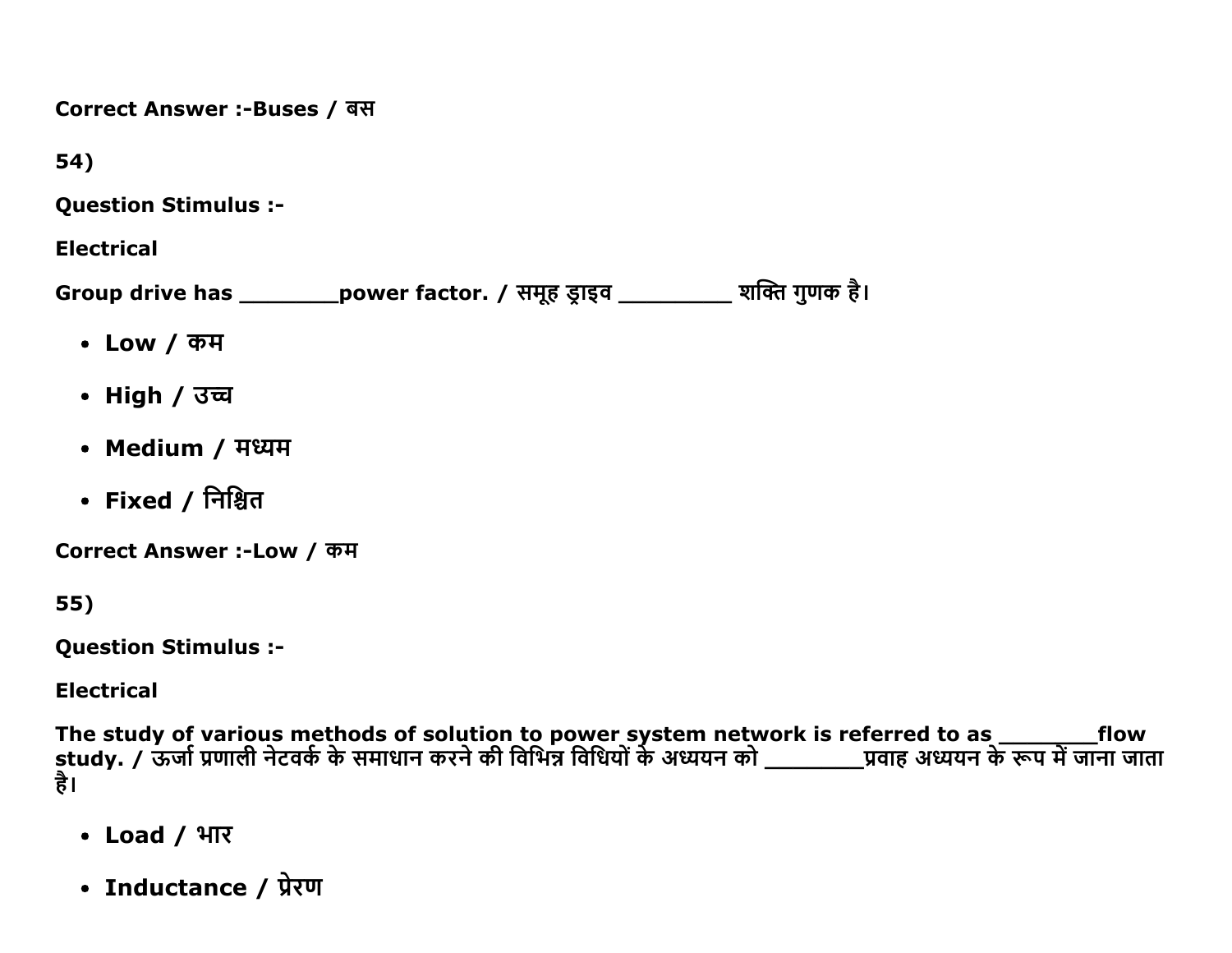**Correct Answer :-Buses / बस**

**54)**

**Question Stimulus :-**

**Electrical**

**Group drive has ________power factor. / समूह ड्राइव _________ शक्ति गुणक है।**

- **Low / कम**
- **High / उच्च**
- **Medium / मध्यम**
- **Fixed / निश्चित**

**Correct Answer :-Low / कम**

**55)**

**Question Stimulus :-**

**Electrical**

**The study of various methods of solution to power system network is referred to as ________flow study. / ऊर्जा प्रणाली नेटवर्क के समाधान करने की विभिन्न विधियों के अध्ययन को ________प्रवाह अध्ययन के रूप में जाना जाता है।**

- **Load / भार**
- **Inductance / प्रेरण**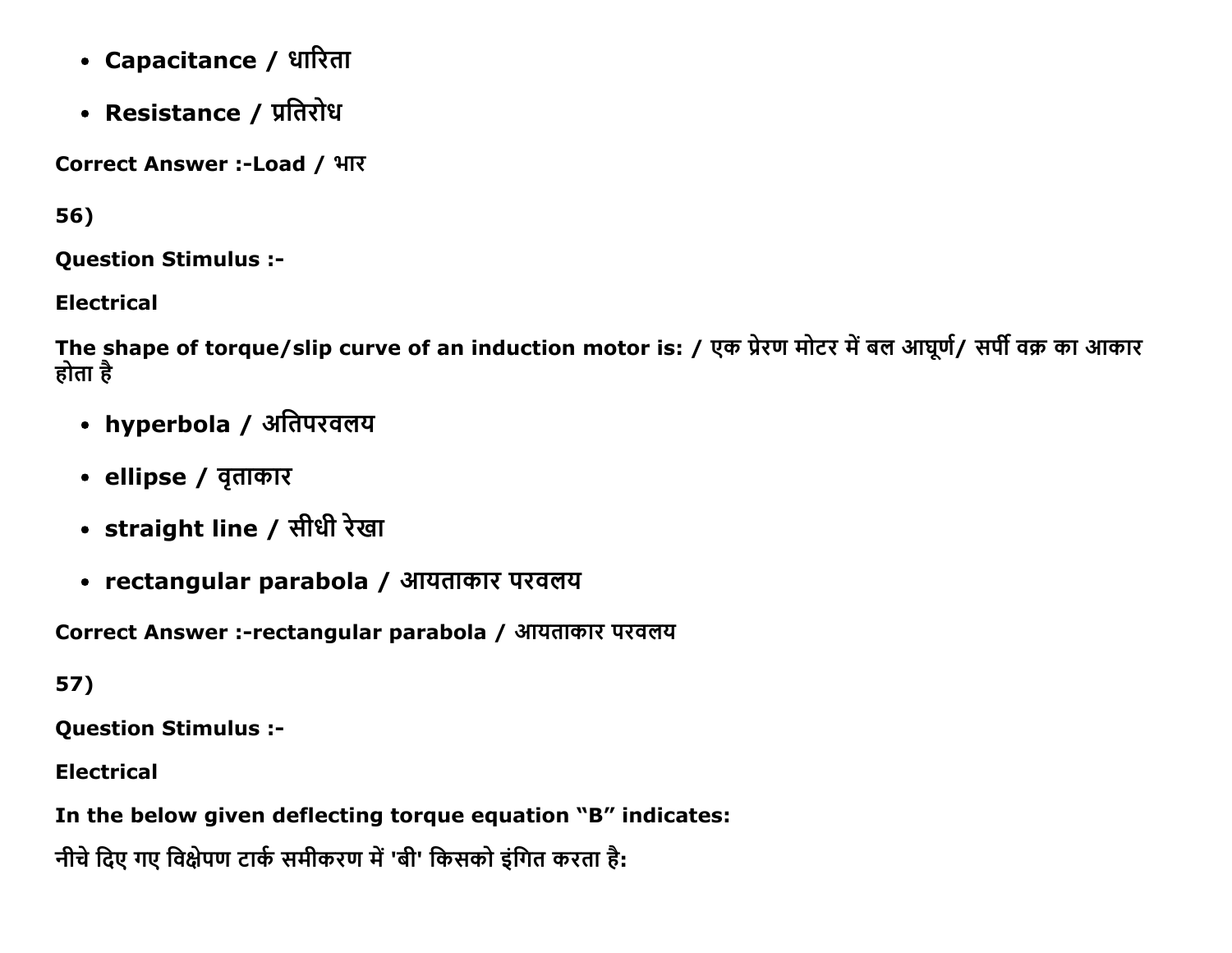- **Capacitance / धारिता**
- **Resistance / प्रतिरोध**

**Correct Answer :-Load / भार**

**56)**

**Question Stimulus :-**

**Electrical**

**The shape of torque/slip curve of an induction motor is: / एक प्रेरण मोटर में बल आघूर्ण/ सर्पी वक्र का आकार होता है**

- **hyperbola / अतिपरवलय**
- **ellipse / वृताकार**
- **straight line / सीधी रेखा**
- **rectangular parabola / आयताकार परवलय**

**Correct Answer :-rectangular parabola / आयताकार परवलय**

**57)**

**Question Stimulus :-**

**Electrical**

**In the below given deflecting torque equation "B" indicates:**

**नीचे दिए गए विक्षेपण टार्क समीकरण में 'बी' किसको इंगित करता है:**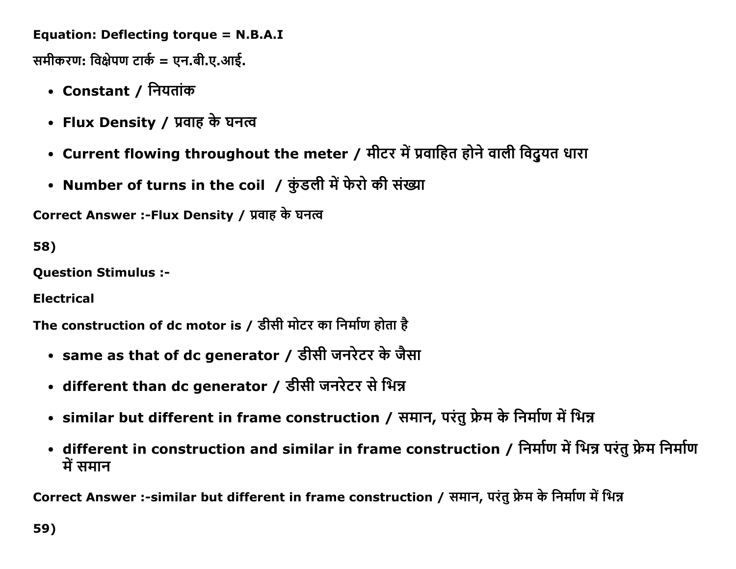**Equation: Deflecting torque = N.B.A.I**

**समीकरण: विक्षेपण टार्क = एन.बी.ए.आई.**

- **Constant / नियतांक**
- **Flux Density / प्रवाह के घनत्व**
- **Current flowing throughout the meter / मीटर में प्रवाहित होने वाली विदुयत धारा**
- **Number of turns in the coil / कुंडली में फेरो की संख्या**

**Correct Answer :-Flux Density / प्रवाह के घनत्व**

**58)**

**Question Stimulus :-**

**Electrical**

**The construction of dc motor is / डीसी मोटर का निर्माण होता है**

- **same as that of dc generator / डीसी जनरेटर के जैसा**
- **different than dc generator / डीसी जनरेटर से भिन्न**
- **similar but different in frame construction / समान, परंतु फ्रेम के निर्माण में भिन्न**
- **different in construction and similar in frame construction / निर्माण में भिन्न परंतु फ्रेम निर्माण में समान**

**Correct Answer :-similar but different in frame construction / समान, परंतु फ्रेम के निर्माण में भिन्न**

**59)**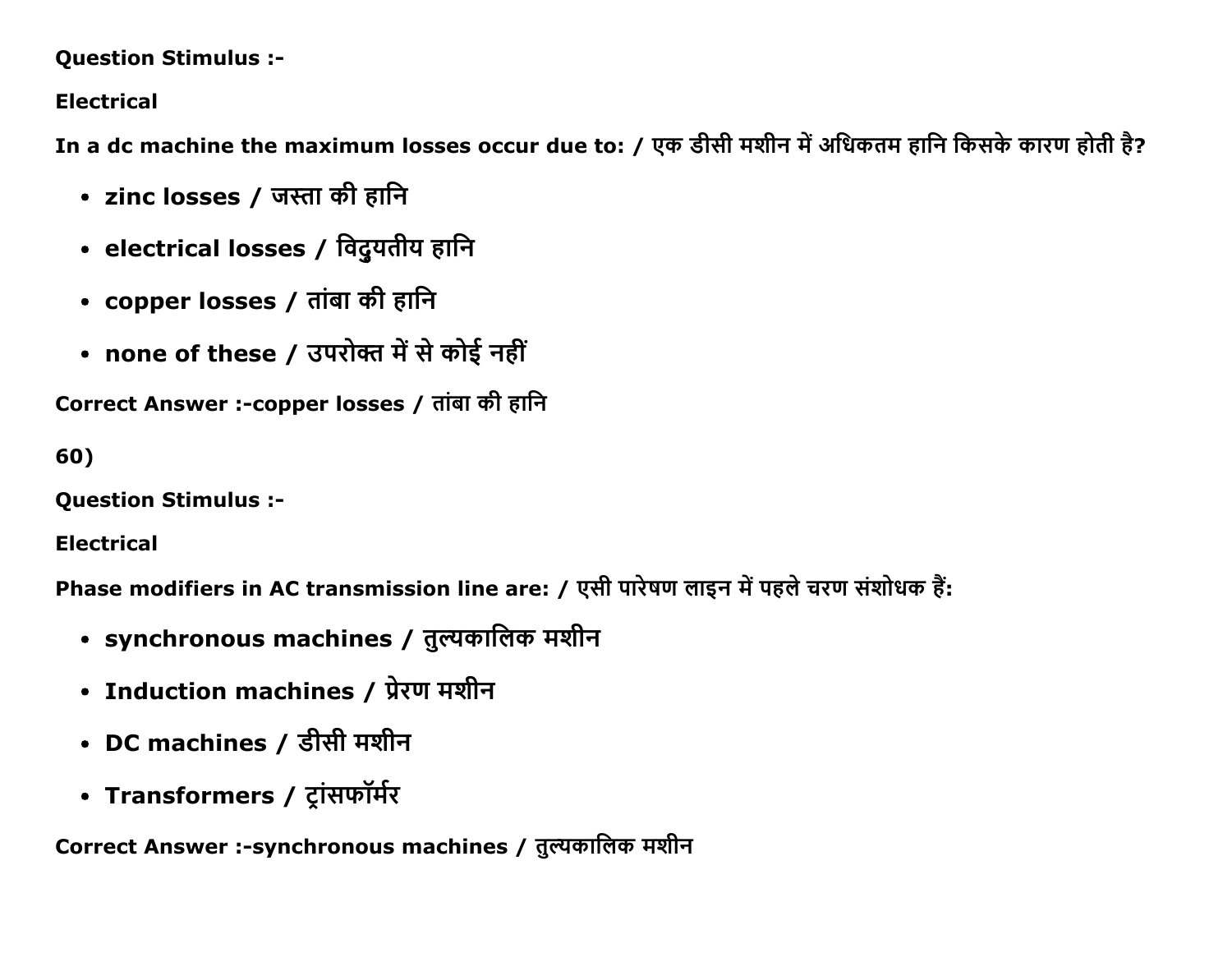Question Stimulus :-

Electrical

**In a dc machine the maximum losses occur due to: / एक डीसी मशीन में अधिकतम हानि किसके कारण होती है?**

- **zinc losses / जस्ता की हानि**
- **electrical losses / विदुयतीय हानि**
- **copper losses / तांबा की हानि**
- **none of these / उपरोक्त में से कोई नहीं**

**Correct Answer :-copper losses / तांबा की हानि**

**60)**

**Question Stimulus :-**

**Electrical**

**Phase modifiers in AC transmission line are: / एसी पारेषण लाइन में पहले चरण संशोधक हैं:**

- **synchronous machines / तुल्यकालिक मशीन**
- **Induction machines / प्रेरण मशीन**
- **DC machines / डीसी मशीन**
- **Transformers / ट्रांसफॉर्मर**

**Correct Answer :-synchronous machines / तुल्यकालिक मशीन**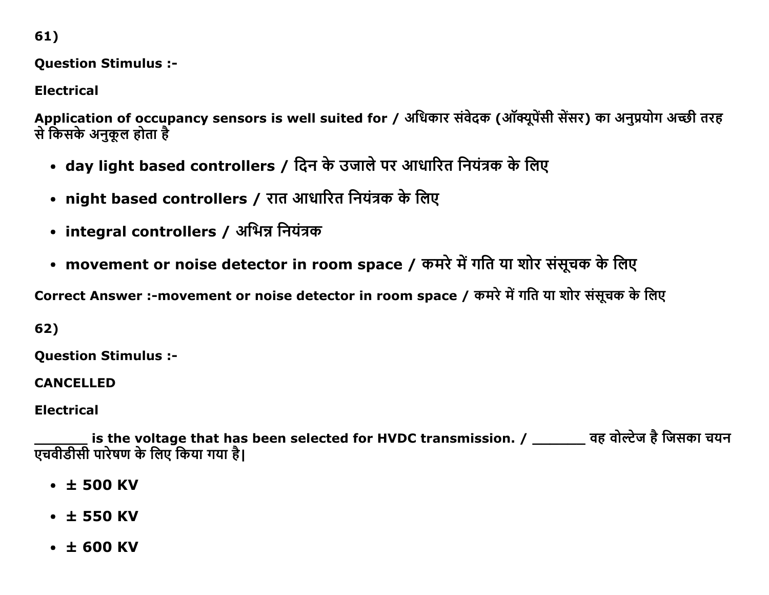61)

**Question Stimulus :-**

**Electrical**

**Application of occupancy sensors is well suited for / अधिकार संवेदक (ऑक्यूपेंसी सेंसर) का अनुप्रयोग अच्छी तरह से किसके अनुकूल होता है**

- **day light based controllers / दिन के उजाले पर आधारित नियंत्रक के लिए**
- **night based controllers / रात आधारित नियंत्रक के लिए**
- **integral controllers / अभिन्न नियंत्रक**
- **movement or noise detector in room space / कमरे में गति या शोर संसूचक के लिए**

**Correct Answer :-movement or noise detector in room space / कमरे में गति या शोर संसूचक के लिए**

62)

**Question Stimulus :-**

**CANCELLED**

**Electrical**

**_______ is the voltage that has been selected for HVDC transmission. / _______ वह वोल्टेज है जिसका चयन एचवीडीसी पारेषण के लिए किया गया है|**

- **± 500 KV**
- **± 550 KV**
- **± 600 KV**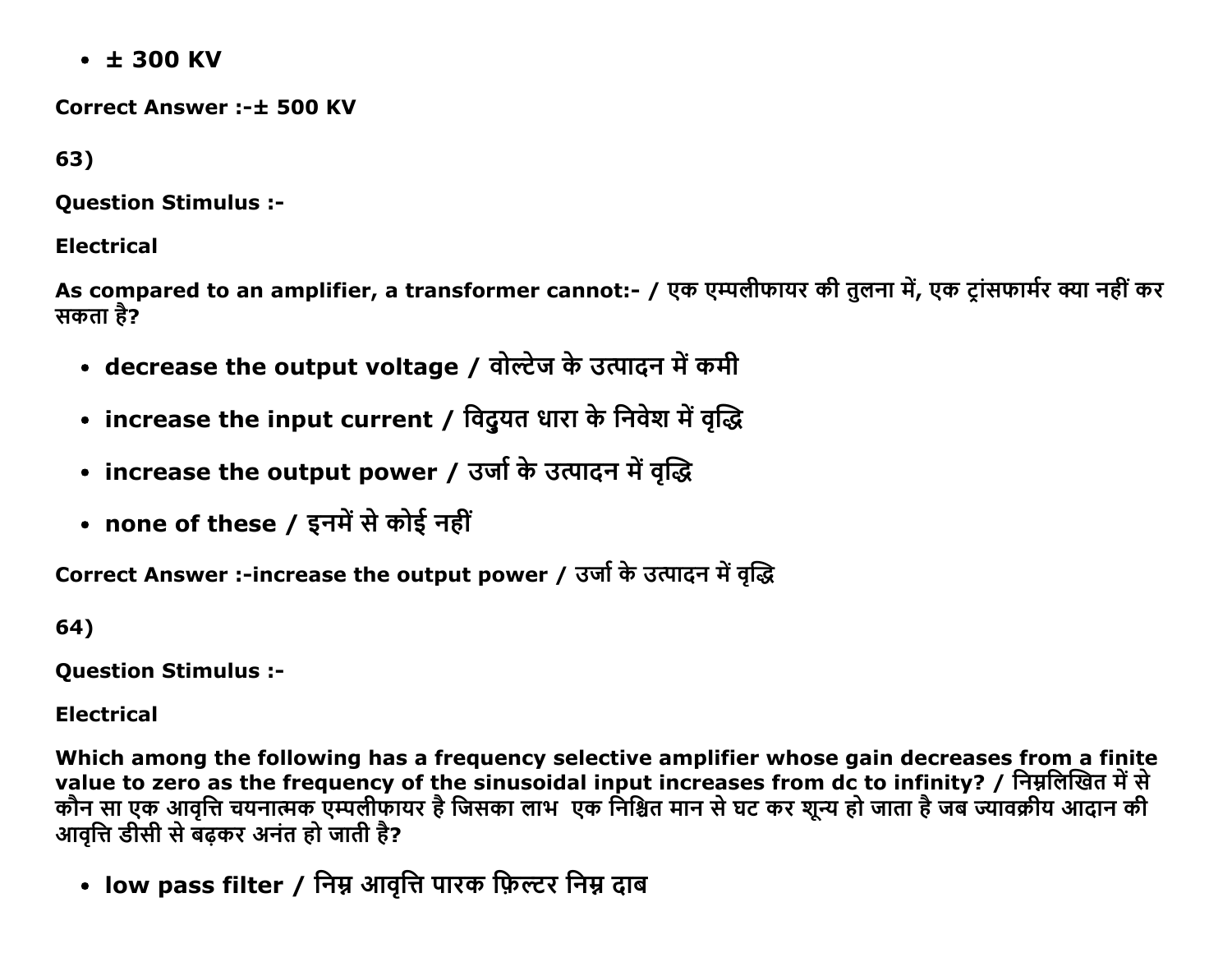- ± 300 KV

Correct Answer :-± 500 KV

63)

Question Stimulus :-

Electrical

As compared to an amplifier, a transformer cannot:- / एक एम्पलीफायर की तुलना में, एक ट्रांसफार्मर क्या नहीं कर सकता है?

- decrease the output voltage / वोल्टेज के उत्पादन में कमी
- increase the input current / विदुयत धारा के निवेश में वृद्धि
- increase the output power / उर्जा के उत्पादन में वृद्धि
- none of these / इनमें से कोई नहीं

Correct Answer :-increase the output power / उर्जा के उत्पादन में वृद्धि

64)

Question Stimulus :-

Electrical

Which among the following has a frequency selective amplifier whose gain decreases from a finite value to zero as the frequency of the sinusoidal input increases from dc to infinity? / निम्नलिखित में से कौन सा एक आवृत्ति चयनात्मक एम्पलीफायर है जिसका लाभ एक निश्चित मान से घट कर शून्य हो जाता है जब ज्यावक्रीय आदान की आवृत्ति डीसी से बढ़कर अनंत हो जाती है?

- low pass filter / निम्न आवृत्ति पारक फ़िल्टर निम्न दाब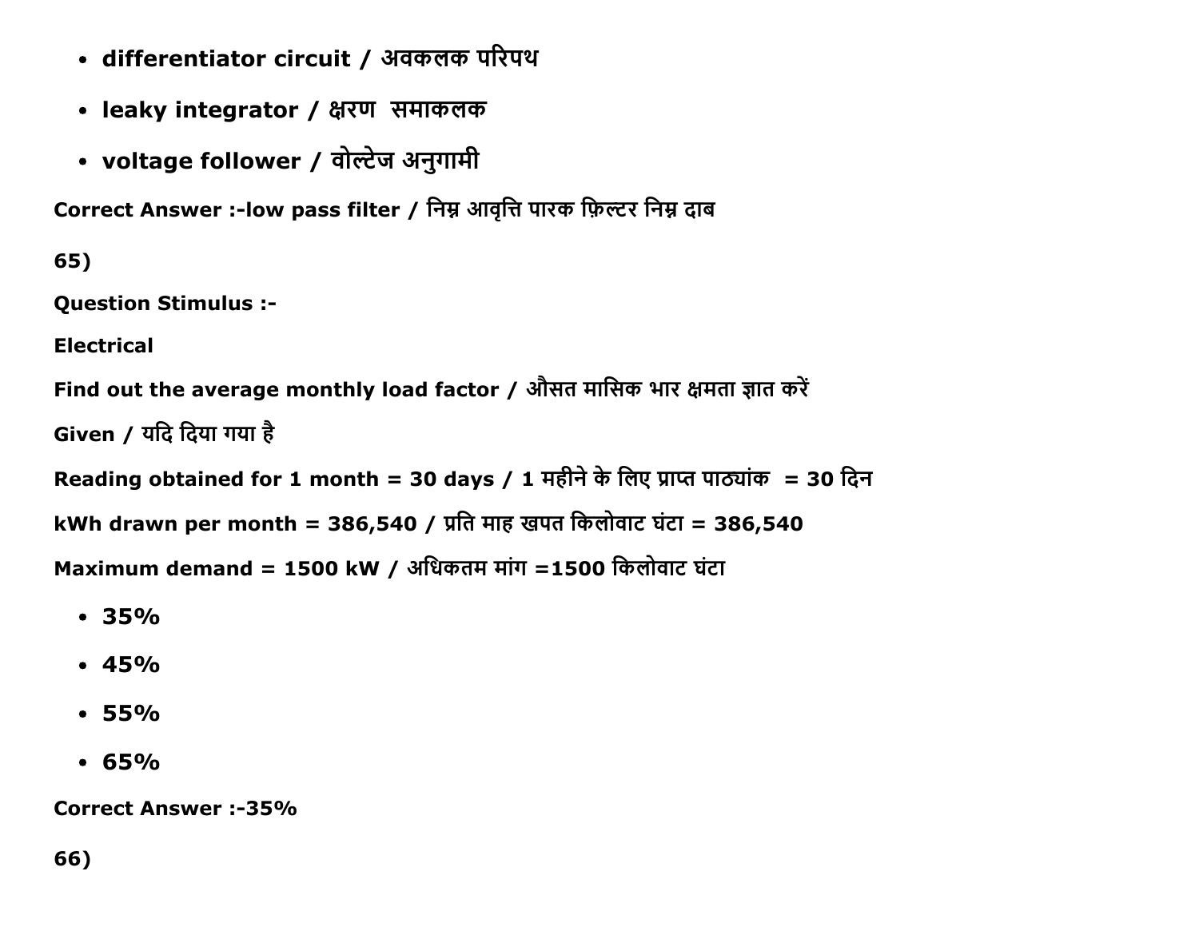- differentiator circuit / अवकलक परिपथ
- leaky integrator / क्षरण  समाकलक
- voltage follower / वोल्टेज अनुगामी

Correct Answer :-low pass filter / निम्न आवृत्ति पारक फ़िल्टर निम्न दाब

65)

Question Stimulus :-

Electrical

Find out the average monthly load factor / औसत मासिक भार क्षमता ज्ञात करें

Given / यदि दिया गया है

Reading obtained for 1 month = 30 days / 1 महीने के लिए प्राप्त पाठ्यांक  = 30 दिन

kWh drawn per month = 386,540 / प्रति माह खपत किलोवाट घंटा = 386,540

Maximum demand = 1500 kW / अधिकतम मांग =1500 किलोवाट घंटा

- 35%
- 45%
- 55%
- 65%

Correct Answer :-35%

66)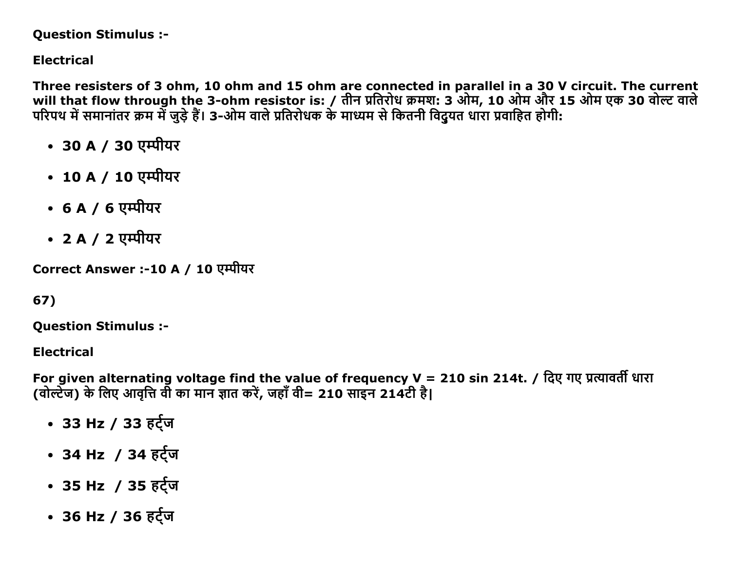**Question Stimulus :-**

**Electrical**

**Three resisters of 3 ohm, 10 ohm and 15 ohm are connected in parallel in a 30 V circuit. The current will that flow through the 3-ohm resistor is: / तीन प्रतिरोध क्रमशः 3 ओम, 10 ओम और 15 ओम एक 30 वोल्ट वाले परिपथ में समानांतर क्रम में जुड़े हैं। 3-ओम वाले प्रतिरोधक के माध्यम से कितनी विद्युत धारा प्रवाहित होगी:**

- **30 A / 30 एम्पीयर**
- **10 A / 10 एम्पीयर**
- **6 A / 6 एम्पीयर**
- **2 A / 2 एम्पीयर**

**Correct Answer :-10 A / 10 एम्पीयर**

**67)**

**Question Stimulus :-**

**Electrical**

**For given alternating voltage find the value of frequency V = 210 sin 214t. / दिए गए प्रत्यावर्ती धारा (वोल्टेज) के लिए आवृत्ति वी का मान ज्ञात करें, जहाँ वी= 210 साइन 214टी है|**

- **33 Hz / 33 हर्ट्ज**
- **34 Hz / 34 हर्ट्ज**
- **35 Hz / 35 हर्ट्ज**
- **36 Hz / 36 हर्ट्ज**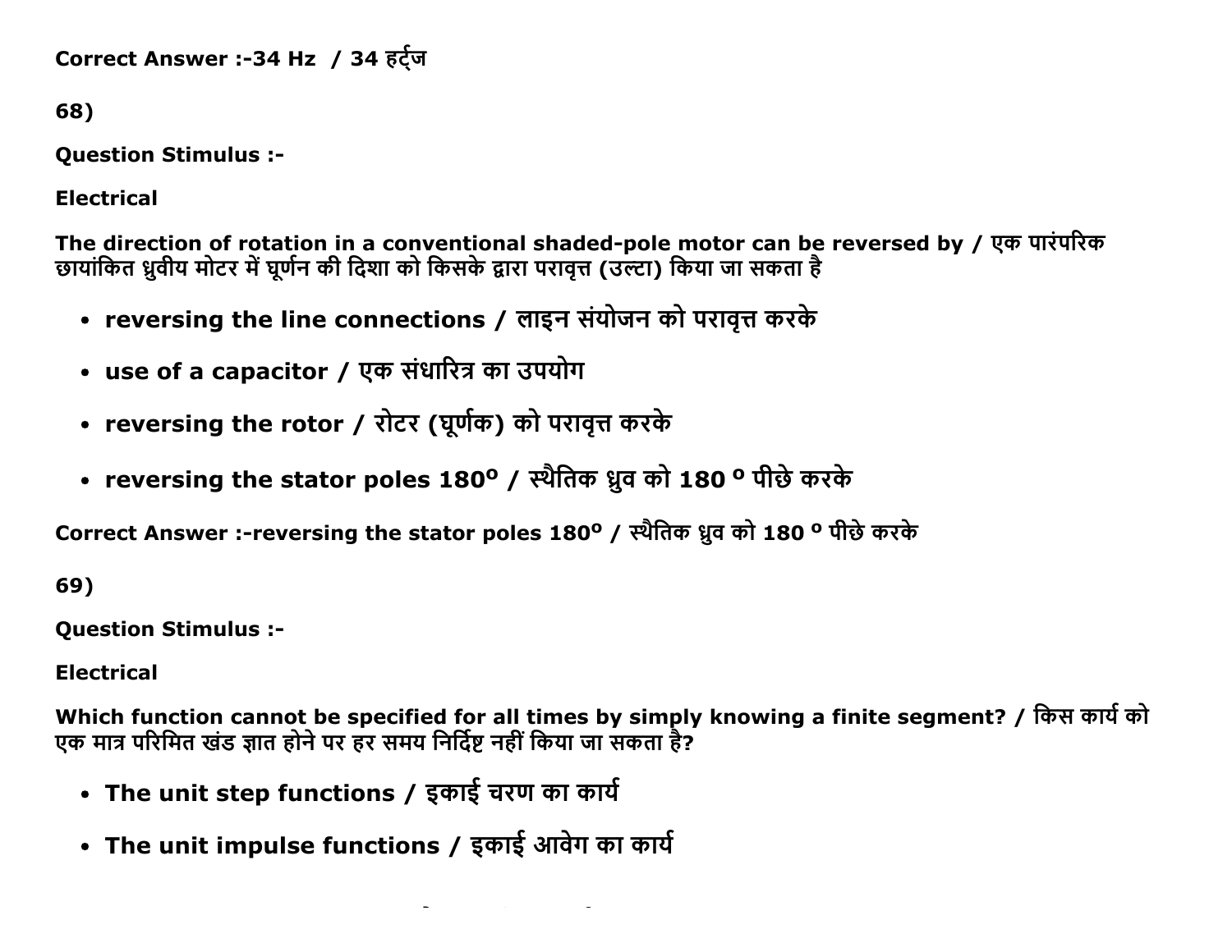Correct Answer :-34 Hz  / 34 हर्ट्ज

68)

**Question Stimulus :-**

**Electrical**

**The direction of rotation in a conventional shaded-pole motor can be reversed by / एक पारंपरिक छायांकित ध्रुवीय मोटर में घूर्णन की दिशा को किसके द्वारा परावृत्त (उल्टा) किया जा सकता है**

- **reversing the line connections / लाइन संयोजन को परावृत्त करके**
- **use of a capacitor / एक संधारित्र का उपयोग**
- **reversing the rotor / रोटर (घूर्णक) को परावृत्त करके**
- **reversing the stator poles 180$^o$ / स्थैतिक ध्रुव को 180 $^o$ पीछे करके**

**Correct Answer :-reversing the stator poles 180$^o$ / स्थैतिक ध्रुव को 180 $^o$ पीछे करके**

69)

**Question Stimulus :-**

**Electrical**

**Which function cannot be specified for all times by simply knowing a finite segment? / किस कार्य को एक मात्र परिमित खंड ज्ञात होने पर हर समय निर्दिष्ट नहीं किया जा सकता है?**

- **The unit step functions / इकाई चरण का कार्य**
- **The unit impulse functions / इकाई आवेग का कार्य**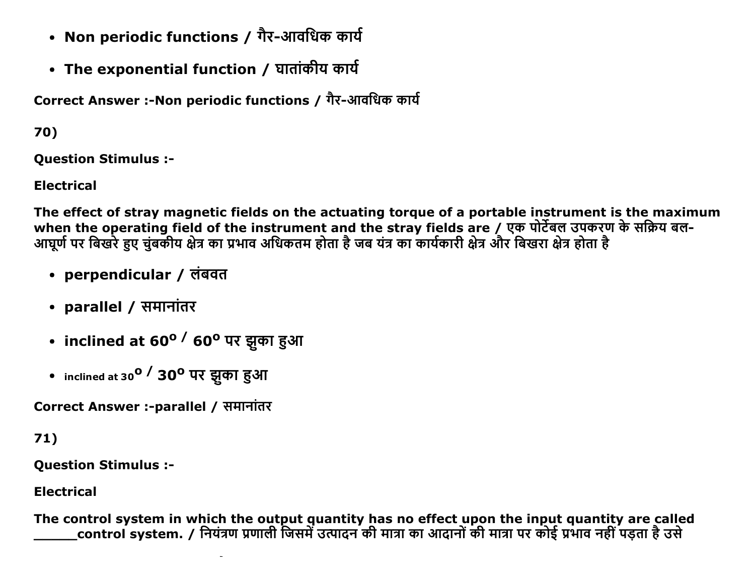- **Non periodic functions / गैर-आवधिक कार्य**
- **The exponential function / घातांकीय कार्य**

**Correct Answer :-Non periodic functions / गैर-आवधिक कार्य**

**70)**

**Question Stimulus :-**

**Electrical**

**The effect of stray magnetic fields on the actuating torque of a portable instrument is the maximum when the operating field of the instrument and the stray fields are / एक पोर्टेबल उपकरण के सक्रिय बल-आघूर्ण पर बिखरे हुए चुंबकीय क्षेत्र का प्रभाव अधिकतम होता है जब यंत्र का कार्यकारी क्षेत्र और बिखरा क्षेत्र होता है**

- **perpendicular / लंबवत**
- **parallel / समानांतर**
- **inclined at $60^o$ / $60^o$ पर झुका हुआ**
- inclined at $30^o$ / **$30^o$ पर झुका हुआ**

**Correct Answer :-parallel / समानांतर**

**71)**

**Question Stimulus :-**

**Electrical**

**The control system in which the output quantity has no effect upon the input quantity are called ______control system. / नियंत्रण प्रणाली जिसमें उत्पादन की मात्रा का आदानों की मात्रा पर कोई प्रभाव नहीं पड़ता है उसे**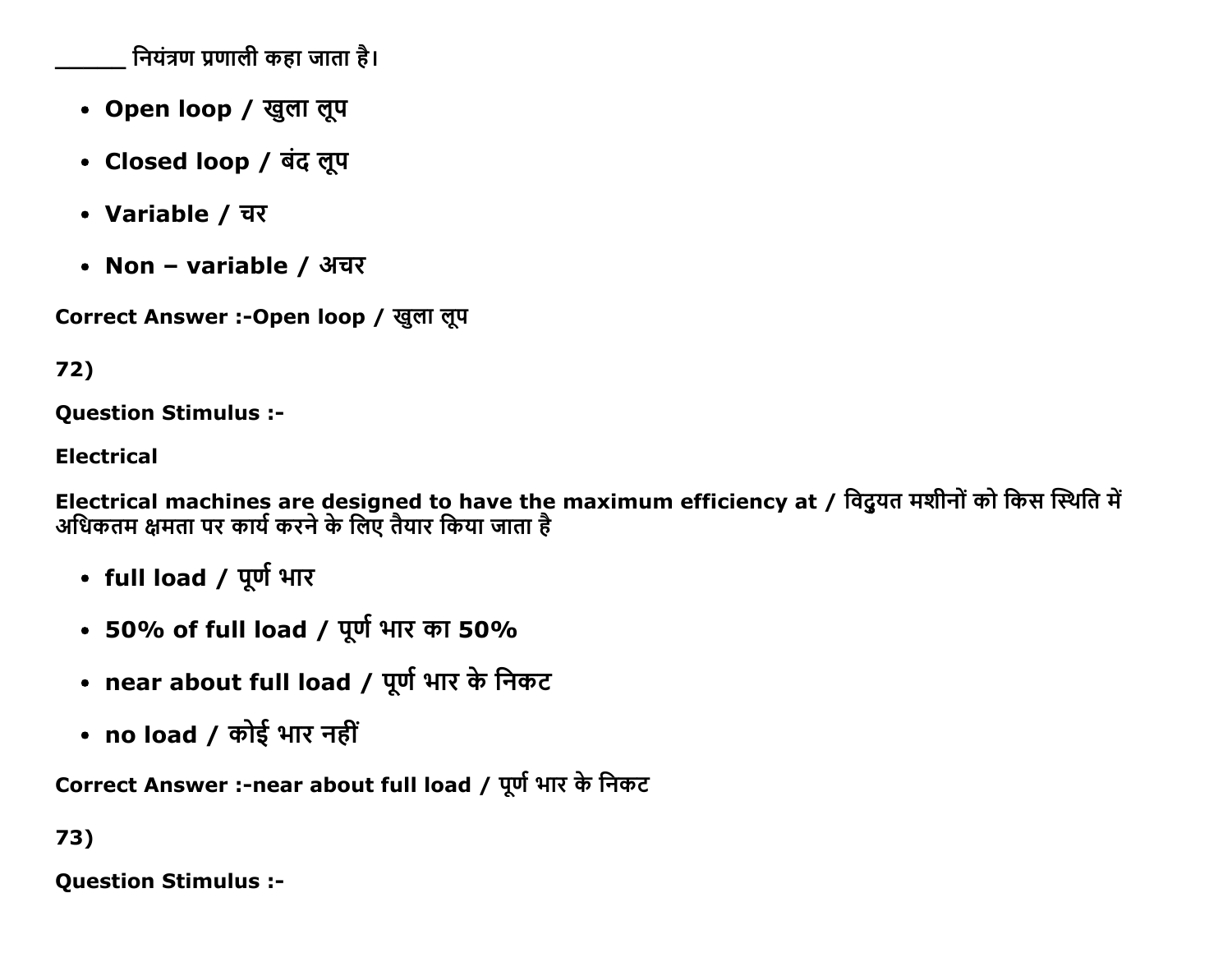______ नियंत्रण प्रणाली कहा जाता है।

- **Open loop / खुला लूप**
- **Closed loop / बंद लूप**
- **Variable / चर**
- **Non – variable / अचर**

**Correct Answer :-Open loop / खुला लूप**

**72)**

**Question Stimulus :-**

**Electrical**

**Electrical machines are designed to have the maximum efficiency at / विदुयत मशीनों को किस स्थिति में अधिकतम क्षमता पर कार्य करने के लिए तैयार किया जाता है**

- **full load / पूर्ण भार**
- **50% of full load / पूर्ण भार का 50%**
- **near about full load / पूर्ण भार के निकट**
- **no load / कोई भार नहीं**

**Correct Answer :-near about full load / पूर्ण भार के निकट**

**73)**

**Question Stimulus :-**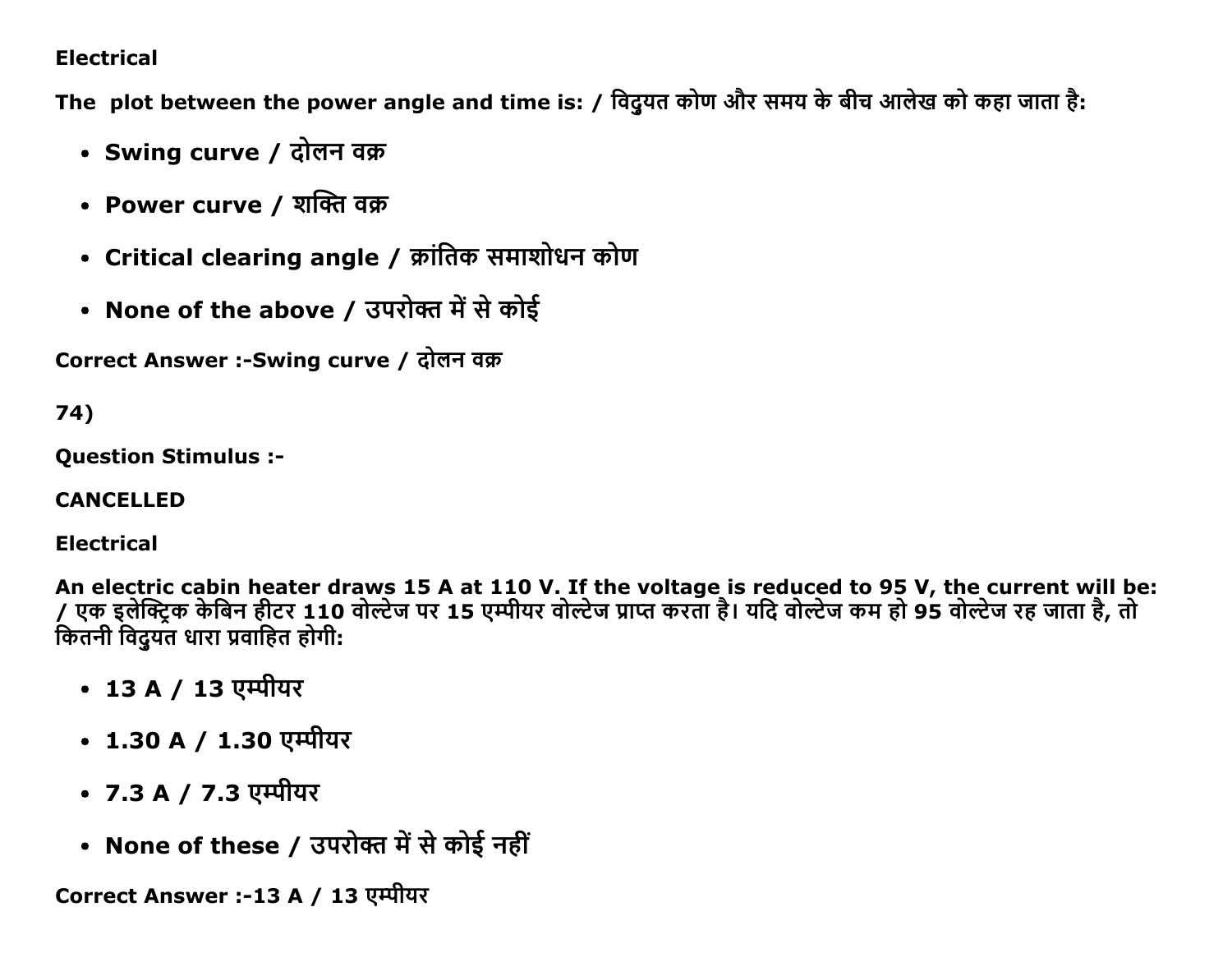**Electrical**

**The plot between the power angle and time is: / विद्युत कोण और समय के बीच आलेख को कहा जाता है:**

- **Swing curve / दोलन वक्र**
- **Power curve / शक्ति वक्र**
- **Critical clearing angle / क्रांतिक समाशोधन कोण**
- **None of the above / उपरोक्त में से कोई**

**Correct Answer :-Swing curve / दोलन वक्र**

**74)**

**Question Stimulus :-**

**CANCELLED**

**Electrical**

**An electric cabin heater draws 15 A at 110 V. If the voltage is reduced to 95 V, the current will be: / एक इलेक्ट्रिक केबिन हीटर 110 वोल्टेज पर 15 एम्पीयर वोल्टेज प्राप्त करता है। यदि वोल्टेज कम हो 95 वोल्टेज रह जाता है, तो कितनी विद्युयत धारा प्रवाहित होगी:**

- **13 A / 13 एम्पीयर**
- **1.30 A / 1.30 एम्पीयर**
- **7.3 A / 7.3 एम्पीयर**
- **None of these / उपरोक्त में से कोई नहीं**

**Correct Answer :-13 A / 13 एम्पीयर**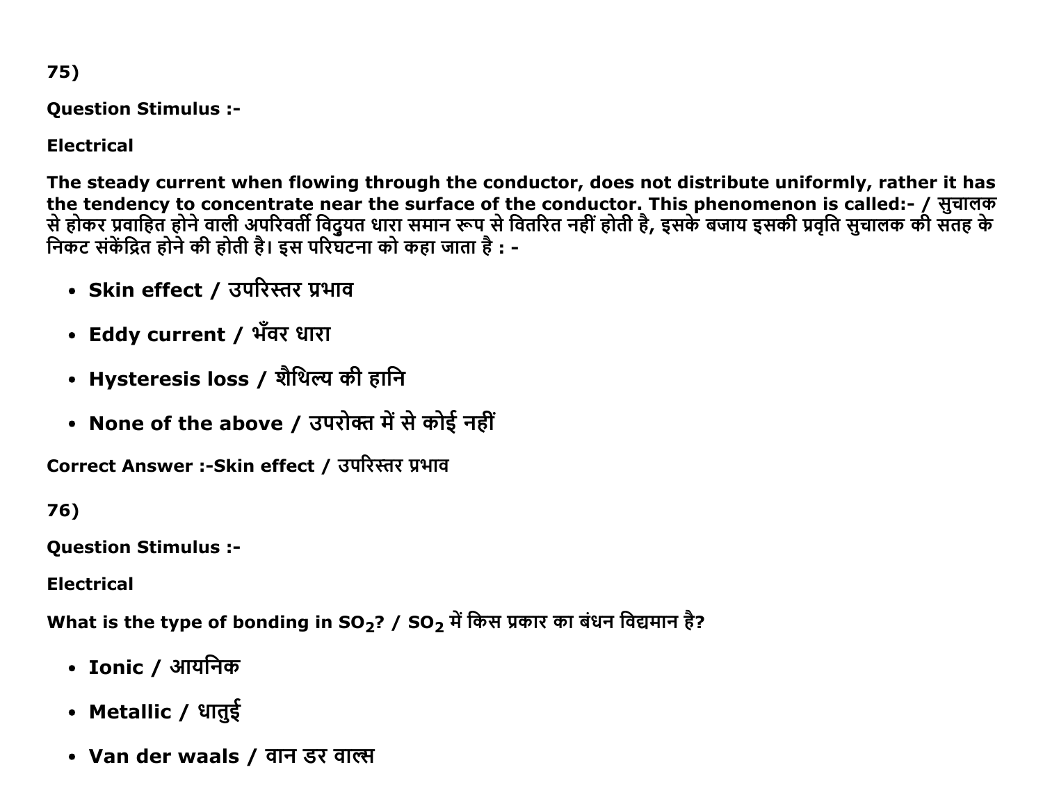75)

**Question Stimulus :-**

**Electrical**

**The steady current when flowing through the conductor, does not distribute uniformly, rather it has the tendency to concentrate near the surface of the conductor. This phenomenon is called:- / सुचालक से होकर प्रवाहित होने वाली अपरिवर्ती विद्युत धारा समान रूप से वितरित नहीं होती है, इसके बजाय इसकी प्रवृति सुचालक की सतह के निकट संकेंद्रित होने की होती है। इस परिघटना को कहा जाता है : -**

- **Skin effect / उपरिस्तर प्रभाव**
- **Eddy current / भँवर धारा**
- **Hysteresis loss / शैथिल्य की हानि**
- **None of the above / उपरोक्त में से कोई नहीं**

**Correct Answer :-Skin effect / उपरिस्तर प्रभाव**

76)

**Question Stimulus :-**

**Electrical**

**What is the type of bonding in $SO_2$? / $SO_2$ में किस प्रकार का बंधन विद्यमान है?**

- **Ionic / आयनिक**
- **Metallic / धातुई**
- **Van der waals / वान डर वाल्स**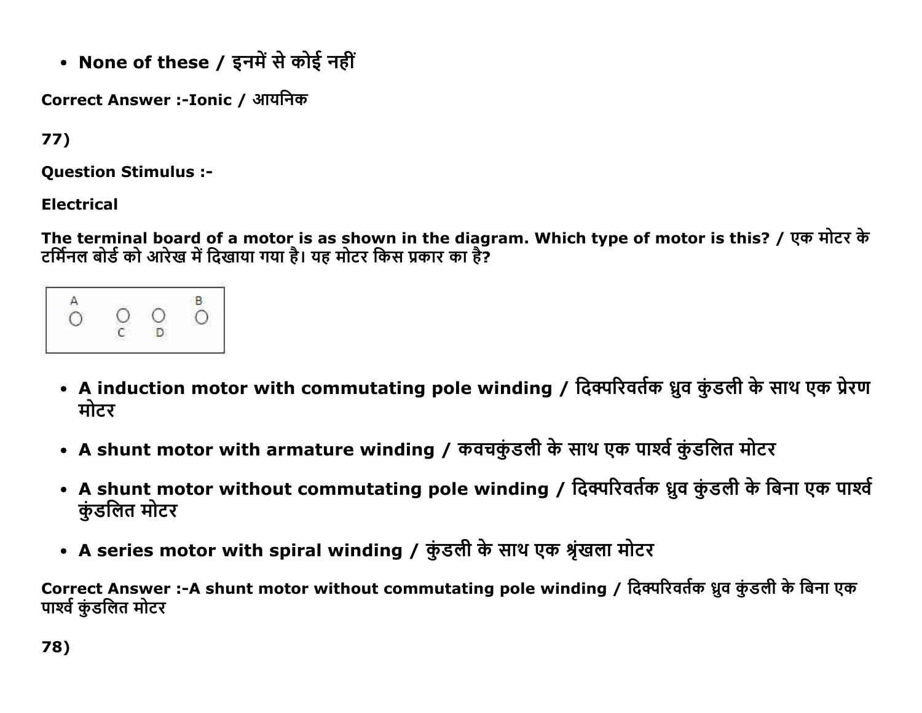- **None of these / इनमें से कोई नहीं**

**Correct Answer :-Ionic / आयनिक**

**77)**

**Question Stimulus :-**

**Electrical**

**The terminal board of a motor is as shown in the diagram. Which type of motor is this? / एक मोटर के टर्मिनल बोर्ड को आरेख में दिखाया गया है। यह मोटर किस प्रकार का है?**

- **A induction motor with commutating pole winding / दिक्परिवर्तक ध्रुव कुंडली के साथ एक प्रेरण मोटर**
- **A shunt motor with armature winding / कवचकुंडली के साथ एक पार्श्व कुंडलित मोटर**
- **A shunt motor without commutating pole winding / दिक्परिवर्तक ध्रुव कुंडली के बिना एक पार्श्व कुंडलित मोटर**
- **A series motor with spiral winding / कुंडली के साथ एक श्रृंखला मोटर**

**Correct Answer :-A shunt motor without commutating pole winding / दिक्परिवर्तक ध्रुव कुंडली के बिना एक पार्श्व कुंडलित मोटर**

**78)**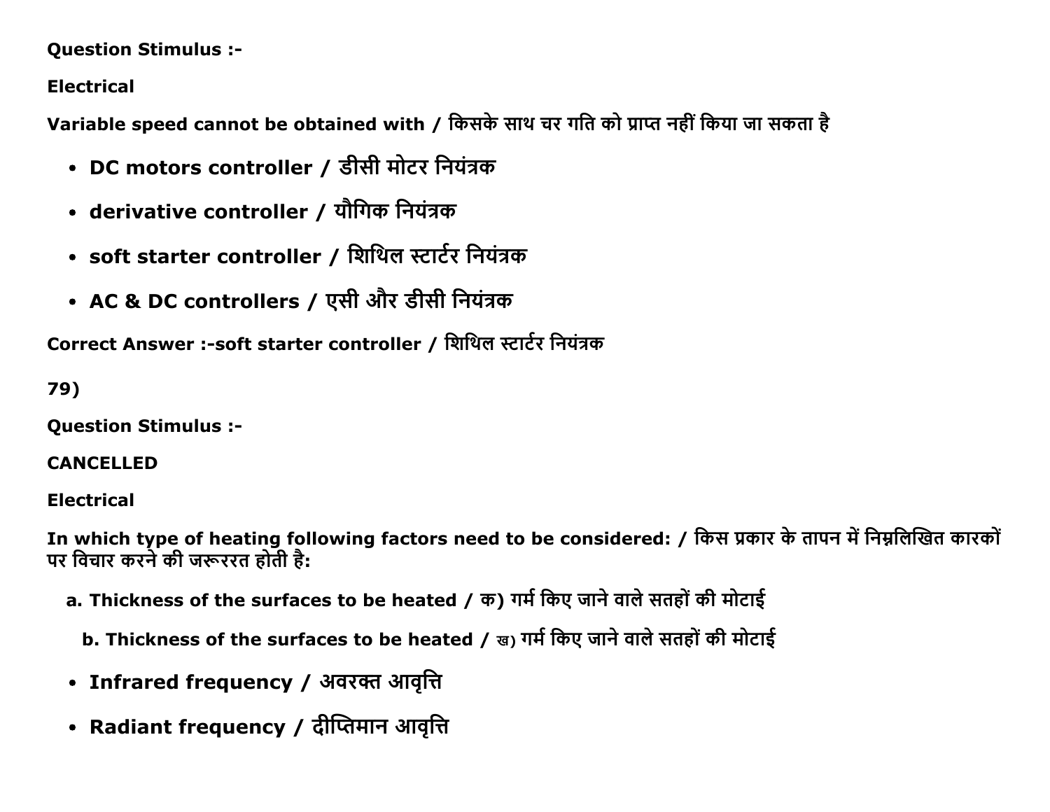**Question Stimulus :-**

**Electrical**

**Variable speed cannot be obtained with / किसके साथ चर गति को प्राप्त नहीं किया जा सकता है**

- **DC motors controller / डीसी मोटर नियंत्रक**
- **derivative controller / यौगिक नियंत्रक**
- **soft starter controller / शिथिल स्टार्टर नियंत्रक**
- **AC & DC controllers / एसी और डीसी नियंत्रक**

**Correct Answer :-soft starter controller / शिथिल स्टार्टर नियंत्रक**

**79)**

**Question Stimulus :-**

**CANCELLED**

**Electrical**

**In which type of heating following factors need to be considered: / किस प्रकार के तापन में निम्नलिखित कारकों पर विचार करने की जरूररत होती है:**

a. **Thickness of the surfaces to be heated / क) गर्म किए जाने वाले सतहों की मोटाई**

b. **Thickness of the surfaces to be heated / ख) गर्म किए जाने वाले सतहों की मोटाई**

- **Infrared frequency / अवरक्त आवृत्ति**
- **Radiant frequency / दीप्तिमान आवृत्ति**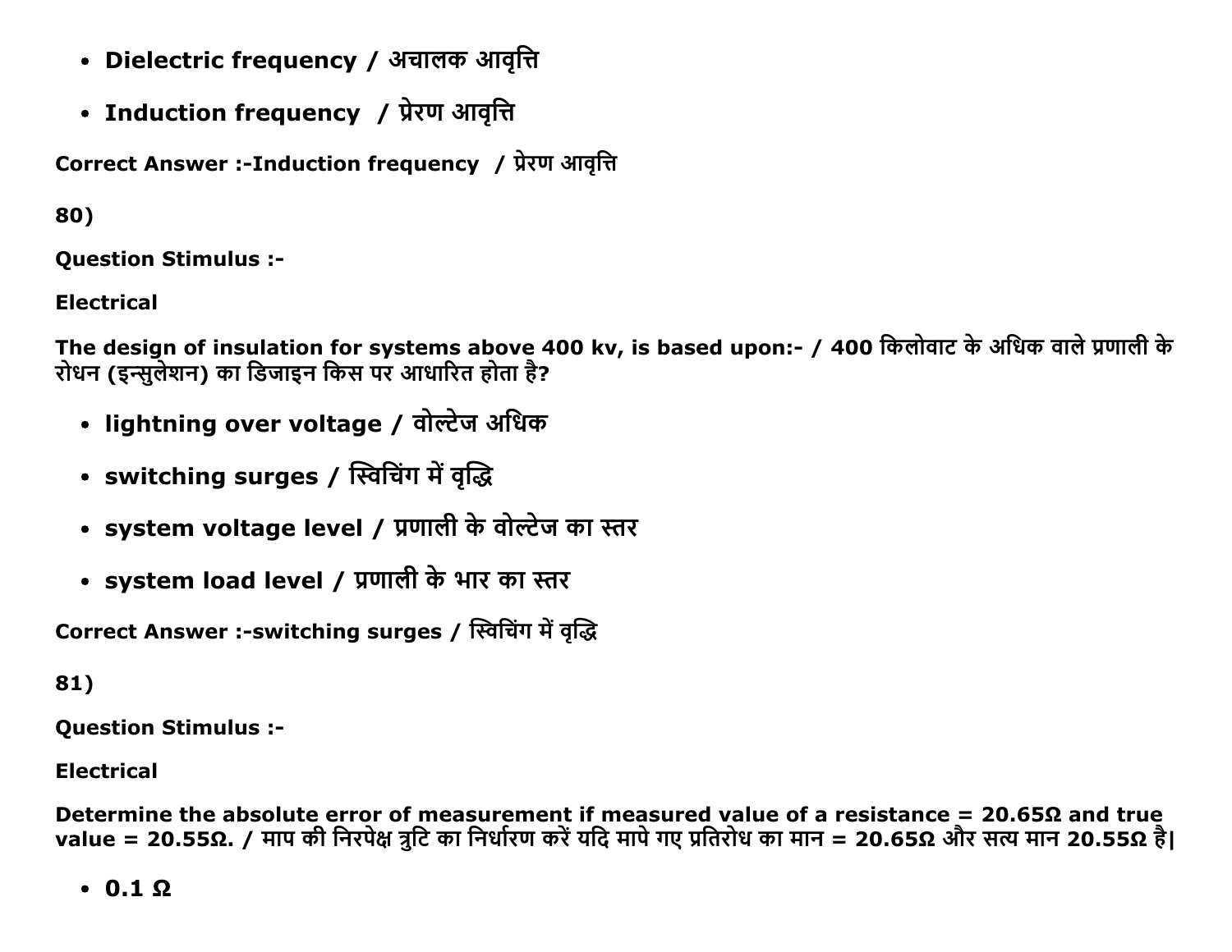- **Dielectric frequency / अचालक आवृत्ति**
- **Induction frequency / प्रेरण आवृत्ति**

**Correct Answer :-Induction frequency / प्रेरण आवृत्ति**

**80)**

**Question Stimulus :-**

**Electrical**

**The design of insulation for systems above 400 kv, is based upon:- / 400 किलोवाट के अधिक वाले प्रणाली के रोधन (इन्सुलेशन) का डिजाइन किस पर आधारित होता है?**

- **lightning over voltage / वोल्टेज अधिक**
- **switching surges / स्विचिंग में वृद्धि**
- **system voltage level / प्रणाली के वोल्टेज का स्तर**
- **system load level / प्रणाली के भार का स्तर**

**Correct Answer :-switching surges / स्विचिंग में वृद्धि**

**81)**

**Question Stimulus :-**

**Electrical**

**Determine the absolute error of measurement if measured value of a resistance = 20.65Ω and true value = 20.55Ω. / माप की निरपेक्ष त्रुटि का निर्धारण करें यदि मापे गए प्रतिरोध का मान = 20.65Ω और सत्य मान 20.55Ω है|**

- **0.1 Ω**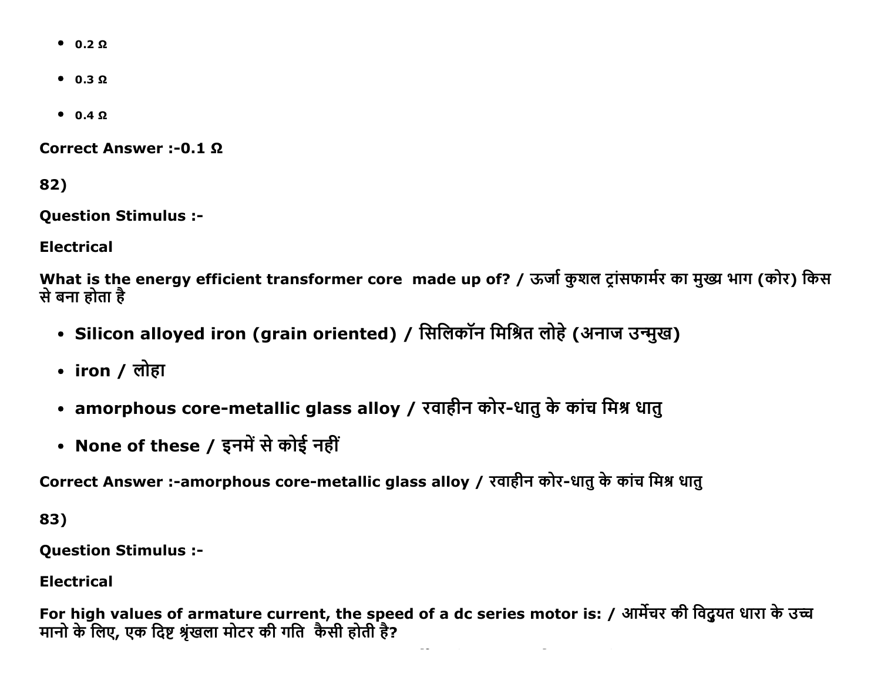- 0.2 Ω
- 0.3 Ω
- 0.4 Ω

**Correct Answer :-0.1 Ω**

**82)**

**Question Stimulus :-**

**Electrical**

**What is the energy efficient transformer core made up of? / ऊर्जा कुशल ट्रांसफार्मर का मुख्य भाग (कोर) किस से बना होता है**

- **Silicon alloyed iron (grain oriented) / सिलिकॉन मिश्रित लोहे (अनाज उन्मुख)**
- **iron / लोहा**
- **amorphous core-metallic glass alloy / रवाहीन कोर-धातु के कांच मिश्र धातु**
- **None of these / इनमें से कोई नहीं**

**Correct Answer :-amorphous core-metallic glass alloy / रवाहीन कोर-धातु के कांच मिश्र धातु**

**83)**

**Question Stimulus :-**

**Electrical**

**For high values of armature current, the speed of a dc series motor is: / आर्मेचर की विद्युत धारा के उच्च मानो के लिए, एक दिष्ट श्रृंखला मोटर की गति कैसी होती है?**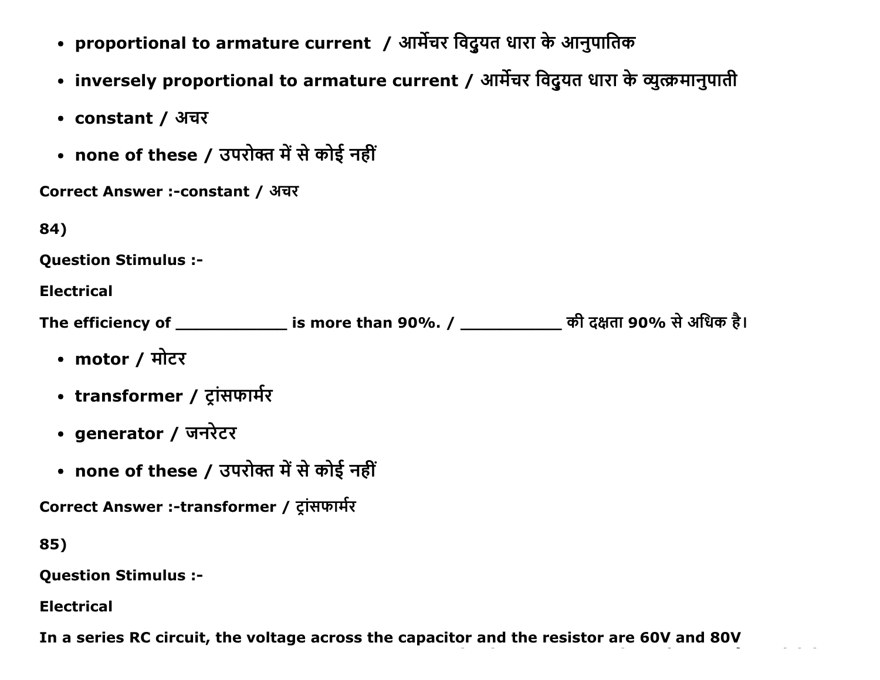- **proportional to armature current / आर्मेचर विद्युत धारा के आनुपातिक**
- **inversely proportional to armature current / आर्मेचर विद्युत धारा के व्युत्क्रमानुपाती**
- **constant / अचर**
- **none of these / उपरोक्त में से कोई नहीं**

**Correct Answer :-constant / अचर**

**84)**

**Question Stimulus :-**

**Electrical**

**The efficiency of ____________ is more than 90%. / ___________ की दक्षता 90% से अधिक है।**

- **motor / मोटर**
- **transformer / ट्रांसफार्मर**
- **generator / जनरेटर**
- **none of these / उपरोक्त में से कोई नहीं**

**Correct Answer :-transformer / ट्रांसफार्मर**

**85)**

**Question Stimulus :-**

**Electrical**

**In a series RC circuit, the voltage across the capacitor and the resistor are 60V and 80V**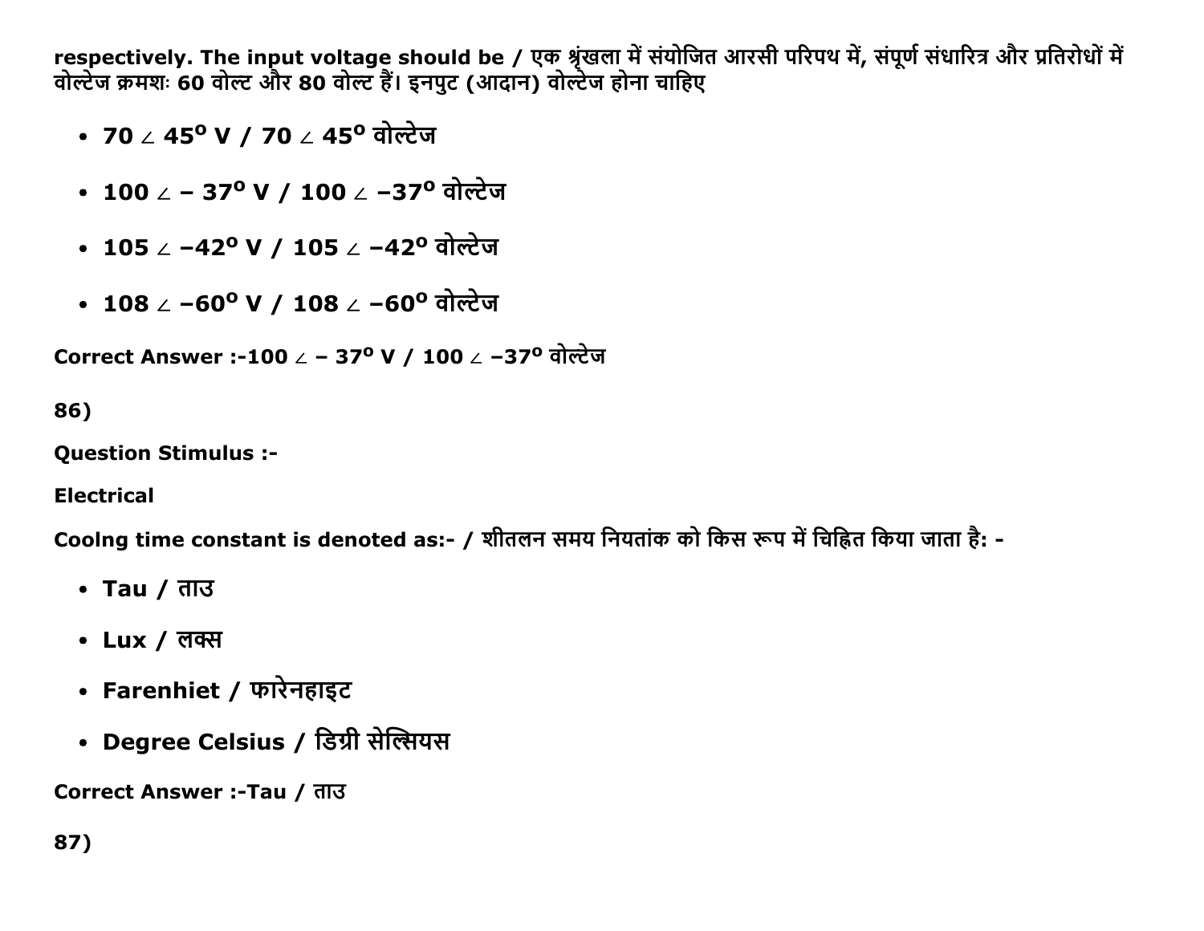respectively. The input voltage should be / एक श्रृंखला में संयोजित आरसी परिपथ में, संपूर्ण संधारित्र और प्रतिरोधों में वोल्टेज क्रमशः 60 वोल्ट और 80 वोल्ट हैं। इनपुट (आदान) वोल्टेज होना चाहिए

- **$70 \angle 45^o$ V / $70 \angle 45^o$ वोल्टेज**
- **$100 \angle -37^o$ V / $100 \angle -37^o$ वोल्टेज**
- **$105 \angle -42^o$ V / $105 \angle -42^o$ वोल्टेज**
- **$108 \angle -60^o$ V / $108 \angle -60^o$ वोल्टेज**

**Correct Answer :-$100 \angle -37^o$ V / $100 \angle -37^o$ वोल्टेज**

**86)**

**Question Stimulus :-**

**Electrical**

**Coolng time constant is denoted as:- / शीतलन समय नियतांक को किस रूप में चिह्नित किया जाता है: -**

- **Tau / ताउ**
- **Lux / लक्स**
- **Farenhiet / फारेनहाइट**
- **Degree Celsius / डिग्री सेल्सियस**

**Correct Answer :-Tau / ताउ**

**87)**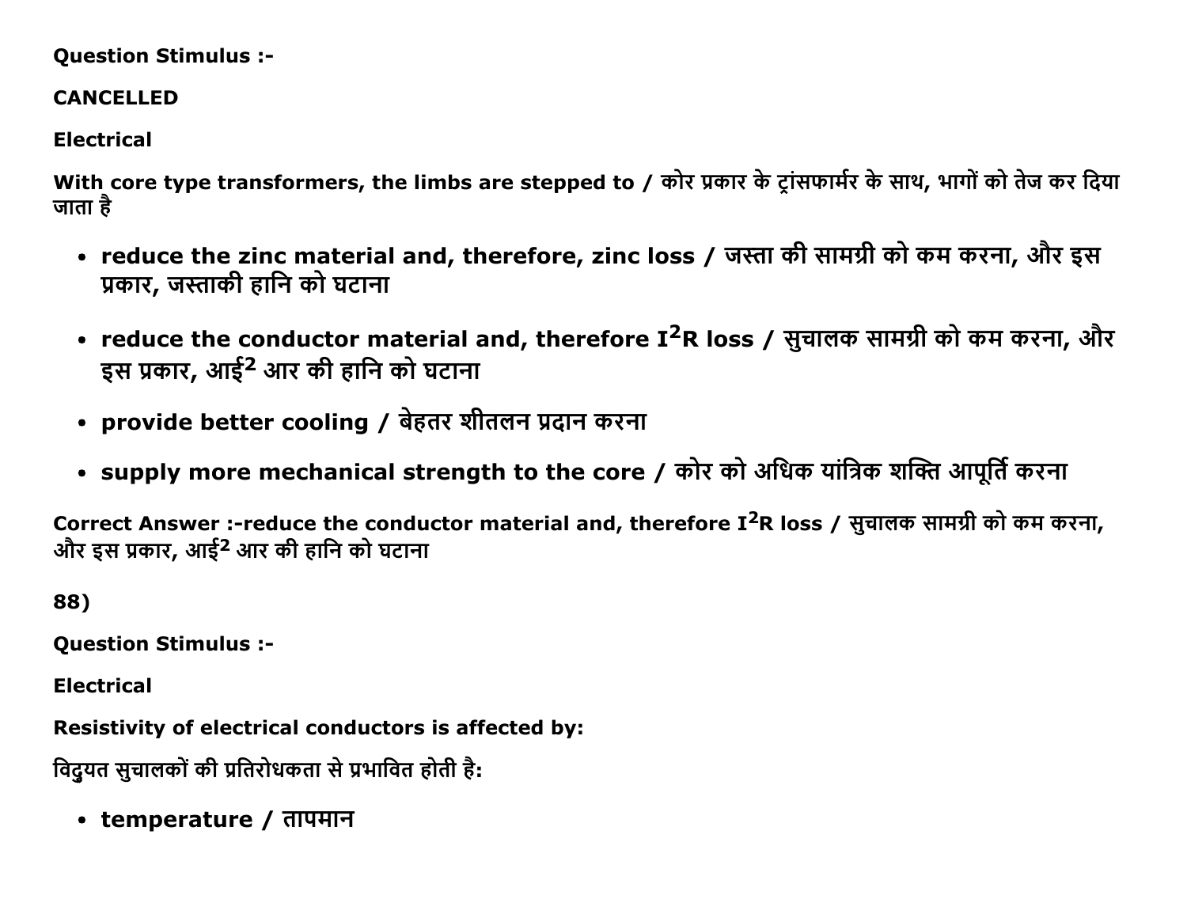**Question Stimulus :-**

**CANCELLED**

**Electrical**

**With core type transformers, the limbs are stepped to / कोर प्रकार के ट्रांसफार्मर के साथ, भागों को तेज कर दिया जाता है**

- **reduce the zinc material and, therefore, zinc loss / जस्ता की सामग्री को कम करना, और इस प्रकार, जस्ताकी हानि को घटाना**
- **reduce the conductor material and, therefore $I^2R$ loss / सुचालक सामग्री को कम करना, और इस प्रकार, आई$^2$ आर की हानि को घटाना**
- **provide better cooling / बेहतर शीतलन प्रदान करना**
- **supply more mechanical strength to the core / कोर को अधिक यांत्रिक शक्ति आपूर्ति करना**

**Correct Answer :-reduce the conductor material and, therefore $I^2R$ loss / सुचालक सामग्री को कम करना, और इस प्रकार, आई$^2$ आर की हानि को घटाना**

**88)**

**Question Stimulus :-**

**Electrical**

**Resistivity of electrical conductors is affected by:**

**विद्युयत सुचालकों की प्रतिरोधकता से प्रभावित होती है:**

- **temperature / तापमान**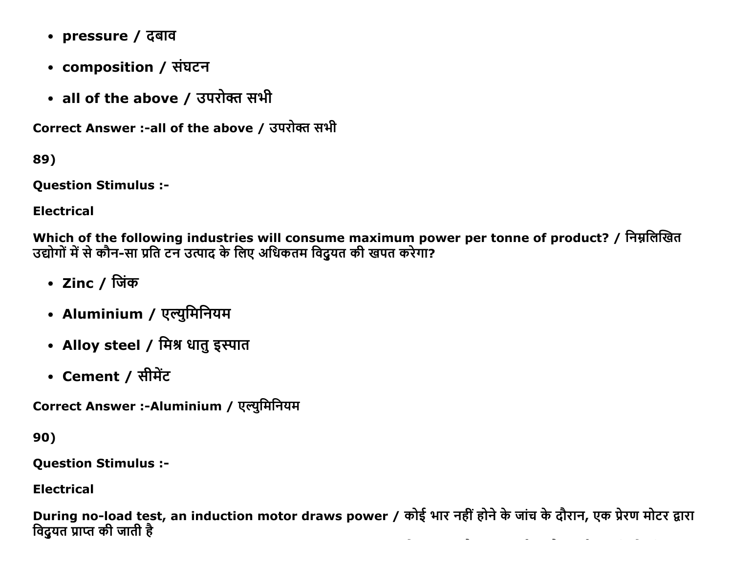- pressure / दबाव
- composition / संघटन
- all of the above / उपरोक्त सभी

Correct Answer :-all of the above / उपरोक्त सभी

89)

Question Stimulus :-

Electrical

Which of the following industries will consume maximum power per tonne of product? / निम्नलिखित उद्योगों में से कौन-सा प्रति टन उत्पाद के लिए अधिकतम विद्युत की खपत करेगा?

- Zinc / जिंक
- Aluminium / एल्युमिनियम
- Alloy steel / मिश्र धातु इस्पात
- Cement / सीमेंट

Correct Answer :-Aluminium / एल्युमिनियम

90)

Question Stimulus :-

Electrical

During no-load test, an induction motor draws power / कोई भार नहीं होने के जांच के दौरान, एक प्रेरण मोटर द्वारा विद्युत प्राप्त की जाती है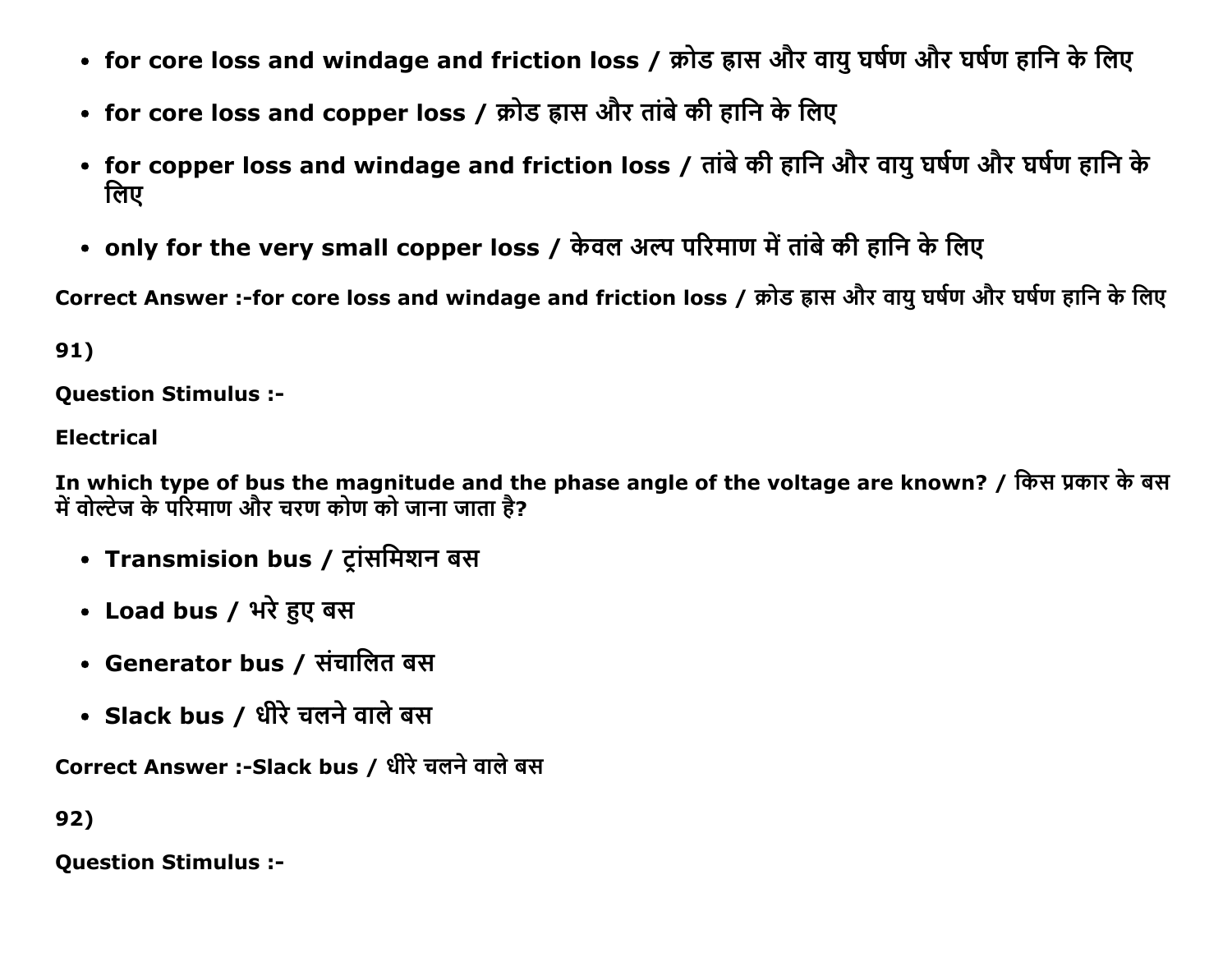- for core loss and windage and friction loss / क्रोड ह्रास और वायु घर्षण और घर्षण हानि के लिए
- for core loss and copper loss / क्रोड ह्रास और तांबे की हानि के लिए
- for copper loss and windage and friction loss / तांबे की हानि और वायु घर्षण और घर्षण हानि के लिए
- only for the very small copper loss / केवल अल्प परिमाण में तांबे की हानि के लिए

Correct Answer :-for core loss and windage and friction loss / क्रोड ह्रास और वायु घर्षण और घर्षण हानि के लिए

91)

Question Stimulus :-

Electrical

In which type of bus the magnitude and the phase angle of the voltage are known? / किस प्रकार के बस में वोल्टेज के परिमाण और चरण कोण को जाना जाता है?

- Transmision bus / ट्रांसमिशन बस
- Load bus / भरे हुए बस
- Generator bus / संचालित बस
- Slack bus / धीरे चलने वाले बस

Correct Answer :-Slack bus / धीरे चलने वाले बस

92)

Question Stimulus :-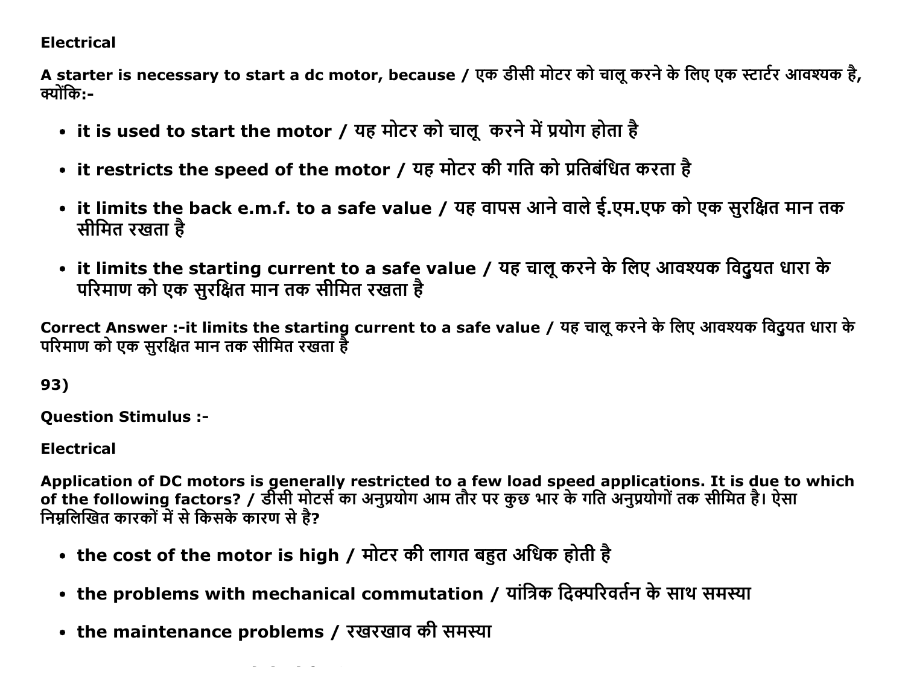**Electrical**

**A starter is necessary to start a dc motor, because / एक डीसी मोटर को चालू करने के लिए एक स्टार्टर आवश्यक है, क्योंकि:-**

- **it is used to start the motor / यह मोटर को चालू  करने में प्रयोग होता है**
- **it restricts the speed of the motor / यह मोटर की गति को प्रतिबंधित करता है**
- **it limits the back e.m.f. to a safe value / यह वापस आने वाले ई.एम.एफ को एक सुरक्षित मान तक सीमित रखता है**
- **it limits the starting current to a safe value / यह चालू करने के लिए आवश्यक विदुयत धारा के परिमाण को एक सुरक्षित मान तक सीमित रखता है**

**Correct Answer :-it limits the starting current to a safe value / यह चालू करने के लिए आवश्यक विदुयत धारा के परिमाण को एक सुरक्षित मान तक सीमित रखता है**

**93)**

**Question Stimulus :-**

**Electrical**

**Application of DC motors is generally restricted to a few load speed applications. It is due to which of the following factors? / डीसी मोटर्स का अनुप्रयोग आम तौर पर कुछ भार के गति अनुप्रयोगों तक सीमित है। ऐसा निम्नलिखित कारकों में से किसके कारण से है?**

- **the cost of the motor is high / मोटर की लागत बहुत अधिक होती है**
- **the problems with mechanical commutation / यांत्रिक दिक्परिवर्तन के साथ समस्या**
- **the maintenance problems / रखरखाव की समस्या**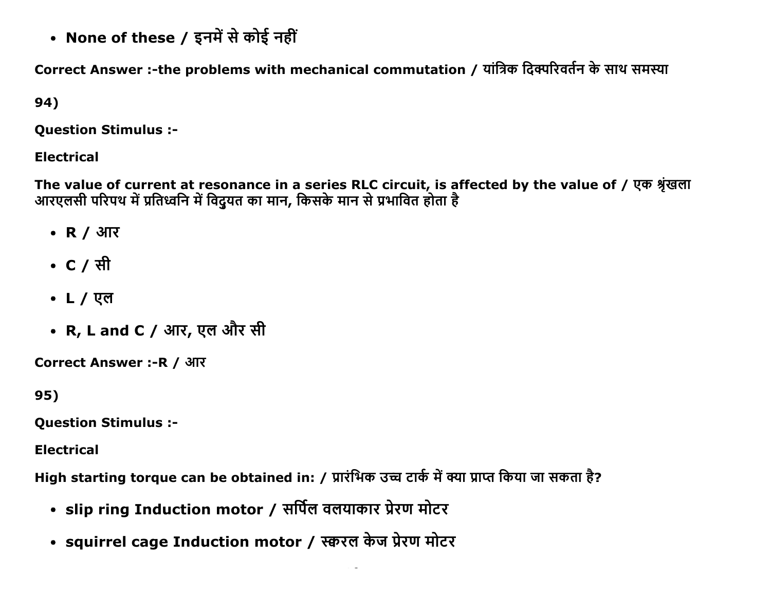- **None of these / इनमें से कोई नहीं**

**Correct Answer :-the problems with mechanical commutation / यांत्रिक दिक्परिवर्तन के साथ समस्या**

**94)**

**Question Stimulus :-**

**Electrical**

**The value of current at resonance in a series RLC circuit, is affected by the value of / एक श्रृंखला आरएलसी परिपथ में प्रतिध्वनि में विदुयत का मान, किसके मान से प्रभावित होता है**

- **R / आर**
- **C / सी**
- **L / एल**
- **R, L and C / आर, एल और सी**

**Correct Answer :-R / आर**

**95)**

**Question Stimulus :-**

**Electrical**

**High starting torque can be obtained in: / प्रारंभिक उच्च टार्क में क्या प्राप्त किया जा सकता है?**

- **slip ring Induction motor / सर्पिल वलयाकार प्रेरण मोटर**
- **squirrel cage Induction motor / स्करल केज प्रेरण मोटर**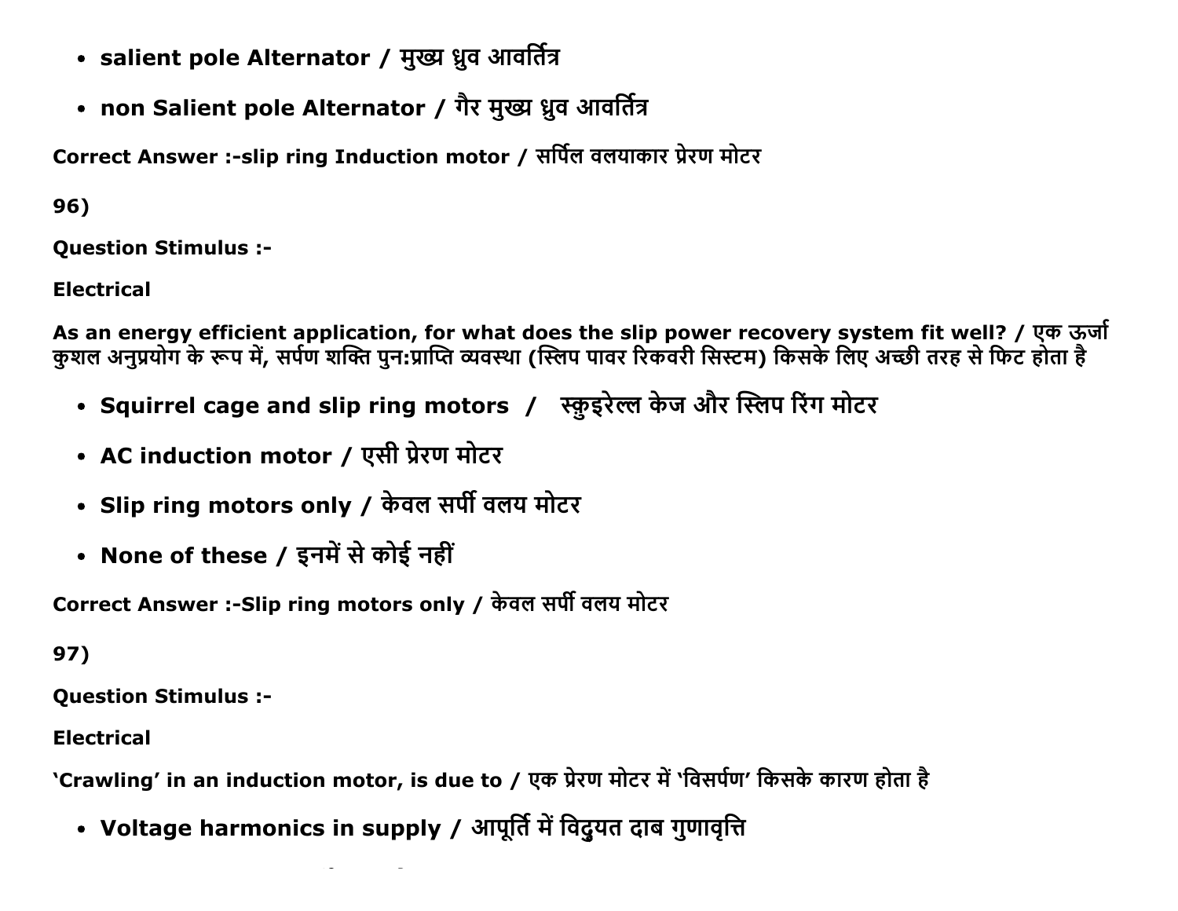- salient pole Alternator / मुख्य ध्रुव आवर्तित्र
- non Salient pole Alternator / गैर मुख्य ध्रुव आवर्तित्र

**Correct Answer :-slip ring Induction motor / सर्पिल वलयाकार प्रेरण मोटर**

**96)**

**Question Stimulus :-**

**Electrical**

**As an energy efficient application, for what does the slip power recovery system fit well? / एक ऊर्जा कुशल अनुप्रयोग के रूप में, सर्पण शक्ति पुन:प्राप्ति व्यवस्था (स्लिप पावर रिकवरी सिस्टम) किसके लिए अच्छी तरह से फिट होता है**

- **Squirrel cage and slip ring motors / स्क्विरेल्ल केज और स्लिप रिंग मोटर**
- **AC induction motor / एसी प्रेरण मोटर**
- **Slip ring motors only / केवल सर्पी वलय मोटर**
- **None of these / इनमें से कोई नहीं**

**Correct Answer :-Slip ring motors only / केवल सर्पी वलय मोटर**

**97)**

**Question Stimulus :-**

**Electrical**

**'Crawling' in an induction motor, is due to / एक प्रेरण मोटर में 'विसर्पण' किसके कारण होता है**

- **Voltage harmonics in supply / आपूर्ति में विद्युयत दाब गुणावृत्ति**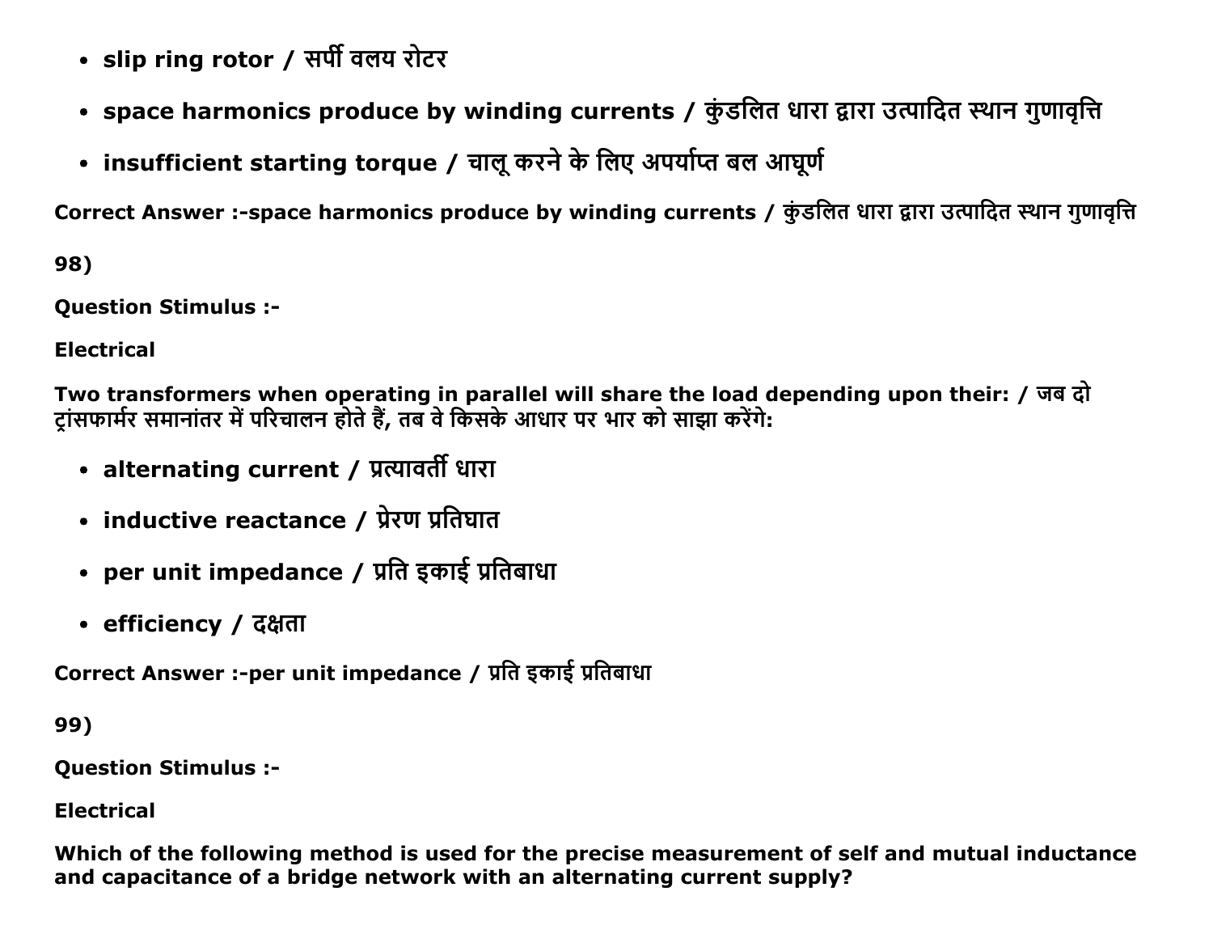- **slip ring rotor / सर्पी वलय रोटर**
- **space harmonics produce by winding currents / कुंडलित धारा द्वारा उत्पादित स्थान गुणावृत्ति**
- **insufficient starting torque / चालू करने के लिए अपर्याप्त बल आघूर्ण**

**Correct Answer :-space harmonics produce by winding currents / कुंडलित धारा द्वारा उत्पादित स्थान गुणावृत्ति**

**98)**

**Question Stimulus :-**

**Electrical**

**Two transformers when operating in parallel will share the load depending upon their: / जब दो ट्रांसफार्मर समानांतर में परिचालन होते हैं, तब वे किसके आधार पर भार को साझा करेंगे:**

- **alternating current / प्रत्यावर्ती धारा**
- **inductive reactance / प्रेरण प्रतिघात**
- **per unit impedance / प्रति इकाई प्रतिबाधा**
- **efficiency / दक्षता**

**Correct Answer :-per unit impedance / प्रति इकाई प्रतिबाधा**

**99)**

**Question Stimulus :-**

**Electrical**

**Which of the following method is used for the precise measurement of self and mutual inductance and capacitance of a bridge network with an alternating current supply?**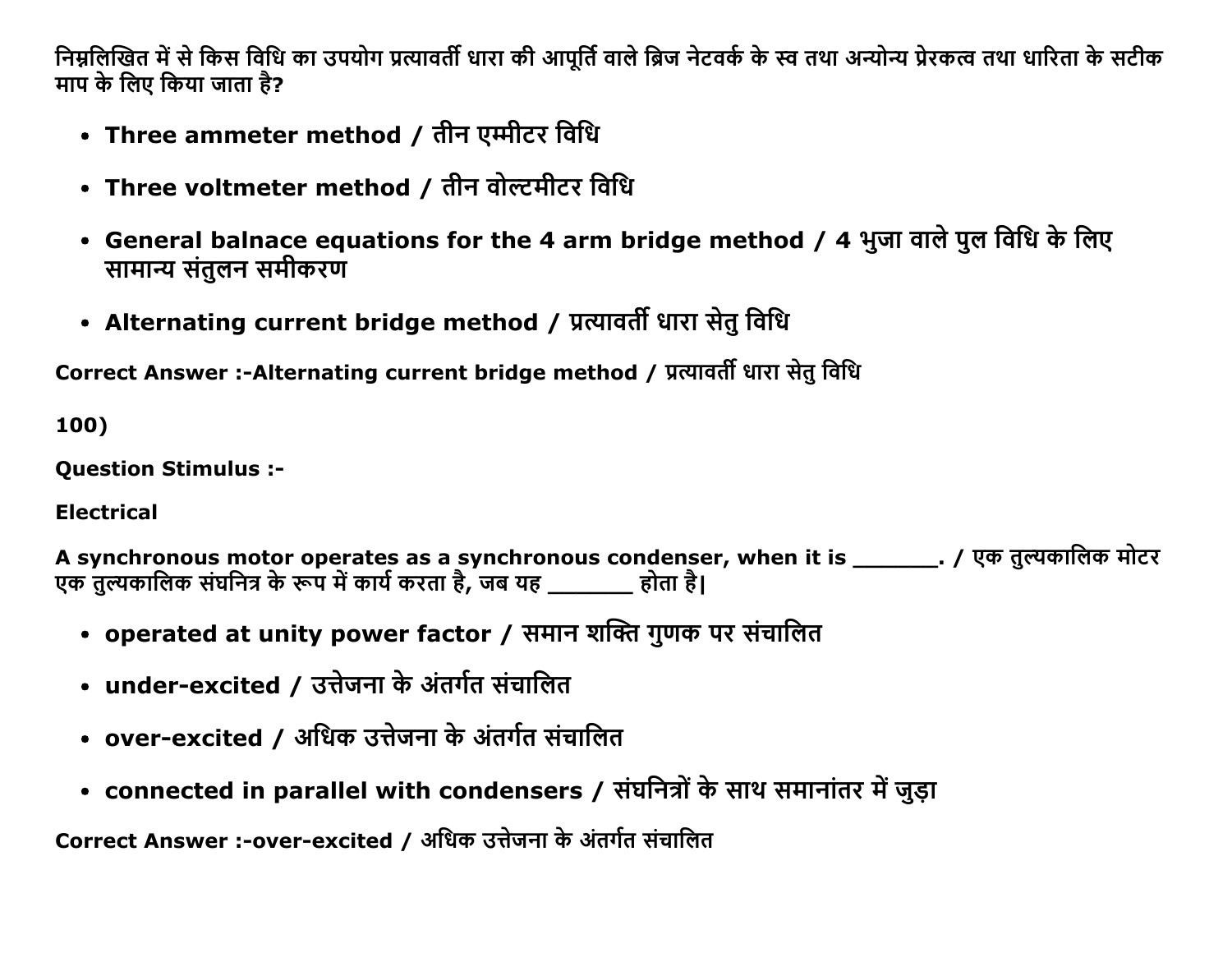निम्नलिखित में से किस विधि का उपयोग प्रत्यावर्ती धारा की आपूर्ति वाले ब्रिज नेटवर्क के स्व तथा अन्योन्य प्रेरकत्व तथा धारिता के सटीक माप के लिए किया जाता है?

- **Three ammeter method / तीन एम्मीटर विधि**
- **Three voltmeter method / तीन वोल्टमीटर विधि**
- **General balnace equations for the 4 arm bridge method / 4 भुजा वाले पुल विधि के लिए सामान्य संतुलन समीकरण**
- **Alternating current bridge method / प्रत्यावर्ती धारा सेतु विधि**

**Correct Answer :-Alternating current bridge method / प्रत्यावर्ती धारा सेतु विधि**

**100)**

**Question Stimulus :-**

**Electrical**

**A synchronous motor operates as a synchronous condenser, when it is _______. / एक तुल्यकालिक मोटर एक तुल्यकालिक संघनित्र के रूप में कार्य करता है, जब यह _______ होता है|**

- **operated at unity power factor / समान शक्ति गुणक पर संचालित**
- **under-excited / उत्तेजना के अंतर्गत संचालित**
- **over-excited / अधिक उत्तेजना के अंतर्गत संचालित**
- **connected in parallel with condensers / संघनित्रों के साथ समानांतर में जुड़ा**

**Correct Answer :-over-excited / अधिक उत्तेजना के अंतर्गत संचालित**